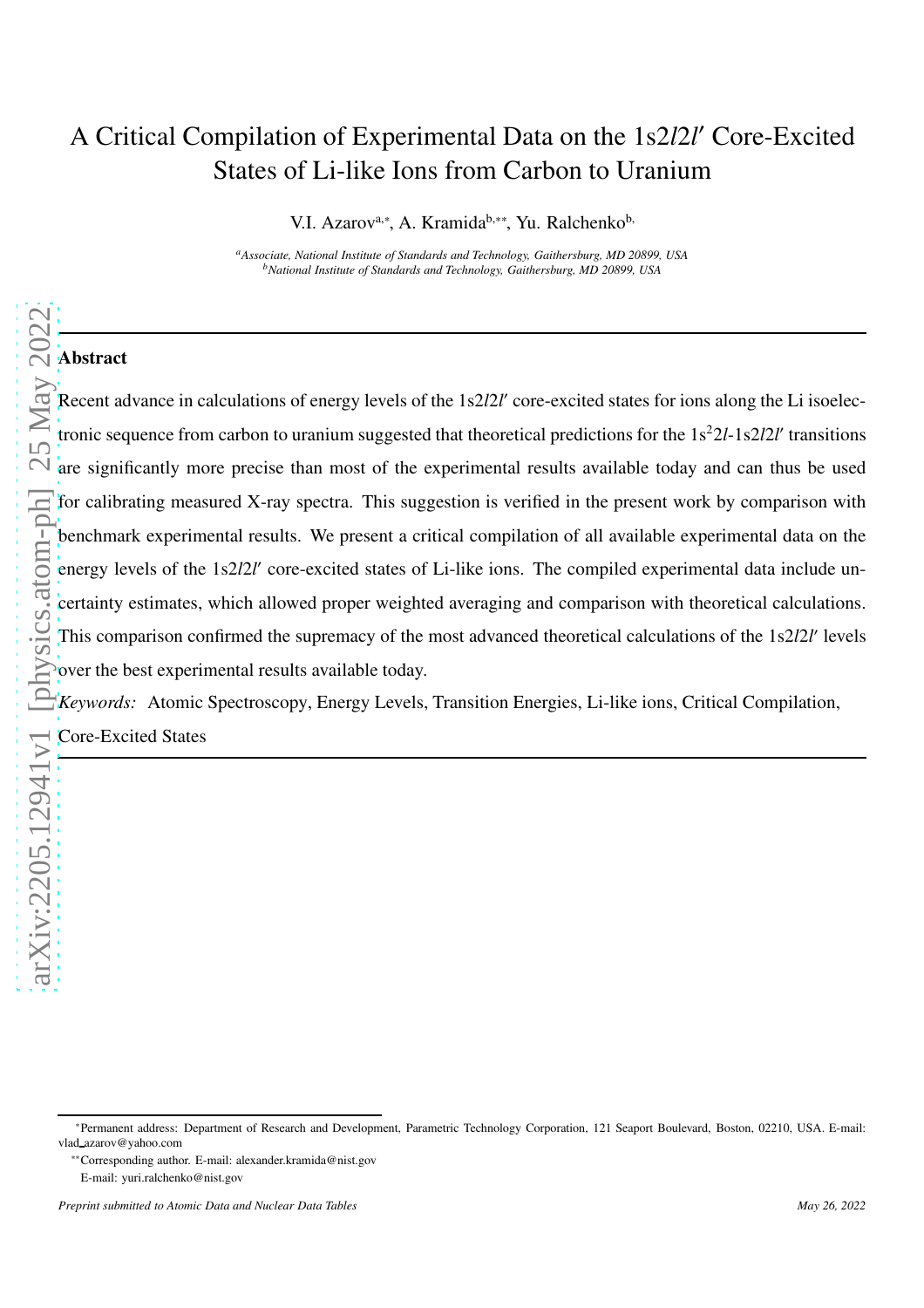# A Critical Compilation of Experimental Data on the 1s2$l$2$l'$ Core-Excited States of Li-like Ions from Carbon to Uranium

V.I. Azarov[a,*], A. Kramida[b,**], Yu. Ralchenko[b,]

[a]*Associate, National Institute of Standards and Technology, Gaithersburg, MD 20899, USA*
[b]*National Institute of Standards and Technology, Gaithersburg, MD 20899, USA*

---

## Abstract

Recent advance in calculations of energy levels of the 1s2$l$2$l'$ core-excited states for ions along the Li isoelectronic sequence from carbon to uranium suggested that theoretical predictions for the 1s$^2$2$l$-1s2$l$2$l'$ transitions are significantly more precise than most of the experimental results available today and can thus be used for calibrating measured X-ray spectra. This suggestion is verified in the present work by comparison with benchmark experimental results. We present a critical compilation of all available experimental data on the energy levels of the 1s2$l$2$l'$ core-excited states of Li-like ions. The compiled experimental data include uncertainty estimates, which allowed proper weighted averaging and comparison with theoretical calculations. This comparison confirmed the supremacy of the most advanced theoretical calculations of the 1s2$l$2$l'$ levels over the best experimental results available today.

*Keywords:* Atomic Spectroscopy, Energy Levels, Transition Energies, Li-like ions, Critical Compilation, Core-Excited States

---

*Permanent address: Department of Research and Development, Parametric Technology Corporation, 121 Seaport Boulevard, Boston, 02210, USA. E-mail: vlad_azarov@yahoo.com

**Corresponding author. E-mail: alexander.kramida@nist.gov

E-mail: yuri.ralchenko@nist.gov

*Preprint submitted to Atomic Data and Nuclear Data Tables* *May 26, 2022*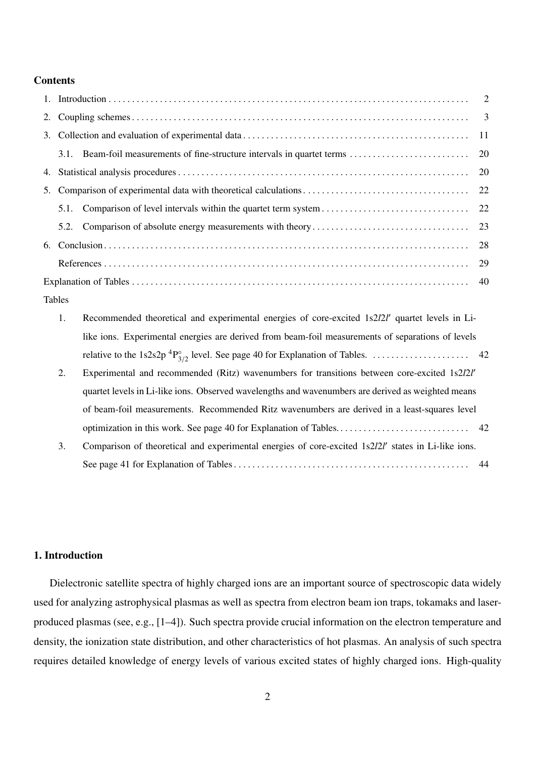## Contents

1. Introduction . . . . . . . . . . 2
2. Coupling schemes . . . . . . . . . . 3
3. Collection and evaluation of experimental data . . . . . . . . . . 11
   - 3.1. Beam-foil measurements of fine-structure intervals in quartet terms . . . . . . . . . . 20
4. Statistical analysis procedures . . . . . . . . . . 20
5. Comparison of experimental data with theoretical calculations . . . . . . . . . . 22
   - 5.1. Comparison of level intervals within the quartet term system . . . . . . . . . . 22
   - 5.2. Comparison of absolute energy measurements with theory . . . . . . . . . . 23
6. Conclusion . . . . . . . . . . 28

References . . . . . . . . . . 29

Explanation of Tables . . . . . . . . . . 40

Tables

1. Recommended theoretical and experimental energies of core-excited 1s2*l*2*l*′ quartet levels in Li-like ions. Experimental energies are derived from beam-foil measurements of separations of levels relative to the 1s2s2p $^4\mathrm{P}^\circ_{3/2}$ level. See page 40 for Explanation of Tables. . . . . . . . . . . 42
2. Experimental and recommended (Ritz) wavenumbers for transitions between core-excited 1s2*l*2*l*′ quartet levels in Li-like ions. Observed wavelengths and wavenumbers are derived as weighted means of beam-foil measurements. Recommended Ritz wavenumbers are derived in a least-squares level optimization in this work. See page 40 for Explanation of Tables. . . . . . . . . . . 42
3. Comparison of theoretical and experimental energies of core-excited 1s2*l*2*l*′ states in Li-like ions. See page 41 for Explanation of Tables . . . . . . . . . . 44

## 1. Introduction

Dielectronic satellite spectra of highly charged ions are an important source of spectroscopic data widely used for analyzing astrophysical plasmas as well as spectra from electron beam ion traps, tokamaks and laser-produced plasmas (see, e.g., [1–4]). Such spectra provide crucial information on the electron temperature and density, the ionization state distribution, and other characteristics of hot plasmas. An analysis of such spectra requires detailed knowledge of energy levels of various excited states of highly charged ions. High-quality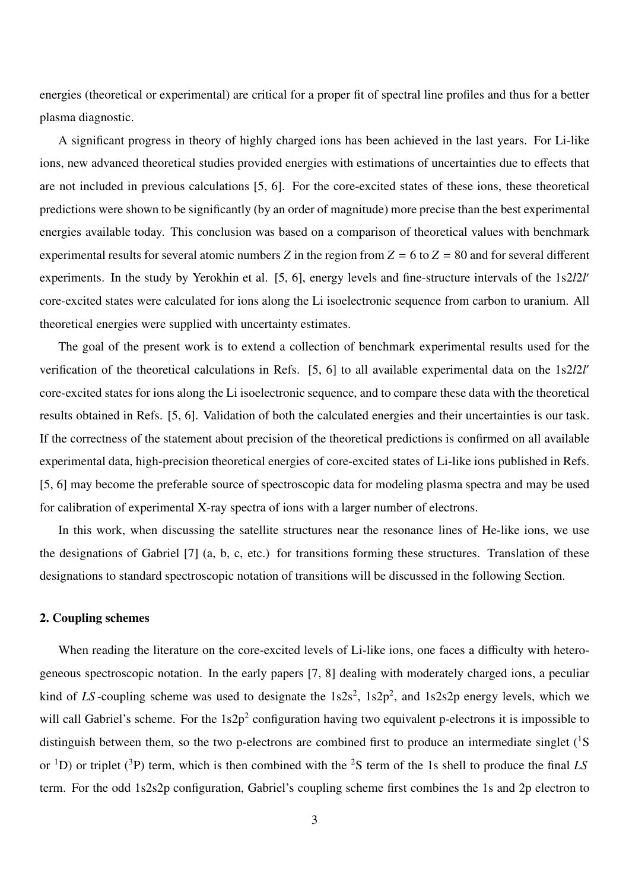energies (theoretical or experimental) are critical for a proper fit of spectral line profiles and thus for a better plasma diagnostic.

A significant progress in theory of highly charged ions has been achieved in the last years. For Li-like ions, new advanced theoretical studies provided energies with estimations of uncertainties due to effects that are not included in previous calculations [5, 6]. For the core-excited states of these ions, these theoretical predictions were shown to be significantly (by an order of magnitude) more precise than the best experimental energies available today. This conclusion was based on a comparison of theoretical values with benchmark experimental results for several atomic numbers $Z$ in the region from $Z = 6$ to $Z = 80$ and for several different experiments. In the study by Yerokhin et al. [5, 6], energy levels and fine-structure intervals of the $1s2l2l'$ core-excited states were calculated for ions along the Li isoelectronic sequence from carbon to uranium. All theoretical energies were supplied with uncertainty estimates.

The goal of the present work is to extend a collection of benchmark experimental results used for the verification of the theoretical calculations in Refs. [5, 6] to all available experimental data on the $1s2l2l'$ core-excited states for ions along the Li isoelectronic sequence, and to compare these data with the theoretical results obtained in Refs. [5, 6]. Validation of both the calculated energies and their uncertainties is our task. If the correctness of the statement about precision of the theoretical predictions is confirmed on all available experimental data, high-precision theoretical energies of core-excited states of Li-like ions published in Refs. [5, 6] may become the preferable source of spectroscopic data for modeling plasma spectra and may be used for calibration of experimental X-ray spectra of ions with a larger number of electrons.

In this work, when discussing the satellite structures near the resonance lines of He-like ions, we use the designations of Gabriel [7] (a, b, c, etc.) for transitions forming these structures. Translation of these designations to standard spectroscopic notation of transitions will be discussed in the following Section.

## 2. Coupling schemes

When reading the literature on the core-excited levels of Li-like ions, one faces a difficulty with heterogeneous spectroscopic notation. In the early papers [7, 8] dealing with moderately charged ions, a peculiar kind of *LS*-coupling scheme was used to designate the $1s2s^2$, $1s2p^2$, and $1s2s2p$ energy levels, which we will call Gabriel's scheme. For the $1s2p^2$ configuration having two equivalent p-electrons it is impossible to distinguish between them, so the two p-electrons are combined first to produce an intermediate singlet ($^1$S or $^1$D) or triplet ($^3$P) term, which is then combined with the $^2$S term of the 1s shell to produce the final *LS* term. For the odd $1s2s2p$ configuration, Gabriel's coupling scheme first combines the 1s and 2p electron to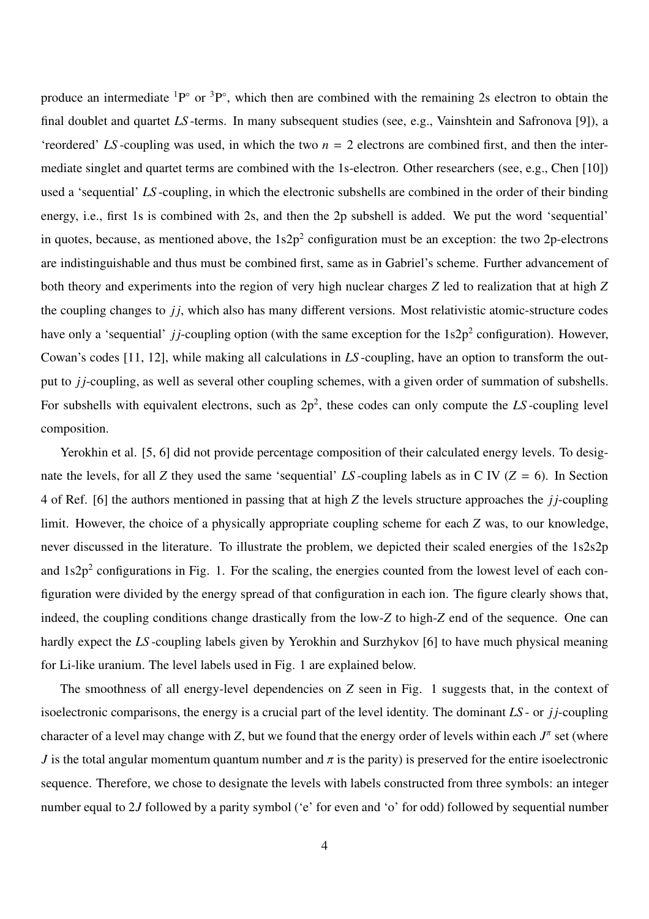produce an intermediate $^1P^\circ$ or $^3P^\circ$, which then are combined with the remaining 2s electron to obtain the final doublet and quartet *LS*-terms. In many subsequent studies (see, e.g., Vainshtein and Safronova [9]), a 'reordered' *LS*-coupling was used, in which the two $n = 2$ electrons are combined first, and then the intermediate singlet and quartet terms are combined with the 1s-electron. Other researchers (see, e.g., Chen [10]) used a 'sequential' *LS*-coupling, in which the electronic subshells are combined in the order of their binding energy, i.e., first 1s is combined with 2s, and then the 2p subshell is added. We put the word 'sequential' in quotes, because, as mentioned above, the $1s2p^2$ configuration must be an exception: the two 2p-electrons are indistinguishable and thus must be combined first, same as in Gabriel's scheme. Further advancement of both theory and experiments into the region of very high nuclear charges $Z$ led to realization that at high $Z$ the coupling changes to $jj$, which also has many different versions. Most relativistic atomic-structure codes have only a 'sequential' $jj$-coupling option (with the same exception for the $1s2p^2$ configuration). However, Cowan's codes [11, 12], while making all calculations in *LS*-coupling, have an option to transform the output to $jj$-coupling, as well as several other coupling schemes, with a given order of summation of subshells. For subshells with equivalent electrons, such as $2p^2$, these codes can only compute the *LS*-coupling level composition.

Yerokhin et al. [5, 6] did not provide percentage composition of their calculated energy levels. To designate the levels, for all $Z$ they used the same 'sequential' *LS*-coupling labels as in C IV ($Z = 6$). In Section 4 of Ref. [6] the authors mentioned in passing that at high $Z$ the levels structure approaches the $jj$-coupling limit. However, the choice of a physically appropriate coupling scheme for each $Z$ was, to our knowledge, never discussed in the literature. To illustrate the problem, we depicted their scaled energies of the 1s2s2p and $1s2p^2$ configurations in Fig. 1. For the scaling, the energies counted from the lowest level of each configuration were divided by the energy spread of that configuration in each ion. The figure clearly shows that, indeed, the coupling conditions change drastically from the low-$Z$ to high-$Z$ end of the sequence. One can hardly expect the *LS*-coupling labels given by Yerokhin and Surzhykov [6] to have much physical meaning for Li-like uranium. The level labels used in Fig. 1 are explained below.

The smoothness of all energy-level dependencies on $Z$ seen in Fig. 1 suggests that, in the context of isoelectronic comparisons, the energy is a crucial part of the level identity. The dominant *LS*- or $jj$-coupling character of a level may change with $Z$, but we found that the energy order of levels within each $J^\pi$ set (where $J$ is the total angular momentum quantum number and $\pi$ is the parity) is preserved for the entire isoelectronic sequence. Therefore, we chose to designate the levels with labels constructed from three symbols: an integer number equal to $2J$ followed by a parity symbol ('e' for even and 'o' for odd) followed by sequential number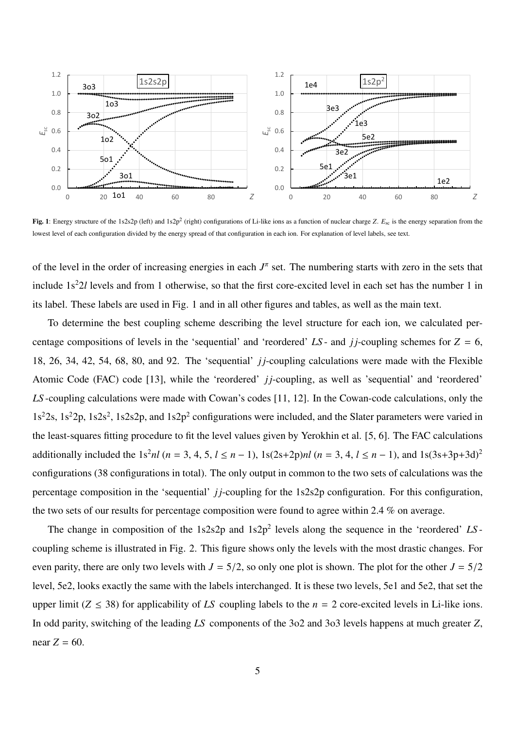**Fig. 1**: Energy structure of the 1s2s2p (left) and $1s2p^2$ (right) configurations of Li-like ions as a function of nuclear charge $Z$. $E_{sc}$ is the energy separation from the lowest level of each configuration divided by the energy spread of that configuration in each ion. For explanation of level labels, see text.

of the level in the order of increasing energies in each $J^\pi$ set. The numbering starts with zero in the sets that include $1s^22l$ levels and from 1 otherwise, so that the first core-excited level in each set has the number 1 in its label. These labels are used in Fig. 1 and in all other figures and tables, as well as the main text.

To determine the best coupling scheme describing the level structure for each ion, we calculated percentage compositions of levels in the 'sequential' and 'reordered' *LS*- and *jj*-coupling schemes for $Z = 6$, 18, 26, 34, 42, 54, 68, 80, and 92. The 'sequential' *jj*-coupling calculations were made with the Flexible Atomic Code (FAC) code [13], while the 'reordered' *jj*-coupling, as well as 'sequential' and 'reordered' *LS*-coupling calculations were made with Cowan's codes [11, 12]. In the Cowan-code calculations, only the $1s^22s$, $1s^22p$, $1s2s^2$, 1s2s2p, and $1s2p^2$ configurations were included, and the Slater parameters were varied in the least-squares fitting procedure to fit the level values given by Yerokhin et al. [5, 6]. The FAC calculations additionally included the $1s^2nl$ ($n = 3, 4, 5$, $l \leq n-1$), 1s(2s+2p)$nl$ ($n = 3, 4$, $l \leq n-1$), and $1s(3s+3p+3d)^2$ configurations (38 configurations in total). The only output in common to the two sets of calculations was the percentage composition in the 'sequential' *jj*-coupling for the 1s2s2p configuration. For this configuration, the two sets of our results for percentage composition were found to agree within 2.4 % on average.

The change in composition of the 1s2s2p and $1s2p^2$ levels along the sequence in the 'reordered' *LS*-coupling scheme is illustrated in Fig. 2. This figure shows only the levels with the most drastic changes. For even parity, there are only two levels with $J = 5/2$, so only one plot is shown. The plot for the other $J = 5/2$ level, 5e2, looks exactly the same with the labels interchanged. It is these two levels, 5e1 and 5e2, that set the upper limit ($Z \leq 38$) for applicability of *LS* coupling labels to the $n = 2$ core-excited levels in Li-like ions. In odd parity, switching of the leading *LS* components of the 3o2 and 3o3 levels happens at much greater $Z$, near $Z = 60$.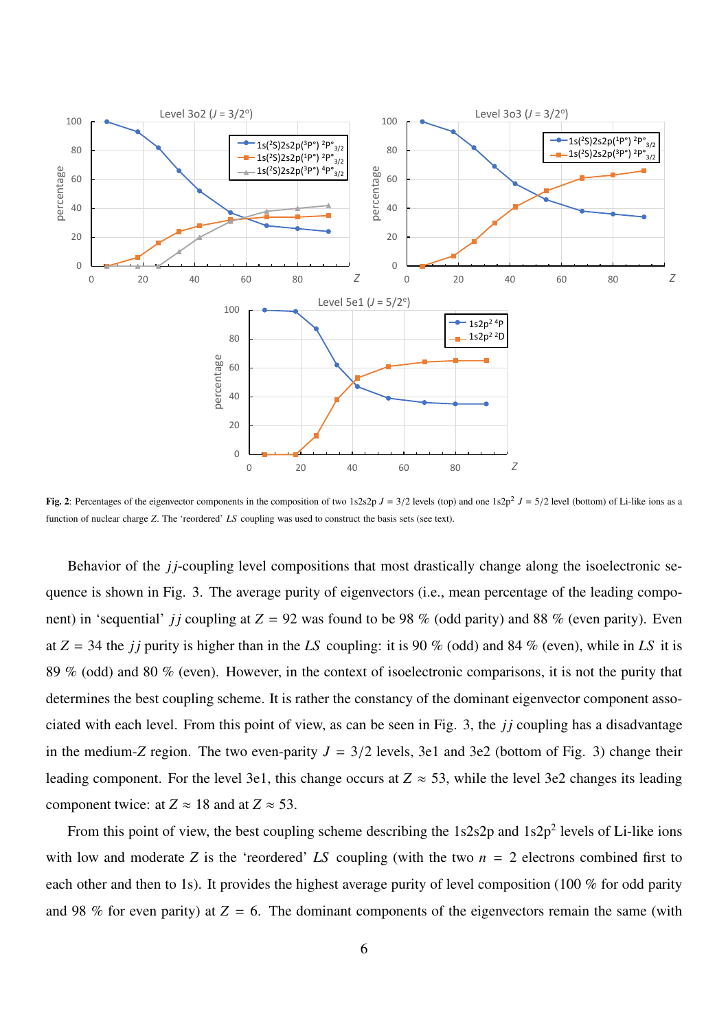**Fig. 2**: Percentages of the eigenvector components in the composition of two 1s2s2p $J = 3/2$ levels (top) and one $1s2p^2$ $J = 5/2$ level (bottom) of Li-like ions as a function of nuclear charge $Z$. The 'reordered' $LS$ coupling was used to construct the basis sets (see text).

Behavior of the $jj$-coupling level compositions that most drastically change along the isoelectronic sequence is shown in Fig. 3. The average purity of eigenvectors (i.e., mean percentage of the leading component) in 'sequential' $jj$ coupling at $Z = 92$ was found to be 98 % (odd parity) and 88 % (even parity). Even at $Z = 34$ the $jj$ purity is higher than in the $LS$ coupling: it is 90 % (odd) and 84 % (even), while in $LS$ it is 89 % (odd) and 80 % (even). However, in the context of isoelectronic comparisons, it is not the purity that determines the best coupling scheme. It is rather the constancy of the dominant eigenvector component associated with each level. From this point of view, as can be seen in Fig. 3, the $jj$ coupling has a disadvantage in the medium-$Z$ region. The two even-parity $J = 3/2$ levels, 3e1 and 3e2 (bottom of Fig. 3) change their leading component. For the level 3e1, this change occurs at $Z \approx 53$, while the level 3e2 changes its leading component twice: at $Z \approx 18$ and at $Z \approx 53$.

From this point of view, the best coupling scheme describing the 1s2s2p and $1s2p^2$ levels of Li-like ions with low and moderate $Z$ is the 'reordered' $LS$ coupling (with the two $n = 2$ electrons combined first to each other and then to 1s). It provides the highest average purity of level composition (100 % for odd parity and 98 % for even parity) at $Z = 6$. The dominant components of the eigenvectors remain the same (with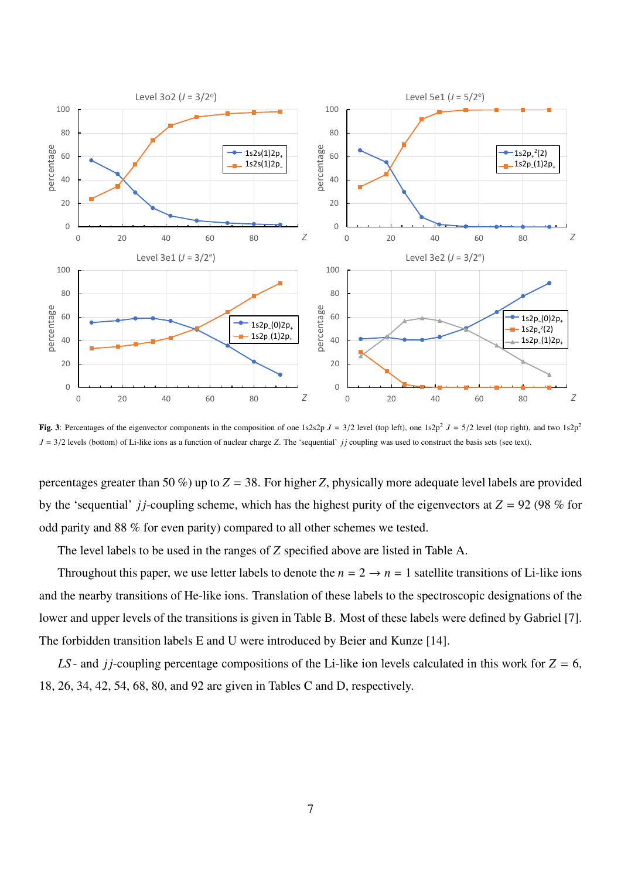**Fig. 3**: Percentages of the eigenvector components in the composition of one 1s2s2p $J$ = 3/2 level (top left), one 1s2p$^2$ $J$ = 5/2 level (top right), and two 1s2p$^2$ $J$ = 3/2 levels (bottom) of Li-like ions as a function of nuclear charge $Z$. The 'sequential' $jj$ coupling was used to construct the basis sets (see text).

percentages greater than 50 %) up to $Z$ = 38. For higher $Z$, physically more adequate level labels are provided by the 'sequential' $jj$-coupling scheme, which has the highest purity of the eigenvectors at $Z$ = 92 (98 % for odd parity and 88 % for even parity) compared to all other schemes we tested.

The level labels to be used in the ranges of $Z$ specified above are listed in Table A.

Throughout this paper, we use letter labels to denote the $n = 2 \rightarrow n = 1$ satellite transitions of Li-like ions and the nearby transitions of He-like ions. Translation of these labels to the spectroscopic designations of the lower and upper levels of the transitions is given in Table B. Most of these labels were defined by Gabriel [7]. The forbidden transition labels E and U were introduced by Beier and Kunze [14].

$LS$- and $jj$-coupling percentage compositions of the Li-like ion levels calculated in this work for $Z$ = 6, 18, 26, 34, 42, 54, 68, 80, and 92 are given in Tables C and D, respectively.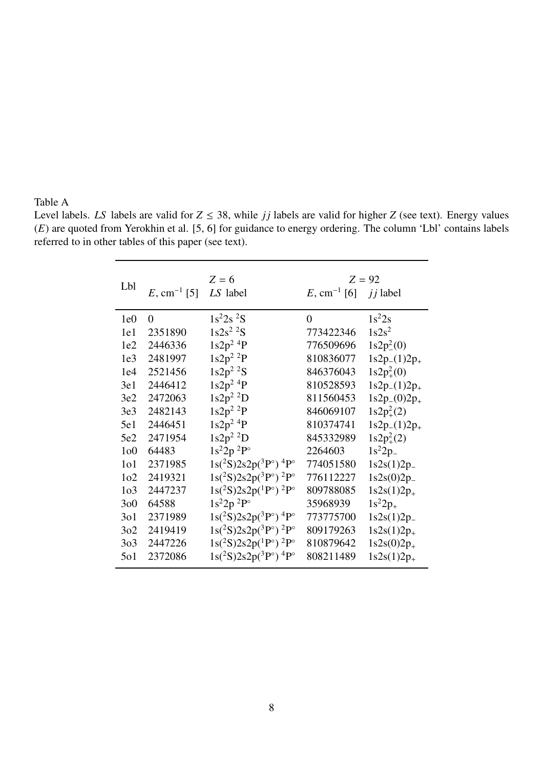Table A

Level labels. *LS* labels are valid for $Z \leq 38$, while *jj* labels are valid for higher *Z* (see text). Energy values (*E*) are quoted from Yerokhin et al. [5, 6] for guidance to energy ordering. The column 'Lbl' contains labels referred to in other tables of this paper (see text).

| Lbl | $Z = 6$ | | $Z = 92$ | |
|---|---|---|---|---|
| | $E$, cm$^{-1}$ [5] | *LS* label | $E$, cm$^{-1}$ [6] | *jj* label |
| 1e0 | 0 | $1s^2 2s\ ^2S$ | 0 | $1s^2 2s$ |
| 1e1 | 2351890 | $1s2s^2\ ^2S$ | 773422346 | $1s2s^2$ |
| 1e2 | 2446336 | $1s2p^2\ ^4P$ | 776509696 | $1s2p_-^2(0)$ |
| 1e3 | 2481997 | $1s2p^2\ ^2P$ | 810836077 | $1s2p_-(1)2p_+$ |
| 1e4 | 2521456 | $1s2p^2\ ^2S$ | 846376043 | $1s2p_+^2(0)$ |
| 3e1 | 2446412 | $1s2p^2\ ^4P$ | 810528593 | $1s2p_-(1)2p_+$ |
| 3e2 | 2472063 | $1s2p^2\ ^2D$ | 811560453 | $1s2p_-(0)2p_+$ |
| 3e3 | 2482143 | $1s2p^2\ ^2P$ | 846069107 | $1s2p_+^2(2)$ |
| 5e1 | 2446451 | $1s2p^2\ ^4P$ | 810374741 | $1s2p_-(1)2p_+$ |
| 5e2 | 2471954 | $1s2p^2\ ^2D$ | 845332989 | $1s2p_+^2(2)$ |
| 1o0 | 64483 | $1s^2 2p\ ^2P^\circ$ | 2264603 | $1s^2 2p_-$ |
| 1o1 | 2371985 | $1s(^2S)2s2p(^3P^\circ)\ ^4P^\circ$ | 774051580 | $1s2s(1)2p_-$ |
| 1o2 | 2419321 | $1s(^2S)2s2p(^3P^\circ)\ ^2P^\circ$ | 776112227 | $1s2s(0)2p_-$ |
| 1o3 | 2447237 | $1s(^2S)2s2p(^1P^\circ)\ ^2P^\circ$ | 809788085 | $1s2s(1)2p_+$ |
| 3o0 | 64588 | $1s^2 2p\ ^2P^\circ$ | 35968939 | $1s^2 2p_+$ |
| 3o1 | 2371989 | $1s(^2S)2s2p(^3P^\circ)\ ^4P^\circ$ | 773775700 | $1s2s(1)2p_-$ |
| 3o2 | 2419419 | $1s(^2S)2s2p(^3P^\circ)\ ^2P^\circ$ | 809179263 | $1s2s(1)2p_+$ |
| 3o3 | 2447226 | $1s(^2S)2s2p(^1P^\circ)\ ^2P^\circ$ | 810879642 | $1s2s(0)2p_+$ |
| 5o1 | 2372086 | $1s(^2S)2s2p(^3P^\circ)\ ^4P^\circ$ | 808211489 | $1s2s(1)2p_+$ |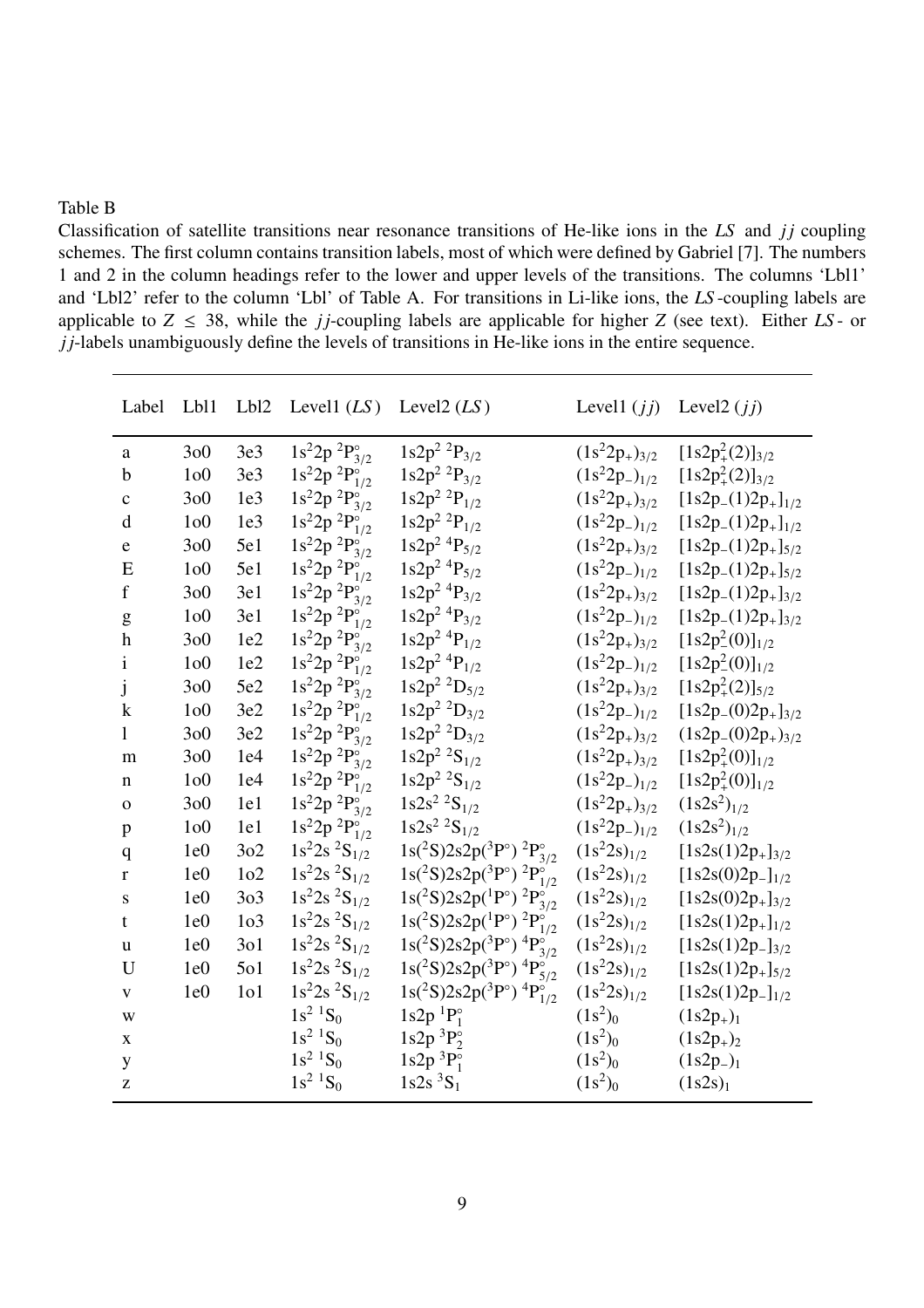Table B

Classification of satellite transitions near resonance transitions of He-like ions in the *LS* and *jj* coupling schemes. The first column contains transition labels, most of which were defined by Gabriel [7]. The numbers 1 and 2 in the column headings refer to the lower and upper levels of the transitions. The columns 'Lbl1' and 'Lbl2' refer to the column 'Lbl' of Table A. For transitions in Li-like ions, the *LS*-coupling labels are applicable to $Z \leq 38$, while the *jj*-coupling labels are applicable for higher $Z$ (see text). Either *LS*- or *jj*-labels unambiguously define the levels of transitions in He-like ions in the entire sequence.

| Label | Lbl1 | Lbl2 | Level1 (*LS*) | Level2 (*LS*) | Level1 (*jj*) | Level2 (*jj*) |
|---|---|---|---|---|---|---|
| a | 3o0 | 3e3 | $1s^22p\ ^2P^\circ_{3/2}$ | $1s2p^2\ ^2P_{3/2}$ | $(1s^22p_+)_{3/2}$ | $[1s2p_+^2(2)]_{3/2}$ |
| b | 1o0 | 3e3 | $1s^22p\ ^2P^\circ_{1/2}$ | $1s2p^2\ ^2P_{3/2}$ | $(1s^22p_-)_{1/2}$ | $[1s2p_+^2(2)]_{3/2}$ |
| c | 3o0 | 1e3 | $1s^22p\ ^2P^\circ_{3/2}$ | $1s2p^2\ ^2P_{1/2}$ | $(1s^22p_+)_{3/2}$ | $[1s2p_-(1)2p_+]_{1/2}$ |
| d | 1o0 | 1e3 | $1s^22p\ ^2P^\circ_{1/2}$ | $1s2p^2\ ^2P_{1/2}$ | $(1s^22p_-)_{1/2}$ | $[1s2p_-(1)2p_+]_{1/2}$ |
| e | 3o0 | 5e1 | $1s^22p\ ^2P^\circ_{3/2}$ | $1s2p^2\ ^4P_{5/2}$ | $(1s^22p_+)_{3/2}$ | $[1s2p_-(1)2p_+]_{5/2}$ |
| E | 1o0 | 5e1 | $1s^22p\ ^2P^\circ_{1/2}$ | $1s2p^2\ ^4P_{5/2}$ | $(1s^22p_-)_{1/2}$ | $[1s2p_-(1)2p_+]_{5/2}$ |
| f | 3o0 | 3e1 | $1s^22p\ ^2P^\circ_{3/2}$ | $1s2p^2\ ^4P_{3/2}$ | $(1s^22p_+)_{3/2}$ | $[1s2p_-(1)2p_+]_{3/2}$ |
| g | 1o0 | 3e1 | $1s^22p\ ^2P^\circ_{1/2}$ | $1s2p^2\ ^4P_{3/2}$ | $(1s^22p_-)_{1/2}$ | $[1s2p_-(1)2p_+]_{3/2}$ |
| h | 3o0 | 1e2 | $1s^22p\ ^2P^\circ_{3/2}$ | $1s2p^2\ ^4P_{1/2}$ | $(1s^22p_+)_{3/2}$ | $[1s2p_-^2(0)]_{1/2}$ |
| i | 1o0 | 1e2 | $1s^22p\ ^2P^\circ_{1/2}$ | $1s2p^2\ ^4P_{1/2}$ | $(1s^22p_-)_{1/2}$ | $[1s2p_-^2(0)]_{1/2}$ |
| j | 3o0 | 5e2 | $1s^22p\ ^2P^\circ_{3/2}$ | $1s2p^2\ ^2D_{5/2}$ | $(1s^22p_+)_{3/2}$ | $[1s2p_+^2(2)]_{5/2}$ |
| k | 1o0 | 3e2 | $1s^22p\ ^2P^\circ_{1/2}$ | $1s2p^2\ ^2D_{3/2}$ | $(1s^22p_-)_{1/2}$ | $[1s2p_-(0)2p_+]_{3/2}$ |
| l | 3o0 | 3e2 | $1s^22p\ ^2P^\circ_{3/2}$ | $1s2p^2\ ^2D_{3/2}$ | $(1s^22p_+)_{3/2}$ | $(1s2p_-(0)2p_+)_{3/2}$ |
| m | 3o0 | 1e4 | $1s^22p\ ^2P^\circ_{3/2}$ | $1s2p^2\ ^2S_{1/2}$ | $(1s^22p_+)_{3/2}$ | $[1s2p_+^2(0)]_{1/2}$ |
| n | 1o0 | 1e4 | $1s^22p\ ^2P^\circ_{1/2}$ | $1s2p^2\ ^2S_{1/2}$ | $(1s^22p_-)_{1/2}$ | $[1s2p_+^2(0)]_{1/2}$ |
| o | 3o0 | 1e1 | $1s^22p\ ^2P^\circ_{3/2}$ | $1s2s^2\ ^2S_{1/2}$ | $(1s^22p_+)_{3/2}$ | $(1s2s^2)_{1/2}$ |
| p | 1o0 | 1e1 | $1s^22p\ ^2P^\circ_{1/2}$ | $1s2s^2\ ^2S_{1/2}$ | $(1s^22p_-)_{1/2}$ | $(1s2s^2)_{1/2}$ |
| q | 1e0 | 3o2 | $1s^22s\ ^2S_{1/2}$ | $1s(^2S)2s2p(^3P^\circ)\ ^2P^\circ_{3/2}$ | $(1s^22s)_{1/2}$ | $[1s2s(1)2p_+]_{3/2}$ |
| r | 1e0 | 1o2 | $1s^22s\ ^2S_{1/2}$ | $1s(^2S)2s2p(^3P^\circ)\ ^2P^\circ_{1/2}$ | $(1s^22s)_{1/2}$ | $[1s2s(0)2p_-]_{1/2}$ |
| s | 1e0 | 3o3 | $1s^22s\ ^2S_{1/2}$ | $1s(^2S)2s2p(^1P^\circ)\ ^2P^\circ_{3/2}$ | $(1s^22s)_{1/2}$ | $[1s2s(0)2p_+]_{3/2}$ |
| t | 1e0 | 1o3 | $1s^22s\ ^2S_{1/2}$ | $1s(^2S)2s2p(^1P^\circ)\ ^2P^\circ_{1/2}$ | $(1s^22s)_{1/2}$ | $[1s2s(1)2p_+]_{1/2}$ |
| u | 1e0 | 3o1 | $1s^22s\ ^2S_{1/2}$ | $1s(^2S)2s2p(^3P^\circ)\ ^4P^\circ_{3/2}$ | $(1s^22s)_{1/2}$ | $[1s2s(1)2p_-]_{3/2}$ |
| U | 1e0 | 5o1 | $1s^22s\ ^2S_{1/2}$ | $1s(^2S)2s2p(^3P^\circ)\ ^4P^\circ_{5/2}$ | $(1s^22s)_{1/2}$ | $[1s2s(1)2p_+]_{5/2}$ |
| v | 1e0 | 1o1 | $1s^22s\ ^2S_{1/2}$ | $1s(^2S)2s2p(^3P^\circ)\ ^4P^\circ_{1/2}$ | $(1s^22s)_{1/2}$ | $[1s2s(1)2p_-]_{1/2}$ |
| w | | | $1s^2\ ^1S_0$ | $1s2p\ ^1P^\circ_1$ | $(1s^2)_0$ | $(1s2p_+)_1$ |
| x | | | $1s^2\ ^1S_0$ | $1s2p\ ^3P^\circ_2$ | $(1s^2)_0$ | $(1s2p_+)_2$ |
| y | | | $1s^2\ ^1S_0$ | $1s2p\ ^3P^\circ_1$ | $(1s^2)_0$ | $(1s2p_-)_1$ |
| z | | | $1s^2\ ^1S_0$ | $1s2s\ ^3S_1$ | $(1s^2)_0$ | $(1s2s)_1$ |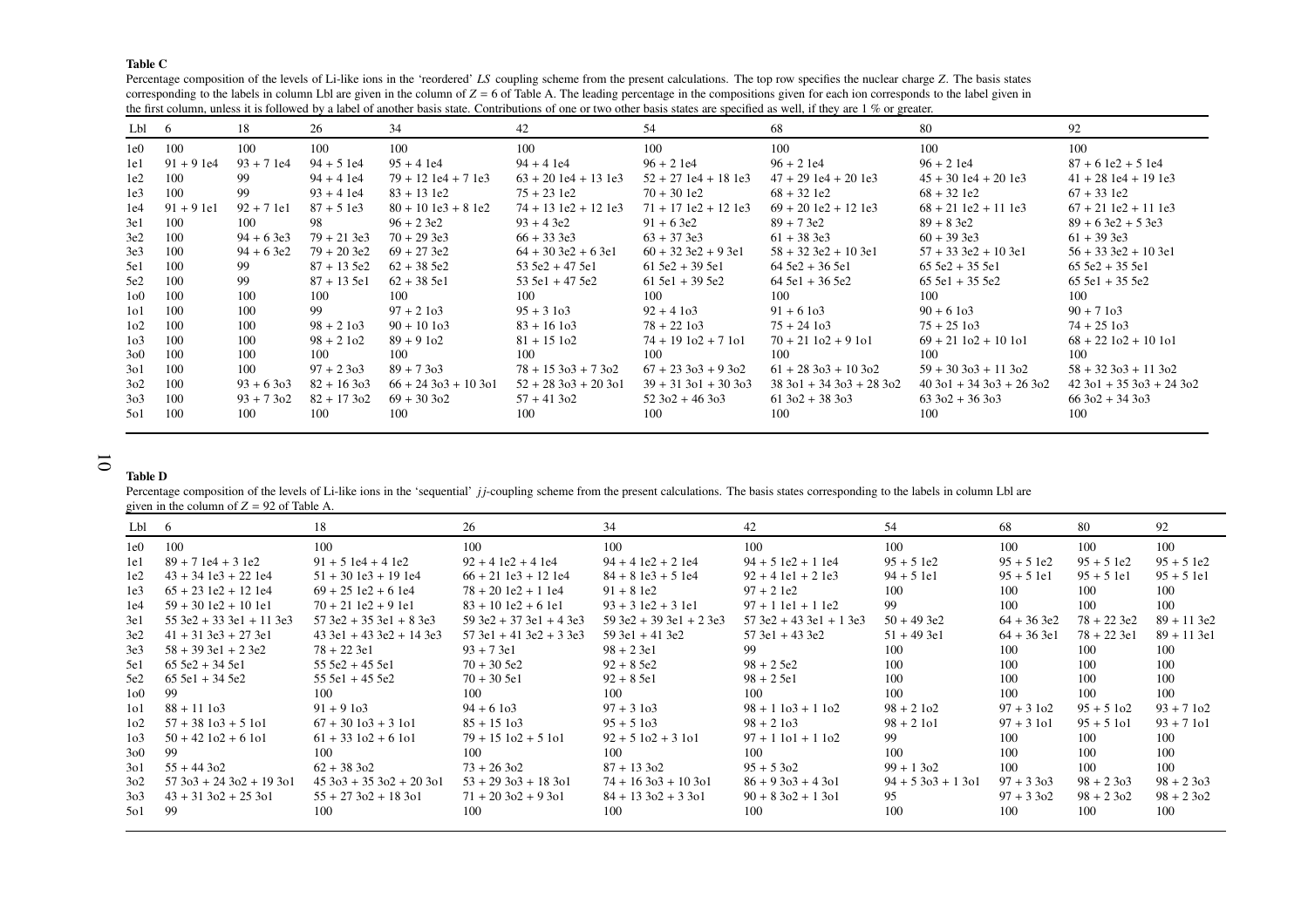**Table C**

Percentage composition of the levels of Li-like ions in the 'reordered' *LS* coupling scheme from the present calculations. The top row specifies the nuclear charge *Z*. The basis states corresponding to the labels in column Lbl are given in the column of $Z = 6$ of Table A. The leading percentage in the compositions given for each ion corresponds to the label given in the first column, unless it is followed by a label of another basis state. Contributions of one or two other basis states are specified as well, if they are 1 % or greater.

| Lbl | 6 | 18 | 26 | 34 | 42 | 54 | 68 | 80 | 92 |
|---|---|---|---|---|---|---|---|---|---|
| 1e0 | 100 | 100 | 100 | 100 | 100 | 100 | 100 | 100 | 100 |
| 1e1 | 91 + 9 1e4 | 93 + 7 1e4 | 94 + 5 1e4 | 95 + 4 1e4 | 94 + 4 1e4 | 96 + 2 1e4 | 96 + 2 1e4 | 96 + 2 1e4 | 87 + 6 1e2 + 5 1e4 |
| 1e2 | 100 | 99 | 94 + 4 1e4 | 79 + 12 1e4 + 7 1e3 | 63 + 20 1e4 + 13 1e3 | 52 + 27 1e4 + 18 1e3 | 47 + 29 1e4 + 20 1e3 | 45 + 30 1e4 + 20 1e3 | 41 + 28 1e4 + 19 1e3 |
| 1e3 | 100 | 99 | 93 + 4 1e4 | 83 + 13 1e2 | 75 + 23 1e2 | 70 + 30 1e2 | 68 + 32 1e2 | 68 + 32 1e2 | 67 + 33 1e2 |
| 1e4 | 91 + 9 1e1 | 92 + 7 1e1 | 87 + 5 1e3 | 80 + 10 1e3 + 8 1e2 | 74 + 13 1e2 + 12 1e3 | 71 + 17 1e2 + 12 1e3 | 69 + 20 1e2 + 12 1e3 | 68 + 21 1e2 + 11 1e3 | 67 + 21 1e2 + 11 1e3 |
| 3e1 | 100 | 100 | 98 | 96 + 2 3e2 | 93 + 4 3e2 | 91 + 6 3e2 | 89 + 7 3e2 | 89 + 8 3e2 | 89 + 6 3e2 + 5 3e3 |
| 3e2 | 100 | 94 + 6 3e3 | 79 + 21 3e3 | 70 + 29 3e3 | 66 + 33 3e3 | 63 + 37 3e3 | 61 + 38 3e3 | 60 + 39 3e3 | 61 + 39 3e3 |
| 3e3 | 100 | 94 + 6 3e2 | 79 + 20 3e2 | 69 + 27 3e2 | 64 + 30 3e2 + 6 3e1 | 60 + 32 3e2 + 9 3e1 | 58 + 32 3e2 + 10 3e1 | 57 + 33 3e2 + 10 3e1 | 56 + 33 3e2 + 10 3e1 |
| 5e1 | 100 | 99 | 87 + 13 5e2 | 62 + 38 5e2 | 53 5e2 + 47 5e1 | 61 5e2 + 39 5e1 | 64 5e2 + 36 5e1 | 65 5e2 + 35 5e1 | 65 5e2 + 35 5e1 |
| 5e2 | 100 | 99 | 87 + 13 5e1 | 62 + 38 5e1 | 53 5e1 + 47 5e2 | 61 5e1 + 39 5e2 | 64 5e1 + 36 5e2 | 65 5e1 + 35 5e2 | 65 5e1 + 35 5e2 |
| 1o0 | 100 | 100 | 100 | 100 | 100 | 100 | 100 | 100 | 100 |
| 1o1 | 100 | 100 | 99 | 97 + 2 1o3 | 95 + 3 1o3 | 92 + 4 1o3 | 91 + 6 1o3 | 90 + 6 1o3 | 90 + 7 1o3 |
| 1o2 | 100 | 100 | 98 + 2 1o3 | 90 + 10 1o3 | 83 + 16 1o3 | 78 + 22 1o3 | 75 + 24 1o3 | 75 + 25 1o3 | 74 + 25 1o3 |
| 1o3 | 100 | 100 | 98 + 2 1o2 | 89 + 9 1o2 | 81 + 15 1o2 | 74 + 19 1o2 + 7 1o1 | 70 + 21 1o2 + 9 1o1 | 69 + 21 1o2 + 10 1o1 | 68 + 22 1o2 + 10 1o1 |
| 3o0 | 100 | 100 | 100 | 100 | 100 | 100 | 100 | 100 | 100 |
| 3o1 | 100 | 100 | 97 + 2 3o3 | 89 + 7 3o3 | 78 + 15 3o3 + 7 3o2 | 67 + 23 3o3 + 9 3o2 | 61 + 28 3o3 + 10 3o2 | 59 + 30 3o3 + 11 3o2 | 58 + 32 3o3 + 11 3o2 |
| 3o2 | 100 | 93 + 6 3o3 | 82 + 16 3o3 | 66 + 24 3o3 + 10 3o1 | 52 + 28 3o3 + 20 3o1 | 39 + 31 3o1 + 30 3o3 | 38 3o1 + 34 3o3 + 28 3o2 | 40 3o1 + 34 3o3 + 26 3o2 | 42 3o1 + 35 3o3 + 24 3o2 |
| 3o3 | 100 | 93 + 7 3o2 | 82 + 17 3o2 | 69 + 30 3o2 | 57 + 41 3o2 | 52 3o2 + 46 3o3 | 61 3o2 + 38 3o3 | 63 3o2 + 36 3o3 | 66 3o2 + 34 3o3 |
| 5o1 | 100 | 100 | 100 | 100 | 100 | 100 | 100 | 100 | 100 |

**Table D**

Percentage composition of the levels of Li-like ions in the 'sequential' *jj*-coupling scheme from the present calculations. The basis states corresponding to the labels in column Lbl are given in the column of $Z = 92$ of Table A.

| Lbl | 6 | 18 | 26 | 34 | 42 | 54 | 68 | 80 | 92 |
|---|---|---|---|---|---|---|---|---|---|
| 1e0 | 100 | 100 | 100 | 100 | 100 | 100 | 100 | 100 | 100 |
| 1e1 | 89 + 7 1e4 + 3 1e2 | 91 + 5 1e4 + 4 1e2 | 92 + 4 1e2 + 4 1e4 | 94 + 4 1e2 + 2 1e4 | 94 + 5 1e2 + 1 1e4 | 95 + 5 1e2 | 95 + 5 1e2 | 95 + 5 1e2 | 95 + 5 1e2 |
| 1e2 | 43 + 34 1e3 + 22 1e4 | 51 + 30 1e3 + 19 1e4 | 66 + 21 1e3 + 12 1e4 | 84 + 8 1e3 + 5 1e4 | 92 + 4 1e1 + 2 1e3 | 94 + 5 1e1 | 95 + 5 1e1 | 95 + 5 1e1 | 95 + 5 1e1 |
| 1e3 | 65 + 23 1e2 + 12 1e4 | 69 + 25 1e2 + 6 1e4 | 78 + 20 1e2 + 1 1e4 | 91 + 8 1e2 | 97 + 2 1e2 | 100 | 100 | 100 | 100 |
| 1e4 | 59 + 30 1e2 + 10 1e1 | 70 + 21 1e2 + 9 1e1 | 83 + 10 1e2 + 6 1e1 | 93 + 3 1e2 + 3 1e1 | 97 + 1 1e1 + 1 1e2 | 99 | 100 | 100 | 100 |
| 3e1 | 55 3e2 + 33 3e1 + 11 3e3 | 57 3e2 + 35 3e1 + 8 3e3 | 59 3e2 + 37 3e1 + 4 3e3 | 59 3e2 + 39 3e1 + 2 3e3 | 57 3e2 + 43 3e1 + 1 3e3 | 50 + 49 3e2 | 64 + 36 3e2 | 78 + 22 3e2 | 89 + 11 3e2 |
| 3e2 | 41 + 31 3e3 + 27 3e1 | 43 3e1 + 43 3e2 + 14 3e3 | 57 3e1 + 41 3e2 + 3 3e3 | 59 3e1 + 41 3e2 | 57 3e1 + 43 3e2 | 51 + 49 3e1 | 64 + 36 3e1 | 78 + 22 3e1 | 89 + 11 3e1 |
| 3e3 | 58 + 39 3e1 + 2 3e2 | 78 + 22 3e1 | 93 + 7 3e1 | 98 + 2 3e1 | 99 | 100 | 100 | 100 | 100 |
| 5e1 | 65 5e2 + 34 5e1 | 55 5e2 + 45 5e1 | 70 + 30 5e2 | 92 + 8 5e2 | 98 + 2 5e2 | 100 | 100 | 100 | 100 |
| 5e2 | 65 5e1 + 34 5e2 | 55 5e1 + 45 5e2 | 70 + 30 5e1 | 92 + 8 5e1 | 98 + 2 5e1 | 100 | 100 | 100 | 100 |
| 1o0 | 99 | 100 | 100 | 100 | 100 | 100 | 100 | 100 | 100 |
| 1o1 | 88 + 11 1o3 | 91 + 9 1o3 | 94 + 6 1o3 | 97 + 3 1o3 | 98 + 1 1o3 + 1 1o2 | 98 + 2 1o2 | 97 + 3 1o2 | 95 + 5 1o2 | 93 + 7 1o2 |
| 1o2 | 57 + 38 1o3 + 5 1o1 | 67 + 30 1o3 + 3 1o1 | 85 + 15 1o3 | 95 + 5 1o3 | 98 + 2 1o3 | 98 + 2 1o1 | 97 + 3 1o1 | 95 + 5 1o1 | 93 + 7 1o1 |
| 1o3 | 50 + 42 1o2 + 6 1o1 | 61 + 33 1o2 + 6 1o1 | 79 + 15 1o2 + 5 1o1 | 92 + 5 1o2 + 3 1o1 | 97 + 1 1o1 + 1 1o2 | 99 | 100 | 100 | 100 |
| 3o0 | 99 | 100 | 100 | 100 | 100 | 100 | 100 | 100 | 100 |
| 3o1 | 55 + 44 3o2 | 62 + 38 3o2 | 73 + 26 3o2 | 87 + 13 3o2 | 95 + 5 3o2 | 99 + 1 3o2 | 100 | 100 | 100 |
| 3o2 | 57 3o3 + 24 3o2 + 19 3o1 | 45 3o3 + 35 3o2 + 20 3o1 | 53 + 29 3o3 + 18 3o1 | 74 + 16 3o3 + 10 3o1 | 86 + 9 3o3 + 4 3o1 | 94 + 5 3o3 + 1 3o1 | 97 + 3 3o3 | 98 + 2 3o3 | 98 + 2 3o3 |
| 3o3 | 43 + 31 3o2 + 25 3o1 | 55 + 27 3o2 + 18 3o1 | 71 + 20 3o2 + 9 3o1 | 84 + 13 3o2 + 3 3o1 | 90 + 8 3o2 + 1 3o1 | 95 | 97 + 3 3o2 | 98 + 2 3o2 | 98 + 2 3o2 |
| 5o1 | 99 | 100 | 100 | 100 | 100 | 100 | 100 | 100 | 100 |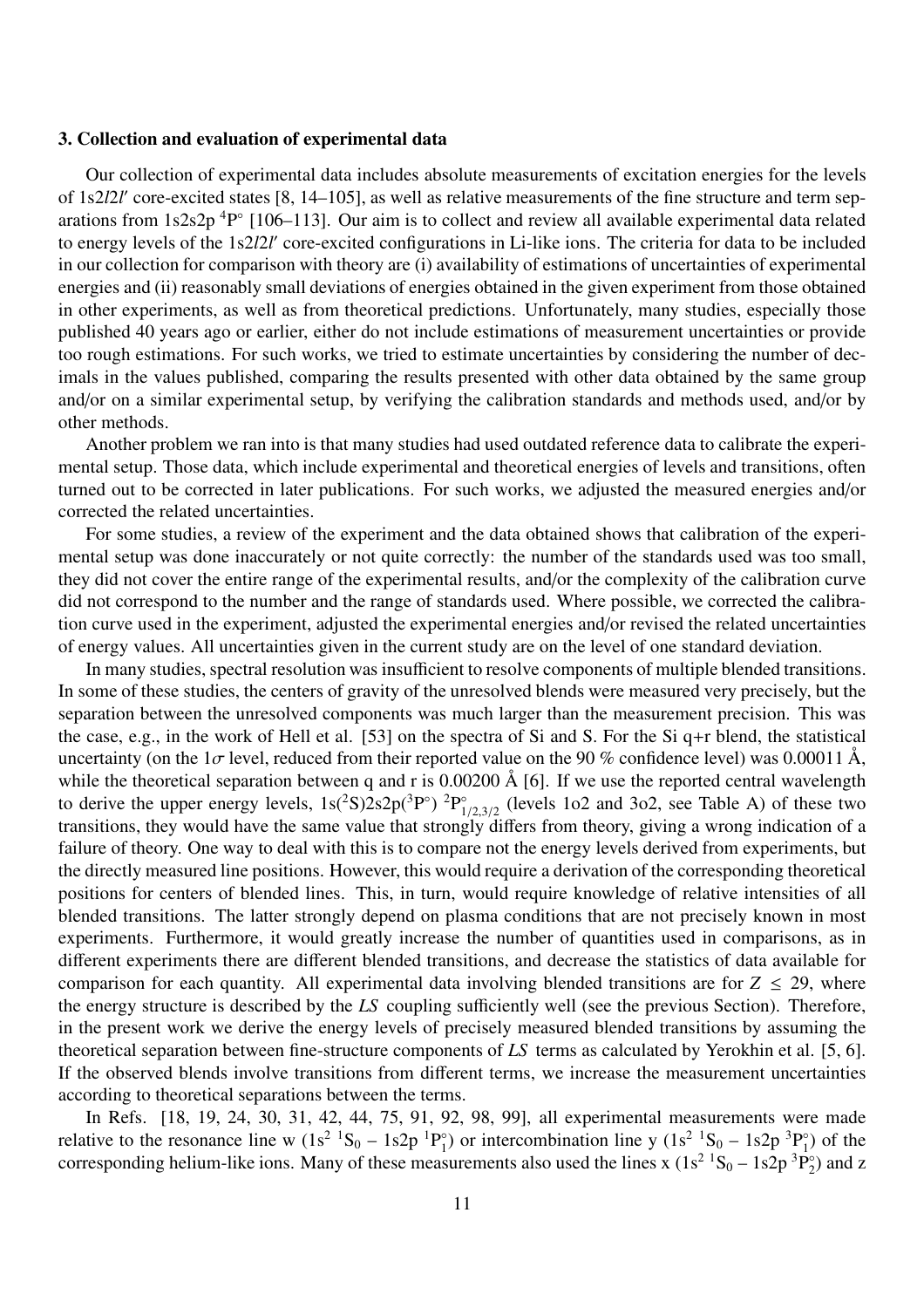### 3. Collection and evaluation of experimental data

Our collection of experimental data includes absolute measurements of excitation energies for the levels of $1s2l2l'$ core-excited states [8, 14–105], as well as relative measurements of the fine structure and term separations from $1s2s2p\ ^4P^\circ$ [106–113]. Our aim is to collect and review all available experimental data related to energy levels of the $1s2l2l'$ core-excited configurations in Li-like ions. The criteria for data to be included in our collection for comparison with theory are (i) availability of estimations of uncertainties of experimental energies and (ii) reasonably small deviations of energies obtained in the given experiment from those obtained in other experiments, as well as from theoretical predictions. Unfortunately, many studies, especially those published 40 years ago or earlier, either do not include estimations of measurement uncertainties or provide too rough estimations. For such works, we tried to estimate uncertainties by considering the number of decimals in the values published, comparing the results presented with other data obtained by the same group and/or on a similar experimental setup, by verifying the calibration standards and methods used, and/or by other methods.

Another problem we ran into is that many studies had used outdated reference data to calibrate the experimental setup. Those data, which include experimental and theoretical energies of levels and transitions, often turned out to be corrected in later publications. For such works, we adjusted the measured energies and/or corrected the related uncertainties.

For some studies, a review of the experiment and the data obtained shows that calibration of the experimental setup was done inaccurately or not quite correctly: the number of the standards used was too small, they did not cover the entire range of the experimental results, and/or the complexity of the calibration curve did not correspond to the number and the range of standards used. Where possible, we corrected the calibration curve used in the experiment, adjusted the experimental energies and/or revised the related uncertainties of energy values. All uncertainties given in the current study are on the level of one standard deviation.

In many studies, spectral resolution was insufficient to resolve components of multiple blended transitions. In some of these studies, the centers of gravity of the unresolved blends were measured very precisely, but the separation between the unresolved components was much larger than the measurement precision. This was the case, e.g., in the work of Hell et al. [53] on the spectra of Si and S. For the Si q+r blend, the statistical uncertainty (on the $1\sigma$ level, reduced from their reported value on the 90 % confidence level) was 0.00011 Å, while the theoretical separation between q and r is 0.00200 Å [6]. If we use the reported central wavelength to derive the upper energy levels, $1s(^2S)2s2p(^3P^\circ)\ ^2P^\circ_{1/2,3/2}$ (levels 1o2 and 3o2, see Table A) of these two transitions, they would have the same value that strongly differs from theory, giving a wrong indication of a failure of theory. One way to deal with this is to compare not the energy levels derived from experiments, but the directly measured line positions. However, this would require a derivation of the corresponding theoretical positions for centers of blended lines. This, in turn, would require knowledge of relative intensities of all blended transitions. The latter strongly depend on plasma conditions that are not precisely known in most experiments. Furthermore, it would greatly increase the number of quantities used in comparisons, as in different experiments there are different blended transitions, and decrease the statistics of data available for comparison for each quantity. All experimental data involving blended transitions are for $Z \leq 29$, where the energy structure is described by the *LS* coupling sufficiently well (see the previous Section). Therefore, in the present work we derive the energy levels of precisely measured blended transitions by assuming the theoretical separation between fine-structure components of *LS* terms as calculated by Yerokhin et al. [5, 6]. If the observed blends involve transitions from different terms, we increase the measurement uncertainties according to theoretical separations between the terms.

In Refs. [18, 19, 24, 30, 31, 42, 44, 75, 91, 92, 98, 99], all experimental measurements were made relative to the resonance line w ($1s^2\ ^1S_0 - 1s2p\ ^1P^\circ_1$) or intercombination line y ($1s^2\ ^1S_0 - 1s2p\ ^3P^\circ_1$) of the corresponding helium-like ions. Many of these measurements also used the lines x ($1s^2\ ^1S_0 - 1s2p\ ^3P^\circ_2$) and z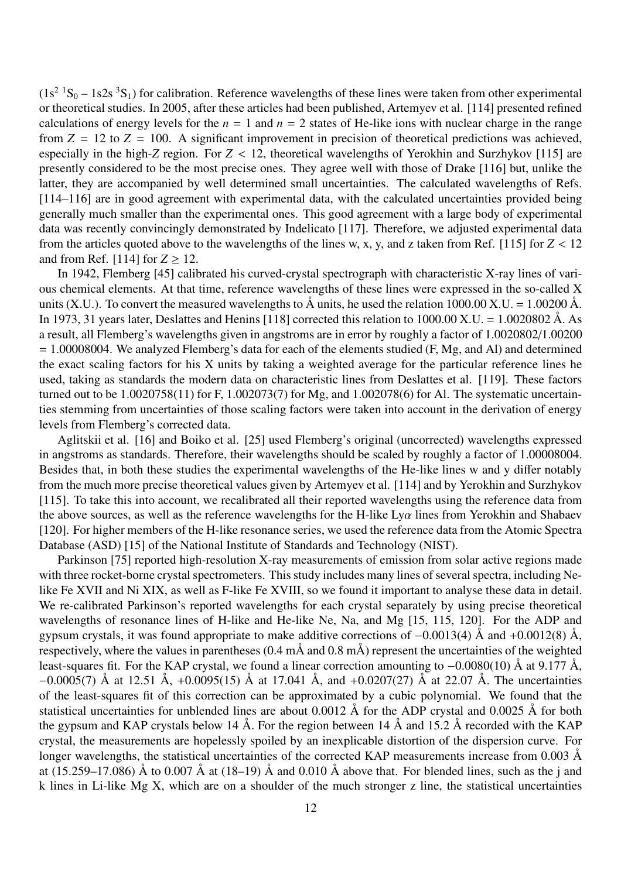($1s^2\ ^1S_0$ – $1s2s\ ^3S_1$) for calibration. Reference wavelengths of these lines were taken from other experimental or theoretical studies. In 2005, after these articles had been published, Artemyev et al. [114] presented refined calculations of energy levels for the $n = 1$ and $n = 2$ states of He-like ions with nuclear charge in the range from $Z = 12$ to $Z = 100$. A significant improvement in precision of theoretical predictions was achieved, especially in the high-$Z$ region. For $Z < 12$, theoretical wavelengths of Yerokhin and Surzhykov [115] are presently considered to be the most precise ones. They agree well with those of Drake [116] but, unlike the latter, they are accompanied by well determined small uncertainties. The calculated wavelengths of Refs. [114–116] are in good agreement with experimental data, with the calculated uncertainties provided being generally much smaller than the experimental ones. This good agreement with a large body of experimental data was recently convincingly demonstrated by Indelicato [117]. Therefore, we adjusted experimental data from the articles quoted above to the wavelengths of the lines w, x, y, and z taken from Ref. [115] for $Z < 12$ and from Ref. [114] for $Z \geq 12$.

In 1942, Flemberg [45] calibrated his curved-crystal spectrograph with characteristic X-ray lines of various chemical elements. At that time, reference wavelengths of these lines were expressed in the so-called X units (X.U.). To convert the measured wavelengths to Å units, he used the relation 1000.00 X.U. = 1.00200 Å. In 1973, 31 years later, Deslattes and Henins [118] corrected this relation to 1000.00 X.U. = 1.0020802 Å. As a result, all Flemberg's wavelengths given in angstroms are in error by roughly a factor of 1.0020802/1.00200 = 1.00008004. We analyzed Flemberg's data for each of the elements studied (F, Mg, and Al) and determined the exact scaling factors for his X units by taking a weighted average for the particular reference lines he used, taking as standards the modern data on characteristic lines from Deslattes et al. [119]. These factors turned out to be 1.0020758(11) for F, 1.002073(7) for Mg, and 1.002078(6) for Al. The systematic uncertainties stemming from uncertainties of those scaling factors were taken into account in the derivation of energy levels from Flemberg's corrected data.

Aglitskii et al. [16] and Boiko et al. [25] used Flemberg's original (uncorrected) wavelengths expressed in angstroms as standards. Therefore, their wavelengths should be scaled by roughly a factor of 1.00008004. Besides that, in both these studies the experimental wavelengths of the He-like lines w and y differ notably from the much more precise theoretical values given by Artemyev et al. [114] and by Yerokhin and Surzhykov [115]. To take this into account, we recalibrated all their reported wavelengths using the reference data from the above sources, as well as the reference wavelengths for the H-like Ly$\alpha$ lines from Yerokhin and Shabaev [120]. For higher members of the H-like resonance series, we used the reference data from the Atomic Spectra Database (ASD) [15] of the National Institute of Standards and Technology (NIST).

Parkinson [75] reported high-resolution X-ray measurements of emission from solar active regions made with three rocket-borne crystal spectrometers. This study includes many lines of several spectra, including Ne-like Fe XVII and Ni XIX, as well as F-like Fe XVIII, so we found it important to analyse these data in detail. We re-calibrated Parkinson's reported wavelengths for each crystal separately by using precise theoretical wavelengths of resonance lines of H-like and He-like Ne, Na, and Mg [15, 115, 120]. For the ADP and gypsum crystals, it was found appropriate to make additive corrections of −0.0013(4) Å and +0.0012(8) Å, respectively, where the values in parentheses (0.4 mÅ and 0.8 mÅ) represent the uncertainties of the weighted least-squares fit. For the KAP crystal, we found a linear correction amounting to −0.0080(10) Å at 9.177 Å, −0.0005(7) Å at 12.51 Å, +0.0095(15) Å at 17.041 Å, and +0.0207(27) Å at 22.07 Å. The uncertainties of the least-squares fit of this correction can be approximated by a cubic polynomial. We found that the statistical uncertainties for unblended lines are about 0.0012 Å for the ADP crystal and 0.0025 Å for both the gypsum and KAP crystals below 14 Å. For the region between 14 Å and 15.2 Å recorded with the KAP crystal, the measurements are hopelessly spoiled by an inexplicable distortion of the dispersion curve. For longer wavelengths, the statistical uncertainties of the corrected KAP measurements increase from 0.003 Å at (15.259–17.086) Å to 0.007 Å at (18–19) Å and 0.010 Å above that. For blended lines, such as the j and k lines in Li-like Mg X, which are on a shoulder of the much stronger z line, the statistical uncertainties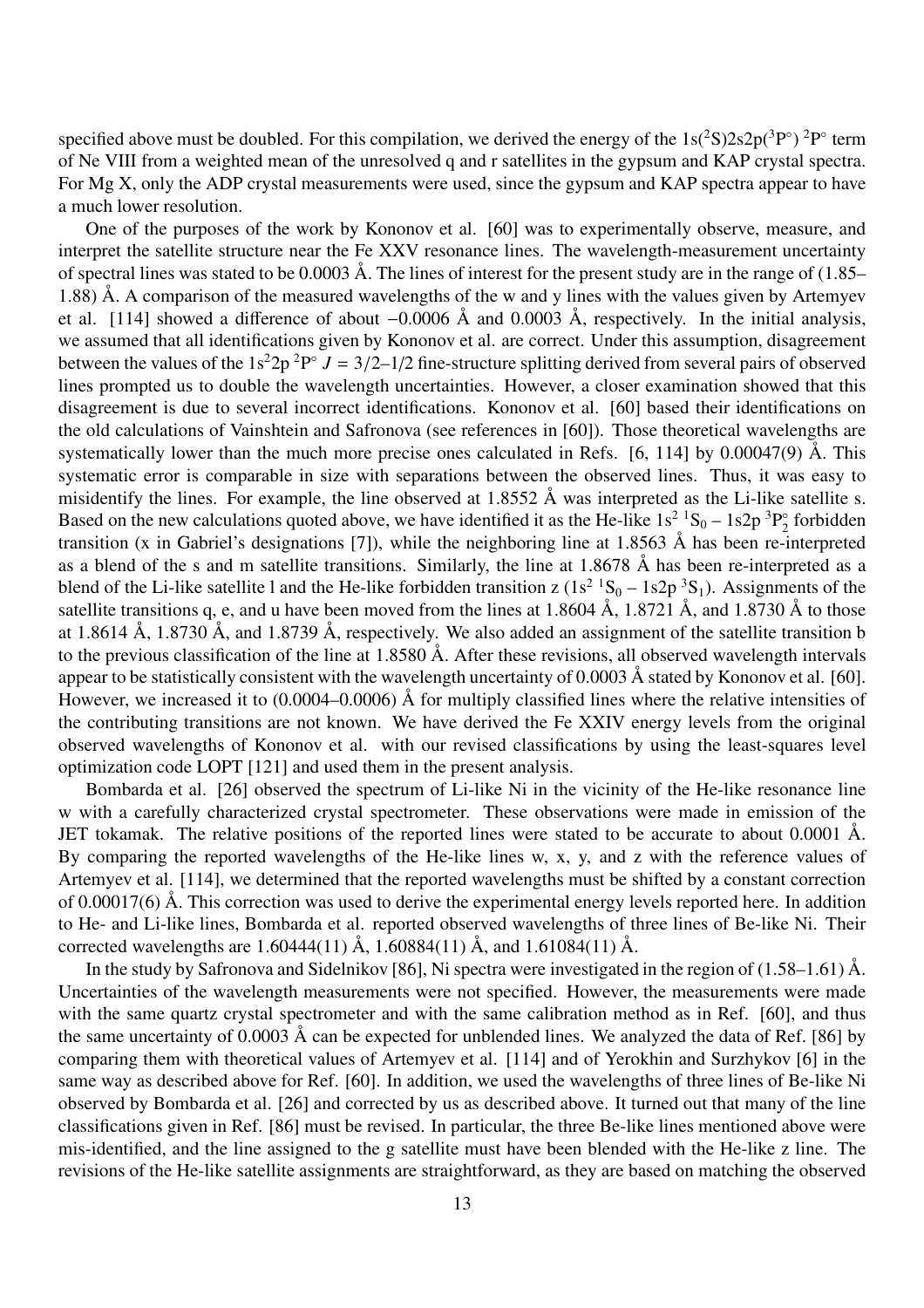specified above must be doubled. For this compilation, we derived the energy of the $1s(^2S)2s2p(^3P^\circ)\ ^2P^\circ$ term of Ne VIII from a weighted mean of the unresolved q and r satellites in the gypsum and KAP crystal spectra. For Mg X, only the ADP crystal measurements were used, since the gypsum and KAP spectra appear to have a much lower resolution.

One of the purposes of the work by Kononov et al. [60] was to experimentally observe, measure, and interpret the satellite structure near the Fe XXV resonance lines. The wavelength-measurement uncertainty of spectral lines was stated to be 0.0003 Å. The lines of interest for the present study are in the range of (1.85–1.88) Å. A comparison of the measured wavelengths of the w and y lines with the values given by Artemyev et al. [114] showed a difference of about −0.0006 Å and 0.0003 Å, respectively. In the initial analysis, we assumed that all identifications given by Kononov et al. are correct. Under this assumption, disagreement between the values of the $1s^22p\ ^2P^\circ\ J = 3/2–1/2$ fine-structure splitting derived from several pairs of observed lines prompted us to double the wavelength uncertainties. However, a closer examination showed that this disagreement is due to several incorrect identifications. Kononov et al. [60] based their identifications on the old calculations of Vainshtein and Safronova (see references in [60]). Those theoretical wavelengths are systematically lower than the much more precise ones calculated in Refs. [6, 114] by 0.00047(9) Å. This systematic error is comparable in size with separations between the observed lines. Thus, it was easy to misidentify the lines. For example, the line observed at 1.8552 Å was interpreted as the Li-like satellite s. Based on the new calculations quoted above, we have identified it as the He-like $1s^2\ ^1S_0 – 1s2p\ ^3P^\circ_2$ forbidden transition (x in Gabriel's designations [7]), while the neighboring line at 1.8563 Å has been re-interpreted as a blend of the s and m satellite transitions. Similarly, the line at 1.8678 Å has been re-interpreted as a blend of the Li-like satellite l and the He-like forbidden transition z ($1s^2\ ^1S_0 – 1s2p\ ^3S_1$). Assignments of the satellite transitions q, e, and u have been moved from the lines at 1.8604 Å, 1.8721 Å, and 1.8730 Å to those at 1.8614 Å, 1.8730 Å, and 1.8739 Å, respectively. We also added an assignment of the satellite transition b to the previous classification of the line at 1.8580 Å. After these revisions, all observed wavelength intervals appear to be statistically consistent with the wavelength uncertainty of 0.0003 Å stated by Kononov et al. [60]. However, we increased it to (0.0004–0.0006) Å for multiply classified lines where the relative intensities of the contributing transitions are not known. We have derived the Fe XXIV energy levels from the original observed wavelengths of Kononov et al. with our revised classifications by using the least-squares level optimization code LOPT [121] and used them in the present analysis.

Bombarda et al. [26] observed the spectrum of Li-like Ni in the vicinity of the He-like resonance line w with a carefully characterized crystal spectrometer. These observations were made in emission of the JET tokamak. The relative positions of the reported lines were stated to be accurate to about 0.0001 Å. By comparing the reported wavelengths of the He-like lines w, x, y, and z with the reference values of Artemyev et al. [114], we determined that the reported wavelengths must be shifted by a constant correction of 0.00017(6) Å. This correction was used to derive the experimental energy levels reported here. In addition to He- and Li-like lines, Bombarda et al. reported observed wavelengths of three lines of Be-like Ni. Their corrected wavelengths are 1.60444(11) Å, 1.60884(11) Å, and 1.61084(11) Å.

In the study by Safronova and Sidelnikov [86], Ni spectra were investigated in the region of (1.58–1.61) Å. Uncertainties of the wavelength measurements were not specified. However, the measurements were made with the same quartz crystal spectrometer and with the same calibration method as in Ref. [60], and thus the same uncertainty of 0.0003 Å can be expected for unblended lines. We analyzed the data of Ref. [86] by comparing them with theoretical values of Artemyev et al. [114] and of Yerokhin and Surzhykov [6] in the same way as described above for Ref. [60]. In addition, we used the wavelengths of three lines of Be-like Ni observed by Bombarda et al. [26] and corrected by us as described above. It turned out that many of the line classifications given in Ref. [86] must be revised. In particular, the three Be-like lines mentioned above were mis-identified, and the line assigned to the g satellite must have been blended with the He-like z line. The revisions of the He-like satellite assignments are straightforward, as they are based on matching the observed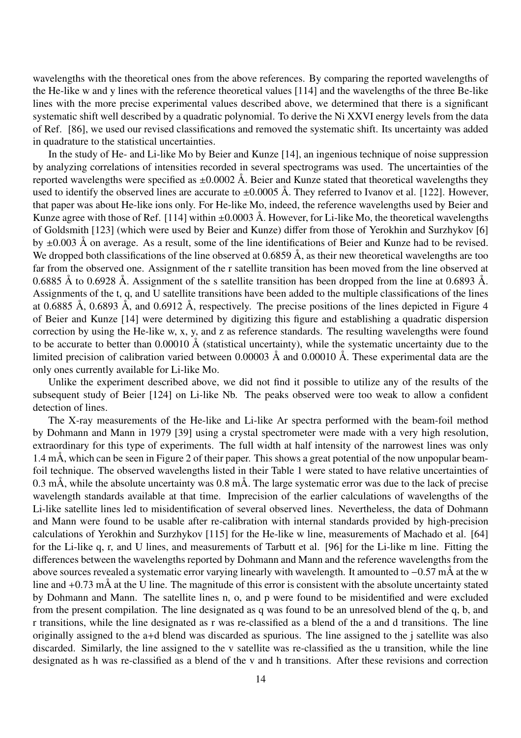wavelengths with the theoretical ones from the above references. By comparing the reported wavelengths of the He-like w and y lines with the reference theoretical values [114] and the wavelengths of the three Be-like lines with the more precise experimental values described above, we determined that there is a significant systematic shift well described by a quadratic polynomial. To derive the Ni XXVI energy levels from the data of Ref. [86], we used our revised classifications and removed the systematic shift. Its uncertainty was added in quadrature to the statistical uncertainties.

In the study of He- and Li-like Mo by Beier and Kunze [14], an ingenious technique of noise suppression by analyzing correlations of intensities recorded in several spectrograms was used. The uncertainties of the reported wavelengths were specified as ±0.0002 Å. Beier and Kunze stated that theoretical wavelengths they used to identify the observed lines are accurate to ±0.0005 Å. They referred to Ivanov et al. [122]. However, that paper was about He-like ions only. For He-like Mo, indeed, the reference wavelengths used by Beier and Kunze agree with those of Ref. [114] within ±0.0003 Å. However, for Li-like Mo, the theoretical wavelengths of Goldsmith [123] (which were used by Beier and Kunze) differ from those of Yerokhin and Surzhykov [6] by ±0.003 Å on average. As a result, some of the line identifications of Beier and Kunze had to be revised. We dropped both classifications of the line observed at 0.6859 Å, as their new theoretical wavelengths are too far from the observed one. Assignment of the r satellite transition has been moved from the line observed at 0.6885 Å to 0.6928 Å. Assignment of the s satellite transition has been dropped from the line at 0.6893 Å. Assignments of the t, q, and U satellite transitions have been added to the multiple classifications of the lines at 0.6885 Å, 0.6893 Å, and 0.6912 Å, respectively. The precise positions of the lines depicted in Figure 4 of Beier and Kunze [14] were determined by digitizing this figure and establishing a quadratic dispersion correction by using the He-like w, x, y, and z as reference standards. The resulting wavelengths were found to be accurate to better than 0.00010 Å (statistical uncertainty), while the systematic uncertainty due to the limited precision of calibration varied between 0.00003 Å and 0.00010 Å. These experimental data are the only ones currently available for Li-like Mo.

Unlike the experiment described above, we did not find it possible to utilize any of the results of the subsequent study of Beier [124] on Li-like Nb. The peaks observed were too weak to allow a confident detection of lines.

The X-ray measurements of the He-like and Li-like Ar spectra performed with the beam-foil method by Dohmann and Mann in 1979 [39] using a crystal spectrometer were made with a very high resolution, extraordinary for this type of experiments. The full width at half intensity of the narrowest lines was only 1.4 mÅ, which can be seen in Figure 2 of their paper. This shows a great potential of the now unpopular beam-foil technique. The observed wavelengths listed in their Table 1 were stated to have relative uncertainties of 0.3 mÅ, while the absolute uncertainty was 0.8 mÅ. The large systematic error was due to the lack of precise wavelength standards available at that time. Imprecision of the earlier calculations of wavelengths of the Li-like satellite lines led to misidentification of several observed lines. Nevertheless, the data of Dohmann and Mann were found to be usable after re-calibration with internal standards provided by high-precision calculations of Yerokhin and Surzhykov [115] for the He-like w line, measurements of Machado et al. [64] for the Li-like q, r, and U lines, and measurements of Tarbutt et al. [96] for the Li-like m line. Fitting the differences between the wavelengths reported by Dohmann and Mann and the reference wavelengths from the above sources revealed a systematic error varying linearly with wavelength. It amounted to −0.57 mÅ at the w line and +0.73 mÅ at the U line. The magnitude of this error is consistent with the absolute uncertainty stated by Dohmann and Mann. The satellite lines n, o, and p were found to be misidentified and were excluded from the present compilation. The line designated as q was found to be an unresolved blend of the q, b, and r transitions, while the line designated as r was re-classified as a blend of the a and d transitions. The line originally assigned to the a+d blend was discarded as spurious. The line assigned to the j satellite was also discarded. Similarly, the line assigned to the v satellite was re-classified as the u transition, while the line designated as h was re-classified as a blend of the v and h transitions. After these revisions and correction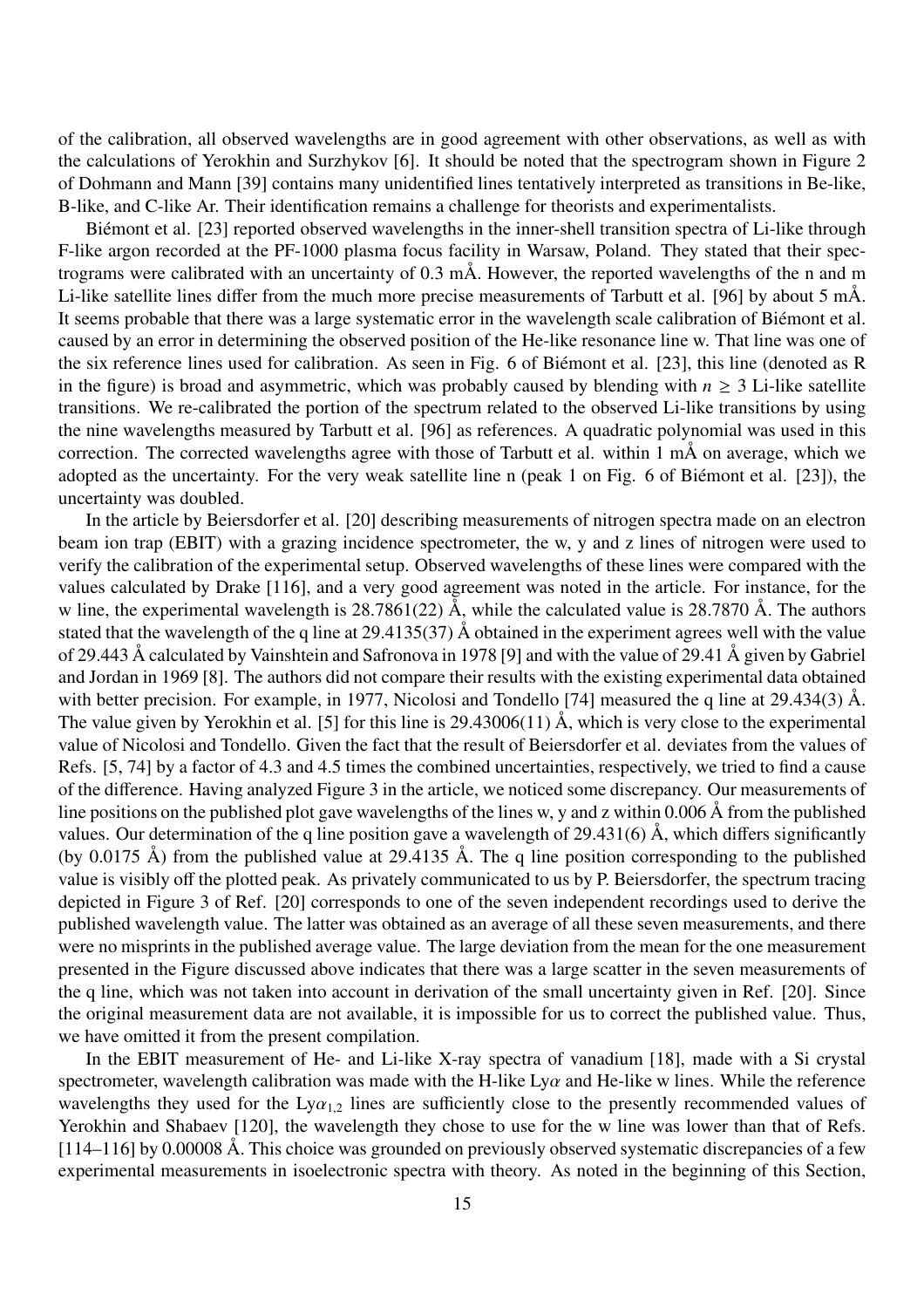of the calibration, all observed wavelengths are in good agreement with other observations, as well as with the calculations of Yerokhin and Surzhykov [6]. It should be noted that the spectrogram shown in Figure 2 of Dohmann and Mann [39] contains many unidentified lines tentatively interpreted as transitions in Be-like, B-like, and C-like Ar. Their identification remains a challenge for theorists and experimentalists.

Biémont et al. [23] reported observed wavelengths in the inner-shell transition spectra of Li-like through F-like argon recorded at the PF-1000 plasma focus facility in Warsaw, Poland. They stated that their spectrograms were calibrated with an uncertainty of 0.3 mÅ. However, the reported wavelengths of the n and m Li-like satellite lines differ from the much more precise measurements of Tarbutt et al. [96] by about 5 mÅ. It seems probable that there was a large systematic error in the wavelength scale calibration of Biémont et al. caused by an error in determining the observed position of the He-like resonance line w. That line was one of the six reference lines used for calibration. As seen in Fig. 6 of Biémont et al. [23], this line (denoted as R in the figure) is broad and asymmetric, which was probably caused by blending with $n \geq 3$ Li-like satellite transitions. We re-calibrated the portion of the spectrum related to the observed Li-like transitions by using the nine wavelengths measured by Tarbutt et al. [96] as references. A quadratic polynomial was used in this correction. The corrected wavelengths agree with those of Tarbutt et al. within 1 mÅ on average, which we adopted as the uncertainty. For the very weak satellite line n (peak 1 on Fig. 6 of Biémont et al. [23]), the uncertainty was doubled.

In the article by Beiersdorfer et al. [20] describing measurements of nitrogen spectra made on an electron beam ion trap (EBIT) with a grazing incidence spectrometer, the w, y and z lines of nitrogen were used to verify the calibration of the experimental setup. Observed wavelengths of these lines were compared with the values calculated by Drake [116], and a very good agreement was noted in the article. For instance, for the w line, the experimental wavelength is 28.7861(22) Å, while the calculated value is 28.7870 Å. The authors stated that the wavelength of the q line at 29.4135(37) Å obtained in the experiment agrees well with the value of 29.443 Å calculated by Vainshtein and Safronova in 1978 [9] and with the value of 29.41 Å given by Gabriel and Jordan in 1969 [8]. The authors did not compare their results with the existing experimental data obtained with better precision. For example, in 1977, Nicolosi and Tondello [74] measured the q line at 29.434(3) Å. The value given by Yerokhin et al. [5] for this line is 29.43006(11) Å, which is very close to the experimental value of Nicolosi and Tondello. Given the fact that the result of Beiersdorfer et al. deviates from the values of Refs. [5, 74] by a factor of 4.3 and 4.5 times the combined uncertainties, respectively, we tried to find a cause of the difference. Having analyzed Figure 3 in the article, we noticed some discrepancy. Our measurements of line positions on the published plot gave wavelengths of the lines w, y and z within 0.006 Å from the published values. Our determination of the q line position gave a wavelength of 29.431(6) Å, which differs significantly (by 0.0175 Å) from the published value at 29.4135 Å. The q line position corresponding to the published value is visibly off the plotted peak. As privately communicated to us by P. Beiersdorfer, the spectrum tracing depicted in Figure 3 of Ref. [20] corresponds to one of the seven independent recordings used to derive the published wavelength value. The latter was obtained as an average of all these seven measurements, and there were no misprints in the published average value. The large deviation from the mean for the one measurement presented in the Figure discussed above indicates that there was a large scatter in the seven measurements of the q line, which was not taken into account in derivation of the small uncertainty given in Ref. [20]. Since the original measurement data are not available, it is impossible for us to correct the published value. Thus, we have omitted it from the present compilation.

In the EBIT measurement of He- and Li-like X-ray spectra of vanadium [18], made with a Si crystal spectrometer, wavelength calibration was made with the H-like Ly$\alpha$ and He-like w lines. While the reference wavelengths they used for the Ly$\alpha_{1,2}$ lines are sufficiently close to the presently recommended values of Yerokhin and Shabaev [120], the wavelength they chose to use for the w line was lower than that of Refs. [114–116] by 0.00008 Å. This choice was grounded on previously observed systematic discrepancies of a few experimental measurements in isoelectronic spectra with theory. As noted in the beginning of this Section,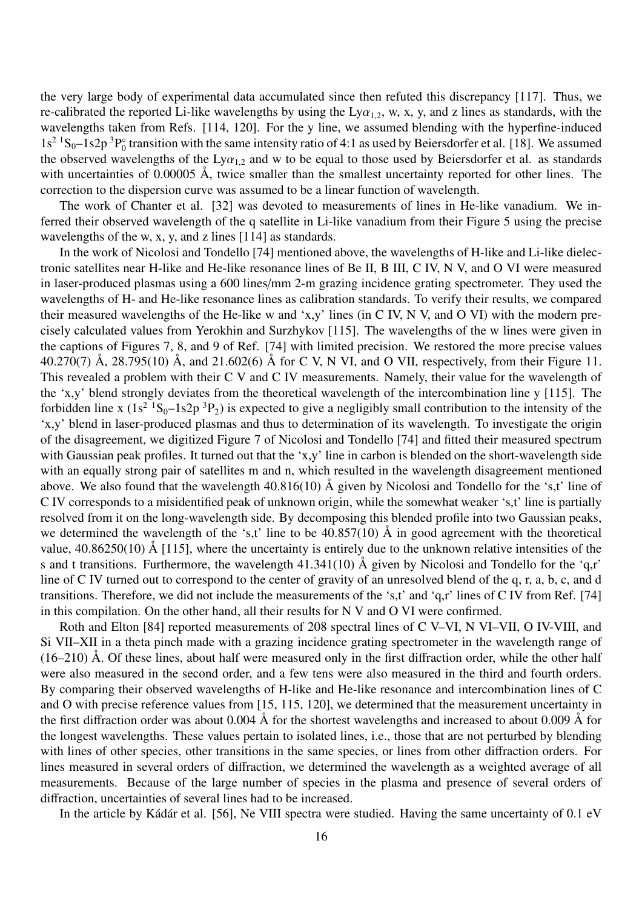the very large body of experimental data accumulated since then refuted this discrepancy [117]. Thus, we re-calibrated the reported Li-like wavelengths by using the Ly$\alpha_{1,2}$, w, x, y, and z lines as standards, with the wavelengths taken from Refs. [114, 120]. For the y line, we assumed blending with the hyperfine-induced $1s^2\,{}^1S_0$–$1s2p\,{}^3P^\circ_0$ transition with the same intensity ratio of 4:1 as used by Beiersdorfer et al. [18]. We assumed the observed wavelengths of the Ly$\alpha_{1,2}$ and w to be equal to those used by Beiersdorfer et al. as standards with uncertainties of 0.00005 Å, twice smaller than the smallest uncertainty reported for other lines. The correction to the dispersion curve was assumed to be a linear function of wavelength.

The work of Chanter et al. [32] was devoted to measurements of lines in He-like vanadium. We inferred their observed wavelength of the q satellite in Li-like vanadium from their Figure 5 using the precise wavelengths of the w, x, y, and z lines [114] as standards.

In the work of Nicolosi and Tondello [74] mentioned above, the wavelengths of H-like and Li-like dielectronic satellites near H-like and He-like resonance lines of Be II, B III, C IV, N V, and O VI were measured in laser-produced plasmas using a 600 lines/mm 2-m grazing incidence grating spectrometer. They used the wavelengths of H- and He-like resonance lines as calibration standards. To verify their results, we compared their measured wavelengths of the He-like w and 'x,y' lines (in C IV, N V, and O VI) with the modern precisely calculated values from Yerokhin and Surzhykov [115]. The wavelengths of the w lines were given in the captions of Figures 7, 8, and 9 of Ref. [74] with limited precision. We restored the more precise values 40.270(7) Å, 28.795(10) Å, and 21.602(6) Å for C V, N VI, and O VII, respectively, from their Figure 11. This revealed a problem with their C V and C IV measurements. Namely, their value for the wavelength of the 'x,y' blend strongly deviates from the theoretical wavelength of the intercombination line y [115]. The forbidden line x ($1s^2\,{}^1S_0$–$1s2p\,{}^3P_2$) is expected to give a negligibly small contribution to the intensity of the 'x,y' blend in laser-produced plasmas and thus to determination of its wavelength. To investigate the origin of the disagreement, we digitized Figure 7 of Nicolosi and Tondello [74] and fitted their measured spectrum with Gaussian peak profiles. It turned out that the 'x,y' line in carbon is blended on the short-wavelength side with an equally strong pair of satellites m and n, which resulted in the wavelength disagreement mentioned above. We also found that the wavelength 40.816(10) Å given by Nicolosi and Tondello for the 's,t' line of C IV corresponds to a misidentified peak of unknown origin, while the somewhat weaker 's,t' line is partially resolved from it on the long-wavelength side. By decomposing this blended profile into two Gaussian peaks, we determined the wavelength of the 's,t' line to be 40.857(10) Å in good agreement with the theoretical value, 40.86250(10) Å [115], where the uncertainty is entirely due to the unknown relative intensities of the s and t transitions. Furthermore, the wavelength 41.341(10) Å given by Nicolosi and Tondello for the 'q,r' line of C IV turned out to correspond to the center of gravity of an unresolved blend of the q, r, a, b, c, and d transitions. Therefore, we did not include the measurements of the 's,t' and 'q,r' lines of C IV from Ref. [74] in this compilation. On the other hand, all their results for N V and O VI were confirmed.

Roth and Elton [84] reported measurements of 208 spectral lines of C V–VI, N VI–VII, O IV-VIII, and Si VII–XII in a theta pinch made with a grazing incidence grating spectrometer in the wavelength range of (16–210) Å. Of these lines, about half were measured only in the first diffraction order, while the other half were also measured in the second order, and a few tens were also measured in the third and fourth orders. By comparing their observed wavelengths of H-like and He-like resonance and intercombination lines of C and O with precise reference values from [15, 115, 120], we determined that the measurement uncertainty in the first diffraction order was about 0.004 Å for the shortest wavelengths and increased to about 0.009 Å for the longest wavelengths. These values pertain to isolated lines, i.e., those that are not perturbed by blending with lines of other species, other transitions in the same species, or lines from other diffraction orders. For lines measured in several orders of diffraction, we determined the wavelength as a weighted average of all measurements. Because of the large number of species in the plasma and presence of several orders of diffraction, uncertainties of several lines had to be increased.

In the article by Kádár et al. [56], Ne VIII spectra were studied. Having the same uncertainty of 0.1 eV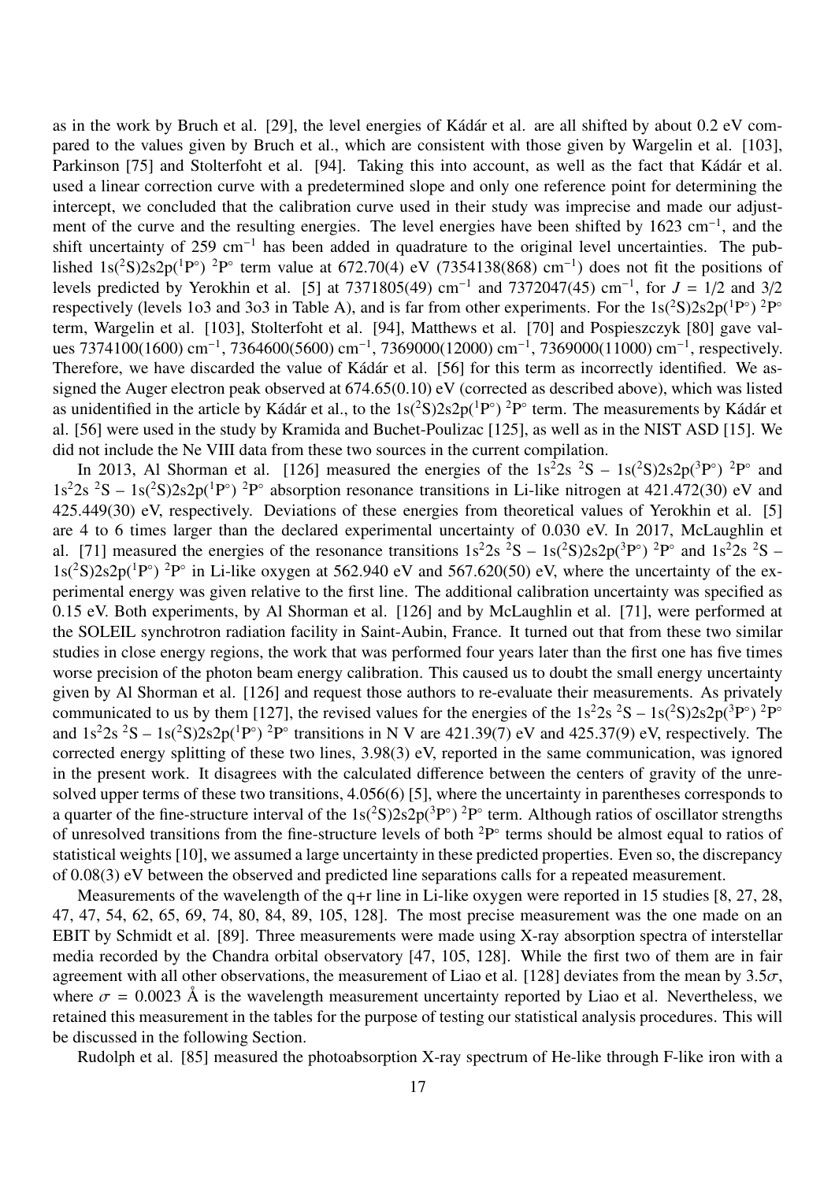as in the work by Bruch et al. [29], the level energies of Kádár et al. are all shifted by about 0.2 eV compared to the values given by Bruch et al., which are consistent with those given by Wargelin et al. [103], Parkinson [75] and Stolterfoht et al. [94]. Taking this into account, as well as the fact that Kádár et al. used a linear correction curve with a predetermined slope and only one reference point for determining the intercept, we concluded that the calibration curve used in their study was imprecise and made our adjustment of the curve and the resulting energies. The level energies have been shifted by 1623 cm$^{-1}$, and the shift uncertainty of 259 cm$^{-1}$ has been added in quadrature to the original level uncertainties. The published 1s($^2$S)2s2p($^1$P°) $^2$P° term value at 672.70(4) eV (7354138(868) cm$^{-1}$) does not fit the positions of levels predicted by Yerokhin et al. [5] at 7371805(49) cm$^{-1}$ and 7372047(45) cm$^{-1}$, for $J$ = 1/2 and 3/2 respectively (levels 1o3 and 3o3 in Table A), and is far from other experiments. For the 1s($^2$S)2s2p($^1$P°) $^2$P° term, Wargelin et al. [103], Stolterfoht et al. [94], Matthews et al. [70] and Pospieszczyk [80] gave values 7374100(1600) cm$^{-1}$, 7364600(5600) cm$^{-1}$, 7369000(12000) cm$^{-1}$, 7369000(11000) cm$^{-1}$, respectively. Therefore, we have discarded the value of Kádár et al. [56] for this term as incorrectly identified. We assigned the Auger electron peak observed at 674.65(0.10) eV (corrected as described above), which was listed as unidentified in the article by Kádár et al., to the 1s($^2$S)2s2p($^1$P°) $^2$P° term. The measurements by Kádár et al. [56] were used in the study by Kramida and Buchet-Poulizac [125], as well as in the NIST ASD [15]. We did not include the Ne VIII data from these two sources in the current compilation.

In 2013, Al Shorman et al. [126] measured the energies of the 1s$^2$2s $^2$S – 1s($^2$S)2s2p($^3$P°) $^2$P° and 1s$^2$2s $^2$S – 1s($^2$S)2s2p($^1$P°) $^2$P° absorption resonance transitions in Li-like nitrogen at 421.472(30) eV and 425.449(30) eV, respectively. Deviations of these energies from theoretical values of Yerokhin et al. [5] are 4 to 6 times larger than the declared experimental uncertainty of 0.030 eV. In 2017, McLaughlin et al. [71] measured the energies of the resonance transitions 1s$^2$2s $^2$S – 1s($^2$S)2s2p($^3$P°) $^2$P° and 1s$^2$2s $^2$S – 1s($^2$S)2s2p($^1$P°) $^2$P° in Li-like oxygen at 562.940 eV and 567.620(50) eV, where the uncertainty of the experimental energy was given relative to the first line. The additional calibration uncertainty was specified as 0.15 eV. Both experiments, by Al Shorman et al. [126] and by McLaughlin et al. [71], were performed at the SOLEIL synchrotron radiation facility in Saint-Aubin, France. It turned out that from these two similar studies in close energy regions, the work that was performed four years later than the first one has five times worse precision of the photon beam energy calibration. This caused us to doubt the small energy uncertainty given by Al Shorman et al. [126] and request those authors to re-evaluate their measurements. As privately communicated to us by them [127], the revised values for the energies of the 1s$^2$2s $^2$S – 1s($^2$S)2s2p($^3$P°) $^2$P° and 1s$^2$2s $^2$S – 1s($^2$S)2s2p($^1$P°) $^2$P° transitions in N V are 421.39(7) eV and 425.37(9) eV, respectively. The corrected energy splitting of these two lines, 3.98(3) eV, reported in the same communication, was ignored in the present work. It disagrees with the calculated difference between the centers of gravity of the unresolved upper terms of these two transitions, 4.056(6) [5], where the uncertainty in parentheses corresponds to a quarter of the fine-structure interval of the 1s($^2$S)2s2p($^3$P°) $^2$P° term. Although ratios of oscillator strengths of unresolved transitions from the fine-structure levels of both $^2$P° terms should be almost equal to ratios of statistical weights [10], we assumed a large uncertainty in these predicted properties. Even so, the discrepancy of 0.08(3) eV between the observed and predicted line separations calls for a repeated measurement.

Measurements of the wavelength of the q+r line in Li-like oxygen were reported in 15 studies [8, 27, 28, 47, 47, 54, 62, 65, 69, 74, 80, 84, 89, 105, 128]. The most precise measurement was the one made on an EBIT by Schmidt et al. [89]. Three measurements were made using X-ray absorption spectra of interstellar media recorded by the Chandra orbital observatory [47, 105, 128]. While the first two of them are in fair agreement with all other observations, the measurement of Liao et al. [128] deviates from the mean by 3.5$\sigma$, where $\sigma$ = 0.0023 Å is the wavelength measurement uncertainty reported by Liao et al. Nevertheless, we retained this measurement in the tables for the purpose of testing our statistical analysis procedures. This will be discussed in the following Section.

Rudolph et al. [85] measured the photoabsorption X-ray spectrum of He-like through F-like iron with a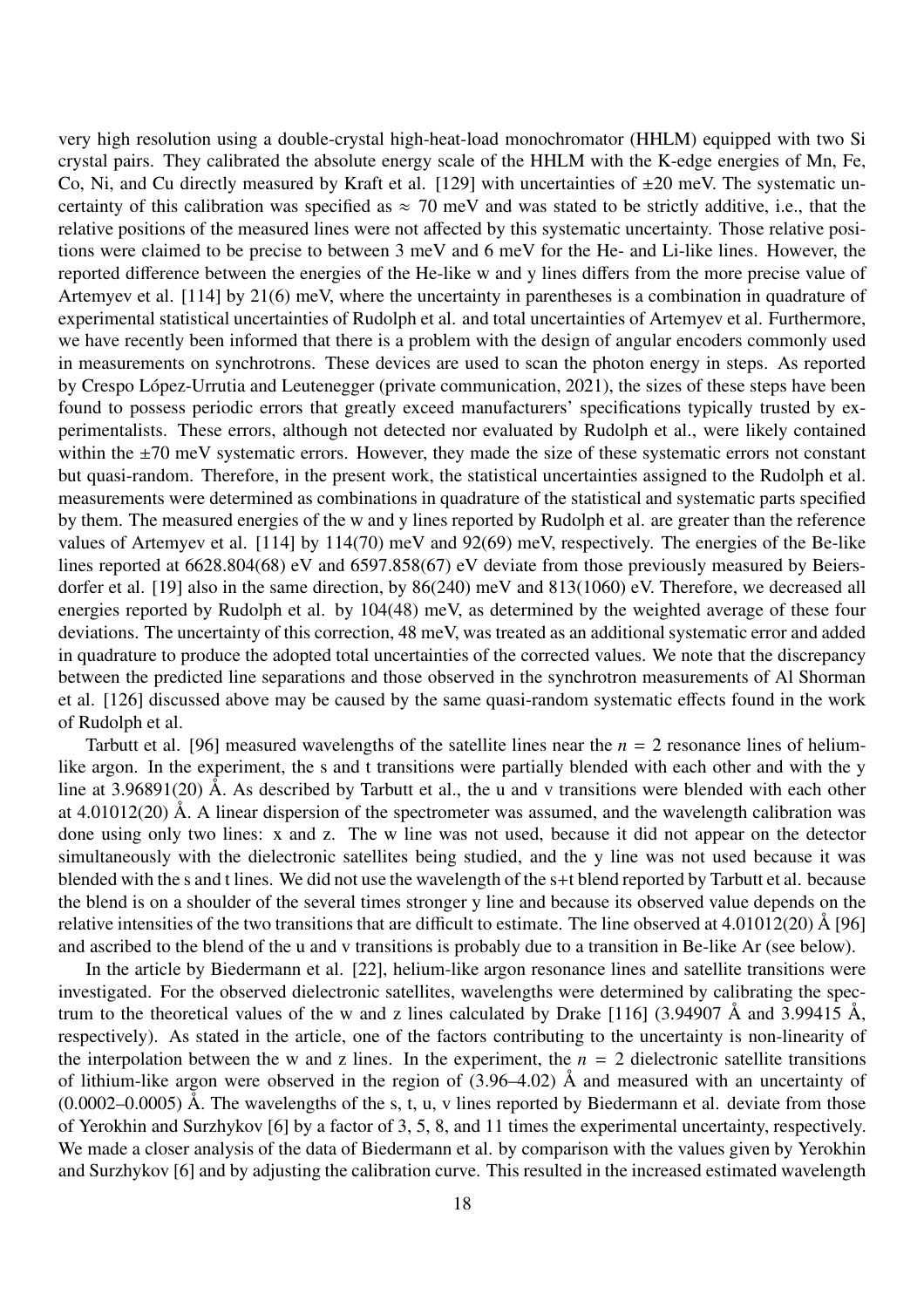very high resolution using a double-crystal high-heat-load monochromator (HHLM) equipped with two Si crystal pairs. They calibrated the absolute energy scale of the HHLM with the K-edge energies of Mn, Fe, Co, Ni, and Cu directly measured by Kraft et al. [129] with uncertainties of ±20 meV. The systematic uncertainty of this calibration was specified as ≈ 70 meV and was stated to be strictly additive, i.e., that the relative positions of the measured lines were not affected by this systematic uncertainty. Those relative positions were claimed to be precise to between 3 meV and 6 meV for the He- and Li-like lines. However, the reported difference between the energies of the He-like w and y lines differs from the more precise value of Artemyev et al. [114] by 21(6) meV, where the uncertainty in parentheses is a combination in quadrature of experimental statistical uncertainties of Rudolph et al. and total uncertainties of Artemyev et al. Furthermore, we have recently been informed that there is a problem with the design of angular encoders commonly used in measurements on synchrotrons. These devices are used to scan the photon energy in steps. As reported by Crespo López-Urrutia and Leutenegger (private communication, 2021), the sizes of these steps have been found to possess periodic errors that greatly exceed manufacturers' specifications typically trusted by experimentalists. These errors, although not detected nor evaluated by Rudolph et al., were likely contained within the ±70 meV systematic errors. However, they made the size of these systematic errors not constant but quasi-random. Therefore, in the present work, the statistical uncertainties assigned to the Rudolph et al. measurements were determined as combinations in quadrature of the statistical and systematic parts specified by them. The measured energies of the w and y lines reported by Rudolph et al. are greater than the reference values of Artemyev et al. [114] by 114(70) meV and 92(69) meV, respectively. The energies of the Be-like lines reported at 6628.804(68) eV and 6597.858(67) eV deviate from those previously measured by Beiersdorfer et al. [19] also in the same direction, by 86(240) meV and 813(1060) eV. Therefore, we decreased all energies reported by Rudolph et al. by 104(48) meV, as determined by the weighted average of these four deviations. The uncertainty of this correction, 48 meV, was treated as an additional systematic error and added in quadrature to produce the adopted total uncertainties of the corrected values. We note that the discrepancy between the predicted line separations and those observed in the synchrotron measurements of Al Shorman et al. [126] discussed above may be caused by the same quasi-random systematic effects found in the work of Rudolph et al.

Tarbutt et al. [96] measured wavelengths of the satellite lines near the $n = 2$ resonance lines of helium-like argon. In the experiment, the s and t transitions were partially blended with each other and with the y line at 3.96891(20) Å. As described by Tarbutt et al., the u and v transitions were blended with each other at 4.01012(20) Å. A linear dispersion of the spectrometer was assumed, and the wavelength calibration was done using only two lines: x and z. The w line was not used, because it did not appear on the detector simultaneously with the dielectronic satellites being studied, and the y line was not used because it was blended with the s and t lines. We did not use the wavelength of the s+t blend reported by Tarbutt et al. because the blend is on a shoulder of the several times stronger y line and because its observed value depends on the relative intensities of the two transitions that are difficult to estimate. The line observed at 4.01012(20) Å [96] and ascribed to the blend of the u and v transitions is probably due to a transition in Be-like Ar (see below).

In the article by Biedermann et al. [22], helium-like argon resonance lines and satellite transitions were investigated. For the observed dielectronic satellites, wavelengths were determined by calibrating the spectrum to the theoretical values of the w and z lines calculated by Drake [116] (3.94907 Å and 3.99415 Å, respectively). As stated in the article, one of the factors contributing to the uncertainty is non-linearity of the interpolation between the w and z lines. In the experiment, the $n = 2$ dielectronic satellite transitions of lithium-like argon were observed in the region of (3.96–4.02) Å and measured with an uncertainty of (0.0002–0.0005) Å. The wavelengths of the s, t, u, v lines reported by Biedermann et al. deviate from those of Yerokhin and Surzhykov [6] by a factor of 3, 5, 8, and 11 times the experimental uncertainty, respectively. We made a closer analysis of the data of Biedermann et al. by comparison with the values given by Yerokhin and Surzhykov [6] and by adjusting the calibration curve. This resulted in the increased estimated wavelength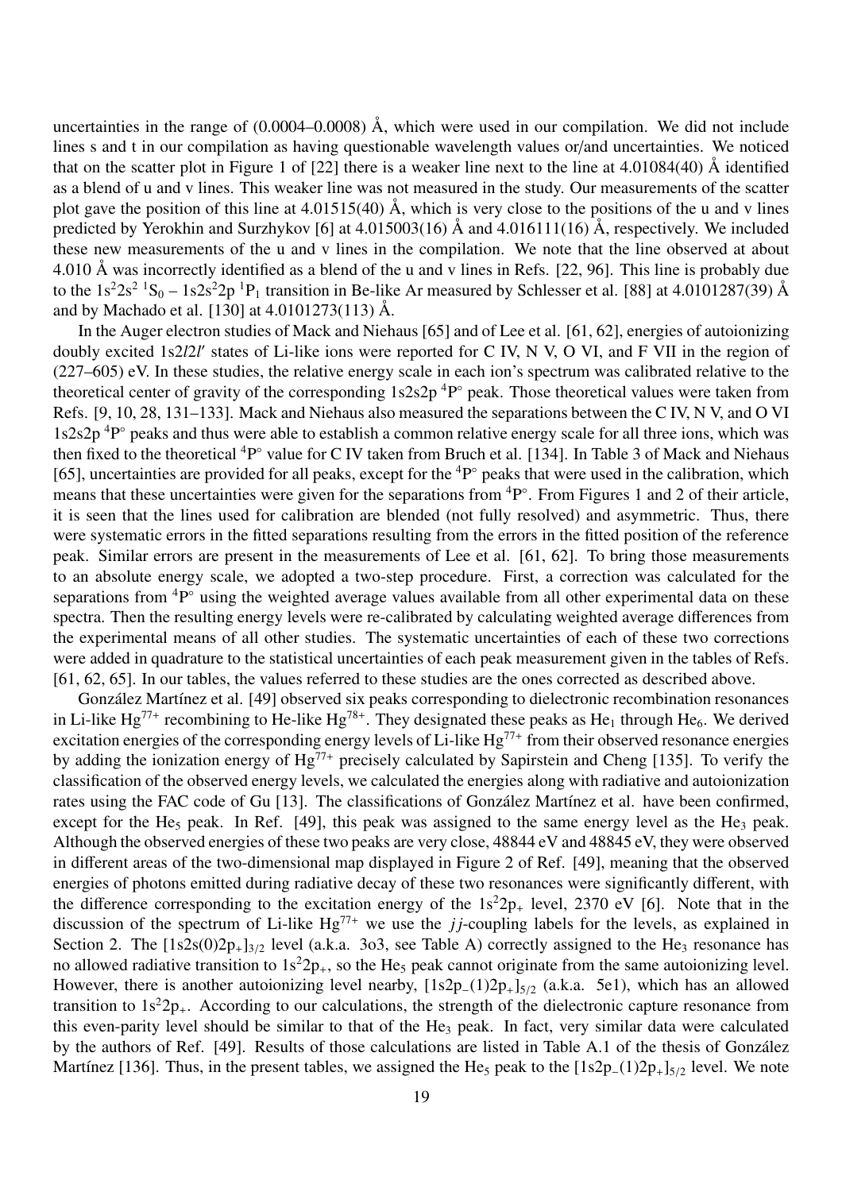uncertainties in the range of (0.0004–0.0008) Å, which were used in our compilation. We did not include lines s and t in our compilation as having questionable wavelength values or/and uncertainties. We noticed that on the scatter plot in Figure 1 of [22] there is a weaker line next to the line at 4.01084(40) Å identified as a blend of u and v lines. This weaker line was not measured in the study. Our measurements of the scatter plot gave the position of this line at 4.01515(40) Å, which is very close to the positions of the u and v lines predicted by Yerokhin and Surzhykov [6] at 4.015003(16) Å and 4.016111(16) Å, respectively. We included these new measurements of the u and v lines in the compilation. We note that the line observed at about 4.010 Å was incorrectly identified as a blend of the u and v lines in Refs. [22, 96]. This line is probably due to the $1s^22s^2\ ^1S_0$ – $1s2s^22p\ ^1P_1$ transition in Be-like Ar measured by Schlesser et al. [88] at 4.0101287(39) Å and by Machado et al. [130] at 4.0101273(113) Å.

In the Auger electron studies of Mack and Niehaus [65] and of Lee et al. [61, 62], energies of autoionizing doubly excited $1s2l2l'$ states of Li-like ions were reported for C IV, N V, O VI, and F VII in the region of (227–605) eV. In these studies, the relative energy scale in each ion's spectrum was calibrated relative to the theoretical center of gravity of the corresponding $1s2s2p\ ^4P^{\circ}$ peak. Those theoretical values were taken from Refs. [9, 10, 28, 131–133]. Mack and Niehaus also measured the separations between the C IV, N V, and O VI $1s2s2p\ ^4P^{\circ}$ peaks and thus were able to establish a common relative energy scale for all three ions, which was then fixed to the theoretical $^4P^{\circ}$ value for C IV taken from Bruch et al. [134]. In Table 3 of Mack and Niehaus [65], uncertainties are provided for all peaks, except for the $^4P^{\circ}$ peaks that were used in the calibration, which means that these uncertainties were given for the separations from $^4P^{\circ}$. From Figures 1 and 2 of their article, it is seen that the lines used for calibration are blended (not fully resolved) and asymmetric. Thus, there were systematic errors in the fitted separations resulting from the errors in the fitted position of the reference peak. Similar errors are present in the measurements of Lee et al. [61, 62]. To bring those measurements to an absolute energy scale, we adopted a two-step procedure. First, a correction was calculated for the separations from $^4P^{\circ}$ using the weighted average values available from all other experimental data on these spectra. Then the resulting energy levels were re-calibrated by calculating weighted average differences from the experimental means of all other studies. The systematic uncertainties of each of these two corrections were added in quadrature to the statistical uncertainties of each peak measurement given in the tables of Refs. [61, 62, 65]. In our tables, the values referred to these studies are the ones corrected as described above.

González Martínez et al. [49] observed six peaks corresponding to dielectronic recombination resonances in Li-like $Hg^{77+}$ recombining to He-like $Hg^{78+}$. They designated these peaks as $He_1$ through $He_6$. We derived excitation energies of the corresponding energy levels of Li-like $Hg^{77+}$ from their observed resonance energies by adding the ionization energy of $Hg^{77+}$ precisely calculated by Sapirstein and Cheng [135]. To verify the classification of the observed energy levels, we calculated the energies along with radiative and autoionization rates using the FAC code of Gu [13]. The classifications of González Martínez et al. have been confirmed, except for the $He_5$ peak. In Ref. [49], this peak was assigned to the same energy level as the $He_3$ peak. Although the observed energies of these two peaks are very close, 48844 eV and 48845 eV, they were observed in different areas of the two-dimensional map displayed in Figure 2 of Ref. [49], meaning that the observed energies of photons emitted during radiative decay of these two resonances were significantly different, with the difference corresponding to the excitation energy of the $1s^22p_+$ level, 2370 eV [6]. Note that in the discussion of the spectrum of Li-like $Hg^{77+}$ we use the $jj$-coupling labels for the levels, as explained in Section 2. The $[1s2s(0)2p_+]_{3/2}$ level (a.k.a. 3o3, see Table A) correctly assigned to the $He_3$ resonance has no allowed radiative transition to $1s^22p_+$, so the $He_5$ peak cannot originate from the same autoionizing level. However, there is another autoionizing level nearby, $[1s2p_-(1)2p_+]_{5/2}$ (a.k.a. 5e1), which has an allowed transition to $1s^22p_+$. According to our calculations, the strength of the dielectronic capture resonance from this even-parity level should be similar to that of the $He_3$ peak. In fact, very similar data were calculated by the authors of Ref. [49]. Results of those calculations are listed in Table A.1 of the thesis of González Martínez [136]. Thus, in the present tables, we assigned the $He_5$ peak to the $[1s2p_-(1)2p_+]_{5/2}$ level. We note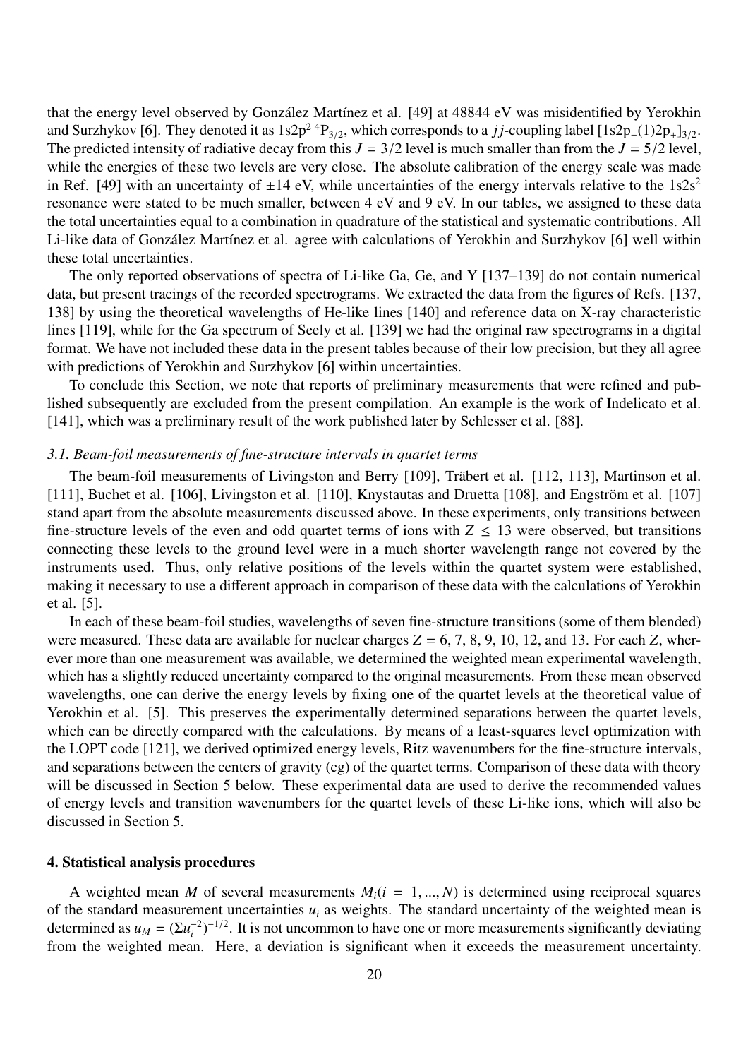that the energy level observed by González Martínez et al. [49] at 48844 eV was misidentified by Yerokhin and Surzhykov [6]. They denoted it as $1s2p^2\,{}^4P_{3/2}$, which corresponds to a $jj$-coupling label $[1s2p_-(1)2p_+]_{3/2}$. The predicted intensity of radiative decay from this $J = 3/2$ level is much smaller than from the $J = 5/2$ level, while the energies of these two levels are very close. The absolute calibration of the energy scale was made in Ref. [49] with an uncertainty of $\pm 14$ eV, while uncertainties of the energy intervals relative to the $1s2s^2$ resonance were stated to be much smaller, between 4 eV and 9 eV. In our tables, we assigned to these data the total uncertainties equal to a combination in quadrature of the statistical and systematic contributions. All Li-like data of González Martínez et al. agree with calculations of Yerokhin and Surzhykov [6] well within these total uncertainties.

The only reported observations of spectra of Li-like Ga, Ge, and Y [137–139] do not contain numerical data, but present tracings of the recorded spectrograms. We extracted the data from the figures of Refs. [137, 138] by using the theoretical wavelengths of He-like lines [140] and reference data on X-ray characteristic lines [119], while for the Ga spectrum of Seely et al. [139] we had the original raw spectrograms in a digital format. We have not included these data in the present tables because of their low precision, but they all agree with predictions of Yerokhin and Surzhykov [6] within uncertainties.

To conclude this Section, we note that reports of preliminary measurements that were refined and published subsequently are excluded from the present compilation. An example is the work of Indelicato et al. [141], which was a preliminary result of the work published later by Schlesser et al. [88].

### *3.1. Beam-foil measurements of fine-structure intervals in quartet terms*

The beam-foil measurements of Livingston and Berry [109], Träbert et al. [112, 113], Martinson et al. [111], Buchet et al. [106], Livingston et al. [110], Knystautas and Druetta [108], and Engström et al. [107] stand apart from the absolute measurements discussed above. In these experiments, only transitions between fine-structure levels of the even and odd quartet terms of ions with $Z \leq 13$ were observed, but transitions connecting these levels to the ground level were in a much shorter wavelength range not covered by the instruments used. Thus, only relative positions of the levels within the quartet system were established, making it necessary to use a different approach in comparison of these data with the calculations of Yerokhin et al. [5].

In each of these beam-foil studies, wavelengths of seven fine-structure transitions (some of them blended) were measured. These data are available for nuclear charges $Z = 6$, 7, 8, 9, 10, 12, and 13. For each $Z$, wherever more than one measurement was available, we determined the weighted mean experimental wavelength, which has a slightly reduced uncertainty compared to the original measurements. From these mean observed wavelengths, one can derive the energy levels by fixing one of the quartet levels at the theoretical value of Yerokhin et al. [5]. This preserves the experimentally determined separations between the quartet levels, which can be directly compared with the calculations. By means of a least-squares level optimization with the LOPT code [121], we derived optimized energy levels, Ritz wavenumbers for the fine-structure intervals, and separations between the centers of gravity (cg) of the quartet terms. Comparison of these data with theory will be discussed in Section 5 below. These experimental data are used to derive the recommended values of energy levels and transition wavenumbers for the quartet levels of these Li-like ions, which will also be discussed in Section 5.

## 4. Statistical analysis procedures

A weighted mean $M$ of several measurements $M_i (i = 1, ..., N)$ is determined using reciprocal squares of the standard measurement uncertainties $u_i$ as weights. The standard uncertainty of the weighted mean is determined as $u_M = (\Sigma u_i^{-2})^{-1/2}$. It is not uncommon to have one or more measurements significantly deviating from the weighted mean. Here, a deviation is significant when it exceeds the measurement uncertainty.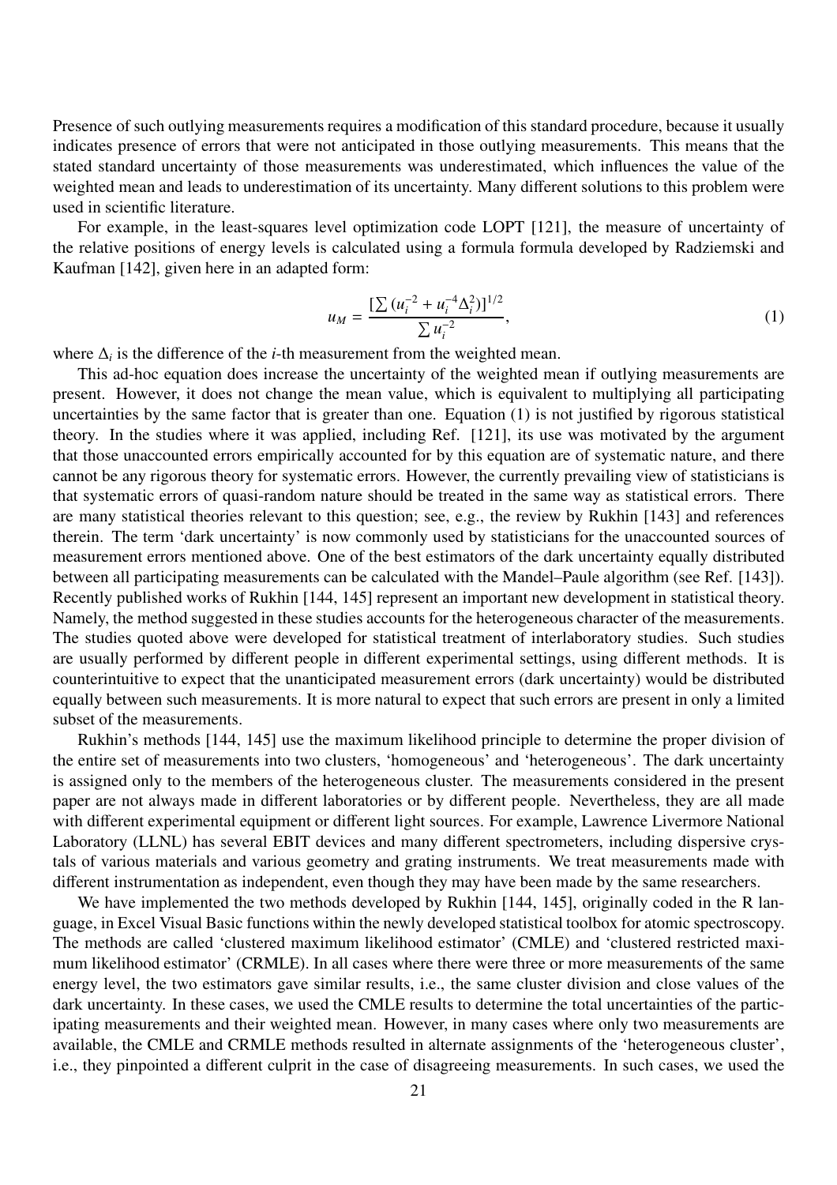Presence of such outlying measurements requires a modification of this standard procedure, because it usually indicates presence of errors that were not anticipated in those outlying measurements. This means that the stated standard uncertainty of those measurements was underestimated, which influences the value of the weighted mean and leads to underestimation of its uncertainty. Many different solutions to this problem were used in scientific literature.

For example, in the least-squares level optimization code LOPT [121], the measure of uncertainty of the relative positions of energy levels is calculated using a formula formula developed by Radziemski and Kaufman [142], given here in an adapted form:

$$u_M = \frac{[\sum (u_i^{-2} + u_i^{-4}\Delta_i^2)]^{1/2}}{\sum u_i^{-2}}, \tag{1}$$

where $\Delta_i$ is the difference of the $i$-th measurement from the weighted mean.

This ad-hoc equation does increase the uncertainty of the weighted mean if outlying measurements are present. However, it does not change the mean value, which is equivalent to multiplying all participating uncertainties by the same factor that is greater than one. Equation (1) is not justified by rigorous statistical theory. In the studies where it was applied, including Ref. [121], its use was motivated by the argument that those unaccounted errors empirically accounted for by this equation are of systematic nature, and there cannot be any rigorous theory for systematic errors. However, the currently prevailing view of statisticians is that systematic errors of quasi-random nature should be treated in the same way as statistical errors. There are many statistical theories relevant to this question; see, e.g., the review by Rukhin [143] and references therein. The term 'dark uncertainty' is now commonly used by statisticians for the unaccounted sources of measurement errors mentioned above. One of the best estimators of the dark uncertainty equally distributed between all participating measurements can be calculated with the Mandel–Paule algorithm (see Ref. [143]). Recently published works of Rukhin [144, 145] represent an important new development in statistical theory. Namely, the method suggested in these studies accounts for the heterogeneous character of the measurements. The studies quoted above were developed for statistical treatment of interlaboratory studies. Such studies are usually performed by different people in different experimental settings, using different methods. It is counterintuitive to expect that the unanticipated measurement errors (dark uncertainty) would be distributed equally between such measurements. It is more natural to expect that such errors are present in only a limited subset of the measurements.

Rukhin's methods [144, 145] use the maximum likelihood principle to determine the proper division of the entire set of measurements into two clusters, 'homogeneous' and 'heterogeneous'. The dark uncertainty is assigned only to the members of the heterogeneous cluster. The measurements considered in the present paper are not always made in different laboratories or by different people. Nevertheless, they are all made with different experimental equipment or different light sources. For example, Lawrence Livermore National Laboratory (LLNL) has several EBIT devices and many different spectrometers, including dispersive crystals of various materials and various geometry and grating instruments. We treat measurements made with different instrumentation as independent, even though they may have been made by the same researchers.

We have implemented the two methods developed by Rukhin [144, 145], originally coded in the R language, in Excel Visual Basic functions within the newly developed statistical toolbox for atomic spectroscopy. The methods are called 'clustered maximum likelihood estimator' (CMLE) and 'clustered restricted maximum likelihood estimator' (CRMLE). In all cases where there were three or more measurements of the same energy level, the two estimators gave similar results, i.e., the same cluster division and close values of the dark uncertainty. In these cases, we used the CMLE results to determine the total uncertainties of the participating measurements and their weighted mean. However, in many cases where only two measurements are available, the CMLE and CRMLE methods resulted in alternate assignments of the 'heterogeneous cluster', i.e., they pinpointed a different culprit in the case of disagreeing measurements. In such cases, we used the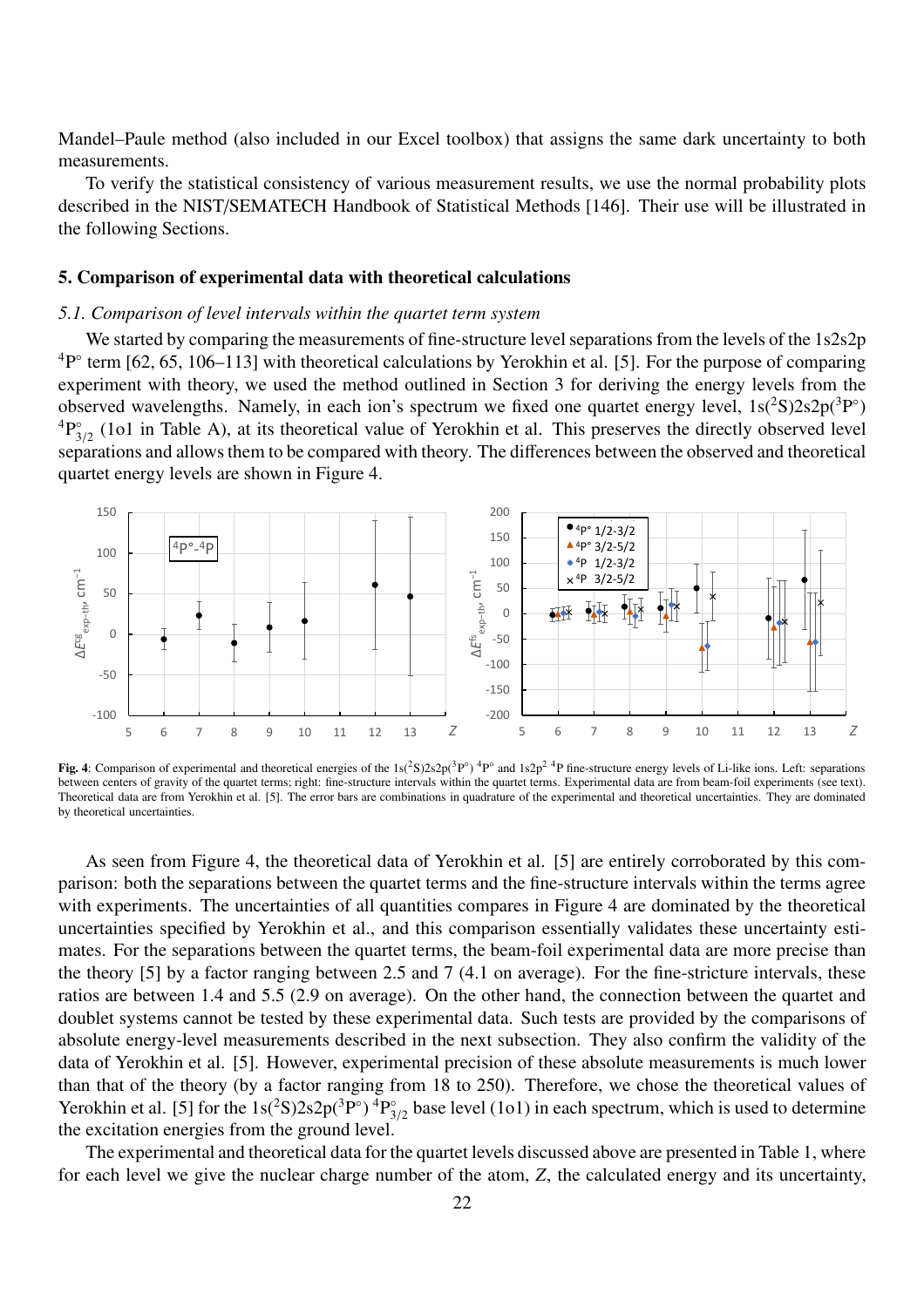Mandel–Paule method (also included in our Excel toolbox) that assigns the same dark uncertainty to both measurements.

To verify the statistical consistency of various measurement results, we use the normal probability plots described in the NIST/SEMATECH Handbook of Statistical Methods [146]. Their use will be illustrated in the following Sections.

## 5. Comparison of experimental data with theoretical calculations

### *5.1. Comparison of level intervals within the quartet term system*

We started by comparing the measurements of fine-structure level separations from the levels of the 1s2s2p $^4$P° term [62, 65, 106–113] with theoretical calculations by Yerokhin et al. [5]. For the purpose of comparing experiment with theory, we used the method outlined in Section 3 for deriving the energy levels from the observed wavelengths. Namely, in each ion's spectrum we fixed one quartet energy level, 1s($^2$S)2s2p($^3$P°) $^4$P°$_{3/2}$ (1o1 in Table A), at its theoretical value of Yerokhin et al. This preserves the directly observed level separations and allows them to be compared with theory. The differences between the observed and theoretical quartet energy levels are shown in Figure 4.

**Fig. 4**: Comparison of experimental and theoretical energies of the 1s($^2$S)2s2p($^3$P°) $^4$P° and 1s2p$^2$ $^4$P fine-structure energy levels of Li-like ions. Left: separations between centers of gravity of the quartet terms; right: fine-structure intervals within the quartet terms. Experimental data are from beam-foil experiments (see text). Theoretical data are from Yerokhin et al. [5]. The error bars are combinations in quadrature of the experimental and theoretical uncertainties. They are dominated by theoretical uncertainties.

As seen from Figure 4, the theoretical data of Yerokhin et al. [5] are entirely corroborated by this comparison: both the separations between the quartet terms and the fine-structure intervals within the terms agree with experiments. The uncertainties of all quantities compares in Figure 4 are dominated by the theoretical uncertainties specified by Yerokhin et al., and this comparison essentially validates these uncertainty estimates. For the separations between the quartet terms, the beam-foil experimental data are more precise than the theory [5] by a factor ranging between 2.5 and 7 (4.1 on average). For the fine-stricture intervals, these ratios are between 1.4 and 5.5 (2.9 on average). On the other hand, the connection between the quartet and doublet systems cannot be tested by these experimental data. Such tests are provided by the comparisons of absolute energy-level measurements described in the next subsection. They also confirm the validity of the data of Yerokhin et al. [5]. However, experimental precision of these absolute measurements is much lower than that of the theory (by a factor ranging from 18 to 250). Therefore, we chose the theoretical values of Yerokhin et al. [5] for the 1s($^2$S)2s2p($^3$P°) $^4$P°$_{3/2}$ base level (1o1) in each spectrum, which is used to determine the excitation energies from the ground level.

The experimental and theoretical data for the quartet levels discussed above are presented in Table 1, where for each level we give the nuclear charge number of the atom, *Z*, the calculated energy and its uncertainty,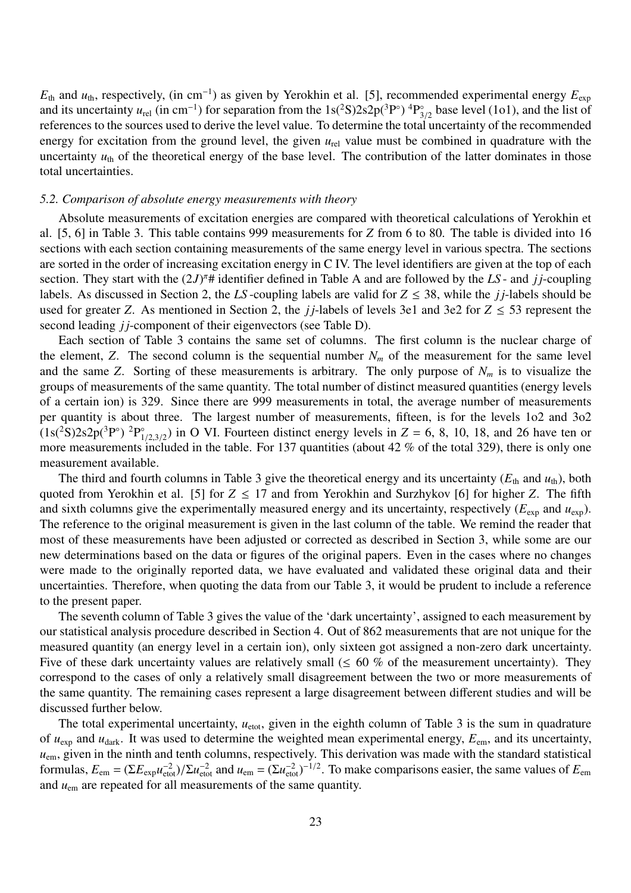$E_{\rm th}$ and $u_{\rm th}$, respectively, (in cm$^{-1}$) as given by Yerokhin et al. [5], recommended experimental energy $E_{\rm exp}$ and its uncertainty $u_{\rm rel}$ (in cm$^{-1}$) for separation from the 1s($^2$S)2s2p($^3$P°) $^4$P°$_{3/2}$ base level (1o1), and the list of references to the sources used to derive the level value. To determine the total uncertainty of the recommended energy for excitation from the ground level, the given $u_{\rm rel}$ value must be combined in quadrature with the uncertainty $u_{\rm th}$ of the theoretical energy of the base level. The contribution of the latter dominates in those total uncertainties.

### *5.2. Comparison of absolute energy measurements with theory*

Absolute measurements of excitation energies are compared with theoretical calculations of Yerokhin et al. [5, 6] in Table 3. This table contains 999 measurements for $Z$ from 6 to 80. The table is divided into 16 sections with each section containing measurements of the same energy level in various spectra. The sections are sorted in the order of increasing excitation energy in C IV. The level identifiers are given at the top of each section. They start with the $(2J)^\pi$# identifier defined in Table A and are followed by the $LS$- and $jj$-coupling labels. As discussed in Section 2, the $LS$-coupling labels are valid for $Z \leq 38$, while the $jj$-labels should be used for greater $Z$. As mentioned in Section 2, the $jj$-labels of levels 3e1 and 3e2 for $Z \leq 53$ represent the second leading $jj$-component of their eigenvectors (see Table D).

Each section of Table 3 contains the same set of columns. The first column is the nuclear charge of the element, $Z$. The second column is the sequential number $N_m$ of the measurement for the same level and the same $Z$. Sorting of these measurements is arbitrary. The only purpose of $N_m$ is to visualize the groups of measurements of the same quantity. The total number of distinct measured quantities (energy levels of a certain ion) is 329. Since there are 999 measurements in total, the average number of measurements per quantity is about three. The largest number of measurements, fifteen, is for the levels 1o2 and 3o2 (1s($^2$S)2s2p($^3$P°) $^2$P°$_{1/2,3/2}$) in O VI. Fourteen distinct energy levels in $Z$ = 6, 8, 10, 18, and 26 have ten or more measurements included in the table. For 137 quantities (about 42 % of the total 329), there is only one measurement available.

The third and fourth columns in Table 3 give the theoretical energy and its uncertainty ($E_{\rm th}$ and $u_{\rm th}$), both quoted from Yerokhin et al. [5] for $Z \leq 17$ and from Yerokhin and Surzhykov [6] for higher $Z$. The fifth and sixth columns give the experimentally measured energy and its uncertainty, respectively ($E_{\rm exp}$ and $u_{\rm exp}$). The reference to the original measurement is given in the last column of the table. We remind the reader that most of these measurements have been adjusted or corrected as described in Section 3, while some are our new determinations based on the data or figures of the original papers. Even in the cases where no changes were made to the originally reported data, we have evaluated and validated these original data and their uncertainties. Therefore, when quoting the data from our Table 3, it would be prudent to include a reference to the present paper.

The seventh column of Table 3 gives the value of the 'dark uncertainty', assigned to each measurement by our statistical analysis procedure described in Section 4. Out of 862 measurements that are not unique for the measured quantity (an energy level in a certain ion), only sixteen got assigned a non-zero dark uncertainty. Five of these dark uncertainty values are relatively small ($\leq$ 60 % of the measurement uncertainty). They correspond to the cases of only a relatively small disagreement between the two or more measurements of the same quantity. The remaining cases represent a large disagreement between different studies and will be discussed further below.

The total experimental uncertainty, $u_{\rm etot}$, given in the eighth column of Table 3 is the sum in quadrature of $u_{\rm exp}$ and $u_{\rm dark}$. It was used to determine the weighted mean experimental energy, $E_{\rm em}$, and its uncertainty, $u_{\rm em}$, given in the ninth and tenth columns, respectively. This derivation was made with the standard statistical formulas, $E_{\rm em} = (\Sigma E_{\rm exp} u_{\rm etot}^{-2})/\Sigma u_{\rm etot}^{-2}$ and $u_{\rm em} = (\Sigma u_{\rm etot}^{-2})^{-1/2}$. To make comparisons easier, the same values of $E_{\rm em}$ and $u_{\rm em}$ are repeated for all measurements of the same quantity.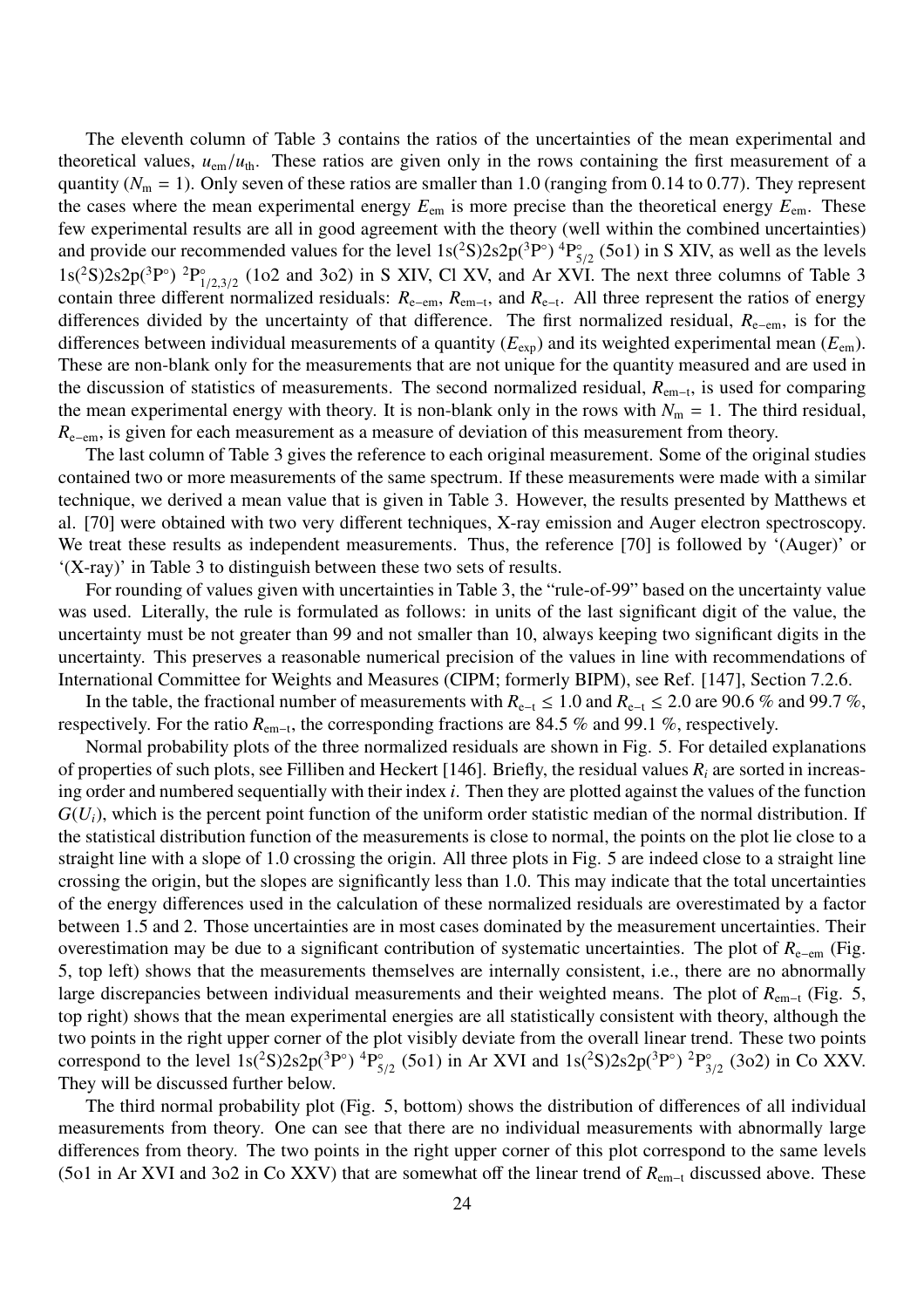The eleventh column of Table 3 contains the ratios of the uncertainties of the mean experimental and theoretical values, $u_{em}/u_{th}$. These ratios are given only in the rows containing the first measurement of a quantity ($N_m = 1$). Only seven of these ratios are smaller than 1.0 (ranging from 0.14 to 0.77). They represent the cases where the mean experimental energy $E_{em}$ is more precise than the theoretical energy $E_{em}$. These few experimental results are all in good agreement with the theory (well within the combined uncertainties) and provide our recommended values for the level $1s(^2S)2s2p(^3P^\circ)\ ^4P^\circ_{5/2}$ (5o1) in S XIV, as well as the levels $1s(^2S)2s2p(^3P^\circ)\ ^2P^\circ_{1/2,3/2}$ (1o2 and 3o2) in S XIV, Cl XV, and Ar XVI. The next three columns of Table 3 contain three different normalized residuals: $R_{e-em}$, $R_{em-t}$, and $R_{e-t}$. All three represent the ratios of energy differences divided by the uncertainty of that difference. The first normalized residual, $R_{e-em}$, is for the differences between individual measurements of a quantity ($E_{exp}$) and its weighted experimental mean ($E_{em}$). These are non-blank only for the measurements that are not unique for the quantity measured and are used in the discussion of statistics of measurements. The second normalized residual, $R_{em-t}$, is used for comparing the mean experimental energy with theory. It is non-blank only in the rows with $N_m = 1$. The third residual, $R_{e-em}$, is given for each measurement as a measure of deviation of this measurement from theory.

The last column of Table 3 gives the reference to each original measurement. Some of the original studies contained two or more measurements of the same spectrum. If these measurements were made with a similar technique, we derived a mean value that is given in Table 3. However, the results presented by Matthews et al. [70] were obtained with two very different techniques, X-ray emission and Auger electron spectroscopy. We treat these results as independent measurements. Thus, the reference [70] is followed by '(Auger)' or '(X-ray)' in Table 3 to distinguish between these two sets of results.

For rounding of values given with uncertainties in Table 3, the "rule-of-99" based on the uncertainty value was used. Literally, the rule is formulated as follows: in units of the last significant digit of the value, the uncertainty must be not greater than 99 and not smaller than 10, always keeping two significant digits in the uncertainty. This preserves a reasonable numerical precision of the values in line with recommendations of International Committee for Weights and Measures (CIPM; formerly BIPM), see Ref. [147], Section 7.2.6.

In the table, the fractional number of measurements with $R_{e-t} \leq 1.0$ and $R_{e-t} \leq 2.0$ are 90.6 % and 99.7 %, respectively. For the ratio $R_{em-t}$, the corresponding fractions are 84.5 % and 99.1 %, respectively.

Normal probability plots of the three normalized residuals are shown in Fig. 5. For detailed explanations of properties of such plots, see Filliben and Heckert [146]. Briefly, the residual values $R_i$ are sorted in increasing order and numbered sequentially with their index $i$. Then they are plotted against the values of the function $G(U_i)$, which is the percent point function of the uniform order statistic median of the normal distribution. If the statistical distribution function of the measurements is close to normal, the points on the plot lie close to a straight line with a slope of 1.0 crossing the origin. All three plots in Fig. 5 are indeed close to a straight line crossing the origin, but the slopes are significantly less than 1.0. This may indicate that the total uncertainties of the energy differences used in the calculation of these normalized residuals are overestimated by a factor between 1.5 and 2. Those uncertainties are in most cases dominated by the measurement uncertainties. Their overestimation may be due to a significant contribution of systematic uncertainties. The plot of $R_{e-em}$ (Fig. 5, top left) shows that the measurements themselves are internally consistent, i.e., there are no abnormally large discrepancies between individual measurements and their weighted means. The plot of $R_{em-t}$ (Fig. 5, top right) shows that the mean experimental energies are all statistically consistent with theory, although the two points in the right upper corner of the plot visibly deviate from the overall linear trend. These two points correspond to the level $1s(^2S)2s2p(^3P^\circ)\ ^4P^\circ_{5/2}$ (5o1) in Ar XVI and $1s(^2S)2s2p(^3P^\circ)\ ^2P^\circ_{3/2}$ (3o2) in Co XXV. They will be discussed further below.

The third normal probability plot (Fig. 5, bottom) shows the distribution of differences of all individual measurements from theory. One can see that there are no individual measurements with abnormally large differences from theory. The two points in the right upper corner of this plot correspond to the same levels (5o1 in Ar XVI and 3o2 in Co XXV) that are somewhat off the linear trend of $R_{em-t}$ discussed above. These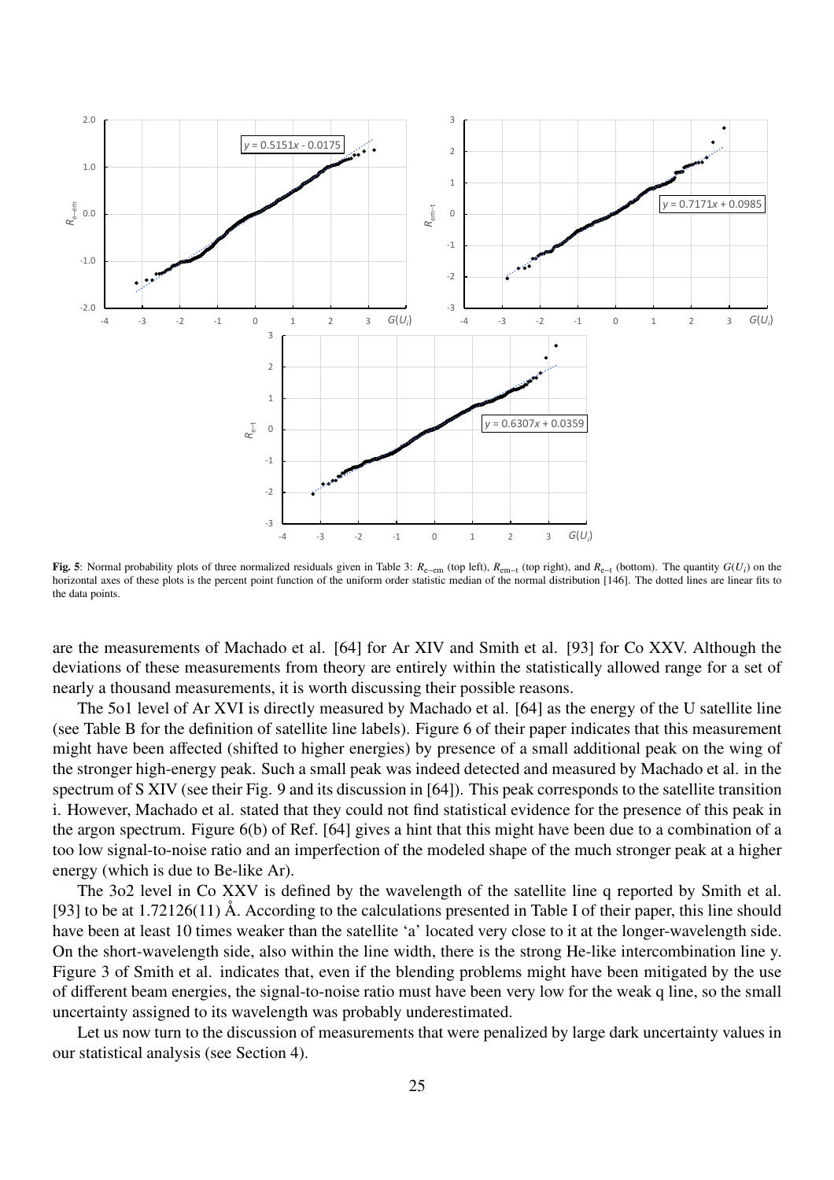**Fig. 5**: Normal probability plots of three normalized residuals given in Table 3: $R_{\mathrm{e-em}}$ (top left), $R_{\mathrm{em-t}}$ (top right), and $R_{\mathrm{e-t}}$ (bottom). The quantity $G(U_i)$ on the horizontal axes of these plots is the percent point function of the uniform order statistic median of the normal distribution [146]. The dotted lines are linear fits to the data points.

are the measurements of Machado et al. [64] for Ar XIV and Smith et al. [93] for Co XXV. Although the deviations of these measurements from theory are entirely within the statistically allowed range for a set of nearly a thousand measurements, it is worth discussing their possible reasons.

The 5o1 level of Ar XVI is directly measured by Machado et al. [64] as the energy of the U satellite line (see Table B for the definition of satellite line labels). Figure 6 of their paper indicates that this measurement might have been affected (shifted to higher energies) by presence of a small additional peak on the wing of the stronger high-energy peak. Such a small peak was indeed detected and measured by Machado et al. in the spectrum of S XIV (see their Fig. 9 and its discussion in [64]). This peak corresponds to the satellite transition i. However, Machado et al. stated that they could not find statistical evidence for the presence of this peak in the argon spectrum. Figure 6(b) of Ref. [64] gives a hint that this might have been due to a combination of a too low signal-to-noise ratio and an imperfection of the modeled shape of the much stronger peak at a higher energy (which is due to Be-like Ar).

The 3o2 level in Co XXV is defined by the wavelength of the satellite line q reported by Smith et al. [93] to be at 1.72126(11) Å. According to the calculations presented in Table I of their paper, this line should have been at least 10 times weaker than the satellite 'a' located very close to it at the longer-wavelength side. On the short-wavelength side, also within the line width, there is the strong He-like intercombination line y. Figure 3 of Smith et al. indicates that, even if the blending problems might have been mitigated by the use of different beam energies, the signal-to-noise ratio must have been very low for the weak q line, so the small uncertainty assigned to its wavelength was probably underestimated.

Let us now turn to the discussion of measurements that were penalized by large dark uncertainty values in our statistical analysis (see Section 4).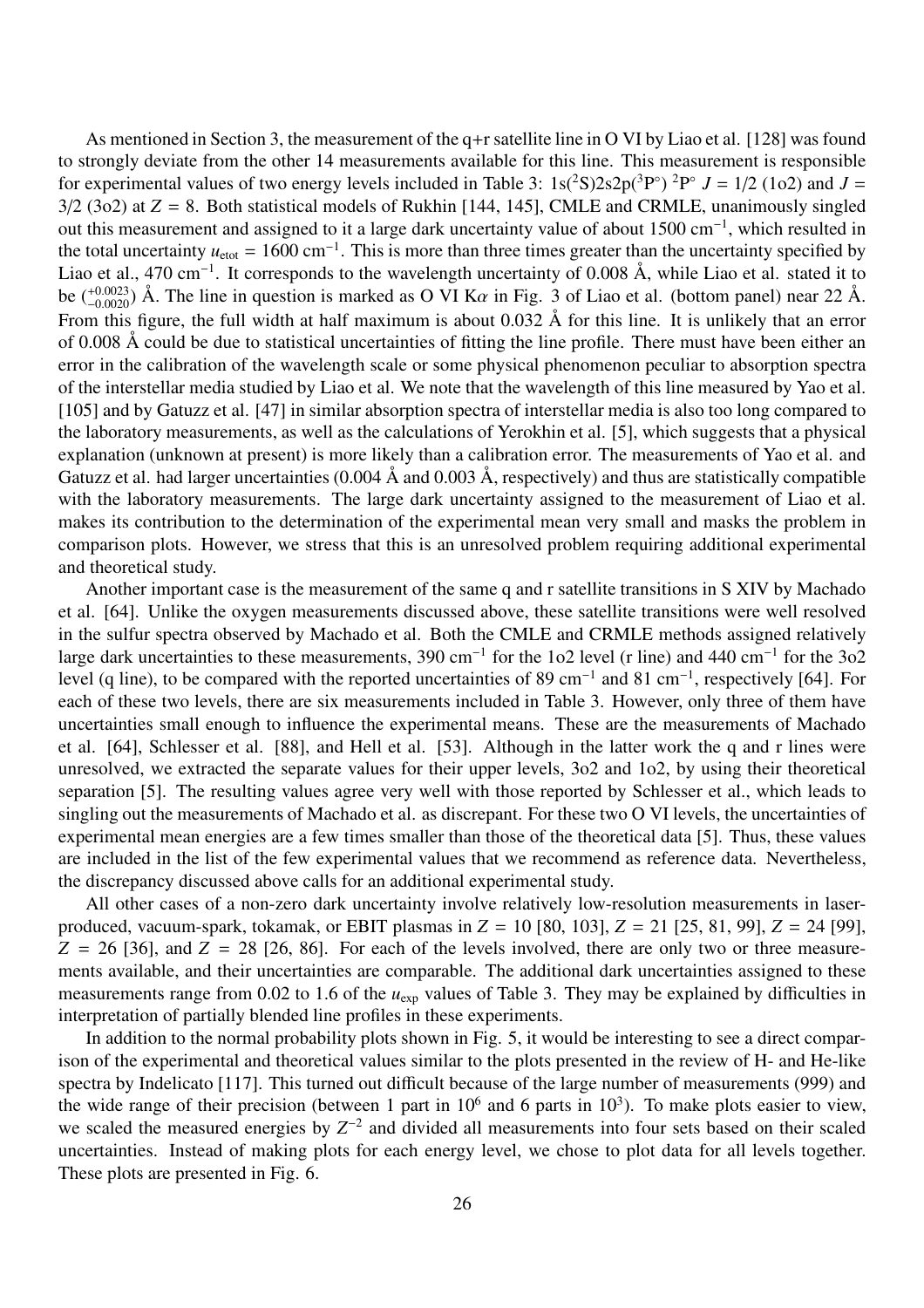As mentioned in Section 3, the measurement of the q+r satellite line in O VI by Liao et al. [128] was found to strongly deviate from the other 14 measurements available for this line. This measurement is responsible for experimental values of two energy levels included in Table 3: $1s(^2S)2s2p(^3P^\circ)\ ^2P^\circ$ $J = 1/2$ (1o2) and $J = 3/2$ (3o2) at $Z = 8$. Both statistical models of Rukhin [144, 145], CMLE and CRMLE, unanimously singled out this measurement and assigned to it a large dark uncertainty value of about 1500 cm$^{-1}$, which resulted in the total uncertainty $u_{\text{etot}} = 1600$ cm$^{-1}$. This is more than three times greater than the uncertainty specified by Liao et al., 470 cm$^{-1}$. It corresponds to the wavelength uncertainty of 0.008 Å, while Liao et al. stated it to be $(^{+0.0023}_{-0.0020})$ Å. The line in question is marked as O VI K$\alpha$ in Fig. 3 of Liao et al. (bottom panel) near 22 Å. From this figure, the full width at half maximum is about 0.032 Å for this line. It is unlikely that an error of 0.008 Å could be due to statistical uncertainties of fitting the line profile. There must have been either an error in the calibration of the wavelength scale or some physical phenomenon peculiar to absorption spectra of the interstellar media studied by Liao et al. We note that the wavelength of this line measured by Yao et al. [105] and by Gatuzz et al. [47] in similar absorption spectra of interstellar media is also too long compared to the laboratory measurements, as well as the calculations of Yerokhin et al. [5], which suggests that a physical explanation (unknown at present) is more likely than a calibration error. The measurements of Yao et al. and Gatuzz et al. had larger uncertainties (0.004 Å and 0.003 Å, respectively) and thus are statistically compatible with the laboratory measurements. The large dark uncertainty assigned to the measurement of Liao et al. makes its contribution to the determination of the experimental mean very small and masks the problem in comparison plots. However, we stress that this is an unresolved problem requiring additional experimental and theoretical study.

Another important case is the measurement of the same q and r satellite transitions in S XIV by Machado et al. [64]. Unlike the oxygen measurements discussed above, these satellite transitions were well resolved in the sulfur spectra observed by Machado et al. Both the CMLE and CRMLE methods assigned relatively large dark uncertainties to these measurements, 390 cm$^{-1}$ for the 1o2 level (r line) and 440 cm$^{-1}$ for the 3o2 level (q line), to be compared with the reported uncertainties of 89 cm$^{-1}$ and 81 cm$^{-1}$, respectively [64]. For each of these two levels, there are six measurements included in Table 3. However, only three of them have uncertainties small enough to influence the experimental means. These are the measurements of Machado et al. [64], Schlesser et al. [88], and Hell et al. [53]. Although in the latter work the q and r lines were unresolved, we extracted the separate values for their upper levels, 3o2 and 1o2, by using their theoretical separation [5]. The resulting values agree very well with those reported by Schlesser et al., which leads to singling out the measurements of Machado et al. as discrepant. For these two O VI levels, the uncertainties of experimental mean energies are a few times smaller than those of the theoretical data [5]. Thus, these values are included in the list of the few experimental values that we recommend as reference data. Nevertheless, the discrepancy discussed above calls for an additional experimental study.

All other cases of a non-zero dark uncertainty involve relatively low-resolution measurements in laser-produced, vacuum-spark, tokamak, or EBIT plasmas in $Z = 10$ [80, 103], $Z = 21$ [25, 81, 99], $Z = 24$ [99], $Z = 26$ [36], and $Z = 28$ [26, 86]. For each of the levels involved, there are only two or three measurements available, and their uncertainties are comparable. The additional dark uncertainties assigned to these measurements range from 0.02 to 1.6 of the $u_{\text{exp}}$ values of Table 3. They may be explained by difficulties in interpretation of partially blended line profiles in these experiments.

In addition to the normal probability plots shown in Fig. 5, it would be interesting to see a direct comparison of the experimental and theoretical values similar to the plots presented in the review of H- and He-like spectra by Indelicato [117]. This turned out difficult because of the large number of measurements (999) and the wide range of their precision (between 1 part in $10^6$ and 6 parts in $10^3$). To make plots easier to view, we scaled the measured energies by $Z^{-2}$ and divided all measurements into four sets based on their scaled uncertainties. Instead of making plots for each energy level, we chose to plot data for all levels together. These plots are presented in Fig. 6.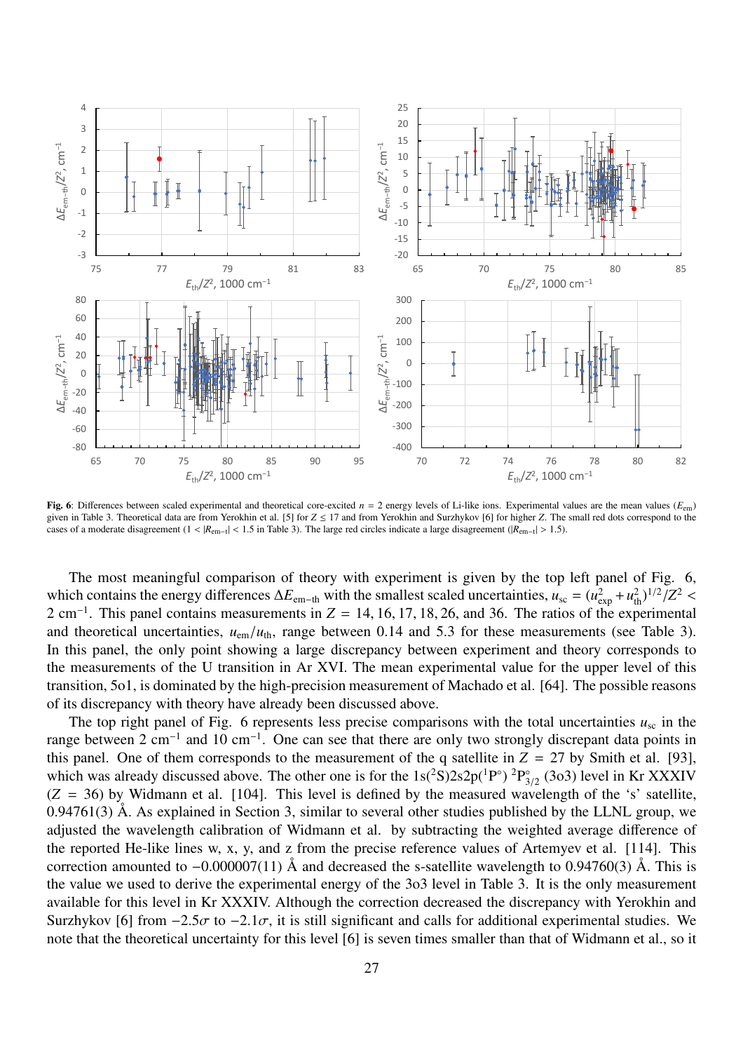**Fig. 6**: Differences between scaled experimental and theoretical core-excited $n = 2$ energy levels of Li-like ions. Experimental values are the mean values ($E_{em}$) given in Table 3. Theoretical data are from Yerokhin et al. [5] for $Z \leq 17$ and from Yerokhin and Surzhykov [6] for higher $Z$. The small red dots correspond to the cases of a moderate disagreement ($1 < |R_{em-t}| < 1.5$ in Table 3). The large red circles indicate a large disagreement ($|R_{em-t}| > 1.5$).

The most meaningful comparison of theory with experiment is given by the top left panel of Fig. 6, which contains the energy differences $\Delta E_{em-th}$ with the smallest scaled uncertainties, $u_{sc} = (u_{exp}^2 + u_{th}^2)^{1/2}/Z^2 < 2$ cm$^{-1}$. This panel contains measurements in $Z$ = 14, 16, 17, 18, 26, and 36. The ratios of the experimental and theoretical uncertainties, $u_{em}/u_{th}$, range between 0.14 and 5.3 for these measurements (see Table 3). In this panel, the only point showing a large discrepancy between experiment and theory corresponds to the measurements of the U transition in Ar XVI. The mean experimental value for the upper level of this transition, 5o1, is dominated by the high-precision measurement of Machado et al. [64]. The possible reasons of its discrepancy with theory have already been discussed above.

The top right panel of Fig. 6 represents less precise comparisons with the total uncertainties $u_{sc}$ in the range between 2 cm$^{-1}$ and 10 cm$^{-1}$. One can see that there are only two strongly discrepant data points in this panel. One of them corresponds to the measurement of the q satellite in $Z$ = 27 by Smith et al. [93], which was already discussed above. The other one is for the 1s($^2$S)2s2p($^1$P°) $^2$P°$_{3/2}$ (3o3) level in Kr XXXIV ($Z$ = 36) by Widmann et al. [104]. This level is defined by the measured wavelength of the 's' satellite, 0.94761(3) Å. As explained in Section 3, similar to several other studies published by the LLNL group, we adjusted the wavelength calibration of Widmann et al. by subtracting the weighted average difference of the reported He-like lines w, x, y, and z from the precise reference values of Artemyev et al. [114]. This correction amounted to −0.000007(11) Å and decreased the s-satellite wavelength to 0.94760(3) Å. This is the value we used to derive the experimental energy of the 3o3 level in Table 3. It is the only measurement available for this level in Kr XXXIV. Although the correction decreased the discrepancy with Yerokhin and Surzhykov [6] from −2.5$\sigma$ to −2.1$\sigma$, it is still significant and calls for additional experimental studies. We note that the theoretical uncertainty for this level [6] is seven times smaller than that of Widmann et al., so it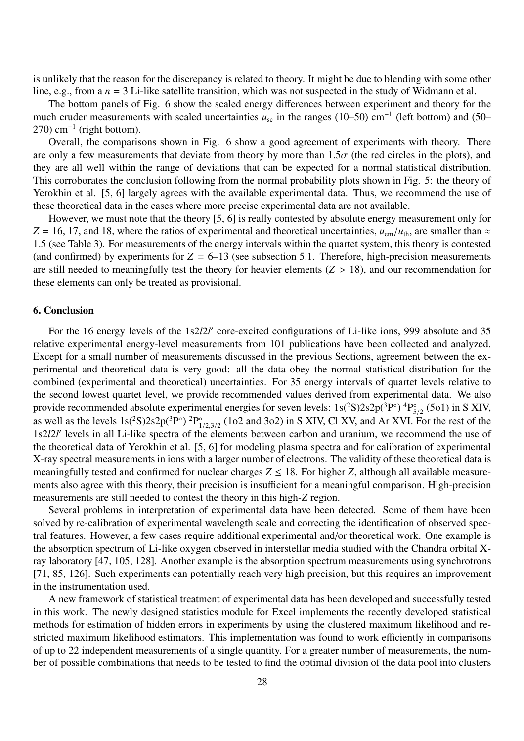is unlikely that the reason for the discrepancy is related to theory. It might be due to blending with some other line, e.g., from a $n = 3$ Li-like satellite transition, which was not suspected in the study of Widmann et al.

The bottom panels of Fig. 6 show the scaled energy differences between experiment and theory for the much cruder measurements with scaled uncertainties $u_{sc}$ in the ranges (10–50) cm$^{-1}$ (left bottom) and (50–270) cm$^{-1}$ (right bottom).

Overall, the comparisons shown in Fig. 6 show a good agreement of experiments with theory. There are only a few measurements that deviate from theory by more than $1.5\sigma$ (the red circles in the plots), and they are all well within the range of deviations that can be expected for a normal statistical distribution. This corroborates the conclusion following from the normal probability plots shown in Fig. 5: the theory of Yerokhin et al. [5, 6] largely agrees with the available experimental data. Thus, we recommend the use of these theoretical data in the cases where more precise experimental data are not available.

However, we must note that the theory [5, 6] is really contested by absolute energy measurement only for $Z = 16$, 17, and 18, where the ratios of experimental and theoretical uncertainties, $u_{em}/u_{th}$, are smaller than ≈ 1.5 (see Table 3). For measurements of the energy intervals within the quartet system, this theory is contested (and confirmed) by experiments for $Z = 6$–13 (see subsection 5.1. Therefore, high-precision measurements are still needed to meaningfully test the theory for heavier elements ($Z > 18$), and our recommendation for these elements can only be treated as provisional.

## 6. Conclusion

For the 16 energy levels of the 1s2$l$2$l'$ core-excited configurations of Li-like ions, 999 absolute and 35 relative experimental energy-level measurements from 101 publications have been collected and analyzed. Except for a small number of measurements discussed in the previous Sections, agreement between the experimental and theoretical data is very good: all the data obey the normal statistical distribution for the combined (experimental and theoretical) uncertainties. For 35 energy intervals of quartet levels relative to the second lowest quartet level, we provide recommended values derived from experimental data. We also provide recommended absolute experimental energies for seven levels: 1s($^2$S)2s2p($^3$P°) $^4$P$^{\circ}_{5/2}$ (5o1) in S XIV, as well as the levels 1s($^2$S)2s2p($^3$P°) $^2$P$^{\circ}_{1/2,3/2}$ (1o2 and 3o2) in S XIV, Cl XV, and Ar XVI. For the rest of the 1s2$l$2$l'$ levels in all Li-like spectra of the elements between carbon and uranium, we recommend the use of the theoretical data of Yerokhin et al. [5, 6] for modeling plasma spectra and for calibration of experimental X-ray spectral measurements in ions with a larger number of electrons. The validity of these theoretical data is meaningfully tested and confirmed for nuclear charges $Z \leq 18$. For higher $Z$, although all available measurements also agree with this theory, their precision is insufficient for a meaningful comparison. High-precision measurements are still needed to contest the theory in this high-$Z$ region.

Several problems in interpretation of experimental data have been detected. Some of them have been solved by re-calibration of experimental wavelength scale and correcting the identification of observed spectral features. However, a few cases require additional experimental and/or theoretical work. One example is the absorption spectrum of Li-like oxygen observed in interstellar media studied with the Chandra orbital X-ray laboratory [47, 105, 128]. Another example is the absorption spectrum measurements using synchrotrons [71, 85, 126]. Such experiments can potentially reach very high precision, but this requires an improvement in the instrumentation used.

A new framework of statistical treatment of experimental data has been developed and successfully tested in this work. The newly designed statistics module for Excel implements the recently developed statistical methods for estimation of hidden errors in experiments by using the clustered maximum likelihood and restricted maximum likelihood estimators. This implementation was found to work efficiently in comparisons of up to 22 independent measurements of a single quantity. For a greater number of measurements, the number of possible combinations that needs to be tested to find the optimal division of the data pool into clusters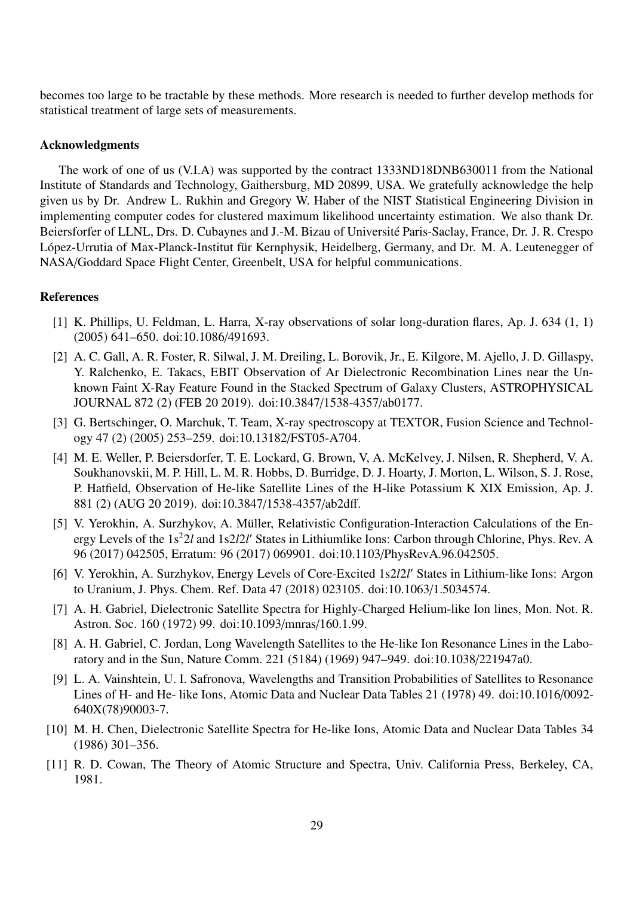becomes too large to be tractable by these methods. More research is needed to further develop methods for statistical treatment of large sets of measurements.

### Acknowledgments

The work of one of us (V.I.A) was supported by the contract 1333ND18DNB630011 from the National Institute of Standards and Technology, Gaithersburg, MD 20899, USA. We gratefully acknowledge the help given us by Dr. Andrew L. Rukhin and Gregory W. Haber of the NIST Statistical Engineering Division in implementing computer codes for clustered maximum likelihood uncertainty estimation. We also thank Dr. Beiersforfer of LLNL, Drs. D. Cubaynes and J.-M. Bizau of Université Paris-Saclay, France, Dr. J. R. Crespo López-Urrutia of Max-Planck-Institut für Kernphysik, Heidelberg, Germany, and Dr. M. A. Leutenegger of NASA/Goddard Space Flight Center, Greenbelt, USA for helpful communications.

### References

[1] K. Phillips, U. Feldman, L. Harra, X-ray observations of solar long-duration flares, Ap. J. 634 (1, 1) (2005) 641–650. doi:10.1086/491693.

[2] A. C. Gall, A. R. Foster, R. Silwal, J. M. Dreiling, L. Borovik, Jr., E. Kilgore, M. Ajello, J. D. Gillaspy, Y. Ralchenko, E. Takacs, EBIT Observation of Ar Dielectronic Recombination Lines near the Unknown Faint X-Ray Feature Found in the Stacked Spectrum of Galaxy Clusters, ASTROPHYSICAL JOURNAL 872 (2) (FEB 20 2019). doi:10.3847/1538-4357/ab0177.

[3] G. Bertschinger, O. Marchuk, T. Team, X-ray spectroscopy at TEXTOR, Fusion Science and Technology 47 (2) (2005) 253–259. doi:10.13182/FST05-A704.

[4] M. E. Weller, P. Beiersdorfer, T. E. Lockard, G. Brown, V, A. McKelvey, J. Nilsen, R. Shepherd, V. A. Soukhanovskii, M. P. Hill, L. M. R. Hobbs, D. Burridge, D. J. Hoarty, J. Morton, L. Wilson, S. J. Rose, P. Hatfield, Observation of He-like Satellite Lines of the H-like Potassium K XIX Emission, Ap. J. 881 (2) (AUG 20 2019). doi:10.3847/1538-4357/ab2dff.

[5] V. Yerokhin, A. Surzhykov, A. Müller, Relativistic Configuration-Interaction Calculations of the Energy Levels of the $1s^2 2l$ and $1s2l2l'$ States in Lithiumlike Ions: Carbon through Chlorine, Phys. Rev. A 96 (2017) 042505, Erratum: 96 (2017) 069901. doi:10.1103/PhysRevA.96.042505.

[6] V. Yerokhin, A. Surzhykov, Energy Levels of Core-Excited $1s2l2l'$ States in Lithium-like Ions: Argon to Uranium, J. Phys. Chem. Ref. Data 47 (2018) 023105. doi:10.1063/1.5034574.

[7] A. H. Gabriel, Dielectronic Satellite Spectra for Highly-Charged Helium-like Ion lines, Mon. Not. R. Astron. Soc. 160 (1972) 99. doi:10.1093/mnras/160.1.99.

[8] A. H. Gabriel, C. Jordan, Long Wavelength Satellites to the He-like Ion Resonance Lines in the Laboratory and in the Sun, Nature Comm. 221 (5184) (1969) 947–949. doi:10.1038/221947a0.

[9] L. A. Vainshtein, U. I. Safronova, Wavelengths and Transition Probabilities of Satellites to Resonance Lines of H- and He- like Ions, Atomic Data and Nuclear Data Tables 21 (1978) 49. doi:10.1016/0092-640X(78)90003-7.

[10] M. H. Chen, Dielectronic Satellite Spectra for He-like Ions, Atomic Data and Nuclear Data Tables 34 (1986) 301–356.

[11] R. D. Cowan, The Theory of Atomic Structure and Spectra, Univ. California Press, Berkeley, CA, 1981.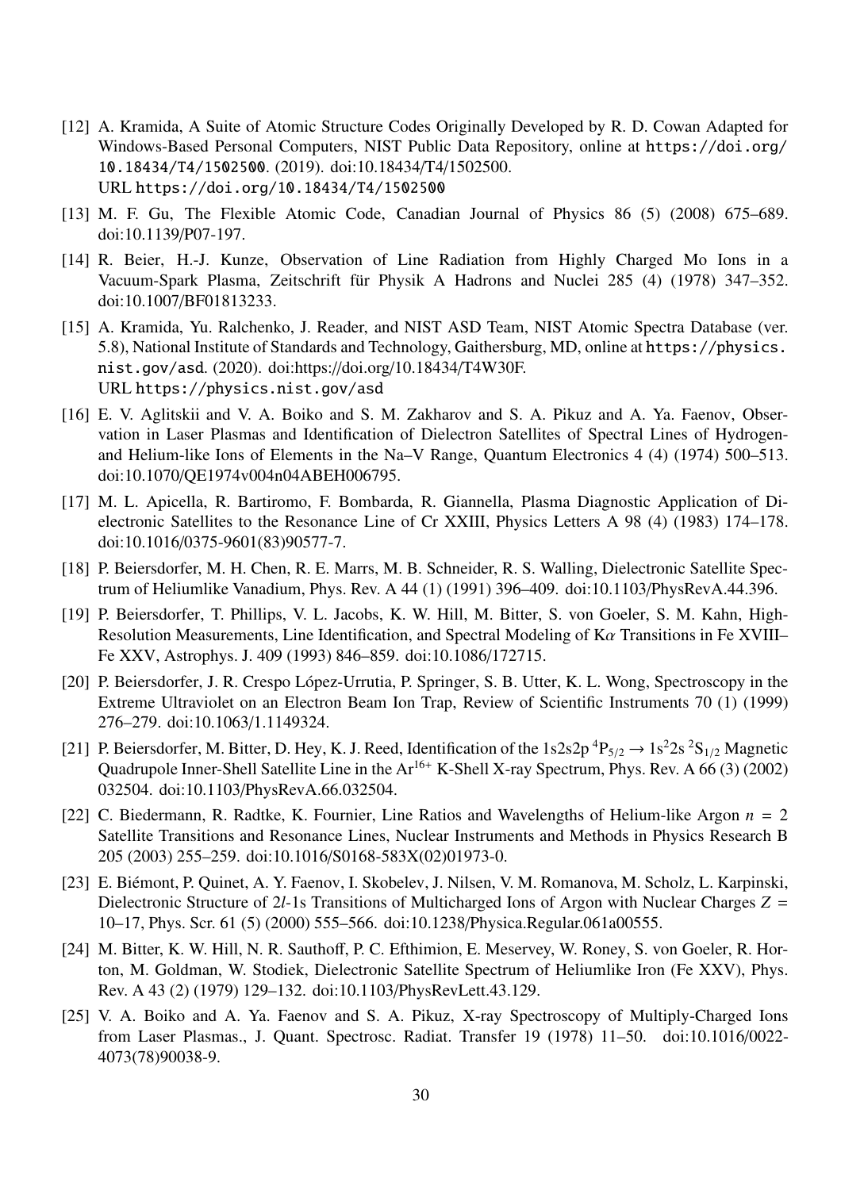[12] A. Kramida, A Suite of Atomic Structure Codes Originally Developed by R. D. Cowan Adapted for Windows-Based Personal Computers, NIST Public Data Repository, online at https://doi.org/10.18434/T4/1502500. (2019). doi:10.18434/T4/1502500.
URL https://doi.org/10.18434/T4/1502500

[13] M. F. Gu, The Flexible Atomic Code, Canadian Journal of Physics 86 (5) (2008) 675–689. doi:10.1139/P07-197.

[14] R. Beier, H.-J. Kunze, Observation of Line Radiation from Highly Charged Mo Ions in a Vacuum-Spark Plasma, Zeitschrift für Physik A Hadrons and Nuclei 285 (4) (1978) 347–352. doi:10.1007/BF01813233.

[15] A. Kramida, Yu. Ralchenko, J. Reader, and NIST ASD Team, NIST Atomic Spectra Database (ver. 5.8), National Institute of Standards and Technology, Gaithersburg, MD, online at https://physics.nist.gov/asd. (2020). doi:https://doi.org/10.18434/T4W30F.
URL https://physics.nist.gov/asd

[16] E. V. Aglitskii and V. A. Boiko and S. M. Zakharov and S. A. Pikuz and A. Ya. Faenov, Observation in Laser Plasmas and Identification of Dielectron Satellites of Spectral Lines of Hydrogen- and Helium-like Ions of Elements in the Na–V Range, Quantum Electronics 4 (4) (1974) 500–513. doi:10.1070/QE1974v004n04ABEH006795.

[17] M. L. Apicella, R. Bartiromo, F. Bombarda, R. Giannella, Plasma Diagnostic Application of Dielectronic Satellites to the Resonance Line of Cr XXIII, Physics Letters A 98 (4) (1983) 174–178. doi:10.1016/0375-9601(83)90577-7.

[18] P. Beiersdorfer, M. H. Chen, R. E. Marrs, M. B. Schneider, R. S. Walling, Dielectronic Satellite Spectrum of Heliumlike Vanadium, Phys. Rev. A 44 (1) (1991) 396–409. doi:10.1103/PhysRevA.44.396.

[19] P. Beiersdorfer, T. Phillips, V. L. Jacobs, K. W. Hill, M. Bitter, S. von Goeler, S. M. Kahn, High-Resolution Measurements, Line Identification, and Spectral Modeling of K$\alpha$ Transitions in Fe XVIII–Fe XXV, Astrophys. J. 409 (1993) 846–859. doi:10.1086/172715.

[20] P. Beiersdorfer, J. R. Crespo López-Urrutia, P. Springer, S. B. Utter, K. L. Wong, Spectroscopy in the Extreme Ultraviolet on an Electron Beam Ion Trap, Review of Scientific Instruments 70 (1) (1999) 276–279. doi:10.1063/1.1149324.

[21] P. Beiersdorfer, M. Bitter, D. Hey, K. J. Reed, Identification of the 1s2s2p $^4P_{5/2} \rightarrow 1s^2 2s\ ^2S_{1/2}$ Magnetic Quadrupole Inner-Shell Satellite Line in the $Ar^{16+}$ K-Shell X-ray Spectrum, Phys. Rev. A 66 (3) (2002) 032504. doi:10.1103/PhysRevA.66.032504.

[22] C. Biedermann, R. Radtke, K. Fournier, Line Ratios and Wavelengths of Helium-like Argon $n = 2$ Satellite Transitions and Resonance Lines, Nuclear Instruments and Methods in Physics Research B 205 (2003) 255–259. doi:10.1016/S0168-583X(02)01973-0.

[23] E. Biémont, P. Quinet, A. Y. Faenov, I. Skobelev, J. Nilsen, V. M. Romanova, M. Scholz, L. Karpinski, Dielectronic Structure of $2l$-1s Transitions of Multicharged Ions of Argon with Nuclear Charges $Z$ = 10–17, Phys. Scr. 61 (5) (2000) 555–566. doi:10.1238/Physica.Regular.061a00555.

[24] M. Bitter, K. W. Hill, N. R. Sauthoff, P. C. Efthimion, E. Meservey, W. Roney, S. von Goeler, R. Horton, M. Goldman, W. Stodiek, Dielectronic Satellite Spectrum of Heliumlike Iron (Fe XXV), Phys. Rev. A 43 (2) (1979) 129–132. doi:10.1103/PhysRevLett.43.129.

[25] V. A. Boiko and A. Ya. Faenov and S. A. Pikuz, X-ray Spectroscopy of Multiply-Charged Ions from Laser Plasmas., J. Quant. Spectrosc. Radiat. Transfer 19 (1978) 11–50. doi:10.1016/0022-4073(78)90038-9.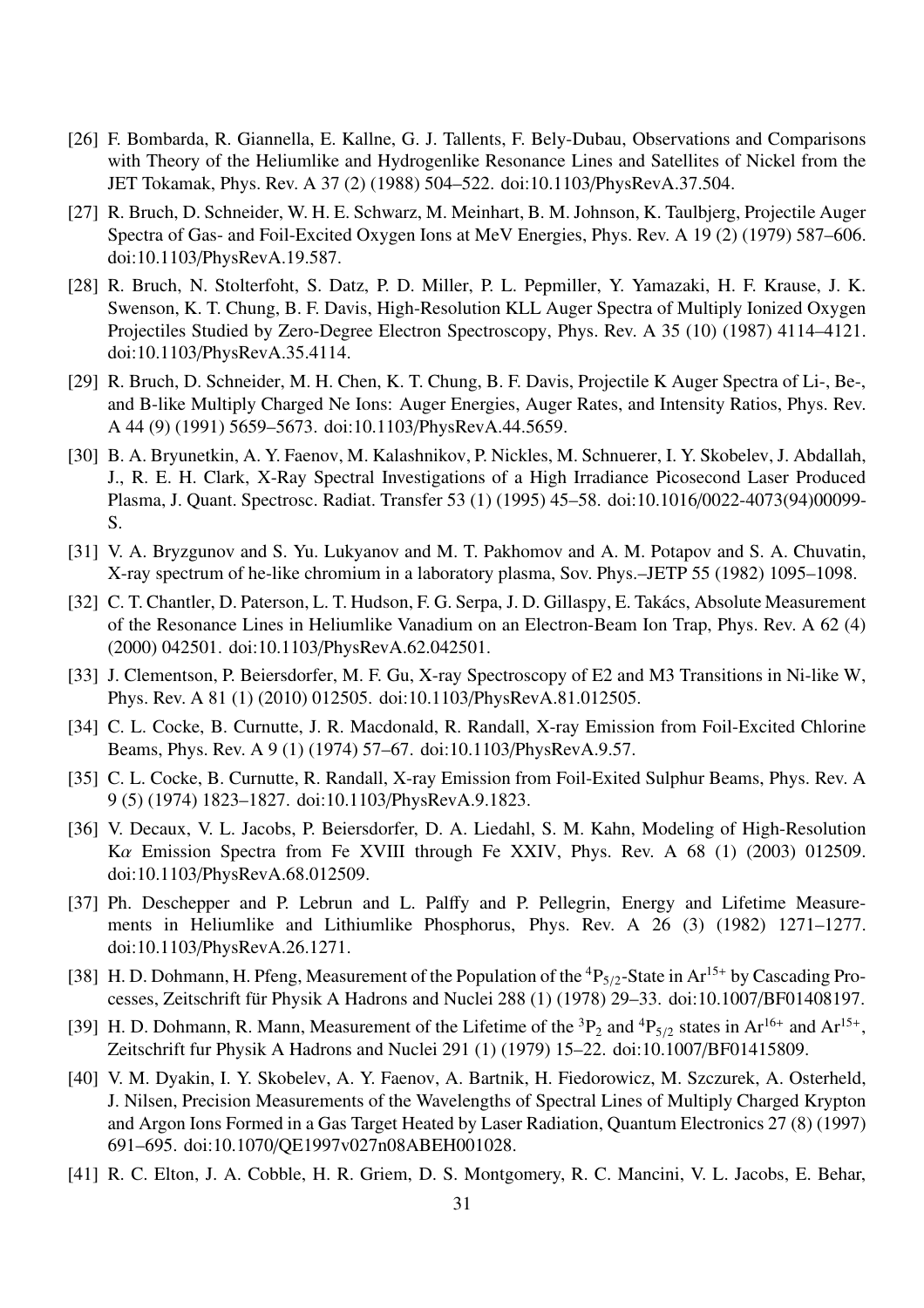[26] F. Bombarda, R. Giannella, E. Kallne, G. J. Tallents, F. Bely-Dubau, Observations and Comparisons with Theory of the Heliumlike and Hydrogenlike Resonance Lines and Satellites of Nickel from the JET Tokamak, Phys. Rev. A 37 (2) (1988) 504–522. doi:10.1103/PhysRevA.37.504.

[27] R. Bruch, D. Schneider, W. H. E. Schwarz, M. Meinhart, B. M. Johnson, K. Taulbjerg, Projectile Auger Spectra of Gas- and Foil-Excited Oxygen Ions at MeV Energies, Phys. Rev. A 19 (2) (1979) 587–606. doi:10.1103/PhysRevA.19.587.

[28] R. Bruch, N. Stolterfoht, S. Datz, P. D. Miller, P. L. Pepmiller, Y. Yamazaki, H. F. Krause, J. K. Swenson, K. T. Chung, B. F. Davis, High-Resolution KLL Auger Spectra of Multiply Ionized Oxygen Projectiles Studied by Zero-Degree Electron Spectroscopy, Phys. Rev. A 35 (10) (1987) 4114–4121. doi:10.1103/PhysRevA.35.4114.

[29] R. Bruch, D. Schneider, M. H. Chen, K. T. Chung, B. F. Davis, Projectile K Auger Spectra of Li-, Be-, and B-like Multiply Charged Ne Ions: Auger Energies, Auger Rates, and Intensity Ratios, Phys. Rev. A 44 (9) (1991) 5659–5673. doi:10.1103/PhysRevA.44.5659.

[30] B. A. Bryunetkin, A. Y. Faenov, M. Kalashnikov, P. Nickles, M. Schnuerer, I. Y. Skobelev, J. Abdallah, J., R. E. H. Clark, X-Ray Spectral Investigations of a High Irradiance Picosecond Laser Produced Plasma, J. Quant. Spectrosc. Radiat. Transfer 53 (1) (1995) 45–58. doi:10.1016/0022-4073(94)00099-S.

[31] V. A. Bryzgunov and S. Yu. Lukyanov and M. T. Pakhomov and A. M. Potapov and S. A. Chuvatin, X-ray spectrum of he-like chromium in a laboratory plasma, Sov. Phys.–JETP 55 (1982) 1095–1098.

[32] C. T. Chantler, D. Paterson, L. T. Hudson, F. G. Serpa, J. D. Gillaspy, E. Takács, Absolute Measurement of the Resonance Lines in Heliumlike Vanadium on an Electron-Beam Ion Trap, Phys. Rev. A 62 (4) (2000) 042501. doi:10.1103/PhysRevA.62.042501.

[33] J. Clementson, P. Beiersdorfer, M. F. Gu, X-ray Spectroscopy of E2 and M3 Transitions in Ni-like W, Phys. Rev. A 81 (1) (2010) 012505. doi:10.1103/PhysRevA.81.012505.

[34] C. L. Cocke, B. Curnutte, J. R. Macdonald, R. Randall, X-ray Emission from Foil-Excited Chlorine Beams, Phys. Rev. A 9 (1) (1974) 57–67. doi:10.1103/PhysRevA.9.57.

[35] C. L. Cocke, B. Curnutte, R. Randall, X-ray Emission from Foil-Exited Sulphur Beams, Phys. Rev. A 9 (5) (1974) 1823–1827. doi:10.1103/PhysRevA.9.1823.

[36] V. Decaux, V. L. Jacobs, P. Beiersdorfer, D. A. Liedahl, S. M. Kahn, Modeling of High-Resolution K$\alpha$ Emission Spectra from Fe XVIII through Fe XXIV, Phys. Rev. A 68 (1) (2003) 012509. doi:10.1103/PhysRevA.68.012509.

[37] Ph. Deschepper and P. Lebrun and L. Palffy and P. Pellegrin, Energy and Lifetime Measurements in Heliumlike and Lithiumlike Phosphorus, Phys. Rev. A 26 (3) (1982) 1271–1277. doi:10.1103/PhysRevA.26.1271.

[38] H. D. Dohmann, H. Pfeng, Measurement of the Population of the $^4P_{5/2}$-State in $Ar^{15+}$ by Cascading Processes, Zeitschrift für Physik A Hadrons and Nuclei 288 (1) (1978) 29–33. doi:10.1007/BF01408197.

[39] H. D. Dohmann, R. Mann, Measurement of the Lifetime of the $^3P_2$ and $^4P_{5/2}$ states in $Ar^{16+}$ and $Ar^{15+}$, Zeitschrift fur Physik A Hadrons and Nuclei 291 (1) (1979) 15–22. doi:10.1007/BF01415809.

[40] V. M. Dyakin, I. Y. Skobelev, A. Y. Faenov, A. Bartnik, H. Fiedorowicz, M. Szczurek, A. Osterheld, J. Nilsen, Precision Measurements of the Wavelengths of Spectral Lines of Multiply Charged Krypton and Argon Ions Formed in a Gas Target Heated by Laser Radiation, Quantum Electronics 27 (8) (1997) 691–695. doi:10.1070/QE1997v027n08ABEH001028.

[41] R. C. Elton, J. A. Cobble, H. R. Griem, D. S. Montgomery, R. C. Mancini, V. L. Jacobs, E. Behar,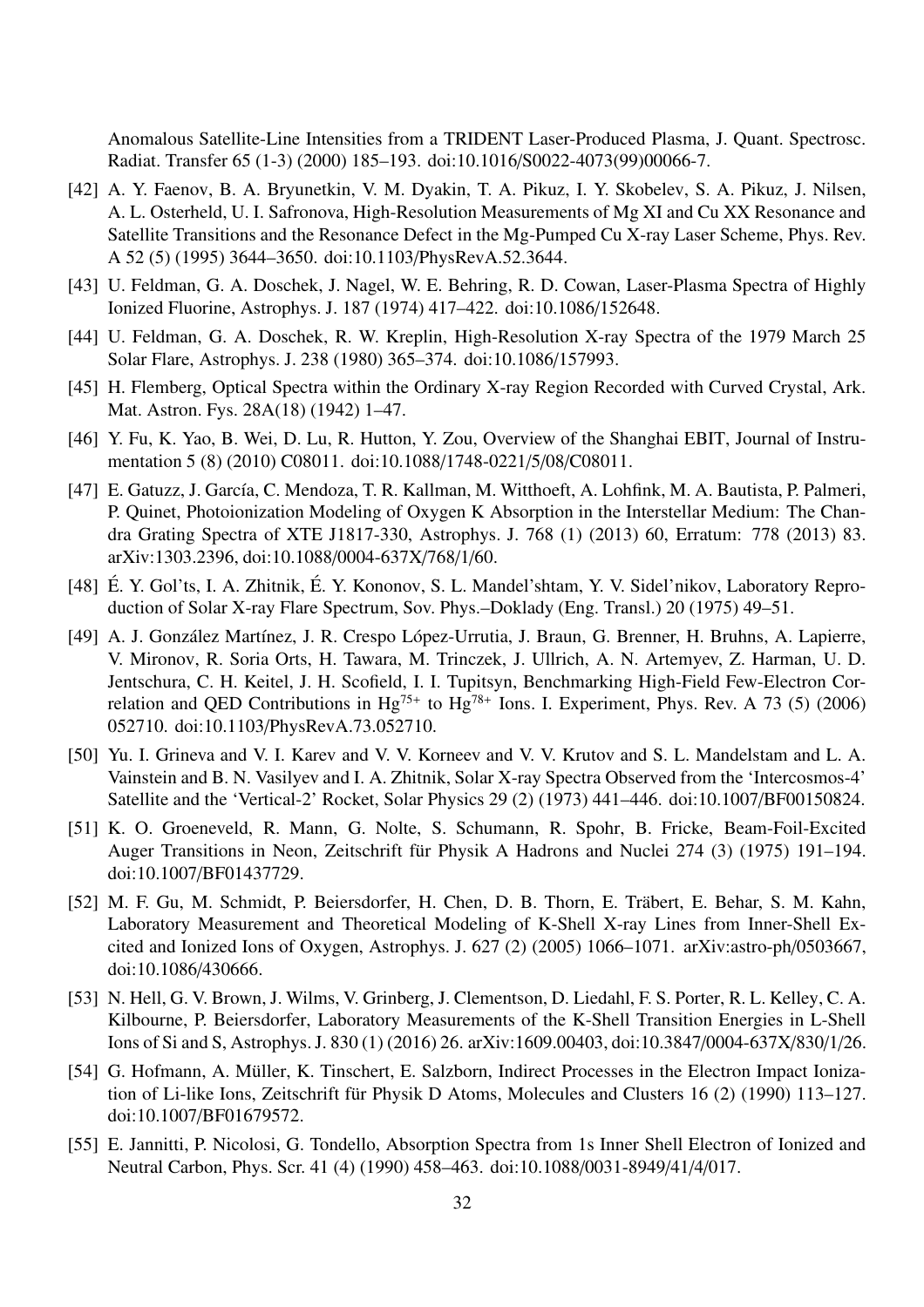Anomalous Satellite-Line Intensities from a TRIDENT Laser-Produced Plasma, J. Quant. Spectrosc. Radiat. Transfer 65 (1-3) (2000) 185–193. doi:10.1016/S0022-4073(99)00066-7.

[42] A. Y. Faenov, B. A. Bryunetkin, V. M. Dyakin, T. A. Pikuz, I. Y. Skobelev, S. A. Pikuz, J. Nilsen, A. L. Osterheld, U. I. Safronova, High-Resolution Measurements of Mg XI and Cu XX Resonance and Satellite Transitions and the Resonance Defect in the Mg-Pumped Cu X-ray Laser Scheme, Phys. Rev. A 52 (5) (1995) 3644–3650. doi:10.1103/PhysRevA.52.3644.

[43] U. Feldman, G. A. Doschek, J. Nagel, W. E. Behring, R. D. Cowan, Laser-Plasma Spectra of Highly Ionized Fluorine, Astrophys. J. 187 (1974) 417–422. doi:10.1086/152648.

[44] U. Feldman, G. A. Doschek, R. W. Kreplin, High-Resolution X-ray Spectra of the 1979 March 25 Solar Flare, Astrophys. J. 238 (1980) 365–374. doi:10.1086/157993.

[45] H. Flemberg, Optical Spectra within the Ordinary X-ray Region Recorded with Curved Crystal, Ark. Mat. Astron. Fys. 28A(18) (1942) 1–47.

[46] Y. Fu, K. Yao, B. Wei, D. Lu, R. Hutton, Y. Zou, Overview of the Shanghai EBIT, Journal of Instrumentation 5 (8) (2010) C08011. doi:10.1088/1748-0221/5/08/C08011.

[47] E. Gatuzz, J. García, C. Mendoza, T. R. Kallman, M. Witthoeft, A. Lohfink, M. A. Bautista, P. Palmeri, P. Quinet, Photoionization Modeling of Oxygen K Absorption in the Interstellar Medium: The Chandra Grating Spectra of XTE J1817-330, Astrophys. J. 768 (1) (2013) 60, Erratum: 778 (2013) 83. arXiv:1303.2396, doi:10.1088/0004-637X/768/1/60.

[48] É. Y. Gol'ts, I. A. Zhitnik, É. Y. Kononov, S. L. Mandel'shtam, Y. V. Sidel'nikov, Laboratory Reproduction of Solar X-ray Flare Spectrum, Sov. Phys.–Doklady (Eng. Transl.) 20 (1975) 49–51.

[49] A. J. González Martínez, J. R. Crespo López-Urrutia, J. Braun, G. Brenner, H. Bruhns, A. Lapierre, V. Mironov, R. Soria Orts, H. Tawara, M. Trinczek, J. Ullrich, A. N. Artemyev, Z. Harman, U. D. Jentschura, C. H. Keitel, J. H. Scofield, I. I. Tupitsyn, Benchmarking High-Field Few-Electron Correlation and QED Contributions in $Hg^{75+}$ to $Hg^{78+}$ Ions. I. Experiment, Phys. Rev. A 73 (5) (2006) 052710. doi:10.1103/PhysRevA.73.052710.

[50] Yu. I. Grineva and V. I. Karev and V. V. Korneev and V. V. Krutov and S. L. Mandelstam and L. A. Vainstein and B. N. Vasilyev and I. A. Zhitnik, Solar X-ray Spectra Observed from the 'Intercosmos-4' Satellite and the 'Vertical-2' Rocket, Solar Physics 29 (2) (1973) 441–446. doi:10.1007/BF00150824.

[51] K. O. Groeneveld, R. Mann, G. Nolte, S. Schumann, R. Spohr, B. Fricke, Beam-Foil-Excited Auger Transitions in Neon, Zeitschrift für Physik A Hadrons and Nuclei 274 (3) (1975) 191–194. doi:10.1007/BF01437729.

[52] M. F. Gu, M. Schmidt, P. Beiersdorfer, H. Chen, D. B. Thorn, E. Träbert, E. Behar, S. M. Kahn, Laboratory Measurement and Theoretical Modeling of K-Shell X-ray Lines from Inner-Shell Excited and Ionized Ions of Oxygen, Astrophys. J. 627 (2) (2005) 1066–1071. arXiv:astro-ph/0503667, doi:10.1086/430666.

[53] N. Hell, G. V. Brown, J. Wilms, V. Grinberg, J. Clementson, D. Liedahl, F. S. Porter, R. L. Kelley, C. A. Kilbourne, P. Beiersdorfer, Laboratory Measurements of the K-Shell Transition Energies in L-Shell Ions of Si and S, Astrophys. J. 830 (1) (2016) 26. arXiv:1609.00403, doi:10.3847/0004-637X/830/1/26.

[54] G. Hofmann, A. Müller, K. Tinschert, E. Salzborn, Indirect Processes in the Electron Impact Ionization of Li-like Ions, Zeitschrift für Physik D Atoms, Molecules and Clusters 16 (2) (1990) 113–127. doi:10.1007/BF01679572.

[55] E. Jannitti, P. Nicolosi, G. Tondello, Absorption Spectra from 1s Inner Shell Electron of Ionized and Neutral Carbon, Phys. Scr. 41 (4) (1990) 458–463. doi:10.1088/0031-8949/41/4/017.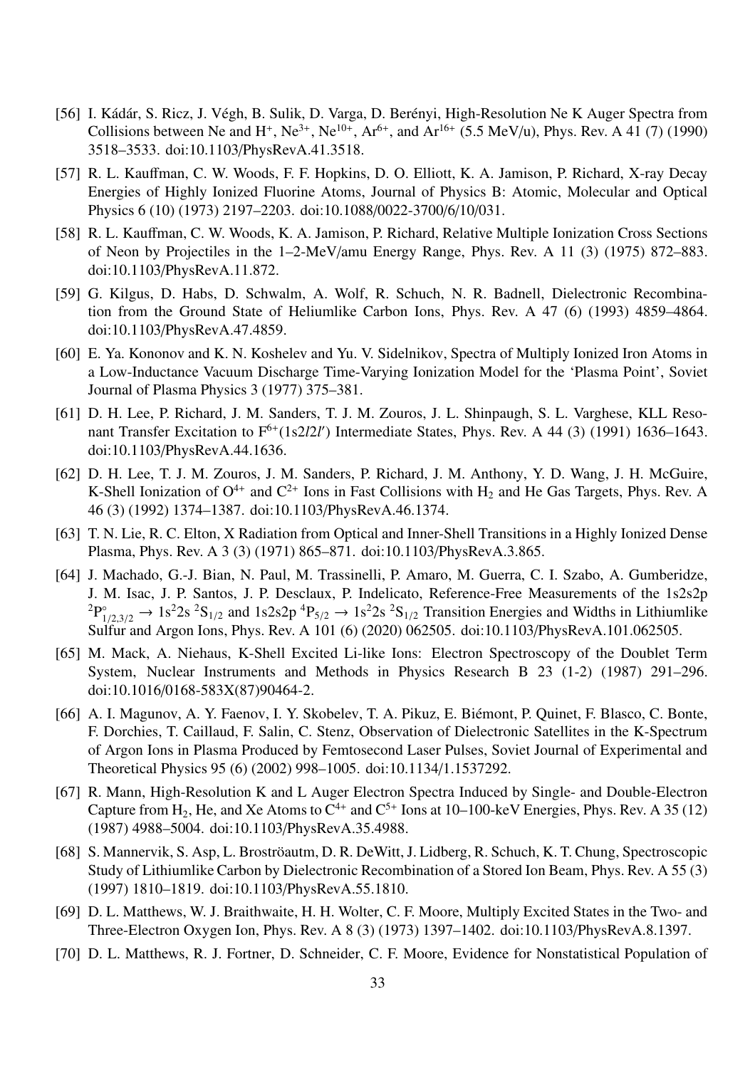[56] I. Kádár, S. Ricz, J. Végh, B. Sulik, D. Varga, D. Berényi, High-Resolution Ne K Auger Spectra from Collisions between Ne and $H^+$, $Ne^{3+}$, $Ne^{10+}$, $Ar^{6+}$, and $Ar^{16+}$ (5.5 MeV/u), Phys. Rev. A 41 (7) (1990) 3518–3533. doi:10.1103/PhysRevA.41.3518.

[57] R. L. Kauffman, C. W. Woods, F. F. Hopkins, D. O. Elliott, K. A. Jamison, P. Richard, X-ray Decay Energies of Highly Ionized Fluorine Atoms, Journal of Physics B: Atomic, Molecular and Optical Physics 6 (10) (1973) 2197–2203. doi:10.1088/0022-3700/6/10/031.

[58] R. L. Kauffman, C. W. Woods, K. A. Jamison, P. Richard, Relative Multiple Ionization Cross Sections of Neon by Projectiles in the 1–2-MeV/amu Energy Range, Phys. Rev. A 11 (3) (1975) 872–883. doi:10.1103/PhysRevA.11.872.

[59] G. Kilgus, D. Habs, D. Schwalm, A. Wolf, R. Schuch, N. R. Badnell, Dielectronic Recombination from the Ground State of Heliumlike Carbon Ions, Phys. Rev. A 47 (6) (1993) 4859–4864. doi:10.1103/PhysRevA.47.4859.

[60] E. Ya. Kononov and K. N. Koshelev and Yu. V. Sidelnikov, Spectra of Multiply Ionized Iron Atoms in a Low-Inductance Vacuum Discharge Time-Varying Ionization Model for the 'Plasma Point', Soviet Journal of Plasma Physics 3 (1977) 375–381.

[61] D. H. Lee, P. Richard, J. M. Sanders, T. J. M. Zouros, J. L. Shinpaugh, S. L. Varghese, KLL Resonant Transfer Excitation to $F^{6+}(1s2l2l')$ Intermediate States, Phys. Rev. A 44 (3) (1991) 1636–1643. doi:10.1103/PhysRevA.44.1636.

[62] D. H. Lee, T. J. M. Zouros, J. M. Sanders, P. Richard, J. M. Anthony, Y. D. Wang, J. H. McGuire, K-Shell Ionization of $O^{4+}$ and $C^{2+}$ Ions in Fast Collisions with $H_2$ and He Gas Targets, Phys. Rev. A 46 (3) (1992) 1374–1387. doi:10.1103/PhysRevA.46.1374.

[63] T. N. Lie, R. C. Elton, X Radiation from Optical and Inner-Shell Transitions in a Highly Ionized Dense Plasma, Phys. Rev. A 3 (3) (1971) 865–871. doi:10.1103/PhysRevA.3.865.

[64] J. Machado, G.-J. Bian, N. Paul, M. Trassinelli, P. Amaro, M. Guerra, C. I. Szabo, A. Gumberidze, J. M. Isac, J. P. Santos, J. P. Desclaux, P. Indelicato, Reference-Free Measurements of the 1s2s2p $^2P^{\circ}_{1/2,3/2} \rightarrow 1s^22s\ ^2S_{1/2}$ and 1s2s2p $^4P_{5/2} \rightarrow 1s^22s\ ^2S_{1/2}$ Transition Energies and Widths in Lithiumlike Sulfur and Argon Ions, Phys. Rev. A 101 (6) (2020) 062505. doi:10.1103/PhysRevA.101.062505.

[65] M. Mack, A. Niehaus, K-Shell Excited Li-like Ions: Electron Spectroscopy of the Doublet Term System, Nuclear Instruments and Methods in Physics Research B 23 (1-2) (1987) 291–296. doi:10.1016/0168-583X(87)90464-2.

[66] A. I. Magunov, A. Y. Faenov, I. Y. Skobelev, T. A. Pikuz, E. Biémont, P. Quinet, F. Blasco, C. Bonte, F. Dorchies, T. Caillaud, F. Salin, C. Stenz, Observation of Dielectronic Satellites in the K-Spectrum of Argon Ions in Plasma Produced by Femtosecond Laser Pulses, Soviet Journal of Experimental and Theoretical Physics 95 (6) (2002) 998–1005. doi:10.1134/1.1537292.

[67] R. Mann, High-Resolution K and L Auger Electron Spectra Induced by Single- and Double-Electron Capture from $H_2$, He, and Xe Atoms to $C^{4+}$ and $C^{5+}$ Ions at 10–100-keV Energies, Phys. Rev. A 35 (12) (1987) 4988–5004. doi:10.1103/PhysRevA.35.4988.

[68] S. Mannervik, S. Asp, L. Broströautm, D. R. DeWitt, J. Lidberg, R. Schuch, K. T. Chung, Spectroscopic Study of Lithiumlike Carbon by Dielectronic Recombination of a Stored Ion Beam, Phys. Rev. A 55 (3) (1997) 1810–1819. doi:10.1103/PhysRevA.55.1810.

[69] D. L. Matthews, W. J. Braithwaite, H. H. Wolter, C. F. Moore, Multiply Excited States in the Two- and Three-Electron Oxygen Ion, Phys. Rev. A 8 (3) (1973) 1397–1402. doi:10.1103/PhysRevA.8.1397.

[70] D. L. Matthews, R. J. Fortner, D. Schneider, C. F. Moore, Evidence for Nonstatistical Population of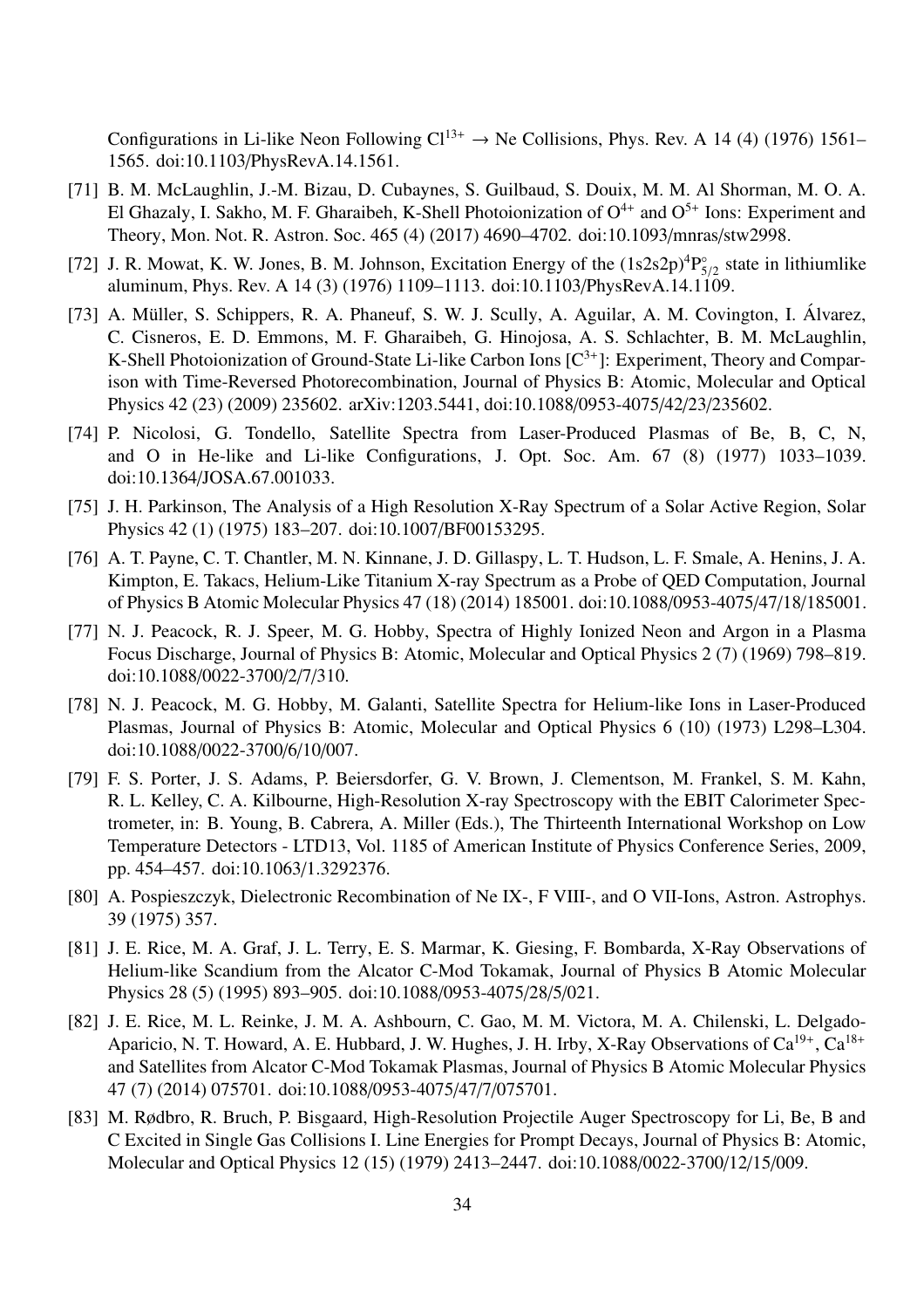Configurations in Li-like Neon Following $Cl^{13+}$ → Ne Collisions, Phys. Rev. A 14 (4) (1976) 1561–1565. doi:10.1103/PhysRevA.14.1561.

[71] B. M. McLaughlin, J.-M. Bizau, D. Cubaynes, S. Guilbaud, S. Douix, M. M. Al Shorman, M. O. A. El Ghazaly, I. Sakho, M. F. Gharaibeh, K-Shell Photoionization of $O^{4+}$ and $O^{5+}$ Ions: Experiment and Theory, Mon. Not. R. Astron. Soc. 465 (4) (2017) 4690–4702. doi:10.1093/mnras/stw2998.

[72] J. R. Mowat, K. W. Jones, B. M. Johnson, Excitation Energy of the $(1s2s2p)^4P^{\circ}_{5/2}$ state in lithiumlike aluminum, Phys. Rev. A 14 (3) (1976) 1109–1113. doi:10.1103/PhysRevA.14.1109.

[73] A. Müller, S. Schippers, R. A. Phaneuf, S. W. J. Scully, A. Aguilar, A. M. Covington, I. Álvarez, C. Cisneros, E. D. Emmons, M. F. Gharaibeh, G. Hinojosa, A. S. Schlachter, B. M. McLaughlin, K-Shell Photoionization of Ground-State Li-like Carbon Ions [$C^{3+}$]: Experiment, Theory and Comparison with Time-Reversed Photorecombination, Journal of Physics B: Atomic, Molecular and Optical Physics 42 (23) (2009) 235602. arXiv:1203.5441, doi:10.1088/0953-4075/42/23/235602.

[74] P. Nicolosi, G. Tondello, Satellite Spectra from Laser-Produced Plasmas of Be, B, C, N, and O in He-like and Li-like Configurations, J. Opt. Soc. Am. 67 (8) (1977) 1033–1039. doi:10.1364/JOSA.67.001033.

[75] J. H. Parkinson, The Analysis of a High Resolution X-Ray Spectrum of a Solar Active Region, Solar Physics 42 (1) (1975) 183–207. doi:10.1007/BF00153295.

[76] A. T. Payne, C. T. Chantler, M. N. Kinnane, J. D. Gillaspy, L. T. Hudson, L. F. Smale, A. Henins, J. A. Kimpton, E. Takacs, Helium-Like Titanium X-ray Spectrum as a Probe of QED Computation, Journal of Physics B Atomic Molecular Physics 47 (18) (2014) 185001. doi:10.1088/0953-4075/47/18/185001.

[77] N. J. Peacock, R. J. Speer, M. G. Hobby, Spectra of Highly Ionized Neon and Argon in a Plasma Focus Discharge, Journal of Physics B: Atomic, Molecular and Optical Physics 2 (7) (1969) 798–819. doi:10.1088/0022-3700/2/7/310.

[78] N. J. Peacock, M. G. Hobby, M. Galanti, Satellite Spectra for Helium-like Ions in Laser-Produced Plasmas, Journal of Physics B: Atomic, Molecular and Optical Physics 6 (10) (1973) L298–L304. doi:10.1088/0022-3700/6/10/007.

[79] F. S. Porter, J. S. Adams, P. Beiersdorfer, G. V. Brown, J. Clementson, M. Frankel, S. M. Kahn, R. L. Kelley, C. A. Kilbourne, High-Resolution X-ray Spectroscopy with the EBIT Calorimeter Spectrometer, in: B. Young, B. Cabrera, A. Miller (Eds.), The Thirteenth International Workshop on Low Temperature Detectors - LTD13, Vol. 1185 of American Institute of Physics Conference Series, 2009, pp. 454–457. doi:10.1063/1.3292376.

[80] A. Pospieszczyk, Dielectronic Recombination of Ne IX-, F VIII-, and O VII-Ions, Astron. Astrophys. 39 (1975) 357.

[81] J. E. Rice, M. A. Graf, J. L. Terry, E. S. Marmar, K. Giesing, F. Bombarda, X-Ray Observations of Helium-like Scandium from the Alcator C-Mod Tokamak, Journal of Physics B Atomic Molecular Physics 28 (5) (1995) 893–905. doi:10.1088/0953-4075/28/5/021.

[82] J. E. Rice, M. L. Reinke, J. M. A. Ashbourn, C. Gao, M. M. Victora, M. A. Chilenski, L. Delgado-Aparicio, N. T. Howard, A. E. Hubbard, J. W. Hughes, J. H. Irby, X-Ray Observations of $Ca^{19+}$, $Ca^{18+}$ and Satellites from Alcator C-Mod Tokamak Plasmas, Journal of Physics B Atomic Molecular Physics 47 (7) (2014) 075701. doi:10.1088/0953-4075/47/7/075701.

[83] M. Rødbro, R. Bruch, P. Bisgaard, High-Resolution Projectile Auger Spectroscopy for Li, Be, B and C Excited in Single Gas Collisions I. Line Energies for Prompt Decays, Journal of Physics B: Atomic, Molecular and Optical Physics 12 (15) (1979) 2413–2447. doi:10.1088/0022-3700/12/15/009.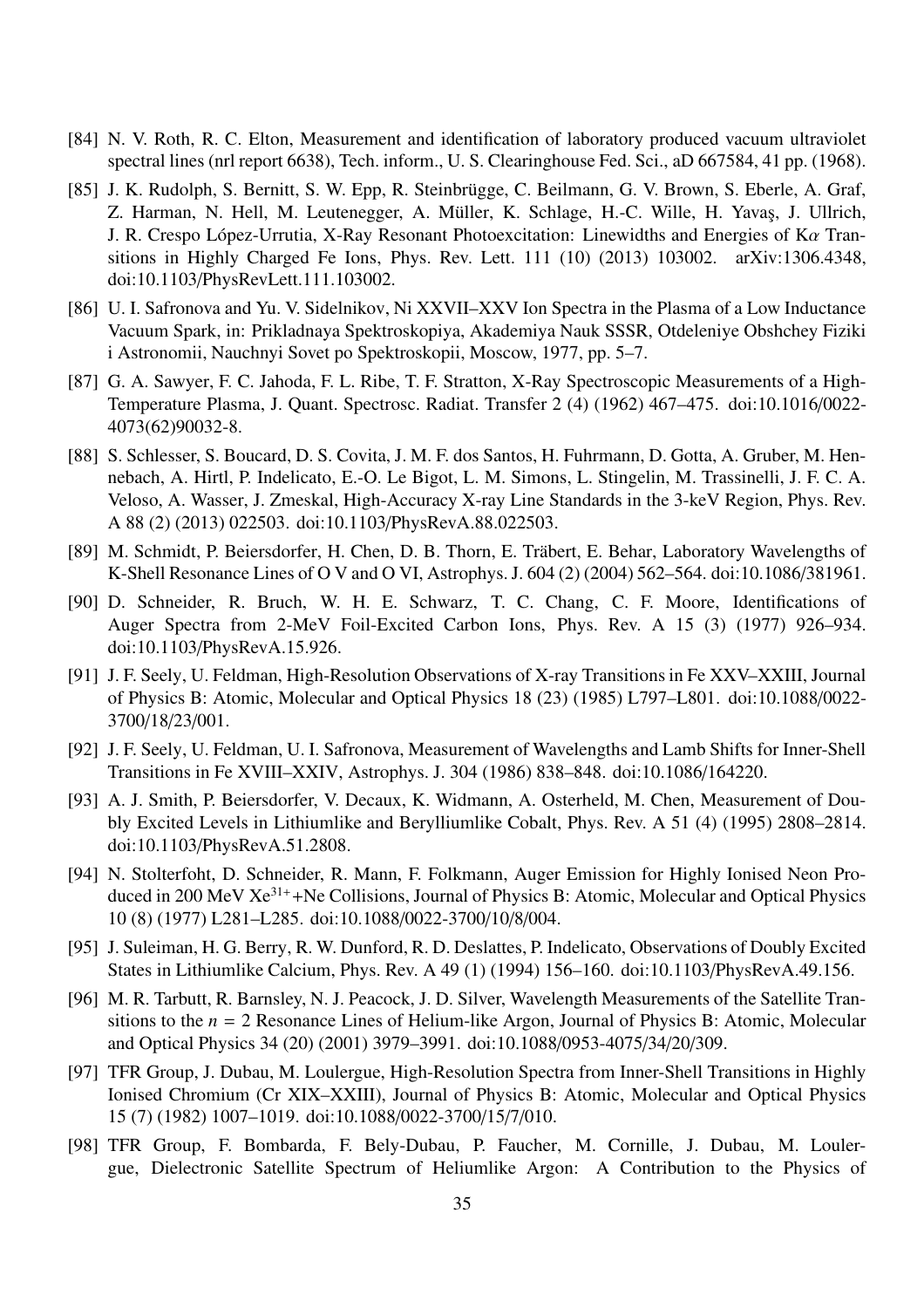[84] N. V. Roth, R. C. Elton, Measurement and identification of laboratory produced vacuum ultraviolet spectral lines (nrl report 6638), Tech. inform., U. S. Clearinghouse Fed. Sci., aD 667584, 41 pp. (1968).

[85] J. K. Rudolph, S. Bernitt, S. W. Epp, R. Steinbrügge, C. Beilmann, G. V. Brown, S. Eberle, A. Graf, Z. Harman, N. Hell, M. Leutenegger, A. Müller, K. Schlage, H.-C. Wille, H. Yavaş, J. Ullrich, J. R. Crespo López-Urrutia, X-Ray Resonant Photoexcitation: Linewidths and Energies of K$\alpha$ Transitions in Highly Charged Fe Ions, Phys. Rev. Lett. 111 (10) (2013) 103002. arXiv:1306.4348, doi:10.1103/PhysRevLett.111.103002.

[86] U. I. Safronova and Yu. V. Sidelnikov, Ni XXVII–XXV Ion Spectra in the Plasma of a Low Inductance Vacuum Spark, in: Prikladnaya Spektroskopiya, Akademiya Nauk SSSR, Otdeleniye Obshchey Fiziki i Astronomii, Nauchnyi Sovet po Spektroskopii, Moscow, 1977, pp. 5–7.

[87] G. A. Sawyer, F. C. Jahoda, F. L. Ribe, T. F. Stratton, X-Ray Spectroscopic Measurements of a High-Temperature Plasma, J. Quant. Spectrosc. Radiat. Transfer 2 (4) (1962) 467–475. doi:10.1016/0022-4073(62)90032-8.

[88] S. Schlesser, S. Boucard, D. S. Covita, J. M. F. dos Santos, H. Fuhrmann, D. Gotta, A. Gruber, M. Hennebach, A. Hirtl, P. Indelicato, E.-O. Le Bigot, L. M. Simons, L. Stingelin, M. Trassinelli, J. F. C. A. Veloso, A. Wasser, J. Zmeskal, High-Accuracy X-ray Line Standards in the 3-keV Region, Phys. Rev. A 88 (2) (2013) 022503. doi:10.1103/PhysRevA.88.022503.

[89] M. Schmidt, P. Beiersdorfer, H. Chen, D. B. Thorn, E. Träbert, E. Behar, Laboratory Wavelengths of K-Shell Resonance Lines of O V and O VI, Astrophys. J. 604 (2) (2004) 562–564. doi:10.1086/381961.

[90] D. Schneider, R. Bruch, W. H. E. Schwarz, T. C. Chang, C. F. Moore, Identifications of Auger Spectra from 2-MeV Foil-Excited Carbon Ions, Phys. Rev. A 15 (3) (1977) 926–934. doi:10.1103/PhysRevA.15.926.

[91] J. F. Seely, U. Feldman, High-Resolution Observations of X-ray Transitions in Fe XXV–XXIII, Journal of Physics B: Atomic, Molecular and Optical Physics 18 (23) (1985) L797–L801. doi:10.1088/0022-3700/18/23/001.

[92] J. F. Seely, U. Feldman, U. I. Safronova, Measurement of Wavelengths and Lamb Shifts for Inner-Shell Transitions in Fe XVIII–XXIV, Astrophys. J. 304 (1986) 838–848. doi:10.1086/164220.

[93] A. J. Smith, P. Beiersdorfer, V. Decaux, K. Widmann, A. Osterheld, M. Chen, Measurement of Doubly Excited Levels in Lithiumlike and Berylliumlike Cobalt, Phys. Rev. A 51 (4) (1995) 2808–2814. doi:10.1103/PhysRevA.51.2808.

[94] N. Stolterfoht, D. Schneider, R. Mann, F. Folkmann, Auger Emission for Highly Ionised Neon Produced in 200 MeV $Xe^{31+}$+Ne Collisions, Journal of Physics B: Atomic, Molecular and Optical Physics 10 (8) (1977) L281–L285. doi:10.1088/0022-3700/10/8/004.

[95] J. Suleiman, H. G. Berry, R. W. Dunford, R. D. Deslattes, P. Indelicato, Observations of Doubly Excited States in Lithiumlike Calcium, Phys. Rev. A 49 (1) (1994) 156–160. doi:10.1103/PhysRevA.49.156.

[96] M. R. Tarbutt, R. Barnsley, N. J. Peacock, J. D. Silver, Wavelength Measurements of the Satellite Transitions to the $n = 2$ Resonance Lines of Helium-like Argon, Journal of Physics B: Atomic, Molecular and Optical Physics 34 (20) (2001) 3979–3991. doi:10.1088/0953-4075/34/20/309.

[97] TFR Group, J. Dubau, M. Loulergue, High-Resolution Spectra from Inner-Shell Transitions in Highly Ionised Chromium (Cr XIX–XXIII), Journal of Physics B: Atomic, Molecular and Optical Physics 15 (7) (1982) 1007–1019. doi:10.1088/0022-3700/15/7/010.

[98] TFR Group, F. Bombarda, F. Bely-Dubau, P. Faucher, M. Cornille, J. Dubau, M. Loulergue, Dielectronic Satellite Spectrum of Heliumlike Argon: A Contribution to the Physics of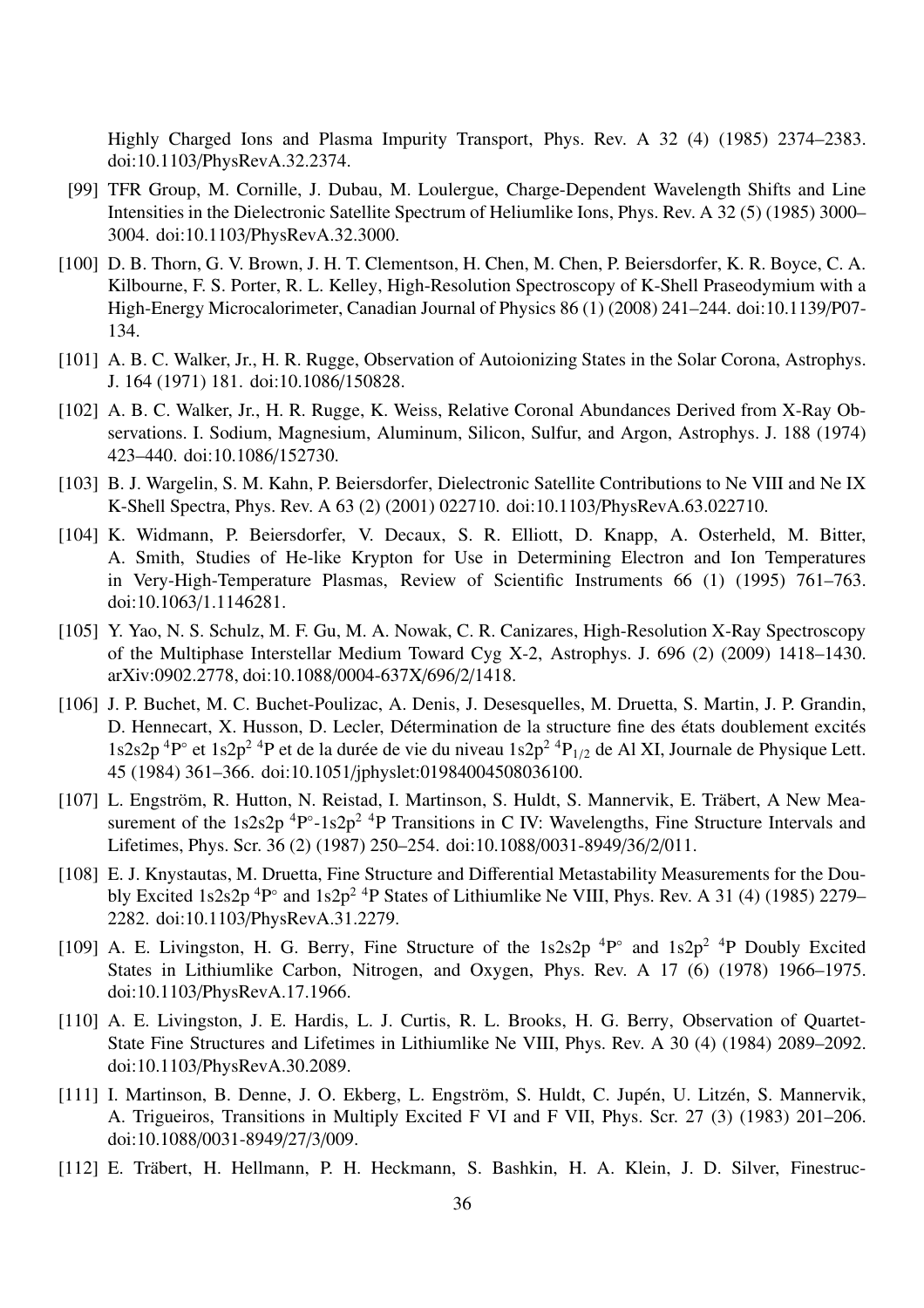Highly Charged Ions and Plasma Impurity Transport, Phys. Rev. A 32 (4) (1985) 2374–2383. doi:10.1103/PhysRevA.32.2374.

[99] TFR Group, M. Cornille, J. Dubau, M. Loulergue, Charge-Dependent Wavelength Shifts and Line Intensities in the Dielectronic Satellite Spectrum of Heliumlike Ions, Phys. Rev. A 32 (5) (1985) 3000–3004. doi:10.1103/PhysRevA.32.3000.

[100] D. B. Thorn, G. V. Brown, J. H. T. Clementson, H. Chen, M. Chen, P. Beiersdorfer, K. R. Boyce, C. A. Kilbourne, F. S. Porter, R. L. Kelley, High-Resolution Spectroscopy of K-Shell Praseodymium with a High-Energy Microcalorimeter, Canadian Journal of Physics 86 (1) (2008) 241–244. doi:10.1139/P07-134.

[101] A. B. C. Walker, Jr., H. R. Rugge, Observation of Autoionizing States in the Solar Corona, Astrophys. J. 164 (1971) 181. doi:10.1086/150828.

[102] A. B. C. Walker, Jr., H. R. Rugge, K. Weiss, Relative Coronal Abundances Derived from X-Ray Observations. I. Sodium, Magnesium, Aluminum, Silicon, Sulfur, and Argon, Astrophys. J. 188 (1974) 423–440. doi:10.1086/152730.

[103] B. J. Wargelin, S. M. Kahn, P. Beiersdorfer, Dielectronic Satellite Contributions to Ne VIII and Ne IX K-Shell Spectra, Phys. Rev. A 63 (2) (2001) 022710. doi:10.1103/PhysRevA.63.022710.

[104] K. Widmann, P. Beiersdorfer, V. Decaux, S. R. Elliott, D. Knapp, A. Osterheld, M. Bitter, A. Smith, Studies of He-like Krypton for Use in Determining Electron and Ion Temperatures in Very-High-Temperature Plasmas, Review of Scientific Instruments 66 (1) (1995) 761–763. doi:10.1063/1.1146281.

[105] Y. Yao, N. S. Schulz, M. F. Gu, M. A. Nowak, C. R. Canizares, High-Resolution X-Ray Spectroscopy of the Multiphase Interstellar Medium Toward Cyg X-2, Astrophys. J. 696 (2) (2009) 1418–1430. arXiv:0902.2778, doi:10.1088/0004-637X/696/2/1418.

[106] J. P. Buchet, M. C. Buchet-Poulizac, A. Denis, J. Desesquelles, M. Druetta, S. Martin, J. P. Grandin, D. Hennecart, X. Husson, D. Lecler, Détermination de la structure fine des états doublement excités 1s2s2p $^4$P$^\circ$ et 1s2p$^2$ $^4$P et de la durée de vie du niveau 1s2p$^2$ $^4$P$_{1/2}$ de Al XI, Journale de Physique Lett. 45 (1984) 361–366. doi:10.1051/jphyslet:01984004508036100.

[107] L. Engström, R. Hutton, N. Reistad, I. Martinson, S. Huldt, S. Mannervik, E. Träbert, A New Measurement of the 1s2s2p $^4$P$^\circ$-1s2p$^2$ $^4$P Transitions in C IV: Wavelengths, Fine Structure Intervals and Lifetimes, Phys. Scr. 36 (2) (1987) 250–254. doi:10.1088/0031-8949/36/2/011.

[108] E. J. Knystautas, M. Druetta, Fine Structure and Differential Metastability Measurements for the Doubly Excited 1s2s2p $^4$P$^\circ$ and 1s2p$^2$ $^4$P States of Lithiumlike Ne VIII, Phys. Rev. A 31 (4) (1985) 2279–2282. doi:10.1103/PhysRevA.31.2279.

[109] A. E. Livingston, H. G. Berry, Fine Structure of the 1s2s2p $^4$P$^\circ$ and 1s2p$^2$ $^4$P Doubly Excited States in Lithiumlike Carbon, Nitrogen, and Oxygen, Phys. Rev. A 17 (6) (1978) 1966–1975. doi:10.1103/PhysRevA.17.1966.

[110] A. E. Livingston, J. E. Hardis, L. J. Curtis, R. L. Brooks, H. G. Berry, Observation of Quartet-State Fine Structures and Lifetimes in Lithiumlike Ne VIII, Phys. Rev. A 30 (4) (1984) 2089–2092. doi:10.1103/PhysRevA.30.2089.

[111] I. Martinson, B. Denne, J. O. Ekberg, L. Engström, S. Huldt, C. Jupén, U. Litzén, S. Mannervik, A. Trigueiros, Transitions in Multiply Excited F VI and F VII, Phys. Scr. 27 (3) (1983) 201–206. doi:10.1088/0031-8949/27/3/009.

[112] E. Träbert, H. Hellmann, P. H. Heckmann, S. Bashkin, H. A. Klein, J. D. Silver, Finestruc-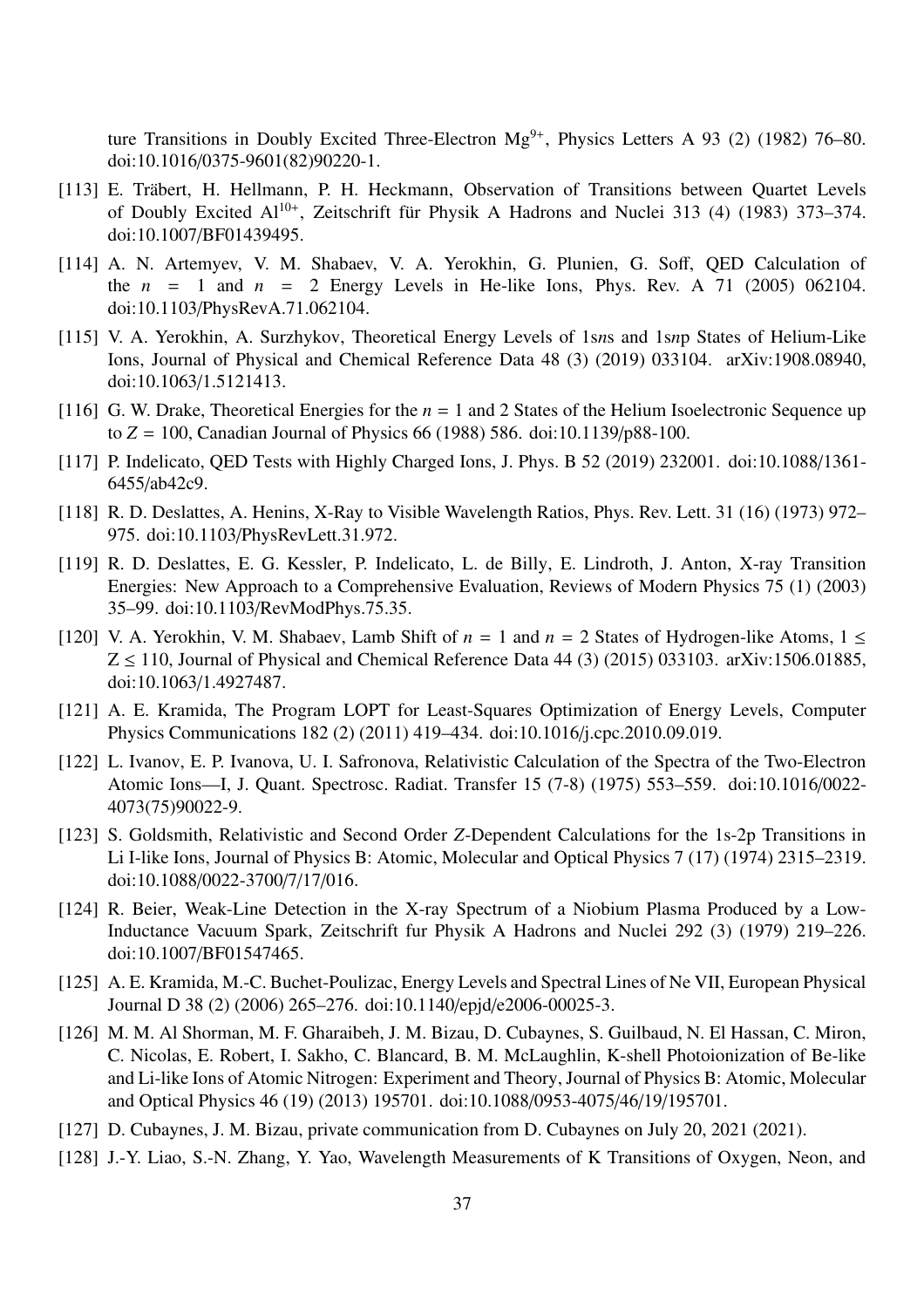ture Transitions in Doubly Excited Three-Electron $Mg^{9+}$, Physics Letters A 93 (2) (1982) 76–80. doi:10.1016/0375-9601(82)90220-1.

- [113] E. Träbert, H. Hellmann, P. H. Heckmann, Observation of Transitions between Quartet Levels of Doubly Excited $Al^{10+}$, Zeitschrift für Physik A Hadrons and Nuclei 313 (4) (1983) 373–374. doi:10.1007/BF01439495.
- [114] A. N. Artemyev, V. M. Shabaev, V. A. Yerokhin, G. Plunien, G. Soff, QED Calculation of the $n = 1$ and $n = 2$ Energy Levels in He-like Ions, Phys. Rev. A 71 (2005) 062104. doi:10.1103/PhysRevA.71.062104.
- [115] V. A. Yerokhin, A. Surzhykov, Theoretical Energy Levels of 1s*n*s and 1s*n*p States of Helium-Like Ions, Journal of Physical and Chemical Reference Data 48 (3) (2019) 033104. arXiv:1908.08940, doi:10.1063/1.5121413.
- [116] G. W. Drake, Theoretical Energies for the $n = 1$ and 2 States of the Helium Isoelectronic Sequence up to $Z = 100$, Canadian Journal of Physics 66 (1988) 586. doi:10.1139/p88-100.
- [117] P. Indelicato, QED Tests with Highly Charged Ions, J. Phys. B 52 (2019) 232001. doi:10.1088/1361-6455/ab42c9.
- [118] R. D. Deslattes, A. Henins, X-Ray to Visible Wavelength Ratios, Phys. Rev. Lett. 31 (16) (1973) 972–975. doi:10.1103/PhysRevLett.31.972.
- [119] R. D. Deslattes, E. G. Kessler, P. Indelicato, L. de Billy, E. Lindroth, J. Anton, X-ray Transition Energies: New Approach to a Comprehensive Evaluation, Reviews of Modern Physics 75 (1) (2003) 35–99. doi:10.1103/RevModPhys.75.35.
- [120] V. A. Yerokhin, V. M. Shabaev, Lamb Shift of $n = 1$ and $n = 2$ States of Hydrogen-like Atoms, $1 \leq Z \leq 110$, Journal of Physical and Chemical Reference Data 44 (3) (2015) 033103. arXiv:1506.01885, doi:10.1063/1.4927487.
- [121] A. E. Kramida, The Program LOPT for Least-Squares Optimization of Energy Levels, Computer Physics Communications 182 (2) (2011) 419–434. doi:10.1016/j.cpc.2010.09.019.
- [122] L. Ivanov, E. P. Ivanova, U. I. Safronova, Relativistic Calculation of the Spectra of the Two-Electron Atomic Ions—I, J. Quant. Spectrosc. Radiat. Transfer 15 (7-8) (1975) 553–559. doi:10.1016/0022-4073(75)90022-9.
- [123] S. Goldsmith, Relativistic and Second Order *Z*-Dependent Calculations for the 1s-2p Transitions in Li I-like Ions, Journal of Physics B: Atomic, Molecular and Optical Physics 7 (17) (1974) 2315–2319. doi:10.1088/0022-3700/7/17/016.
- [124] R. Beier, Weak-Line Detection in the X-ray Spectrum of a Niobium Plasma Produced by a Low-Inductance Vacuum Spark, Zeitschrift fur Physik A Hadrons and Nuclei 292 (3) (1979) 219–226. doi:10.1007/BF01547465.
- [125] A. E. Kramida, M.-C. Buchet-Poulizac, Energy Levels and Spectral Lines of Ne VII, European Physical Journal D 38 (2) (2006) 265–276. doi:10.1140/epjd/e2006-00025-3.
- [126] M. M. Al Shorman, M. F. Gharaibeh, J. M. Bizau, D. Cubaynes, S. Guilbaud, N. El Hassan, C. Miron, C. Nicolas, E. Robert, I. Sakho, C. Blancard, B. M. McLaughlin, K-shell Photoionization of Be-like and Li-like Ions of Atomic Nitrogen: Experiment and Theory, Journal of Physics B: Atomic, Molecular and Optical Physics 46 (19) (2013) 195701. doi:10.1088/0953-4075/46/19/195701.
- [127] D. Cubaynes, J. M. Bizau, private communication from D. Cubaynes on July 20, 2021 (2021).
- [128] J.-Y. Liao, S.-N. Zhang, Y. Yao, Wavelength Measurements of K Transitions of Oxygen, Neon, and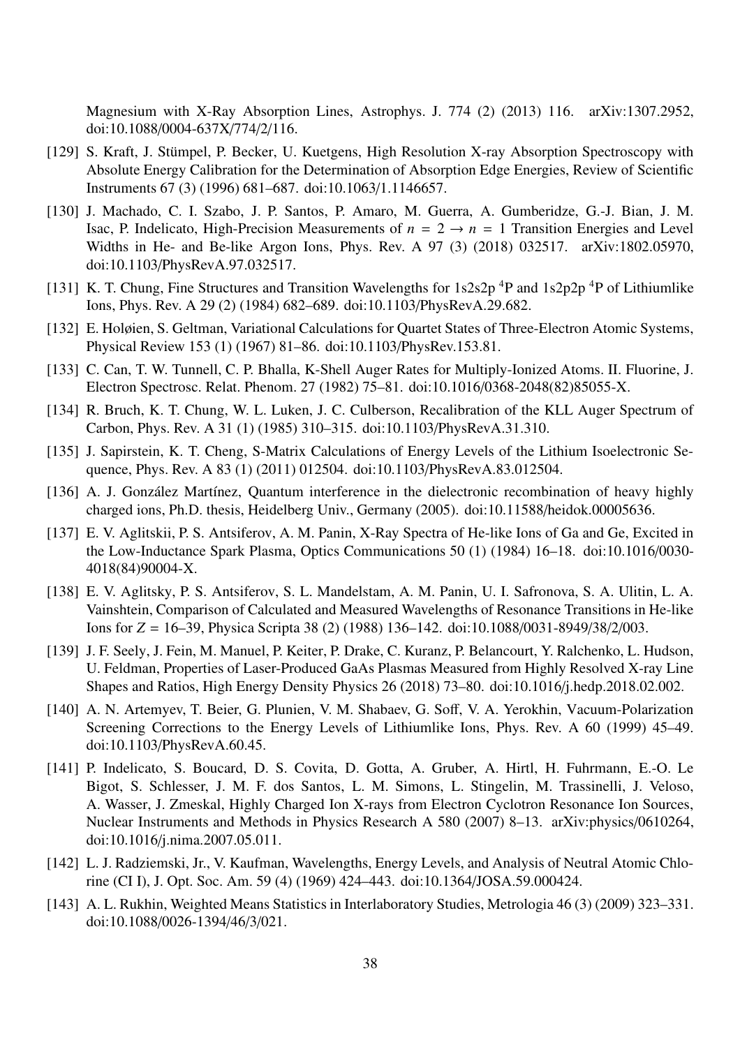Magnesium with X-Ray Absorption Lines, Astrophys. J. 774 (2) (2013) 116. arXiv:1307.2952, doi:10.1088/0004-637X/774/2/116.

[129] S. Kraft, J. Stümpel, P. Becker, U. Kuetgens, High Resolution X-ray Absorption Spectroscopy with Absolute Energy Calibration for the Determination of Absorption Edge Energies, Review of Scientific Instruments 67 (3) (1996) 681–687. doi:10.1063/1.1146657.

[130] J. Machado, C. I. Szabo, J. P. Santos, P. Amaro, M. Guerra, A. Gumberidze, G.-J. Bian, J. M. Isac, P. Indelicato, High-Precision Measurements of $n = 2 \rightarrow n = 1$ Transition Energies and Level Widths in He- and Be-like Argon Ions, Phys. Rev. A 97 (3) (2018) 032517. arXiv:1802.05970, doi:10.1103/PhysRevA.97.032517.

[131] K. T. Chung, Fine Structures and Transition Wavelengths for 1s2s2p $^4$P and 1s2p2p $^4$P of Lithiumlike Ions, Phys. Rev. A 29 (2) (1984) 682–689. doi:10.1103/PhysRevA.29.682.

[132] E. Holøien, S. Geltman, Variational Calculations for Quartet States of Three-Electron Atomic Systems, Physical Review 153 (1) (1967) 81–86. doi:10.1103/PhysRev.153.81.

[133] C. Can, T. W. Tunnell, C. P. Bhalla, K-Shell Auger Rates for Multiply-Ionized Atoms. II. Fluorine, J. Electron Spectrosc. Relat. Phenom. 27 (1982) 75–81. doi:10.1016/0368-2048(82)85055-X.

[134] R. Bruch, K. T. Chung, W. L. Luken, J. C. Culberson, Recalibration of the KLL Auger Spectrum of Carbon, Phys. Rev. A 31 (1) (1985) 310–315. doi:10.1103/PhysRevA.31.310.

[135] J. Sapirstein, K. T. Cheng, S-Matrix Calculations of Energy Levels of the Lithium Isoelectronic Sequence, Phys. Rev. A 83 (1) (2011) 012504. doi:10.1103/PhysRevA.83.012504.

[136] A. J. González Martínez, Quantum interference in the dielectronic recombination of heavy highly charged ions, Ph.D. thesis, Heidelberg Univ., Germany (2005). doi:10.11588/heidok.00005636.

[137] E. V. Aglitskii, P. S. Antsiferov, A. M. Panin, X-Ray Spectra of He-like Ions of Ga and Ge, Excited in the Low-Inductance Spark Plasma, Optics Communications 50 (1) (1984) 16–18. doi:10.1016/0030-4018(84)90004-X.

[138] E. V. Aglitsky, P. S. Antsiferov, S. L. Mandelstam, A. M. Panin, U. I. Safronova, S. A. Ulitin, L. A. Vainshtein, Comparison of Calculated and Measured Wavelengths of Resonance Transitions in He-like Ions for $Z = 16$–$39$, Physica Scripta 38 (2) (1988) 136–142. doi:10.1088/0031-8949/38/2/003.

[139] J. F. Seely, J. Fein, M. Manuel, P. Keiter, P. Drake, C. Kuranz, P. Belancourt, Y. Ralchenko, L. Hudson, U. Feldman, Properties of Laser-Produced GaAs Plasmas Measured from Highly Resolved X-ray Line Shapes and Ratios, High Energy Density Physics 26 (2018) 73–80. doi:10.1016/j.hedp.2018.02.002.

[140] A. N. Artemyev, T. Beier, G. Plunien, V. M. Shabaev, G. Soff, V. A. Yerokhin, Vacuum-Polarization Screening Corrections to the Energy Levels of Lithiumlike Ions, Phys. Rev. A 60 (1999) 45–49. doi:10.1103/PhysRevA.60.45.

[141] P. Indelicato, S. Boucard, D. S. Covita, D. Gotta, A. Gruber, A. Hirtl, H. Fuhrmann, E.-O. Le Bigot, S. Schlesser, J. M. F. dos Santos, L. M. Simons, L. Stingelin, M. Trassinelli, J. Veloso, A. Wasser, J. Zmeskal, Highly Charged Ion X-rays from Electron Cyclotron Resonance Ion Sources, Nuclear Instruments and Methods in Physics Research A 580 (2007) 8–13. arXiv:physics/0610264, doi:10.1016/j.nima.2007.05.011.

[142] L. J. Radziemski, Jr., V. Kaufman, Wavelengths, Energy Levels, and Analysis of Neutral Atomic Chlorine (Cl I), J. Opt. Soc. Am. 59 (4) (1969) 424–443. doi:10.1364/JOSA.59.000424.

[143] A. L. Rukhin, Weighted Means Statistics in Interlaboratory Studies, Metrologia 46 (3) (2009) 323–331. doi:10.1088/0026-1394/46/3/021.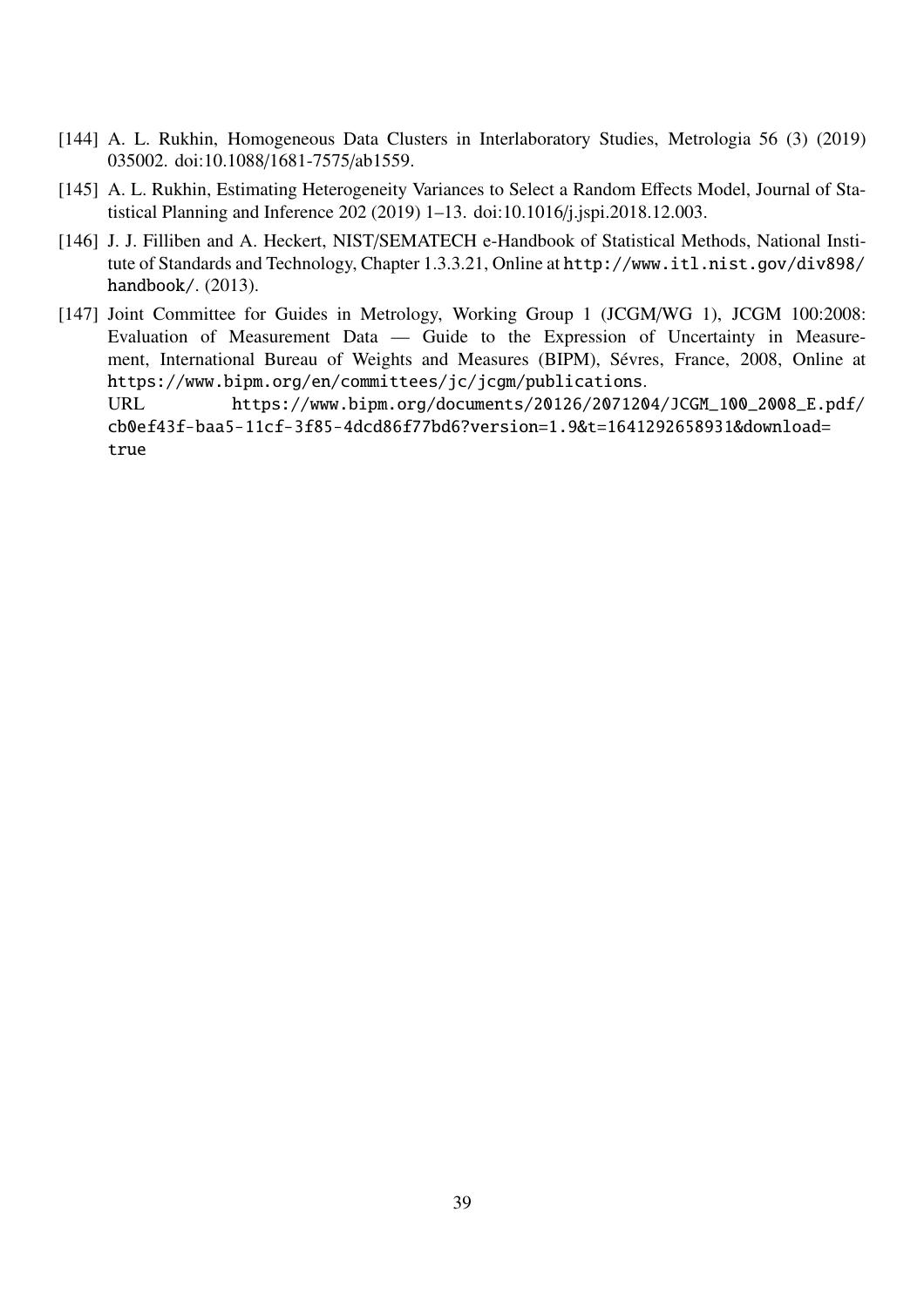[144] A. L. Rukhin, Homogeneous Data Clusters in Interlaboratory Studies, Metrologia 56 (3) (2019) 035002. doi:10.1088/1681-7575/ab1559.

[145] A. L. Rukhin, Estimating Heterogeneity Variances to Select a Random Effects Model, Journal of Statistical Planning and Inference 202 (2019) 1–13. doi:10.1016/j.jspi.2018.12.003.

[146] J. J. Filliben and A. Heckert, NIST/SEMATECH e-Handbook of Statistical Methods, National Institute of Standards and Technology, Chapter 1.3.3.21, Online at http://www.itl.nist.gov/div898/handbook/. (2013).

[147] Joint Committee for Guides in Metrology, Working Group 1 (JCGM/WG 1), JCGM 100:2008: Evaluation of Measurement Data — Guide to the Expression of Uncertainty in Measurement, International Bureau of Weights and Measures (BIPM), Sévres, France, 2008, Online at https://www.bipm.org/en/committees/jc/jcgm/publications.
URL https://www.bipm.org/documents/20126/2071204/JCGM_100_2008_E.pdf/cb0ef43f-baa5-11cf-3f85-4dcd86f77bd6?version=1.9&t=1641292658931&download=true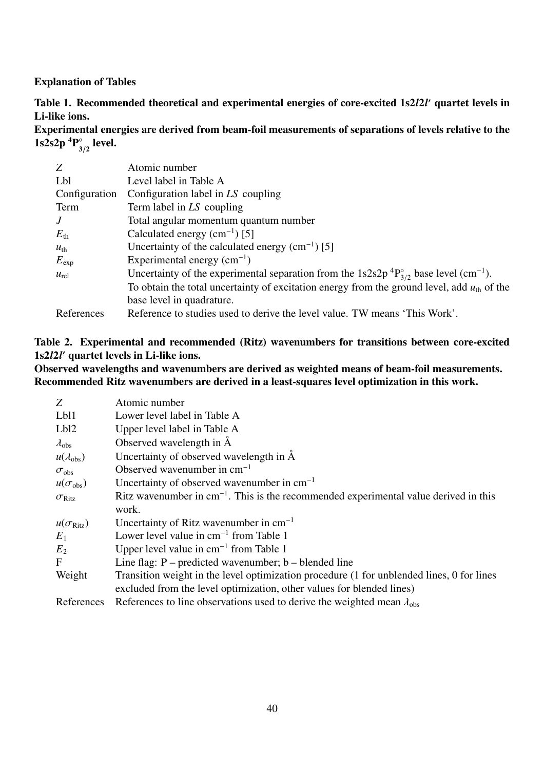**Explanation of Tables**

**Table 1. Recommended theoretical and experimental energies of core-excited 1s2*l*2*l*′ quartet levels in Li-like ions.**
**Experimental energies are derived from beam-foil measurements of separations of levels relative to the 1s2s2p $^4\mathrm{P}^\circ_{3/2}$ level.**

| | |
|---|---|
| *Z* | Atomic number |
| Lbl | Level label in Table A |
| Configuration | Configuration label in *LS* coupling |
| Term | Term label in *LS* coupling |
| *J* | Total angular momentum quantum number |
| $E_{\mathrm{th}}$ | Calculated energy ($\mathrm{cm}^{-1}$) [5] |
| $u_{\mathrm{th}}$ | Uncertainty of the calculated energy ($\mathrm{cm}^{-1}$) [5] |
| $E_{\mathrm{exp}}$ | Experimental energy ($\mathrm{cm}^{-1}$) |
| $u_{\mathrm{rel}}$ | Uncertainty of the experimental separation from the 1s2s2p $^4\mathrm{P}^\circ_{3/2}$ base level ($\mathrm{cm}^{-1}$). To obtain the total uncertainty of excitation energy from the ground level, add $u_{\mathrm{th}}$ of the base level in quadrature. |
| References | Reference to studies used to derive the level value. TW means 'This Work'. |

**Table 2. Experimental and recommended (Ritz) wavenumbers for transitions between core-excited 1s2*l*2*l*′ quartet levels in Li-like ions.**
**Observed wavelengths and wavenumbers are derived as weighted means of beam-foil measurements. Recommended Ritz wavenumbers are derived in a least-squares level optimization in this work.**

| | |
|---|---|
| *Z* | Atomic number |
| Lbl1 | Lower level label in Table A |
| Lbl2 | Upper level label in Table A |
| $\lambda_{\mathrm{obs}}$ | Observed wavelength in Å |
| $u(\lambda_{\mathrm{obs}})$ | Uncertainty of observed wavelength in Å |
| $\sigma_{\mathrm{obs}}$ | Observed wavenumber in $\mathrm{cm}^{-1}$ |
| $u(\sigma_{\mathrm{obs}})$ | Uncertainty of observed wavenumber in $\mathrm{cm}^{-1}$ |
| $\sigma_{\mathrm{Ritz}}$ | Ritz wavenumber in $\mathrm{cm}^{-1}$. This is the recommended experimental value derived in this work. |
| $u(\sigma_{\mathrm{Ritz}})$ | Uncertainty of Ritz wavenumber in $\mathrm{cm}^{-1}$ |
| $E_1$ | Lower level value in $\mathrm{cm}^{-1}$ from Table 1 |
| $E_2$ | Upper level value in $\mathrm{cm}^{-1}$ from Table 1 |
| F | Line flag: P – predicted wavenumber; b – blended line |
| Weight | Transition weight in the level optimization procedure (1 for unblended lines, 0 for lines excluded from the level optimization, other values for blended lines) |
| References | References to line observations used to derive the weighted mean $\lambda_{\mathrm{obs}}$ |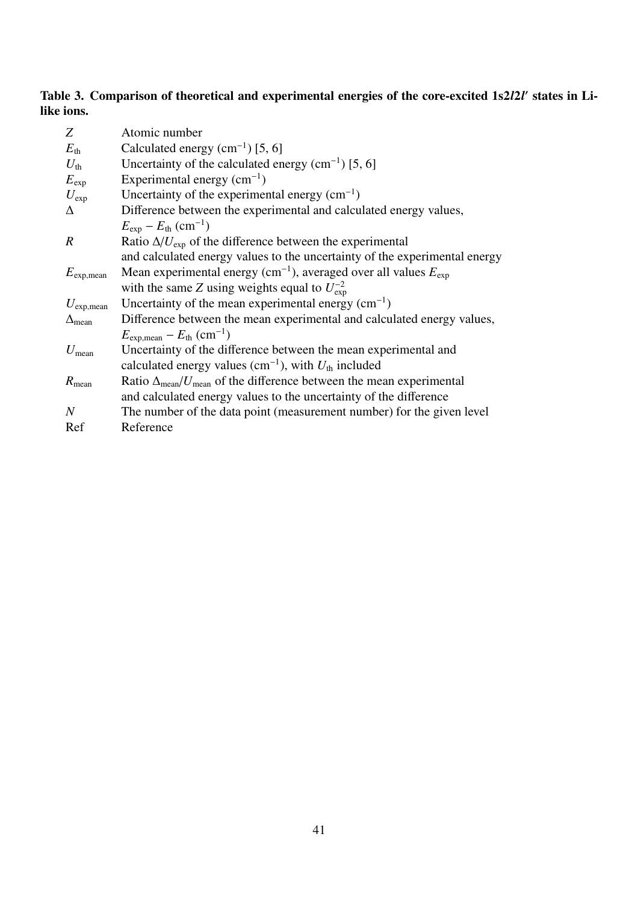**Table 3. Comparison of theoretical and experimental energies of the core-excited 1s2$l$2$l'$ states in Li-like ions.**

| | |
|---|---|
| $Z$ | Atomic number |
| $E_{\mathrm{th}}$ | Calculated energy ($\mathrm{cm}^{-1}$) [5, 6] |
| $U_{\mathrm{th}}$ | Uncertainty of the calculated energy ($\mathrm{cm}^{-1}$) [5, 6] |
| $E_{\mathrm{exp}}$ | Experimental energy ($\mathrm{cm}^{-1}$) |
| $U_{\mathrm{exp}}$ | Uncertainty of the experimental energy ($\mathrm{cm}^{-1}$) |
| $\Delta$ | Difference between the experimental and calculated energy values, $E_{\mathrm{exp}} - E_{\mathrm{th}}$ ($\mathrm{cm}^{-1}$) |
| $R$ | Ratio $\Delta/U_{\mathrm{exp}}$ of the difference between the experimental and calculated energy values to the uncertainty of the experimental energy |
| $E_{\mathrm{exp,mean}}$ | Mean experimental energy ($\mathrm{cm}^{-1}$), averaged over all values $E_{\mathrm{exp}}$ with the same $Z$ using weights equal to $U_{\mathrm{exp}}^{-2}$ |
| $U_{\mathrm{exp,mean}}$ | Uncertainty of the mean experimental energy ($\mathrm{cm}^{-1}$) |
| $\Delta_{\mathrm{mean}}$ | Difference between the mean experimental and calculated energy values, $E_{\mathrm{exp,mean}} - E_{\mathrm{th}}$ ($\mathrm{cm}^{-1}$) |
| $U_{\mathrm{mean}}$ | Uncertainty of the difference between the mean experimental and calculated energy values ($\mathrm{cm}^{-1}$), with $U_{\mathrm{th}}$ included |
| $R_{\mathrm{mean}}$ | Ratio $\Delta_{\mathrm{mean}}/U_{\mathrm{mean}}$ of the difference between the mean experimental and calculated energy values to the uncertainty of the difference |
| $N$ | The number of the data point (measurement number) for the given level |
| Ref | Reference |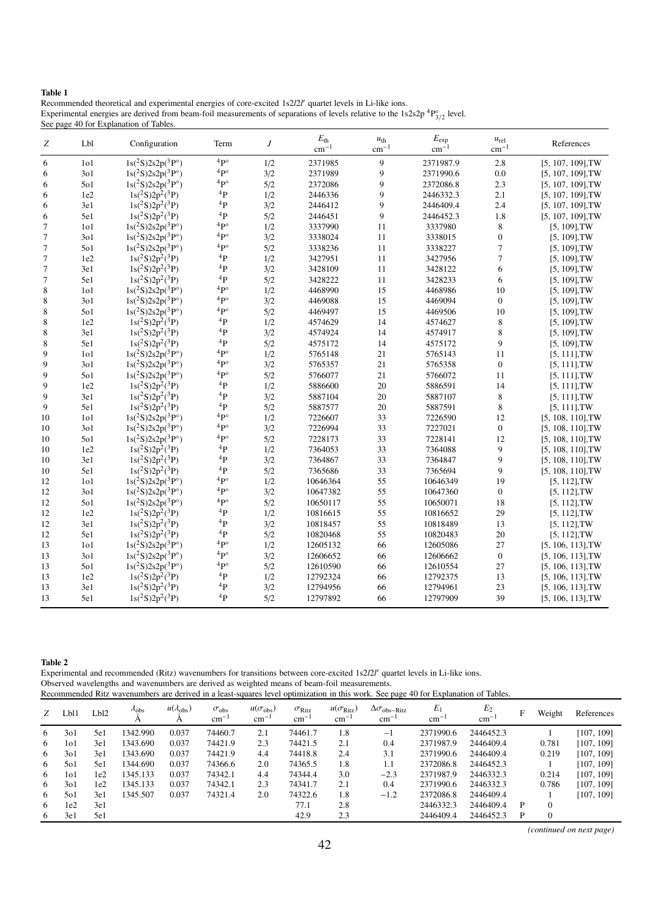**Table 1**

Recommended theoretical and experimental energies of core-excited $1s2l2l'$ quartet levels in Li-like ions.
Experimental energies are derived from beam-foil measurements of separations of levels relative to the $1s2s2p\ ^4P^{\circ}_{3/2}$ level.
See page 40 for Explanation of Tables.

| $Z$ | Lbl | Configuration | Term | $J$ | $E_{\rm th}$ cm$^{-1}$ | $u_{\rm th}$ cm$^{-1}$ | $E_{\rm exp}$ cm$^{-1}$ | $u_{\rm rel}$ cm$^{-1}$ | References |
|---|---|---|---|---|---|---|---|---|---|
| 6 | 1o1 | $1s(^2S)2s2p(^3P^{\circ})$ | $^4P^{\circ}$ | 1/2 | 2371985 | 9 | 2371987.9 | 2.8 | [5, 107, 109],TW |
| 6 | 3o1 | $1s(^2S)2s2p(^3P^{\circ})$ | $^4P^{\circ}$ | 3/2 | 2371989 | 9 | 2371990.6 | 0.0 | [5, 107, 109],TW |
| 6 | 5o1 | $1s(^2S)2s2p(^3P^{\circ})$ | $^4P^{\circ}$ | 5/2 | 2372086 | 9 | 2372086.8 | 2.3 | [5, 107, 109],TW |
| 6 | 1e2 | $1s(^2S)2p^2(^3P)$ | $^4P$ | 1/2 | 2446336 | 9 | 2446332.3 | 2.1 | [5, 107, 109],TW |
| 6 | 3e1 | $1s(^2S)2p^2(^3P)$ | $^4P$ | 3/2 | 2446412 | 9 | 2446409.4 | 2.4 | [5, 107, 109],TW |
| 6 | 5e1 | $1s(^2S)2p^2(^3P)$ | $^4P$ | 5/2 | 2446451 | 9 | 2446452.3 | 1.8 | [5, 107, 109],TW |
| 7 | 1o1 | $1s(^2S)2s2p(^3P^{\circ})$ | $^4P^{\circ}$ | 1/2 | 3337990 | 11 | 3337980 | 8 | [5, 109],TW |
| 7 | 3o1 | $1s(^2S)2s2p(^3P^{\circ})$ | $^4P^{\circ}$ | 3/2 | 3338024 | 11 | 3338015 | 0 | [5, 109],TW |
| 7 | 5o1 | $1s(^2S)2s2p(^3P^{\circ})$ | $^4P^{\circ}$ | 5/2 | 3338236 | 11 | 3338227 | 7 | [5, 109],TW |
| 7 | 1e2 | $1s(^2S)2p^2(^3P)$ | $^4P$ | 1/2 | 3427951 | 11 | 3427956 | 7 | [5, 109],TW |
| 7 | 3e1 | $1s(^2S)2p^2(^3P)$ | $^4P$ | 3/2 | 3428109 | 11 | 3428122 | 6 | [5, 109],TW |
| 7 | 5e1 | $1s(^2S)2p^2(^3P)$ | $^4P$ | 5/2 | 3428222 | 11 | 3428233 | 6 | [5, 109],TW |
| 8 | 1o1 | $1s(^2S)2s2p(^3P^{\circ})$ | $^4P^{\circ}$ | 1/2 | 4468990 | 15 | 4468986 | 10 | [5, 109],TW |
| 8 | 3o1 | $1s(^2S)2s2p(^3P^{\circ})$ | $^4P^{\circ}$ | 3/2 | 4469088 | 15 | 4469094 | 0 | [5, 109],TW |
| 8 | 5o1 | $1s(^2S)2s2p(^3P^{\circ})$ | $^4P^{\circ}$ | 5/2 | 4469497 | 15 | 4469506 | 10 | [5, 109],TW |
| 8 | 1e2 | $1s(^2S)2p^2(^3P)$ | $^4P$ | 1/2 | 4574629 | 14 | 4574627 | 8 | [5, 109],TW |
| 8 | 3e1 | $1s(^2S)2p^2(^3P)$ | $^4P$ | 3/2 | 4574924 | 14 | 4574917 | 8 | [5, 109],TW |
| 8 | 5e1 | $1s(^2S)2p^2(^3P)$ | $^4P$ | 5/2 | 4575172 | 14 | 4575172 | 9 | [5, 109],TW |
| 9 | 1o1 | $1s(^2S)2s2p(^3P^{\circ})$ | $^4P^{\circ}$ | 1/2 | 5765148 | 21 | 5765143 | 11 | [5, 111],TW |
| 9 | 3o1 | $1s(^2S)2s2p(^3P^{\circ})$ | $^4P^{\circ}$ | 3/2 | 5765357 | 21 | 5765358 | 0 | [5, 111],TW |
| 9 | 5o1 | $1s(^2S)2s2p(^3P^{\circ})$ | $^4P^{\circ}$ | 5/2 | 5766077 | 21 | 5766072 | 11 | [5, 111],TW |
| 9 | 1e2 | $1s(^2S)2p^2(^3P)$ | $^4P$ | 1/2 | 5886600 | 20 | 5886591 | 14 | [5, 111],TW |
| 9 | 3e1 | $1s(^2S)2p^2(^3P)$ | $^4P$ | 3/2 | 5887104 | 20 | 5887107 | 8 | [5, 111],TW |
| 9 | 5e1 | $1s(^2S)2p^2(^3P)$ | $^4P$ | 5/2 | 5887577 | 20 | 5887591 | 8 | [5, 111],TW |
| 10 | 1o1 | $1s(^2S)2s2p(^3P^{\circ})$ | $^4P^{\circ}$ | 1/2 | 7226607 | 33 | 7226590 | 12 | [5, 108, 110],TW |
| 10 | 3o1 | $1s(^2S)2s2p(^3P^{\circ})$ | $^4P^{\circ}$ | 3/2 | 7226994 | 33 | 7227021 | 0 | [5, 108, 110],TW |
| 10 | 5o1 | $1s(^2S)2s2p(^3P^{\circ})$ | $^4P^{\circ}$ | 5/2 | 7228173 | 33 | 7228141 | 12 | [5, 108, 110],TW |
| 10 | 1e2 | $1s(^2S)2p^2(^3P)$ | $^4P$ | 1/2 | 7364053 | 33 | 7364088 | 9 | [5, 108, 110],TW |
| 10 | 3e1 | $1s(^2S)2p^2(^3P)$ | $^4P$ | 3/2 | 7364867 | 33 | 7364847 | 9 | [5, 108, 110],TW |
| 10 | 5e1 | $1s(^2S)2p^2(^3P)$ | $^4P$ | 5/2 | 7365686 | 33 | 7365694 | 9 | [5, 108, 110],TW |
| 12 | 1o1 | $1s(^2S)2s2p(^3P^{\circ})$ | $^4P^{\circ}$ | 1/2 | 10646364 | 55 | 10646349 | 19 | [5, 112],TW |
| 12 | 3o1 | $1s(^2S)2s2p(^3P^{\circ})$ | $^4P^{\circ}$ | 3/2 | 10647382 | 55 | 10647360 | 0 | [5, 112],TW |
| 12 | 5o1 | $1s(^2S)2s2p(^3P^{\circ})$ | $^4P^{\circ}$ | 5/2 | 10650117 | 55 | 10650071 | 18 | [5, 112],TW |
| 12 | 1e2 | $1s(^2S)2p^2(^3P)$ | $^4P$ | 1/2 | 10816615 | 55 | 10816652 | 29 | [5, 112],TW |
| 12 | 3e1 | $1s(^2S)2p^2(^3P)$ | $^4P$ | 3/2 | 10818457 | 55 | 10818489 | 13 | [5, 112],TW |
| 12 | 5e1 | $1s(^2S)2p^2(^3P)$ | $^4P$ | 5/2 | 10820468 | 55 | 10820483 | 20 | [5, 112],TW |
| 13 | 1o1 | $1s(^2S)2s2p(^3P^{\circ})$ | $^4P^{\circ}$ | 1/2 | 12605132 | 66 | 12605086 | 27 | [5, 106, 113],TW |
| 13 | 3o1 | $1s(^2S)2s2p(^3P^{\circ})$ | $^4P^{\circ}$ | 3/2 | 12606652 | 66 | 12606662 | 0 | [5, 106, 113],TW |
| 13 | 5o1 | $1s(^2S)2s2p(^3P^{\circ})$ | $^4P^{\circ}$ | 5/2 | 12610590 | 66 | 12610554 | 27 | [5, 106, 113],TW |
| 13 | 1e2 | $1s(^2S)2p^2(^3P)$ | $^4P$ | 1/2 | 12792324 | 66 | 12792375 | 13 | [5, 106, 113],TW |
| 13 | 3e1 | $1s(^2S)2p^2(^3P)$ | $^4P$ | 3/2 | 12794956 | 66 | 12794961 | 23 | [5, 106, 113],TW |
| 13 | 5e1 | $1s(^2S)2p^2(^3P)$ | $^4P$ | 5/2 | 12797892 | 66 | 12797909 | 39 | [5, 106, 113],TW |

**Table 2**

Experimental and recommended (Ritz) wavenumbers for transitions between core-excited $1s2l2l'$ quartet levels in Li-like ions.
Observed wavelengths and wavenumbers are derived as weighted means of beam-foil measurements.
Recommended Ritz wavenumbers are derived in a least-squares level optimization in this work. See page 40 for Explanation of Tables.

| $Z$ | Lbl1 | Lbl2 | $\lambda_{\rm obs}$ Å | $u(\lambda_{\rm obs})$ Å | $\sigma_{\rm obs}$ cm$^{-1}$ | $u(\sigma_{\rm obs})$ cm$^{-1}$ | $\sigma_{\rm Ritz}$ cm$^{-1}$ | $u(\sigma_{\rm Ritz})$ cm$^{-1}$ | $\Delta\sigma_{\rm obs-Ritz}$ cm$^{-1}$ | $E_1$ cm$^{-1}$ | $E_2$ cm$^{-1}$ | F | Weight | References |
|---|---|---|---|---|---|---|---|---|---|---|---|---|---|---|
| 6 | 3o1 | 5e1 | 1342.990 | 0.037 | 74460.7 | 2.1 | 74461.7 | 1.8 | −1 | 2371990.6 | 2446452.3 | | 1 | [107, 109] |
| 6 | 1o1 | 3e1 | 1343.690 | 0.037 | 74421.9 | 2.3 | 74421.5 | 2.1 | 0.4 | 2371987.9 | 2446409.4 | | 0.781 | [107, 109] |
| 6 | 3o1 | 3e1 | 1343.690 | 0.037 | 74421.9 | 4.4 | 74418.8 | 2.4 | 3.1 | 2371990.6 | 2446409.4 | | 0.219 | [107, 109] |
| 6 | 5o1 | 5e1 | 1344.690 | 0.037 | 74366.6 | 2.0 | 74365.5 | 1.8 | 1.1 | 2372086.8 | 2446452.3 | | 1 | [107, 109] |
| 6 | 1o1 | 1e2 | 1345.133 | 0.037 | 74342.1 | 4.4 | 74344.4 | 3.0 | −2.3 | 2371987.9 | 2446332.3 | | 0.214 | [107, 109] |
| 6 | 3o1 | 1e2 | 1345.133 | 0.037 | 74342.1 | 2.3 | 74341.7 | 2.1 | 0.4 | 2371990.6 | 2446332.3 | | 0.786 | [107, 109] |
| 6 | 5o1 | 3e1 | 1345.507 | 0.037 | 74321.4 | 2.0 | 74322.6 | 1.8 | −1.2 | 2372086.8 | 2446409.4 | | 1 | [107, 109] |
| 6 | 1e2 | 3e1 | | | | | 77.1 | 2.8 | | 2446332.3 | 2446409.4 | P | 0 | |
| 6 | 3e1 | 5e1 | | | | | 42.9 | 2.3 | | 2446409.4 | 2446452.3 | P | 0 | |

*(continued on next page)*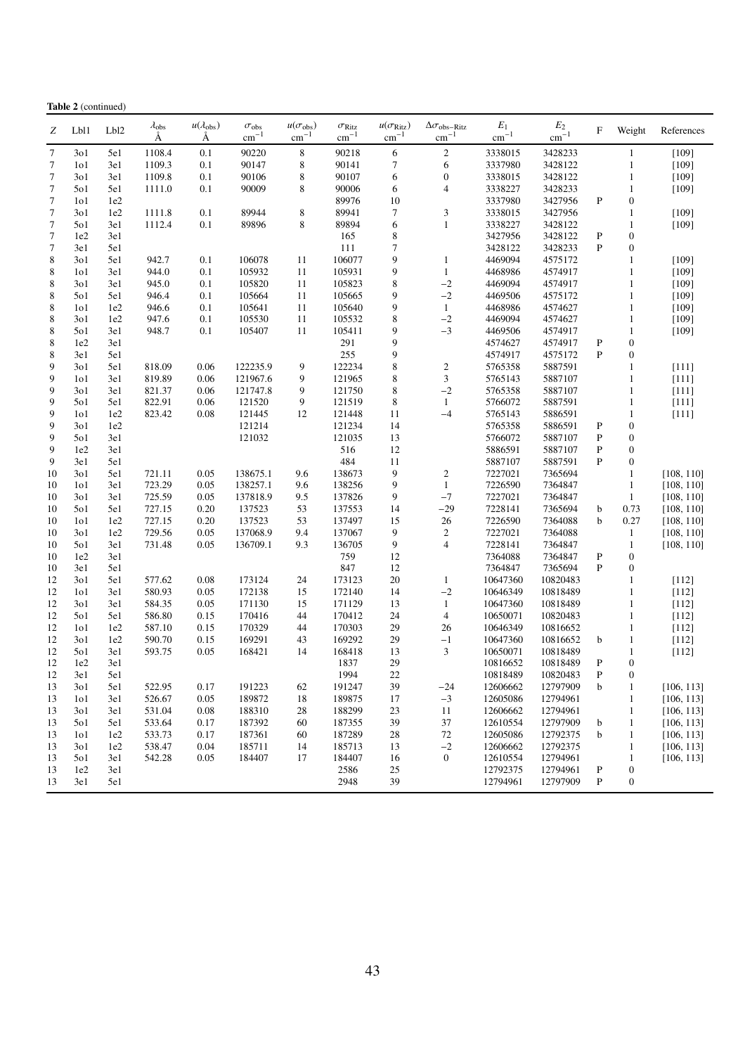**Table 2** (continued)

| Z | Lbl1 | Lbl2 | $\lambda_{obs}$ Å | $u(\lambda_{obs})$ Å | $\sigma_{obs}$ cm$^{-1}$ | $u(\sigma_{obs})$ cm$^{-1}$ | $\sigma_{Ritz}$ cm$^{-1}$ | $u(\sigma_{Ritz})$ cm$^{-1}$ | $\Delta\sigma_{obs-Ritz}$ cm$^{-1}$ | $E_1$ cm$^{-1}$ | $E_2$ cm$^{-1}$ | F | Weight | References |
|---|---|---|---|---|---|---|---|---|---|---|---|---|---|---|
| 7 | 3o1 | 5e1 | 1108.4 | 0.1 | 90220 | 8 | 90218 | 6 | 2 | 3338015 | 3428233 | | 1 | [109] |
| 7 | 1o1 | 3e1 | 1109.3 | 0.1 | 90147 | 8 | 90141 | 7 | 6 | 3337980 | 3428122 | | 1 | [109] |
| 7 | 3o1 | 3e1 | 1109.8 | 0.1 | 90106 | 8 | 90107 | 6 | 0 | 3338015 | 3428122 | | 1 | [109] |
| 7 | 5o1 | 5e1 | 1111.0 | 0.1 | 90009 | 8 | 90006 | 6 | 4 | 3338227 | 3428233 | | 1 | [109] |
| 7 | 1o1 | 1e2 | | | | | 89976 | 10 | | 3337980 | 3427956 | P | 0 | |
| 7 | 3o1 | 1e2 | 1111.8 | 0.1 | 89944 | 8 | 89941 | 7 | 3 | 3338015 | 3427956 | | 1 | [109] |
| 7 | 5o1 | 3e1 | 1112.4 | 0.1 | 89896 | 8 | 89894 | 6 | 1 | 3338227 | 3428122 | | 1 | [109] |
| 7 | 1e2 | 3e1 | | | | | 165 | 8 | | 3427956 | 3428122 | P | 0 | |
| 7 | 3e1 | 5e1 | | | | | 111 | 7 | | 3428122 | 3428233 | P | 0 | |
| 8 | 3o1 | 5e1 | 942.7 | 0.1 | 106078 | 11 | 106077 | 9 | 1 | 4469094 | 4575172 | | 1 | [109] |
| 8 | 1o1 | 3e1 | 944.0 | 0.1 | 105932 | 11 | 105931 | 9 | 1 | 4468986 | 4574917 | | 1 | [109] |
| 8 | 3o1 | 3e1 | 945.0 | 0.1 | 105820 | 11 | 105823 | 8 | −2 | 4469094 | 4574917 | | 1 | [109] |
| 8 | 5o1 | 5e1 | 946.4 | 0.1 | 105664 | 11 | 105665 | 9 | −2 | 4469506 | 4575172 | | 1 | [109] |
| 8 | 1o1 | 1e2 | 946.6 | 0.1 | 105641 | 11 | 105640 | 9 | 1 | 4468986 | 4574627 | | 1 | [109] |
| 8 | 3o1 | 1e2 | 947.6 | 0.1 | 105530 | 11 | 105532 | 8 | −2 | 4469094 | 4574627 | | 1 | [109] |
| 8 | 5o1 | 3e1 | 948.7 | 0.1 | 105407 | 11 | 105411 | 9 | −3 | 4469506 | 4574917 | | 1 | [109] |
| 8 | 1e2 | 3e1 | | | | | 291 | 9 | | 4574627 | 4574917 | P | 0 | |
| 8 | 3e1 | 5e1 | | | | | 255 | 9 | | 4574917 | 4575172 | P | 0 | |
| 9 | 3o1 | 5e1 | 818.09 | 0.06 | 122235.9 | 9 | 122234 | 8 | 2 | 5765358 | 5887591 | | 1 | [111] |
| 9 | 1o1 | 3e1 | 819.89 | 0.06 | 121967.6 | 9 | 121965 | 8 | 3 | 5765143 | 5887107 | | 1 | [111] |
| 9 | 3o1 | 3e1 | 821.37 | 0.06 | 121747.8 | 9 | 121750 | 8 | −2 | 5765358 | 5887107 | | 1 | [111] |
| 9 | 5o1 | 5e1 | 822.91 | 0.06 | 121520 | 9 | 121519 | 8 | 1 | 5766072 | 5887591 | | 1 | [111] |
| 9 | 1o1 | 1e2 | 823.42 | 0.08 | 121445 | 12 | 121448 | 11 | −4 | 5765143 | 5886591 | | 1 | [111] |
| 9 | 3o1 | 1e2 | | | 121214 | | 121234 | 14 | | 5765358 | 5886591 | P | 0 | |
| 9 | 5o1 | 3e1 | | | 121032 | | 121035 | 13 | | 5766072 | 5887107 | P | 0 | |
| 9 | 1e2 | 3e1 | | | | | 516 | 12 | | 5886591 | 5887107 | P | 0 | |
| 9 | 3e1 | 5e1 | | | | | 484 | 11 | | 5887107 | 5887591 | P | 0 | |
| 10 | 3o1 | 5e1 | 721.11 | 0.05 | 138675.1 | 9.6 | 138673 | 9 | 2 | 7227021 | 7365694 | | 1 | [108, 110] |
| 10 | 1o1 | 3e1 | 723.29 | 0.05 | 138257.1 | 9.6 | 138256 | 9 | 1 | 7226590 | 7364847 | | 1 | [108, 110] |
| 10 | 3o1 | 3e1 | 725.59 | 0.05 | 137818.9 | 9.5 | 137826 | 9 | −7 | 7227021 | 7364847 | | 1 | [108, 110] |
| 10 | 5o1 | 5e1 | 727.15 | 0.20 | 137523 | 53 | 137553 | 14 | −29 | 7228141 | 7365694 | b | 0.73 | [108, 110] |
| 10 | 1o1 | 1e2 | 727.15 | 0.20 | 137523 | 53 | 137497 | 15 | 26 | 7226590 | 7364088 | b | 0.27 | [108, 110] |
| 10 | 3o1 | 1e2 | 729.56 | 0.05 | 137068.9 | 9.4 | 137067 | 9 | 2 | 7227021 | 7364088 | | 1 | [108, 110] |
| 10 | 5o1 | 3e1 | 731.48 | 0.05 | 136709.1 | 9.3 | 136705 | 9 | 4 | 7228141 | 7364847 | | 1 | [108, 110] |
| 10 | 1e2 | 3e1 | | | | | 759 | 12 | | 7364088 | 7364847 | P | 0 | |
| 10 | 3e1 | 5e1 | | | | | 847 | 12 | | 7364847 | 7365694 | P | 0 | |
| 12 | 3o1 | 5e1 | 577.62 | 0.08 | 173124 | 24 | 173123 | 20 | 1 | 10647360 | 10820483 | | 1 | [112] |
| 12 | 1o1 | 3e1 | 580.93 | 0.05 | 172138 | 15 | 172140 | 14 | −2 | 10646349 | 10818489 | | 1 | [112] |
| 12 | 3o1 | 3e1 | 584.35 | 0.05 | 171130 | 15 | 171129 | 13 | 1 | 10647360 | 10818489 | | 1 | [112] |
| 12 | 5o1 | 5e1 | 586.80 | 0.15 | 170416 | 44 | 170412 | 24 | 4 | 10650071 | 10820483 | | 1 | [112] |
| 12 | 1o1 | 1e2 | 587.10 | 0.15 | 170329 | 44 | 170303 | 29 | 26 | 10646349 | 10816652 | | 1 | [112] |
| 12 | 3o1 | 1e2 | 590.70 | 0.15 | 169291 | 43 | 169292 | 29 | −1 | 10647360 | 10816652 | b | 1 | [112] |
| 12 | 5o1 | 3e1 | 593.75 | 0.05 | 168421 | 14 | 168418 | 13 | 3 | 10650071 | 10818489 | | 1 | [112] |
| 12 | 1e2 | 3e1 | | | | | 1837 | 29 | | 10816652 | 10818489 | P | 0 | |
| 12 | 3e1 | 5e1 | | | | | 1994 | 22 | | 10818489 | 10820483 | P | 0 | |
| 13 | 3o1 | 5e1 | 522.95 | 0.17 | 191223 | 62 | 191247 | 39 | −24 | 12606662 | 12797909 | b | 1 | [106, 113] |
| 13 | 1o1 | 3e1 | 526.67 | 0.05 | 189872 | 18 | 189875 | 17 | −3 | 12605086 | 12794961 | | 1 | [106, 113] |
| 13 | 3o1 | 3e1 | 531.04 | 0.08 | 188310 | 28 | 188299 | 23 | 11 | 12606662 | 12794961 | | 1 | [106, 113] |
| 13 | 5o1 | 5e1 | 533.64 | 0.17 | 187392 | 60 | 187355 | 39 | 37 | 12610554 | 12797909 | b | 1 | [106, 113] |
| 13 | 1o1 | 1e2 | 533.73 | 0.17 | 187361 | 60 | 187289 | 28 | 72 | 12605086 | 12792375 | b | 1 | [106, 113] |
| 13 | 3o1 | 1e2 | 538.47 | 0.04 | 185711 | 14 | 185713 | 13 | −2 | 12606662 | 12792375 | | 1 | [106, 113] |
| 13 | 5o1 | 3e1 | 542.28 | 0.05 | 184407 | 17 | 184407 | 16 | 0 | 12610554 | 12794961 | | 1 | [106, 113] |
| 13 | 1e2 | 3e1 | | | | | 2586 | 25 | | 12792375 | 12794961 | P | 0 | |
| 13 | 3e1 | 5e1 | | | | | 2948 | 39 | | 12794961 | 12797909 | P | 0 | |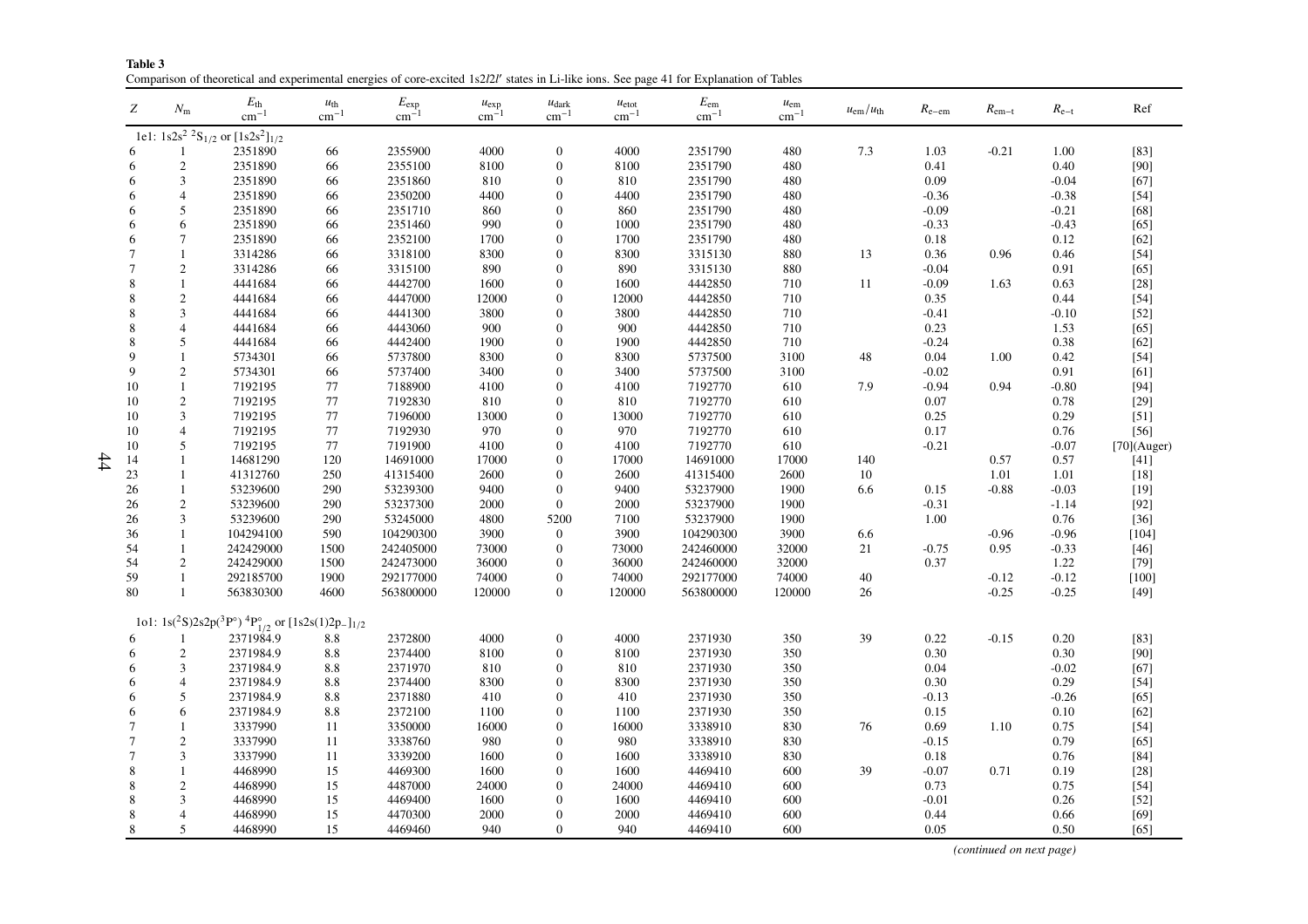**Table 3**
Comparison of theoretical and experimental energies of core-excited 1s2*l*2*l*′ states in Li-like ions. See page 41 for Explanation of Tables

| $Z$ | $N_m$ | $E_{th}$ cm$^{-1}$ | $u_{th}$ cm$^{-1}$ | $E_{exp}$ cm$^{-1}$ | $u_{exp}$ cm$^{-1}$ | $u_{dark}$ cm$^{-1}$ | $u_{etot}$ cm$^{-1}$ | $E_{em}$ cm$^{-1}$ | $u_{em}$ cm$^{-1}$ | $u_{em}/u_{th}$ | $R_{e-em}$ | $R_{em-t}$ | $R_{e-t}$ | Ref |
|---|---|---|---|---|---|---|---|---|---|---|---|---|---|---|
| 1e1: $1s2s^2\ ^2S_{1/2}$ or $[1s2s^2]_{1/2}$ | | | | | | | | | | | | | | |
| 6 | 1 | 2351890 | 66 | 2355900 | 4000 | 0 | 4000 | 2351790 | 480 | 7.3 | 1.03 | -0.21 | 1.00 | [83] |
| 6 | 2 | 2351890 | 66 | 2355100 | 8100 | 0 | 8100 | 2351790 | 480 | | 0.41 | | 0.40 | [90] |
| 6 | 3 | 2351890 | 66 | 2351860 | 810 | 0 | 810 | 2351790 | 480 | | 0.09 | | -0.04 | [67] |
| 6 | 4 | 2351890 | 66 | 2350200 | 4400 | 0 | 4400 | 2351790 | 480 | | -0.36 | | -0.38 | [54] |
| 6 | 5 | 2351890 | 66 | 2351710 | 860 | 0 | 860 | 2351790 | 480 | | -0.09 | | -0.21 | [68] |
| 6 | 6 | 2351890 | 66 | 2351460 | 990 | 0 | 1000 | 2351790 | 480 | | -0.33 | | -0.43 | [65] |
| 6 | 7 | 2351890 | 66 | 2352100 | 1700 | 0 | 1700 | 2351790 | 480 | | 0.18 | | 0.12 | [62] |
| 7 | 1 | 3314286 | 66 | 3318100 | 8300 | 0 | 8300 | 3315130 | 880 | 13 | 0.36 | 0.96 | 0.46 | [54] |
| 7 | 2 | 3314286 | 66 | 3315100 | 890 | 0 | 890 | 3315130 | 880 | | -0.04 | | 0.91 | [65] |
| 8 | 1 | 4441684 | 66 | 4442700 | 1600 | 0 | 1600 | 4442850 | 710 | 11 | -0.09 | 1.63 | 0.63 | [28] |
| 8 | 2 | 4441684 | 66 | 4447000 | 12000 | 0 | 12000 | 4442850 | 710 | | 0.35 | | 0.44 | [54] |
| 8 | 3 | 4441684 | 66 | 4441300 | 3800 | 0 | 3800 | 4442850 | 710 | | -0.41 | | -0.10 | [52] |
| 8 | 4 | 4441684 | 66 | 4443060 | 900 | 0 | 900 | 4442850 | 710 | | 0.23 | | 1.53 | [65] |
| 8 | 5 | 4441684 | 66 | 4442400 | 1900 | 0 | 1900 | 4442850 | 710 | | -0.24 | | 0.38 | [62] |
| 9 | 1 | 5734301 | 66 | 5737800 | 8300 | 0 | 8300 | 5737500 | 3100 | 48 | 0.04 | 1.00 | 0.42 | [54] |
| 9 | 2 | 5734301 | 66 | 5737400 | 3400 | 0 | 3400 | 5737500 | 3100 | | -0.02 | | 0.91 | [61] |
| 10 | 1 | 7192195 | 77 | 7188900 | 4100 | 0 | 4100 | 7192770 | 610 | 7.9 | -0.94 | 0.94 | -0.80 | [94] |
| 10 | 2 | 7192195 | 77 | 7192830 | 810 | 0 | 810 | 7192770 | 610 | | 0.07 | | 0.78 | [29] |
| 10 | 3 | 7192195 | 77 | 7196000 | 13000 | 0 | 13000 | 7192770 | 610 | | 0.25 | | 0.29 | [51] |
| 10 | 4 | 7192195 | 77 | 7192930 | 970 | 0 | 970 | 7192770 | 610 | | 0.17 | | 0.76 | [56] |
| 10 | 5 | 7192195 | 77 | 7191900 | 4100 | 0 | 4100 | 7192770 | 610 | | -0.21 | | -0.07 | [70](Auger) |
| 14 | 1 | 14681290 | 120 | 14691000 | 17000 | 0 | 17000 | 14691000 | 17000 | 140 | | 0.57 | 0.57 | [41] |
| 23 | 1 | 41312760 | 250 | 41315400 | 2600 | 0 | 2600 | 41315400 | 2600 | 10 | | 1.01 | 1.01 | [18] |
| 26 | 1 | 53239600 | 290 | 53239300 | 9400 | 0 | 9400 | 53237900 | 1900 | 6.6 | 0.15 | -0.88 | -0.03 | [19] |
| 26 | 2 | 53239600 | 290 | 53237300 | 2000 | 0 | 2000 | 53237900 | 1900 | | -0.31 | | -1.14 | [92] |
| 26 | 3 | 53239600 | 290 | 53245000 | 4800 | 5200 | 7100 | 53237900 | 1900 | | 1.00 | | 0.76 | [36] |
| 36 | 1 | 104294100 | 590 | 104290300 | 3900 | 0 | 3900 | 104290300 | 3900 | 6.6 | | -0.96 | -0.96 | [104] |
| 54 | 1 | 242429000 | 1500 | 242405000 | 73000 | 0 | 73000 | 242460000 | 32000 | 21 | -0.75 | 0.95 | -0.33 | [46] |
| 54 | 2 | 242429000 | 1500 | 242473000 | 36000 | 0 | 36000 | 242460000 | 32000 | | 0.37 | | 1.22 | [79] |
| 59 | 1 | 292185700 | 1900 | 292177000 | 74000 | 0 | 74000 | 292177000 | 74000 | 40 | | -0.12 | -0.12 | [100] |
| 80 | 1 | 563830300 | 4600 | 563800000 | 120000 | 0 | 120000 | 563800000 | 120000 | 26 | | -0.25 | -0.25 | [49] |
| 1o1: $1s(^2S)2s2p(^3P^\circ)\ ^4P^\circ_{1/2}$ or $[1s2s(1)2p_-]_{1/2}$ | | | | | | | | | | | | | | |
| 6 | 1 | 2371984.9 | 8.8 | 2372800 | 4000 | 0 | 4000 | 2371930 | 350 | 39 | 0.22 | -0.15 | 0.20 | [83] |
| 6 | 2 | 2371984.9 | 8.8 | 2374400 | 8100 | 0 | 8100 | 2371930 | 350 | | 0.30 | | 0.30 | [90] |
| 6 | 3 | 2371984.9 | 8.8 | 2371970 | 810 | 0 | 810 | 2371930 | 350 | | 0.04 | | -0.02 | [67] |
| 6 | 4 | 2371984.9 | 8.8 | 2374400 | 8300 | 0 | 8300 | 2371930 | 350 | | 0.30 | | 0.29 | [54] |
| 6 | 5 | 2371984.9 | 8.8 | 2371880 | 410 | 0 | 410 | 2371930 | 350 | | -0.13 | | -0.26 | [65] |
| 6 | 6 | 2371984.9 | 8.8 | 2372100 | 1100 | 0 | 1100 | 2371930 | 350 | | 0.15 | | 0.10 | [62] |
| 7 | 1 | 3337990 | 11 | 3350000 | 16000 | 0 | 16000 | 3338910 | 830 | 76 | 0.69 | 1.10 | 0.75 | [54] |
| 7 | 2 | 3337990 | 11 | 3338760 | 980 | 0 | 980 | 3338910 | 830 | | -0.15 | | 0.79 | [65] |
| 7 | 3 | 3337990 | 11 | 3339200 | 1600 | 0 | 1600 | 3338910 | 830 | | 0.18 | | 0.76 | [84] |
| 8 | 1 | 4468990 | 15 | 4469300 | 1600 | 0 | 1600 | 4469410 | 600 | 39 | -0.07 | 0.71 | 0.19 | [28] |
| 8 | 2 | 4468990 | 15 | 4487000 | 24000 | 0 | 24000 | 4469410 | 600 | | 0.73 | | 0.75 | [54] |
| 8 | 3 | 4468990 | 15 | 4469400 | 1600 | 0 | 1600 | 4469410 | 600 | | -0.01 | | 0.26 | [52] |
| 8 | 4 | 4468990 | 15 | 4470300 | 2000 | 0 | 2000 | 4469410 | 600 | | 0.44 | | 0.66 | [69] |
| 8 | 5 | 4468990 | 15 | 4469460 | 940 | 0 | 940 | 4469410 | 600 | | 0.05 | | 0.50 | [65] |

*(continued on next page)*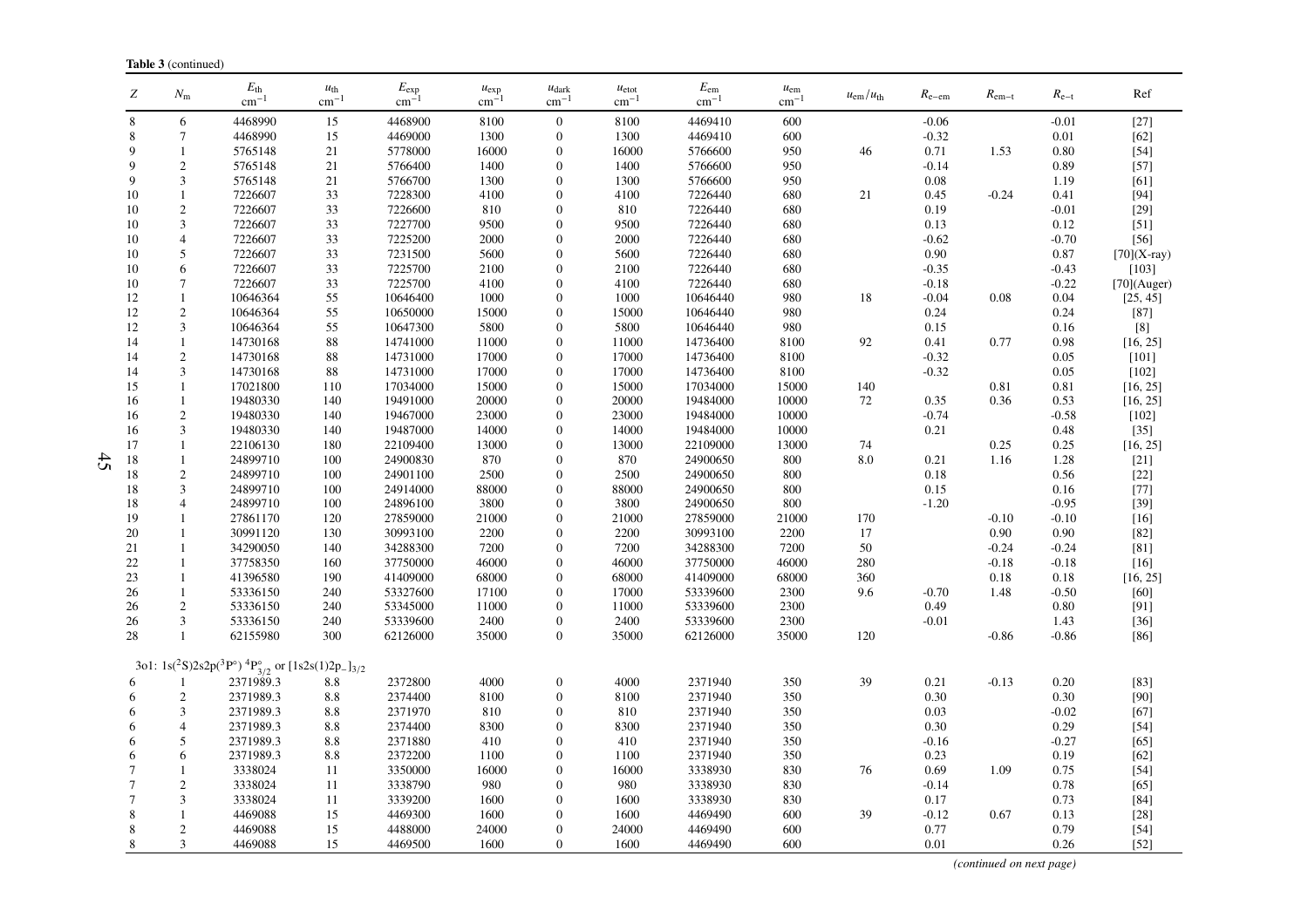**Table 3** (continued)

| $Z$ | $N_\mathrm{m}$ | $E_\mathrm{th}$ cm$^{-1}$ | $u_\mathrm{th}$ cm$^{-1}$ | $E_\mathrm{exp}$ cm$^{-1}$ | $u_\mathrm{exp}$ cm$^{-1}$ | $u_\mathrm{dark}$ cm$^{-1}$ | $u_\mathrm{etot}$ cm$^{-1}$ | $E_\mathrm{em}$ cm$^{-1}$ | $u_\mathrm{em}$ cm$^{-1}$ | $u_\mathrm{em}/u_\mathrm{th}$ | $R_\mathrm{e\text{-}em}$ | $R_\mathrm{em\text{-}t}$ | $R_\mathrm{e\text{-}t}$ | Ref |
|---|---|---|---|---|---|---|---|---|---|---|---|---|---|---|
| 8 | 6 | 4468990 | 15 | 4468900 | 8100 | 0 | 8100 | 4469410 | 600 | | -0.06 | | -0.01 | [27] |
| 8 | 7 | 4468990 | 15 | 4469000 | 1300 | 0 | 1300 | 4469410 | 600 | | -0.32 | | 0.01 | [62] |
| 9 | 1 | 5765148 | 21 | 5778000 | 16000 | 0 | 16000 | 5766600 | 950 | 46 | 0.71 | 1.53 | 0.80 | [54] |
| 9 | 2 | 5765148 | 21 | 5766400 | 1400 | 0 | 1400 | 5766600 | 950 | | -0.14 | | 0.89 | [57] |
| 9 | 3 | 5765148 | 21 | 5766700 | 1300 | 0 | 1300 | 5766600 | 950 | | 0.08 | | 1.19 | [61] |
| 10 | 1 | 7226607 | 33 | 7228300 | 4100 | 0 | 4100 | 7226440 | 680 | 21 | 0.45 | -0.24 | 0.41 | [94] |
| 10 | 2 | 7226607 | 33 | 7226600 | 810 | 0 | 810 | 7226440 | 680 | | 0.19 | | -0.01 | [29] |
| 10 | 3 | 7226607 | 33 | 7227700 | 9500 | 0 | 9500 | 7226440 | 680 | | 0.13 | | 0.12 | [51] |
| 10 | 4 | 7226607 | 33 | 7225200 | 2000 | 0 | 2000 | 7226440 | 680 | | -0.62 | | -0.70 | [56] |
| 10 | 5 | 7226607 | 33 | 7231500 | 5600 | 0 | 5600 | 7226440 | 680 | | 0.90 | | 0.87 | [70](X-ray) |
| 10 | 6 | 7226607 | 33 | 7225700 | 2100 | 0 | 2100 | 7226440 | 680 | | -0.35 | | -0.43 | [103] |
| 10 | 7 | 7226607 | 33 | 7225700 | 4100 | 0 | 4100 | 7226440 | 680 | | -0.18 | | -0.22 | [70](Auger) |
| 12 | 1 | 10646364 | 55 | 10646400 | 1000 | 0 | 1000 | 10646440 | 980 | 18 | -0.04 | 0.08 | 0.04 | [25, 45] |
| 12 | 2 | 10646364 | 55 | 10650000 | 15000 | 0 | 15000 | 10646440 | 980 | | 0.24 | | 0.24 | [87] |
| 12 | 3 | 10646364 | 55 | 10647300 | 5800 | 0 | 5800 | 10646440 | 980 | | 0.15 | | 0.16 | [8] |
| 14 | 1 | 14730168 | 88 | 14741000 | 11000 | 0 | 11000 | 14736400 | 8100 | 92 | 0.41 | 0.77 | 0.98 | [16, 25] |
| 14 | 2 | 14730168 | 88 | 14731000 | 17000 | 0 | 17000 | 14736400 | 8100 | | -0.32 | | 0.05 | [101] |
| 14 | 3 | 14730168 | 88 | 14731000 | 17000 | 0 | 17000 | 14736400 | 8100 | | -0.32 | | 0.05 | [102] |
| 15 | 1 | 17021800 | 110 | 17034000 | 15000 | 0 | 15000 | 17034000 | 15000 | 140 | | 0.81 | 0.81 | [16, 25] |
| 16 | 1 | 19480330 | 140 | 19491000 | 20000 | 0 | 20000 | 19484000 | 10000 | 72 | 0.35 | 0.36 | 0.53 | [16, 25] |
| 16 | 2 | 19480330 | 140 | 19467000 | 23000 | 0 | 23000 | 19484000 | 10000 | | -0.74 | | -0.58 | [102] |
| 16 | 3 | 19480330 | 140 | 19487000 | 14000 | 0 | 14000 | 19484000 | 10000 | | 0.21 | | 0.48 | [35] |
| 17 | 1 | 22106130 | 180 | 22109400 | 13000 | 0 | 13000 | 22109400 | 13000 | 74 | | 0.25 | 0.25 | [16, 25] |
| 18 | 1 | 24899710 | 100 | 24900830 | 870 | 0 | 870 | 24900650 | 800 | 8.0 | 0.21 | 1.16 | 1.28 | [21] |
| 18 | 2 | 24899710 | 100 | 24901100 | 2500 | 0 | 2500 | 24900650 | 800 | | 0.18 | | 0.56 | [22] |
| 18 | 3 | 24899710 | 100 | 24914000 | 88000 | 0 | 88000 | 24900650 | 800 | | 0.15 | | 0.16 | [77] |
| 18 | 4 | 24899710 | 100 | 24896100 | 3800 | 0 | 3800 | 24900650 | 800 | | -1.20 | | -0.95 | [39] |
| 19 | 1 | 27861170 | 120 | 27859000 | 21000 | 0 | 21000 | 27859000 | 21000 | 170 | | -0.10 | -0.10 | [16] |
| 20 | 1 | 30991120 | 130 | 30993100 | 2200 | 0 | 2200 | 30993100 | 2200 | 17 | | 0.90 | 0.90 | [82] |
| 21 | 1 | 34290050 | 140 | 34288300 | 7200 | 0 | 7200 | 34288300 | 7200 | 50 | | -0.24 | -0.24 | [81] |
| 22 | 1 | 37758350 | 160 | 37750000 | 46000 | 0 | 46000 | 37750000 | 46000 | 280 | | -0.18 | -0.18 | [16] |
| 23 | 1 | 41396580 | 190 | 41409000 | 68000 | 0 | 68000 | 41409000 | 68000 | 360 | | 0.18 | 0.18 | [16, 25] |
| 26 | 1 | 53336150 | 240 | 53327600 | 17100 | 0 | 17000 | 53339600 | 2300 | 9.6 | -0.70 | 1.48 | -0.50 | [60] |
| 26 | 2 | 53336150 | 240 | 53345000 | 11000 | 0 | 11000 | 53339600 | 2300 | | 0.49 | | 0.80 | [91] |
| 26 | 3 | 53336150 | 240 | 53339600 | 2400 | 0 | 2400 | 53339600 | 2300 | | -0.01 | | 1.43 | [36] |
| 28 | 1 | 62155980 | 300 | 62126000 | 35000 | 0 | 35000 | 62126000 | 35000 | 120 | | -0.86 | -0.86 | [86] |
| 3o1: $1s(^2S)2s2p(^3P^\circ)\ ^4P^\circ_{3/2}$ or $[1s2s(1)2p_-]_{3/2}$ | | | | | | | | | | | | | | |
| 6 | 1 | 2371989.3 | 8.8 | 2372800 | 4000 | 0 | 4000 | 2371940 | 350 | 39 | 0.21 | -0.13 | 0.20 | [83] |
| 6 | 2 | 2371989.3 | 8.8 | 2374400 | 8100 | 0 | 8100 | 2371940 | 350 | | 0.30 | | 0.30 | [90] |
| 6 | 3 | 2371989.3 | 8.8 | 2371970 | 810 | 0 | 810 | 2371940 | 350 | | 0.03 | | -0.02 | [67] |
| 6 | 4 | 2371989.3 | 8.8 | 2374400 | 8300 | 0 | 8300 | 2371940 | 350 | | 0.30 | | 0.29 | [54] |
| 6 | 5 | 2371989.3 | 8.8 | 2371880 | 410 | 0 | 410 | 2371940 | 350 | | -0.16 | | -0.27 | [65] |
| 6 | 6 | 2371989.3 | 8.8 | 2372200 | 1100 | 0 | 1100 | 2371940 | 350 | | 0.23 | | 0.19 | [62] |
| 7 | 1 | 3338024 | 11 | 3350000 | 16000 | 0 | 16000 | 3338930 | 830 | 76 | 0.69 | 1.09 | 0.75 | [54] |
| 7 | 2 | 3338024 | 11 | 3338790 | 980 | 0 | 980 | 3338930 | 830 | | -0.14 | | 0.78 | [65] |
| 7 | 3 | 3338024 | 11 | 3339200 | 1600 | 0 | 1600 | 3338930 | 830 | | 0.17 | | 0.73 | [84] |
| 8 | 1 | 4469088 | 15 | 4469300 | 1600 | 0 | 1600 | 4469490 | 600 | 39 | -0.12 | 0.67 | 0.13 | [28] |
| 8 | 2 | 4469088 | 15 | 4488000 | 24000 | 0 | 24000 | 4469490 | 600 | | 0.77 | | 0.79 | [54] |
| 8 | 3 | 4469088 | 15 | 4469500 | 1600 | 0 | 1600 | 4469490 | 600 | | 0.01 | | 0.26 | [52] |

*(continued on next page)*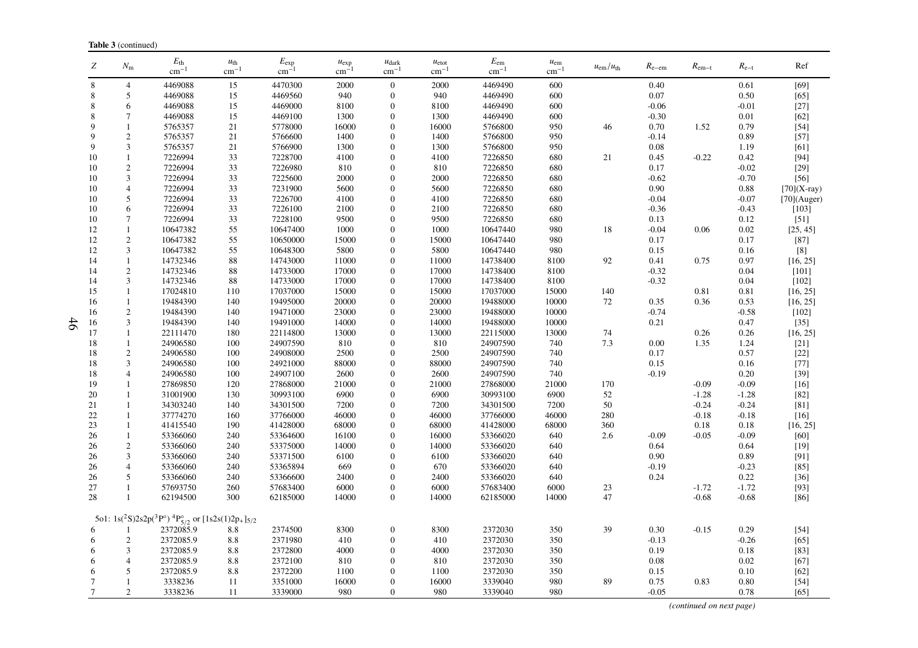**Table 3** (continued)

| $Z$ | $N_{\mathrm{m}}$ | $E_{\mathrm{th}}$ cm$^{-1}$ | $u_{\mathrm{th}}$ cm$^{-1}$ | $E_{\mathrm{exp}}$ cm$^{-1}$ | $u_{\mathrm{exp}}$ cm$^{-1}$ | $u_{\mathrm{dark}}$ cm$^{-1}$ | $u_{\mathrm{etot}}$ cm$^{-1}$ | $E_{\mathrm{em}}$ cm$^{-1}$ | $u_{\mathrm{em}}$ cm$^{-1}$ | $u_{\mathrm{em}}/u_{\mathrm{th}}$ | $R_{\mathrm{e-em}}$ | $R_{\mathrm{em-t}}$ | $R_{\mathrm{e-t}}$ | Ref |
|---|---|---|---|---|---|---|---|---|---|---|---|---|---|---|
| 8 | 4 | 4469088 | 15 | 4470300 | 2000 | 0 | 2000 | 4469490 | 600 | | 0.40 | | 0.61 | [69] |
| 8 | 5 | 4469088 | 15 | 4469560 | 940 | 0 | 940 | 4469490 | 600 | | 0.07 | | 0.50 | [65] |
| 8 | 6 | 4469088 | 15 | 4469000 | 8100 | 0 | 8100 | 4469490 | 600 | | -0.06 | | -0.01 | [27] |
| 8 | 7 | 4469088 | 15 | 4469100 | 1300 | 0 | 1300 | 4469490 | 600 | | -0.30 | | 0.01 | [62] |
| 9 | 1 | 5765357 | 21 | 5778000 | 16000 | 0 | 16000 | 5766800 | 950 | 46 | 0.70 | 1.52 | 0.79 | [54] |
| 9 | 2 | 5765357 | 21 | 5766600 | 1400 | 0 | 1400 | 5766800 | 950 | | -0.14 | | 0.89 | [57] |
| 9 | 3 | 5765357 | 21 | 5766900 | 1300 | 0 | 1300 | 5766800 | 950 | | 0.08 | | 1.19 | [61] |
| 10 | 1 | 7226994 | 33 | 7228700 | 4100 | 0 | 4100 | 7226850 | 680 | 21 | 0.45 | -0.22 | 0.42 | [94] |
| 10 | 2 | 7226994 | 33 | 7226980 | 810 | 0 | 810 | 7226850 | 680 | | 0.17 | | -0.02 | [29] |
| 10 | 3 | 7226994 | 33 | 7225600 | 2000 | 0 | 2000 | 7226850 | 680 | | -0.62 | | -0.70 | [56] |
| 10 | 4 | 7226994 | 33 | 7231900 | 5600 | 0 | 5600 | 7226850 | 680 | | 0.90 | | 0.88 | [70](X-ray) |
| 10 | 5 | 7226994 | 33 | 7226700 | 4100 | 0 | 4100 | 7226850 | 680 | | -0.04 | | -0.07 | [70](Auger) |
| 10 | 6 | 7226994 | 33 | 7226100 | 2100 | 0 | 2100 | 7226850 | 680 | | -0.36 | | -0.43 | [103] |
| 10 | 7 | 7226994 | 33 | 7228100 | 9500 | 0 | 9500 | 7226850 | 680 | | 0.13 | | 0.12 | [51] |
| 12 | 1 | 10647382 | 55 | 10647400 | 1000 | 0 | 1000 | 10647440 | 980 | 18 | -0.04 | 0.06 | 0.02 | [25, 45] |
| 12 | 2 | 10647382 | 55 | 10650000 | 15000 | 0 | 15000 | 10647440 | 980 | | 0.17 | | 0.17 | [87] |
| 12 | 3 | 10647382 | 55 | 10648300 | 5800 | 0 | 5800 | 10647440 | 980 | | 0.15 | | 0.16 | [8] |
| 14 | 1 | 14732346 | 88 | 14743000 | 11000 | 0 | 11000 | 14738400 | 8100 | 92 | 0.41 | 0.75 | 0.97 | [16, 25] |
| 14 | 2 | 14732346 | 88 | 14733000 | 17000 | 0 | 17000 | 14738400 | 8100 | | -0.32 | | 0.04 | [101] |
| 14 | 3 | 14732346 | 88 | 14733000 | 17000 | 0 | 17000 | 14738400 | 8100 | | -0.32 | | 0.04 | [102] |
| 15 | 1 | 17024810 | 110 | 17037000 | 15000 | 0 | 15000 | 17037000 | 15000 | 140 | | 0.81 | 0.81 | [16, 25] |
| 16 | 1 | 19484390 | 140 | 19495000 | 20000 | 0 | 20000 | 19488000 | 10000 | 72 | 0.35 | 0.36 | 0.53 | [16, 25] |
| 16 | 2 | 19484390 | 140 | 19471000 | 23000 | 0 | 23000 | 19488000 | 10000 | | -0.74 | | -0.58 | [102] |
| 16 | 3 | 19484390 | 140 | 19491000 | 14000 | 0 | 14000 | 19488000 | 10000 | | 0.21 | | 0.47 | [35] |
| 17 | 1 | 22111470 | 180 | 22114800 | 13000 | 0 | 13000 | 22115000 | 13000 | 74 | | 0.26 | 0.26 | [16, 25] |
| 18 | 1 | 24906580 | 100 | 24907590 | 810 | 0 | 810 | 24907590 | 740 | 7.3 | 0.00 | 1.35 | 1.24 | [21] |
| 18 | 2 | 24906580 | 100 | 24908000 | 2500 | 0 | 2500 | 24907590 | 740 | | 0.17 | | 0.57 | [22] |
| 18 | 3 | 24906580 | 100 | 24921000 | 88000 | 0 | 88000 | 24907590 | 740 | | 0.15 | | 0.16 | [77] |
| 18 | 4 | 24906580 | 100 | 24907100 | 2600 | 0 | 2600 | 24907590 | 740 | | -0.19 | | 0.20 | [39] |
| 19 | 1 | 27869850 | 120 | 27868000 | 21000 | 0 | 21000 | 27868000 | 21000 | 170 | | -0.09 | -0.09 | [16] |
| 20 | 1 | 31001900 | 130 | 30993100 | 6900 | 0 | 6900 | 30993100 | 6900 | 52 | | -1.28 | -1.28 | [82] |
| 21 | 1 | 34303240 | 140 | 34301500 | 7200 | 0 | 7200 | 34301500 | 7200 | 50 | | -0.24 | -0.24 | [81] |
| 22 | 1 | 37774270 | 160 | 37766000 | 46000 | 0 | 46000 | 37766000 | 46000 | 280 | | -0.18 | -0.18 | [16] |
| 23 | 1 | 41415540 | 190 | 41428000 | 68000 | 0 | 68000 | 41428000 | 68000 | 360 | | 0.18 | 0.18 | [16, 25] |
| 26 | 1 | 53366060 | 240 | 53364600 | 16100 | 0 | 16000 | 53366020 | 640 | 2.6 | -0.09 | -0.05 | -0.09 | [60] |
| 26 | 2 | 53366060 | 240 | 53375000 | 14000 | 0 | 14000 | 53366020 | 640 | | 0.64 | | 0.64 | [19] |
| 26 | 3 | 53366060 | 240 | 53371500 | 6100 | 0 | 6100 | 53366020 | 640 | | 0.90 | | 0.89 | [91] |
| 26 | 4 | 53366060 | 240 | 53365894 | 669 | 0 | 670 | 53366020 | 640 | | -0.19 | | -0.23 | [85] |
| 26 | 5 | 53366060 | 240 | 53366600 | 2400 | 0 | 2400 | 53366020 | 640 | | 0.24 | | 0.22 | [36] |
| 27 | 1 | 57693750 | 260 | 57683400 | 6000 | 0 | 6000 | 57683400 | 6000 | 23 | | -1.72 | -1.72 | [93] |
| 28 | 1 | 62194500 | 300 | 62185000 | 14000 | 0 | 14000 | 62185000 | 14000 | 47 | | -0.68 | -0.68 | [86] |
| 5o1: $1s(^2S)2s2p(^3P^\circ)\ ^4P^\circ_{5/2}$ or $[1s2s(1)2p_+]_{5/2}$ | | | | | | | | | | | | | | |
| 6 | 1 | 2372085.9 | 8.8 | 2374500 | 8300 | 0 | 8300 | 2372030 | 350 | 39 | 0.30 | -0.15 | 0.29 | [54] |
| 6 | 2 | 2372085.9 | 8.8 | 2371980 | 410 | 0 | 410 | 2372030 | 350 | | -0.13 | | -0.26 | [65] |
| 6 | 3 | 2372085.9 | 8.8 | 2372800 | 4000 | 0 | 4000 | 2372030 | 350 | | 0.19 | | 0.18 | [83] |
| 6 | 4 | 2372085.9 | 8.8 | 2372100 | 810 | 0 | 810 | 2372030 | 350 | | 0.08 | | 0.02 | [67] |
| 6 | 5 | 2372085.9 | 8.8 | 2372200 | 1100 | 0 | 1100 | 2372030 | 350 | | 0.15 | | 0.10 | [62] |
| 7 | 1 | 3338236 | 11 | 3351000 | 16000 | 0 | 16000 | 3339040 | 980 | 89 | 0.75 | 0.83 | 0.80 | [54] |
| 7 | 2 | 3338236 | 11 | 3339000 | 980 | 0 | 980 | 3339040 | 980 | | -0.05 | | 0.78 | [65] |

*(continued on next page)*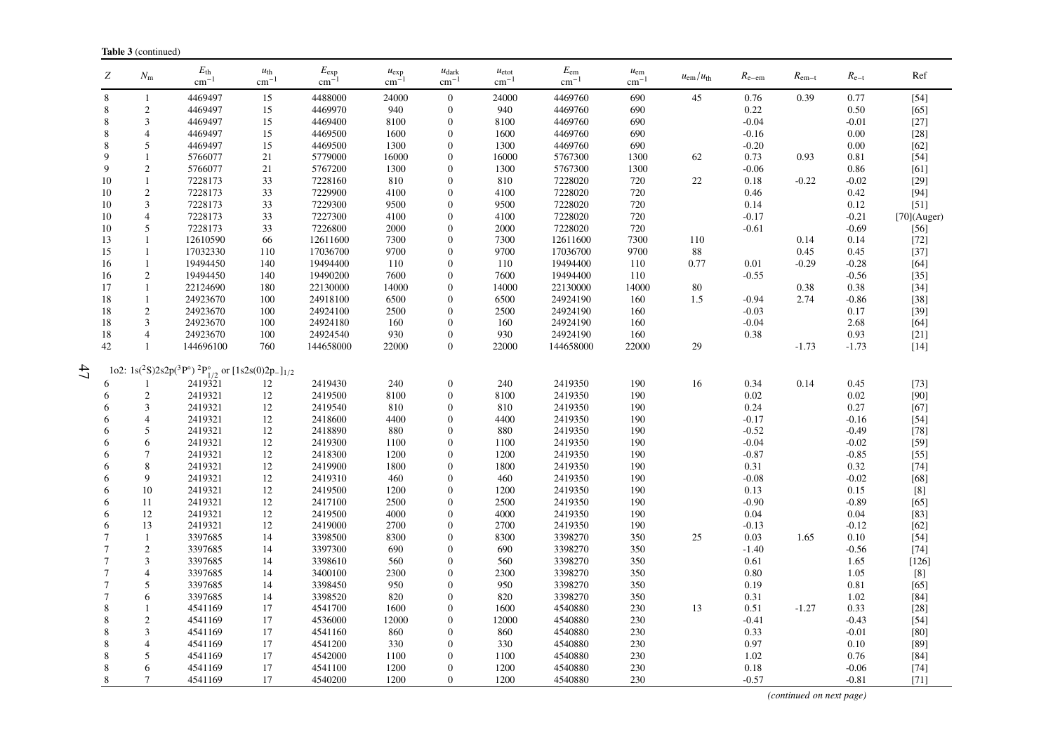**Table 3** (continued)

| $Z$ | $N_m$ | $E_{th}$ cm$^{-1}$ | $u_{th}$ cm$^{-1}$ | $E_{exp}$ cm$^{-1}$ | $u_{exp}$ cm$^{-1}$ | $u_{dark}$ cm$^{-1}$ | $u_{etot}$ cm$^{-1}$ | $E_{em}$ cm$^{-1}$ | $u_{em}$ cm$^{-1}$ | $u_{em}/u_{th}$ | $R_{e-em}$ | $R_{em-t}$ | $R_{e-t}$ | Ref |
|---|---|---|---|---|---|---|---|---|---|---|---|---|---|---|
| 8 | 1 | 4469497 | 15 | 4488000 | 24000 | 0 | 24000 | 4469760 | 690 | 45 | 0.76 | 0.39 | 0.77 | [54] |
| 8 | 2 | 4469497 | 15 | 4469970 | 940 | 0 | 940 | 4469760 | 690 | | 0.22 | | 0.50 | [65] |
| 8 | 3 | 4469497 | 15 | 4469400 | 8100 | 0 | 8100 | 4469760 | 690 | | -0.04 | | -0.01 | [27] |
| 8 | 4 | 4469497 | 15 | 4469500 | 1600 | 0 | 1600 | 4469760 | 690 | | -0.16 | | 0.00 | [28] |
| 8 | 5 | 4469497 | 15 | 4469500 | 1300 | 0 | 1300 | 4469760 | 690 | | -0.20 | | 0.00 | [62] |
| 9 | 1 | 5766077 | 21 | 5779000 | 16000 | 0 | 16000 | 5767300 | 1300 | 62 | 0.73 | 0.93 | 0.81 | [54] |
| 9 | 2 | 5766077 | 21 | 5767200 | 1300 | 0 | 1300 | 5767300 | 1300 | | -0.06 | | 0.86 | [61] |
| 10 | 1 | 7228173 | 33 | 7228160 | 810 | 0 | 810 | 7228020 | 720 | 22 | 0.18 | -0.22 | -0.02 | [29] |
| 10 | 2 | 7228173 | 33 | 7229900 | 4100 | 0 | 4100 | 7228020 | 720 | | 0.46 | | 0.42 | [94] |
| 10 | 3 | 7228173 | 33 | 7229300 | 9500 | 0 | 9500 | 7228020 | 720 | | 0.14 | | 0.12 | [51] |
| 10 | 4 | 7228173 | 33 | 7227300 | 4100 | 0 | 4100 | 7228020 | 720 | | -0.17 | | -0.21 | [70](Auger) |
| 10 | 5 | 7228173 | 33 | 7226800 | 2000 | 0 | 2000 | 7228020 | 720 | | -0.61 | | -0.69 | [56] |
| 13 | 1 | 12610590 | 66 | 12611600 | 7300 | 0 | 7300 | 12611600 | 7300 | 110 | | 0.14 | 0.14 | [72] |
| 15 | 1 | 17032330 | 110 | 17036700 | 9700 | 0 | 9700 | 17036700 | 9700 | 88 | | 0.45 | 0.45 | [37] |
| 16 | 1 | 19494450 | 140 | 19494400 | 110 | 0 | 110 | 19494400 | 110 | 0.77 | 0.01 | -0.29 | -0.28 | [64] |
| 16 | 2 | 19494450 | 140 | 19490200 | 7600 | 0 | 7600 | 19494400 | 110 | | -0.55 | | -0.56 | [35] |
| 17 | 1 | 22124690 | 180 | 22130000 | 14000 | 0 | 14000 | 22130000 | 14000 | 80 | | 0.38 | 0.38 | [34] |
| 18 | 1 | 24923670 | 100 | 24918100 | 6500 | 0 | 6500 | 24924190 | 160 | 1.5 | -0.94 | 2.74 | -0.86 | [38] |
| 18 | 2 | 24923670 | 100 | 24924100 | 2500 | 0 | 2500 | 24924190 | 160 | | -0.03 | | 0.17 | [39] |
| 18 | 3 | 24923670 | 100 | 24924180 | 160 | 0 | 160 | 24924190 | 160 | | -0.04 | | 2.68 | [64] |
| 18 | 4 | 24923670 | 100 | 24924540 | 930 | 0 | 930 | 24924190 | 160 | | 0.38 | | 0.93 | [21] |
| 42 | 1 | 144696100 | 760 | 144658000 | 22000 | 0 | 22000 | 144658000 | 22000 | 29 | | -1.73 | -1.73 | [14] |
| 1o2: 1s($^2$S)2s2p($^3$P°) $^2$P°$_{1/2}$ or [1s2s(0)2p$_-$]$_{1/2}$ | | | | | | | | | | | | | | |
| 6 | 1 | 2419321 | 12 | 2419430 | 240 | 0 | 240 | 2419350 | 190 | 16 | 0.34 | 0.14 | 0.45 | [73] |
| 6 | 2 | 2419321 | 12 | 2419500 | 8100 | 0 | 8100 | 2419350 | 190 | | 0.02 | | 0.02 | [90] |
| 6 | 3 | 2419321 | 12 | 2419540 | 810 | 0 | 810 | 2419350 | 190 | | 0.24 | | 0.27 | [67] |
| 6 | 4 | 2419321 | 12 | 2418600 | 4400 | 0 | 4400 | 2419350 | 190 | | -0.17 | | -0.16 | [54] |
| 6 | 5 | 2419321 | 12 | 2418890 | 880 | 0 | 880 | 2419350 | 190 | | -0.52 | | -0.49 | [78] |
| 6 | 6 | 2419321 | 12 | 2419300 | 1100 | 0 | 1100 | 2419350 | 190 | | -0.04 | | -0.02 | [59] |
| 6 | 7 | 2419321 | 12 | 2418300 | 1200 | 0 | 1200 | 2419350 | 190 | | -0.87 | | -0.85 | [55] |
| 6 | 8 | 2419321 | 12 | 2419900 | 1800 | 0 | 1800 | 2419350 | 190 | | 0.31 | | 0.32 | [74] |
| 6 | 9 | 2419321 | 12 | 2419310 | 460 | 0 | 460 | 2419350 | 190 | | -0.08 | | -0.02 | [68] |
| 6 | 10 | 2419321 | 12 | 2419500 | 1200 | 0 | 1200 | 2419350 | 190 | | 0.13 | | 0.15 | [8] |
| 6 | 11 | 2419321 | 12 | 2417100 | 2500 | 0 | 2500 | 2419350 | 190 | | -0.90 | | -0.89 | [65] |
| 6 | 12 | 2419321 | 12 | 2419500 | 4000 | 0 | 4000 | 2419350 | 190 | | 0.04 | | 0.04 | [83] |
| 6 | 13 | 2419321 | 12 | 2419000 | 2700 | 0 | 2700 | 2419350 | 190 | | -0.13 | | -0.12 | [62] |
| 7 | 1 | 3397685 | 14 | 3398500 | 8300 | 0 | 8300 | 3398270 | 350 | 25 | 0.03 | 1.65 | 0.10 | [54] |
| 7 | 2 | 3397685 | 14 | 3397300 | 690 | 0 | 690 | 3398270 | 350 | | -1.40 | | -0.56 | [74] |
| 7 | 3 | 3397685 | 14 | 3398610 | 560 | 0 | 560 | 3398270 | 350 | | 0.61 | | 1.65 | [126] |
| 7 | 4 | 3397685 | 14 | 3400100 | 2300 | 0 | 2300 | 3398270 | 350 | | 0.80 | | 1.05 | [8] |
| 7 | 5 | 3397685 | 14 | 3398450 | 950 | 0 | 950 | 3398270 | 350 | | 0.19 | | 0.81 | [65] |
| 7 | 6 | 3397685 | 14 | 3398520 | 820 | 0 | 820 | 3398270 | 350 | | 0.31 | | 1.02 | [84] |
| 8 | 1 | 4541169 | 17 | 4541700 | 1600 | 0 | 1600 | 4540880 | 230 | 13 | 0.51 | -1.27 | 0.33 | [28] |
| 8 | 2 | 4541169 | 17 | 4536000 | 12000 | 0 | 12000 | 4540880 | 230 | | -0.41 | | -0.43 | [54] |
| 8 | 3 | 4541169 | 17 | 4541160 | 860 | 0 | 860 | 4540880 | 230 | | 0.33 | | -0.01 | [80] |
| 8 | 4 | 4541169 | 17 | 4541200 | 330 | 0 | 330 | 4540880 | 230 | | 0.97 | | 0.10 | [89] |
| 8 | 5 | 4541169 | 17 | 4542000 | 1100 | 0 | 1100 | 4540880 | 230 | | 1.02 | | 0.76 | [84] |
| 8 | 6 | 4541169 | 17 | 4541100 | 1200 | 0 | 1200 | 4540880 | 230 | | 0.18 | | -0.06 | [74] |
| 8 | 7 | 4541169 | 17 | 4540200 | 1200 | 0 | 1200 | 4540880 | 230 | | -0.57 | | -0.81 | [71] |

*(continued on next page)*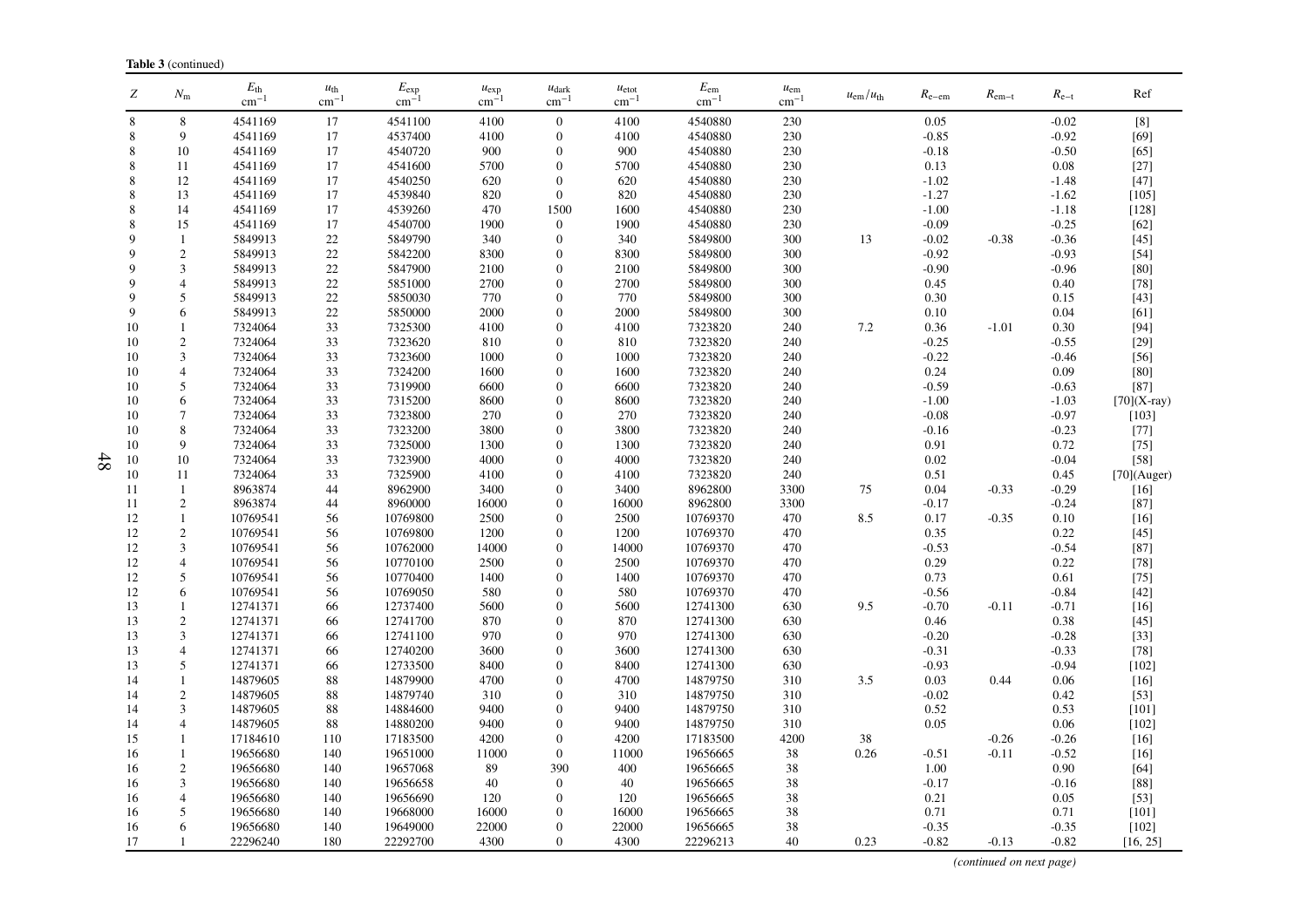**Table 3** (continued)

| $Z$ | $N_{\rm m}$ | $E_{\rm th}$ cm$^{-1}$ | $u_{\rm th}$ cm$^{-1}$ | $E_{\rm exp}$ cm$^{-1}$ | $u_{\rm exp}$ cm$^{-1}$ | $u_{\rm dark}$ cm$^{-1}$ | $u_{\rm etot}$ cm$^{-1}$ | $E_{\rm em}$ cm$^{-1}$ | $u_{\rm em}$ cm$^{-1}$ | $u_{\rm em}/u_{\rm th}$ | $R_{\rm e\text{-}em}$ | $R_{\rm em\text{-}t}$ | $R_{\rm e\text{-}t}$ | Ref |
|---|---|---|---|---|---|---|---|---|---|---|---|---|---|---|
| 8 | 8 | 4541169 | 17 | 4541100 | 4100 | 0 | 4100 | 4540880 | 230 | | 0.05 | | -0.02 | [8] |
| 8 | 9 | 4541169 | 17 | 4537400 | 4100 | 0 | 4100 | 4540880 | 230 | | -0.85 | | -0.92 | [69] |
| 8 | 10 | 4541169 | 17 | 4540720 | 900 | 0 | 900 | 4540880 | 230 | | -0.18 | | -0.50 | [65] |
| 8 | 11 | 4541169 | 17 | 4541600 | 5700 | 0 | 5700 | 4540880 | 230 | | 0.13 | | 0.08 | [27] |
| 8 | 12 | 4541169 | 17 | 4540250 | 620 | 0 | 620 | 4540880 | 230 | | -1.02 | | -1.48 | [47] |
| 8 | 13 | 4541169 | 17 | 4539840 | 820 | 0 | 820 | 4540880 | 230 | | -1.27 | | -1.62 | [105] |
| 8 | 14 | 4541169 | 17 | 4539260 | 470 | 1500 | 1600 | 4540880 | 230 | | -1.00 | | -1.18 | [128] |
| 8 | 15 | 4541169 | 17 | 4540700 | 1900 | 0 | 1900 | 4540880 | 230 | | -0.09 | | -0.25 | [62] |
| 9 | 1 | 5849913 | 22 | 5849790 | 340 | 0 | 340 | 5849800 | 300 | 13 | -0.02 | -0.38 | -0.36 | [45] |
| 9 | 2 | 5849913 | 22 | 5842200 | 8300 | 0 | 8300 | 5849800 | 300 | | -0.92 | | -0.93 | [54] |
| 9 | 3 | 5849913 | 22 | 5847900 | 2100 | 0 | 2100 | 5849800 | 300 | | -0.90 | | -0.96 | [80] |
| 9 | 4 | 5849913 | 22 | 5851000 | 2700 | 0 | 2700 | 5849800 | 300 | | 0.45 | | 0.40 | [78] |
| 9 | 5 | 5849913 | 22 | 5850030 | 770 | 0 | 770 | 5849800 | 300 | | 0.30 | | 0.15 | [43] |
| 9 | 6 | 5849913 | 22 | 5850000 | 2000 | 0 | 2000 | 5849800 | 300 | | 0.10 | | 0.04 | [61] |
| 10 | 1 | 7324064 | 33 | 7325300 | 4100 | 0 | 4100 | 7323820 | 240 | 7.2 | 0.36 | -1.01 | 0.30 | [94] |
| 10 | 2 | 7324064 | 33 | 7323620 | 810 | 0 | 810 | 7323820 | 240 | | -0.25 | | -0.55 | [29] |
| 10 | 3 | 7324064 | 33 | 7323600 | 1000 | 0 | 1000 | 7323820 | 240 | | -0.22 | | -0.46 | [56] |
| 10 | 4 | 7324064 | 33 | 7324200 | 1600 | 0 | 1600 | 7323820 | 240 | | 0.24 | | 0.09 | [80] |
| 10 | 5 | 7324064 | 33 | 7319900 | 6600 | 0 | 6600 | 7323820 | 240 | | -0.59 | | -0.63 | [87] |
| 10 | 6 | 7324064 | 33 | 7315200 | 8600 | 0 | 8600 | 7323820 | 240 | | -1.00 | | -1.03 | [70](X-ray) |
| 10 | 7 | 7324064 | 33 | 7323800 | 270 | 0 | 270 | 7323820 | 240 | | -0.08 | | -0.97 | [103] |
| 10 | 8 | 7324064 | 33 | 7323200 | 3800 | 0 | 3800 | 7323820 | 240 | | -0.16 | | -0.23 | [77] |
| 10 | 9 | 7324064 | 33 | 7325000 | 1300 | 0 | 1300 | 7323820 | 240 | | 0.91 | | 0.72 | [75] |
| 10 | 10 | 7324064 | 33 | 7323900 | 4000 | 0 | 4000 | 7323820 | 240 | | 0.02 | | -0.04 | [58] |
| 10 | 11 | 7324064 | 33 | 7325900 | 4100 | 0 | 4100 | 7323820 | 240 | | 0.51 | | 0.45 | [70](Auger) |
| 11 | 1 | 8963874 | 44 | 8962900 | 3400 | 0 | 3400 | 8962800 | 3300 | 75 | 0.04 | -0.33 | -0.29 | [16] |
| 11 | 2 | 8963874 | 44 | 8960000 | 16000 | 0 | 16000 | 8962800 | 3300 | | -0.17 | | -0.24 | [87] |
| 12 | 1 | 10769541 | 56 | 10769800 | 2500 | 0 | 2500 | 10769370 | 470 | 8.5 | 0.17 | -0.35 | 0.10 | [16] |
| 12 | 2 | 10769541 | 56 | 10769800 | 1200 | 0 | 1200 | 10769370 | 470 | | 0.35 | | 0.22 | [45] |
| 12 | 3 | 10769541 | 56 | 10762000 | 14000 | 0 | 14000 | 10769370 | 470 | | -0.53 | | -0.54 | [87] |
| 12 | 4 | 10769541 | 56 | 10770100 | 2500 | 0 | 2500 | 10769370 | 470 | | 0.29 | | 0.22 | [78] |
| 12 | 5 | 10769541 | 56 | 10770400 | 1400 | 0 | 1400 | 10769370 | 470 | | 0.73 | | 0.61 | [75] |
| 12 | 6 | 10769541 | 56 | 10769050 | 580 | 0 | 580 | 10769370 | 470 | | -0.56 | | -0.84 | [42] |
| 13 | 1 | 12741371 | 66 | 12737400 | 5600 | 0 | 5600 | 12741300 | 630 | 9.5 | -0.70 | -0.11 | -0.71 | [16] |
| 13 | 2 | 12741371 | 66 | 12741700 | 870 | 0 | 870 | 12741300 | 630 | | 0.46 | | 0.38 | [45] |
| 13 | 3 | 12741371 | 66 | 12741100 | 970 | 0 | 970 | 12741300 | 630 | | -0.20 | | -0.28 | [33] |
| 13 | 4 | 12741371 | 66 | 12740200 | 3600 | 0 | 3600 | 12741300 | 630 | | -0.31 | | -0.33 | [78] |
| 13 | 5 | 12741371 | 66 | 12733500 | 8400 | 0 | 8400 | 12741300 | 630 | | -0.93 | | -0.94 | [102] |
| 14 | 1 | 14879605 | 88 | 14879900 | 4700 | 0 | 4700 | 14879750 | 310 | 3.5 | 0.03 | 0.44 | 0.06 | [16] |
| 14 | 2 | 14879605 | 88 | 14879740 | 310 | 0 | 310 | 14879750 | 310 | | -0.02 | | 0.42 | [53] |
| 14 | 3 | 14879605 | 88 | 14884600 | 9400 | 0 | 9400 | 14879750 | 310 | | 0.52 | | 0.53 | [101] |
| 14 | 4 | 14879605 | 88 | 14880200 | 9400 | 0 | 9400 | 14879750 | 310 | | 0.05 | | 0.06 | [102] |
| 15 | 1 | 17184610 | 110 | 17183500 | 4200 | 0 | 4200 | 17183500 | 4200 | 38 | | -0.26 | -0.26 | [16] |
| 16 | 1 | 19656680 | 140 | 19651000 | 11000 | 0 | 11000 | 19656665 | 38 | 0.26 | -0.51 | -0.11 | -0.52 | [16] |
| 16 | 2 | 19656680 | 140 | 19657068 | 89 | 390 | 400 | 19656665 | 38 | | 1.00 | | 0.90 | [64] |
| 16 | 3 | 19656680 | 140 | 19656658 | 40 | 0 | 40 | 19656665 | 38 | | -0.17 | | -0.16 | [88] |
| 16 | 4 | 19656680 | 140 | 19656690 | 120 | 0 | 120 | 19656665 | 38 | | 0.21 | | 0.05 | [53] |
| 16 | 5 | 19656680 | 140 | 19668000 | 16000 | 0 | 16000 | 19656665 | 38 | | 0.71 | | 0.71 | [101] |
| 16 | 6 | 19656680 | 140 | 19649000 | 22000 | 0 | 22000 | 19656665 | 38 | | -0.35 | | -0.35 | [102] |
| 17 | 1 | 22296240 | 180 | 22292700 | 4300 | 0 | 4300 | 22296213 | 40 | 0.23 | -0.82 | -0.13 | -0.82 | [16, 25] |

*(continued on next page)*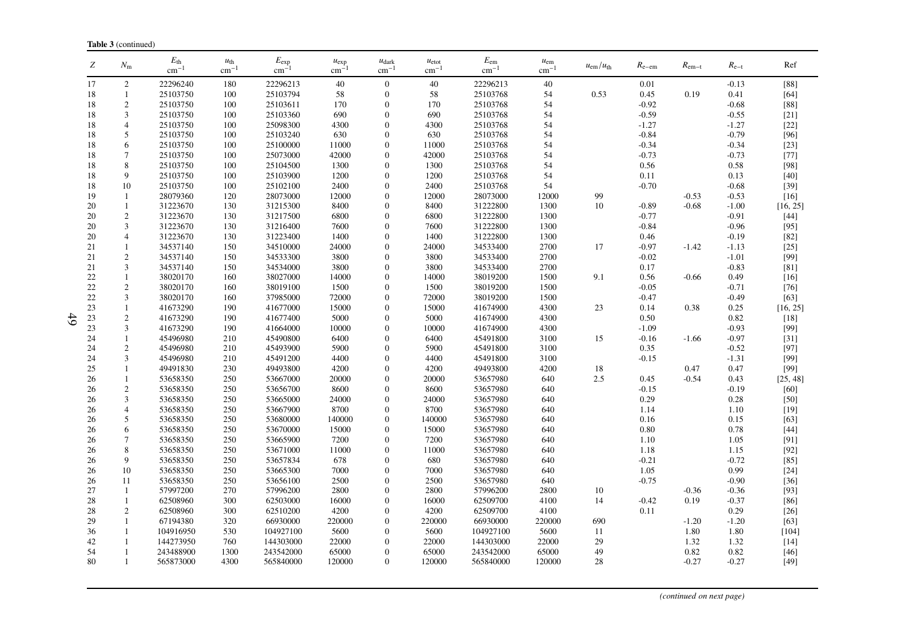**Table 3** (continued)

| $Z$ | $N_m$ | $E_{th}$ $cm^{-1}$ | $u_{th}$ $cm^{-1}$ | $E_{exp}$ $cm^{-1}$ | $u_{exp}$ $cm^{-1}$ | $u_{dark}$ $cm^{-1}$ | $u_{etot}$ $cm^{-1}$ | $E_{em}$ $cm^{-1}$ | $u_{em}$ $cm^{-1}$ | $u_{em}/u_{th}$ | $R_{e-em}$ | $R_{em-t}$ | $R_{e-t}$ | Ref |
|---|---|---|---|---|---|---|---|---|---|---|---|---|---|---|
| 17 | 2 | 22296240 | 180 | 22296213 | 40 | 0 | 40 | 22296213 | 40 | | 0.01 | | -0.13 | [88] |
| 18 | 1 | 25103750 | 100 | 25103794 | 58 | 0 | 58 | 25103768 | 54 | 0.53 | 0.45 | 0.19 | 0.41 | [64] |
| 18 | 2 | 25103750 | 100 | 25103611 | 170 | 0 | 170 | 25103768 | 54 | | -0.92 | | -0.68 | [88] |
| 18 | 3 | 25103750 | 100 | 25103360 | 690 | 0 | 690 | 25103768 | 54 | | -0.59 | | -0.55 | [21] |
| 18 | 4 | 25103750 | 100 | 25098300 | 4300 | 0 | 4300 | 25103768 | 54 | | -1.27 | | -1.27 | [22] |
| 18 | 5 | 25103750 | 100 | 25103240 | 630 | 0 | 630 | 25103768 | 54 | | -0.84 | | -0.79 | [96] |
| 18 | 6 | 25103750 | 100 | 25100000 | 11000 | 0 | 11000 | 25103768 | 54 | | -0.34 | | -0.34 | [23] |
| 18 | 7 | 25103750 | 100 | 25073000 | 42000 | 0 | 42000 | 25103768 | 54 | | -0.73 | | -0.73 | [77] |
| 18 | 8 | 25103750 | 100 | 25104500 | 1300 | 0 | 1300 | 25103768 | 54 | | 0.56 | | 0.58 | [98] |
| 18 | 9 | 25103750 | 100 | 25103900 | 1200 | 0 | 1200 | 25103768 | 54 | | 0.11 | | 0.13 | [40] |
| 18 | 10 | 25103750 | 100 | 25102100 | 2400 | 0 | 2400 | 25103768 | 54 | | -0.70 | | -0.68 | [39] |
| 19 | 1 | 28079360 | 120 | 28073000 | 12000 | 0 | 12000 | 28073000 | 12000 | 99 | | -0.53 | -0.53 | [16] |
| 20 | 1 | 31223670 | 130 | 31215300 | 8400 | 0 | 8400 | 31222800 | 1300 | 10 | -0.89 | -0.68 | -1.00 | [16, 25] |
| 20 | 2 | 31223670 | 130 | 31217500 | 6800 | 0 | 6800 | 31222800 | 1300 | | -0.77 | | -0.91 | [44] |
| 20 | 3 | 31223670 | 130 | 31216400 | 7600 | 0 | 7600 | 31222800 | 1300 | | -0.84 | | -0.96 | [95] |
| 20 | 4 | 31223670 | 130 | 31223400 | 1400 | 0 | 1400 | 31222800 | 1300 | | 0.46 | | -0.19 | [82] |
| 21 | 1 | 34537140 | 150 | 34510000 | 24000 | 0 | 24000 | 34533400 | 2700 | 17 | -0.97 | -1.42 | -1.13 | [25] |
| 21 | 2 | 34537140 | 150 | 34533300 | 3800 | 0 | 3800 | 34533400 | 2700 | | -0.02 | | -1.01 | [99] |
| 21 | 3 | 34537140 | 150 | 34534000 | 3800 | 0 | 3800 | 34533400 | 2700 | | 0.17 | | -0.83 | [81] |
| 22 | 1 | 38020170 | 160 | 38027000 | 14000 | 0 | 14000 | 38019200 | 1500 | 9.1 | 0.56 | -0.66 | 0.49 | [16] |
| 22 | 2 | 38020170 | 160 | 38019100 | 1500 | 0 | 1500 | 38019200 | 1500 | | -0.05 | | -0.71 | [76] |
| 22 | 3 | 38020170 | 160 | 37985000 | 72000 | 0 | 72000 | 38019200 | 1500 | | -0.47 | | -0.49 | [63] |
| 23 | 1 | 41673290 | 190 | 41677000 | 15000 | 0 | 15000 | 41674900 | 4300 | 23 | 0.14 | 0.38 | 0.25 | [16, 25] |
| 23 | 2 | 41673290 | 190 | 41677400 | 5000 | 0 | 5000 | 41674900 | 4300 | | 0.50 | | 0.82 | [18] |
| 23 | 3 | 41673290 | 190 | 41664000 | 10000 | 0 | 10000 | 41674900 | 4300 | | -1.09 | | -0.93 | [99] |
| 24 | 1 | 45496980 | 210 | 45490800 | 6400 | 0 | 6400 | 45491800 | 3100 | 15 | -0.16 | -1.66 | -0.97 | [31] |
| 24 | 2 | 45496980 | 210 | 45493900 | 5900 | 0 | 5900 | 45491800 | 3100 | | 0.35 | | -0.52 | [97] |
| 24 | 3 | 45496980 | 210 | 45491200 | 4400 | 0 | 4400 | 45491800 | 3100 | | -0.15 | | -1.31 | [99] |
| 25 | 1 | 49491830 | 230 | 49493800 | 4200 | 0 | 4200 | 49493800 | 4200 | 18 | | 0.47 | 0.47 | [99] |
| 26 | 1 | 53658350 | 250 | 53667000 | 20000 | 0 | 20000 | 53657980 | 640 | 2.5 | 0.45 | -0.54 | 0.43 | [25, 48] |
| 26 | 2 | 53658350 | 250 | 53656700 | 8600 | 0 | 8600 | 53657980 | 640 | | -0.15 | | -0.19 | [60] |
| 26 | 3 | 53658350 | 250 | 53665000 | 24000 | 0 | 24000 | 53657980 | 640 | | 0.29 | | 0.28 | [50] |
| 26 | 4 | 53658350 | 250 | 53667900 | 8700 | 0 | 8700 | 53657980 | 640 | | 1.14 | | 1.10 | [19] |
| 26 | 5 | 53658350 | 250 | 53680000 | 140000 | 0 | 140000 | 53657980 | 640 | | 0.16 | | 0.15 | [63] |
| 26 | 6 | 53658350 | 250 | 53670000 | 15000 | 0 | 15000 | 53657980 | 640 | | 0.80 | | 0.78 | [44] |
| 26 | 7 | 53658350 | 250 | 53665900 | 7200 | 0 | 7200 | 53657980 | 640 | | 1.10 | | 1.05 | [91] |
| 26 | 8 | 53658350 | 250 | 53671000 | 11000 | 0 | 11000 | 53657980 | 640 | | 1.18 | | 1.15 | [92] |
| 26 | 9 | 53658350 | 250 | 53657834 | 678 | 0 | 680 | 53657980 | 640 | | -0.21 | | -0.72 | [85] |
| 26 | 10 | 53658350 | 250 | 53665300 | 7000 | 0 | 7000 | 53657980 | 640 | | 1.05 | | 0.99 | [24] |
| 26 | 11 | 53658350 | 250 | 53656100 | 2500 | 0 | 2500 | 53657980 | 640 | | -0.75 | | -0.90 | [36] |
| 27 | 1 | 57997200 | 270 | 57996200 | 2800 | 0 | 2800 | 57996200 | 2800 | 10 | | -0.36 | -0.36 | [93] |
| 28 | 1 | 62508960 | 300 | 62503000 | 16000 | 0 | 16000 | 62509700 | 4100 | 14 | -0.42 | 0.19 | -0.37 | [86] |
| 28 | 2 | 62508960 | 300 | 62510200 | 4200 | 0 | 4200 | 62509700 | 4100 | | 0.11 | | 0.29 | [26] |
| 29 | 1 | 67194380 | 320 | 66930000 | 220000 | 0 | 220000 | 66930000 | 220000 | 690 | | -1.20 | -1.20 | [63] |
| 36 | 1 | 104916950 | 530 | 104927100 | 5600 | 0 | 5600 | 104927100 | 5600 | 11 | | 1.80 | 1.80 | [104] |
| 42 | 1 | 144273950 | 760 | 144303000 | 22000 | 0 | 22000 | 144303000 | 22000 | 29 | | 1.32 | 1.32 | [14] |
| 54 | 1 | 243488900 | 1300 | 243542000 | 65000 | 0 | 65000 | 243542000 | 65000 | 49 | | 0.82 | 0.82 | [46] |
| 80 | 1 | 565873000 | 4300 | 565840000 | 120000 | 0 | 120000 | 565840000 | 120000 | 28 | | -0.27 | -0.27 | [49] |

*(continued on next page)*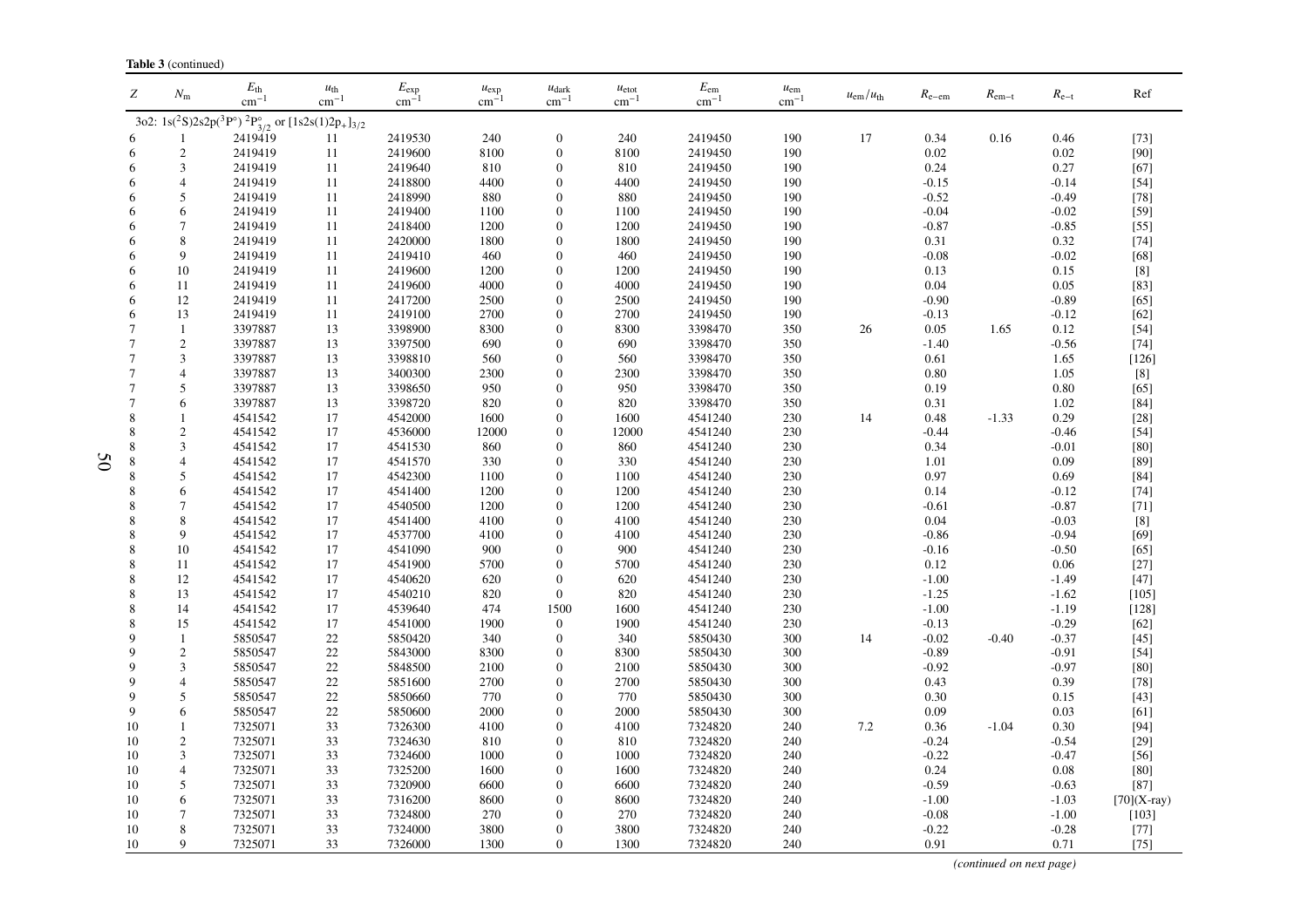**Table 3** (continued)

| $Z$ | $N_m$ | $E_{th}$ cm$^{-1}$ | $u_{th}$ cm$^{-1}$ | $E_{exp}$ cm$^{-1}$ | $u_{exp}$ cm$^{-1}$ | $u_{dark}$ cm$^{-1}$ | $u_{etot}$ cm$^{-1}$ | $E_{em}$ cm$^{-1}$ | $u_{em}$ cm$^{-1}$ | $u_{em}/u_{th}$ | $R_{e-em}$ | $R_{em-t}$ | $R_{e-t}$ | Ref |
|---|---|---|---|---|---|---|---|---|---|---|---|---|---|---|
| 3o2: $1s(^2S)2s2p(^3P^\circ)\ ^2P^\circ_{3/2}$ or $[1s2s(1)2p_+]_{3/2}$ | | | | | | | | | | | | | | |
| 6 | 1 | 2419419 | 11 | 2419530 | 240 | 0 | 240 | 2419450 | 190 | 17 | 0.34 | 0.16 | 0.46 | [73] |
| 6 | 2 | 2419419 | 11 | 2419600 | 8100 | 0 | 8100 | 2419450 | 190 | | 0.02 | | 0.02 | [90] |
| 6 | 3 | 2419419 | 11 | 2419640 | 810 | 0 | 810 | 2419450 | 190 | | 0.24 | | 0.27 | [67] |
| 6 | 4 | 2419419 | 11 | 2418800 | 4400 | 0 | 4400 | 2419450 | 190 | | -0.15 | | -0.14 | [54] |
| 6 | 5 | 2419419 | 11 | 2418990 | 880 | 0 | 880 | 2419450 | 190 | | -0.52 | | -0.49 | [78] |
| 6 | 6 | 2419419 | 11 | 2419400 | 1100 | 0 | 1100 | 2419450 | 190 | | -0.04 | | -0.02 | [59] |
| 6 | 7 | 2419419 | 11 | 2418400 | 1200 | 0 | 1200 | 2419450 | 190 | | -0.87 | | -0.85 | [55] |
| 6 | 8 | 2419419 | 11 | 2420000 | 1800 | 0 | 1800 | 2419450 | 190 | | 0.31 | | 0.32 | [74] |
| 6 | 9 | 2419419 | 11 | 2419410 | 460 | 0 | 460 | 2419450 | 190 | | -0.08 | | -0.02 | [68] |
| 6 | 10 | 2419419 | 11 | 2419600 | 1200 | 0 | 1200 | 2419450 | 190 | | 0.13 | | 0.15 | [8] |
| 6 | 11 | 2419419 | 11 | 2419600 | 4000 | 0 | 4000 | 2419450 | 190 | | 0.04 | | 0.05 | [83] |
| 6 | 12 | 2419419 | 11 | 2417200 | 2500 | 0 | 2500 | 2419450 | 190 | | -0.90 | | -0.89 | [65] |
| 6 | 13 | 2419419 | 11 | 2419100 | 2700 | 0 | 2700 | 2419450 | 190 | | -0.13 | | -0.12 | [62] |
| 7 | 1 | 3397887 | 13 | 3398900 | 8300 | 0 | 8300 | 3398470 | 350 | 26 | 0.05 | 1.65 | 0.12 | [54] |
| 7 | 2 | 3397887 | 13 | 3397500 | 690 | 0 | 690 | 3398470 | 350 | | -1.40 | | -0.56 | [74] |
| 7 | 3 | 3397887 | 13 | 3398810 | 560 | 0 | 560 | 3398470 | 350 | | 0.61 | | 1.65 | [126] |
| 7 | 4 | 3397887 | 13 | 3400300 | 2300 | 0 | 2300 | 3398470 | 350 | | 0.80 | | 1.05 | [8] |
| 7 | 5 | 3397887 | 13 | 3398650 | 950 | 0 | 950 | 3398470 | 350 | | 0.19 | | 0.80 | [65] |
| 7 | 6 | 3397887 | 13 | 3398720 | 820 | 0 | 820 | 3398470 | 350 | | 0.31 | | 1.02 | [84] |
| 8 | 1 | 4541542 | 17 | 4542000 | 1600 | 0 | 1600 | 4541240 | 230 | 14 | 0.48 | -1.33 | 0.29 | [28] |
| 8 | 2 | 4541542 | 17 | 4536000 | 12000 | 0 | 12000 | 4541240 | 230 | | -0.44 | | -0.46 | [54] |
| 8 | 3 | 4541542 | 17 | 4541530 | 860 | 0 | 860 | 4541240 | 230 | | 0.34 | | -0.01 | [80] |
| 8 | 4 | 4541542 | 17 | 4541570 | 330 | 0 | 330 | 4541240 | 230 | | 1.01 | | 0.09 | [89] |
| 8 | 5 | 4541542 | 17 | 4542300 | 1100 | 0 | 1100 | 4541240 | 230 | | 0.97 | | 0.69 | [84] |
| 8 | 6 | 4541542 | 17 | 4541400 | 1200 | 0 | 1200 | 4541240 | 230 | | 0.14 | | -0.12 | [74] |
| 8 | 7 | 4541542 | 17 | 4540500 | 1200 | 0 | 1200 | 4541240 | 230 | | -0.61 | | -0.87 | [71] |
| 8 | 8 | 4541542 | 17 | 4541400 | 4100 | 0 | 4100 | 4541240 | 230 | | 0.04 | | -0.03 | [8] |
| 8 | 9 | 4541542 | 17 | 4537700 | 4100 | 0 | 4100 | 4541240 | 230 | | -0.86 | | -0.94 | [69] |
| 8 | 10 | 4541542 | 17 | 4541090 | 900 | 0 | 900 | 4541240 | 230 | | -0.16 | | -0.50 | [65] |
| 8 | 11 | 4541542 | 17 | 4541900 | 5700 | 0 | 5700 | 4541240 | 230 | | 0.12 | | 0.06 | [27] |
| 8 | 12 | 4541542 | 17 | 4540620 | 620 | 0 | 620 | 4541240 | 230 | | -1.00 | | -1.49 | [47] |
| 8 | 13 | 4541542 | 17 | 4540210 | 820 | 0 | 820 | 4541240 | 230 | | -1.25 | | -1.62 | [105] |
| 8 | 14 | 4541542 | 17 | 4539640 | 474 | 1500 | 1600 | 4541240 | 230 | | -1.00 | | -1.19 | [128] |
| 8 | 15 | 4541542 | 17 | 4541000 | 1900 | 0 | 1900 | 4541240 | 230 | | -0.13 | | -0.29 | [62] |
| 9 | 1 | 5850547 | 22 | 5850420 | 340 | 0 | 340 | 5850430 | 300 | 14 | -0.02 | -0.40 | -0.37 | [45] |
| 9 | 2 | 5850547 | 22 | 5843000 | 8300 | 0 | 8300 | 5850430 | 300 | | -0.89 | | -0.91 | [54] |
| 9 | 3 | 5850547 | 22 | 5848500 | 2100 | 0 | 2100 | 5850430 | 300 | | -0.92 | | -0.97 | [80] |
| 9 | 4 | 5850547 | 22 | 5851600 | 2700 | 0 | 2700 | 5850430 | 300 | | 0.43 | | 0.39 | [78] |
| 9 | 5 | 5850547 | 22 | 5850660 | 770 | 0 | 770 | 5850430 | 300 | | 0.30 | | 0.15 | [43] |
| 9 | 6 | 5850547 | 22 | 5850600 | 2000 | 0 | 2000 | 5850430 | 300 | | 0.09 | | 0.03 | [61] |
| 10 | 1 | 7325071 | 33 | 7326300 | 4100 | 0 | 4100 | 7324820 | 240 | 7.2 | 0.36 | -1.04 | 0.30 | [94] |
| 10 | 2 | 7325071 | 33 | 7324630 | 810 | 0 | 810 | 7324820 | 240 | | -0.24 | | -0.54 | [29] |
| 10 | 3 | 7325071 | 33 | 7324600 | 1000 | 0 | 1000 | 7324820 | 240 | | -0.22 | | -0.47 | [56] |
| 10 | 4 | 7325071 | 33 | 7325200 | 1600 | 0 | 1600 | 7324820 | 240 | | 0.24 | | 0.08 | [80] |
| 10 | 5 | 7325071 | 33 | 7320900 | 6600 | 0 | 6600 | 7324820 | 240 | | -0.59 | | -0.63 | [87] |
| 10 | 6 | 7325071 | 33 | 7316200 | 8600 | 0 | 8600 | 7324820 | 240 | | -1.00 | | -1.03 | [70](X-ray) |
| 10 | 7 | 7325071 | 33 | 7324800 | 270 | 0 | 270 | 7324820 | 240 | | -0.08 | | -1.00 | [103] |
| 10 | 8 | 7325071 | 33 | 7324000 | 3800 | 0 | 3800 | 7324820 | 240 | | -0.22 | | -0.28 | [77] |
| 10 | 9 | 7325071 | 33 | 7326000 | 1300 | 0 | 1300 | 7324820 | 240 | | 0.91 | | 0.71 | [75] |

*(continued on next page)*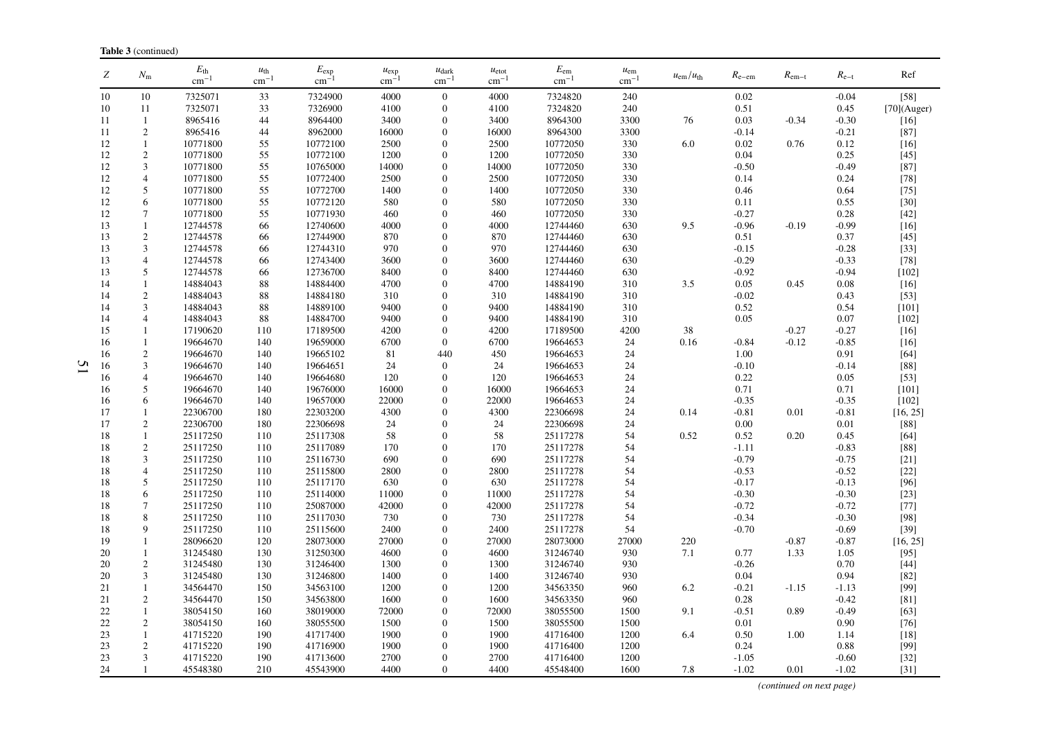**Table 3** (continued)

| $Z$ | $N_m$ | $E_{th}$ $cm^{-1}$ | $u_{th}$ $cm^{-1}$ | $E_{exp}$ $cm^{-1}$ | $u_{exp}$ $cm^{-1}$ | $u_{dark}$ $cm^{-1}$ | $u_{etot}$ $cm^{-1}$ | $E_{em}$ $cm^{-1}$ | $u_{em}$ $cm^{-1}$ | $u_{em}/u_{th}$ | $R_{e-em}$ | $R_{em-t}$ | $R_{e-t}$ | Ref |
|---|---|---|---|---|---|---|---|---|---|---|---|---|---|---|
| 10 | 10 | 7325071 | 33 | 7324900 | 4000 | 0 | 4000 | 7324820 | 240 | | 0.02 | | -0.04 | [58] |
| 10 | 11 | 7325071 | 33 | 7326900 | 4100 | 0 | 4100 | 7324820 | 240 | | 0.51 | | 0.45 | [70](Auger) |
| 11 | 1 | 8965416 | 44 | 8964400 | 3400 | 0 | 3400 | 8964300 | 3300 | 76 | 0.03 | -0.34 | -0.30 | [16] |
| 11 | 2 | 8965416 | 44 | 8962000 | 16000 | 0 | 16000 | 8964300 | 3300 | | -0.14 | | -0.21 | [87] |
| 12 | 1 | 10771800 | 55 | 10772100 | 2500 | 0 | 2500 | 10772050 | 330 | 6.0 | 0.02 | 0.76 | 0.12 | [16] |
| 12 | 2 | 10771800 | 55 | 10772100 | 1200 | 0 | 1200 | 10772050 | 330 | | 0.04 | | 0.25 | [45] |
| 12 | 3 | 10771800 | 55 | 10765000 | 14000 | 0 | 14000 | 10772050 | 330 | | -0.50 | | -0.49 | [87] |
| 12 | 4 | 10771800 | 55 | 10772400 | 2500 | 0 | 2500 | 10772050 | 330 | | 0.14 | | 0.24 | [78] |
| 12 | 5 | 10771800 | 55 | 10772700 | 1400 | 0 | 1400 | 10772050 | 330 | | 0.46 | | 0.64 | [75] |
| 12 | 6 | 10771800 | 55 | 10772120 | 580 | 0 | 580 | 10772050 | 330 | | 0.11 | | 0.55 | [30] |
| 12 | 7 | 10771800 | 55 | 10771930 | 460 | 0 | 460 | 10772050 | 330 | | -0.27 | | 0.28 | [42] |
| 13 | 1 | 12744578 | 66 | 12740600 | 4000 | 0 | 4000 | 12744460 | 630 | 9.5 | -0.96 | -0.19 | -0.99 | [16] |
| 13 | 2 | 12744578 | 66 | 12744900 | 870 | 0 | 870 | 12744460 | 630 | | 0.51 | | 0.37 | [45] |
| 13 | 3 | 12744578 | 66 | 12744310 | 970 | 0 | 970 | 12744460 | 630 | | -0.15 | | -0.28 | [33] |
| 13 | 4 | 12744578 | 66 | 12743400 | 3600 | 0 | 3600 | 12744460 | 630 | | -0.29 | | -0.33 | [78] |
| 13 | 5 | 12744578 | 66 | 12736700 | 8400 | 0 | 8400 | 12744460 | 630 | | -0.92 | | -0.94 | [102] |
| 14 | 1 | 14884043 | 88 | 14884400 | 4700 | 0 | 4700 | 14884190 | 310 | 3.5 | 0.05 | 0.45 | 0.08 | [16] |
| 14 | 2 | 14884043 | 88 | 14884180 | 310 | 0 | 310 | 14884190 | 310 | | -0.02 | | 0.43 | [53] |
| 14 | 3 | 14884043 | 88 | 14889100 | 9400 | 0 | 9400 | 14884190 | 310 | | 0.52 | | 0.54 | [101] |
| 14 | 4 | 14884043 | 88 | 14884700 | 9400 | 0 | 9400 | 14884190 | 310 | | 0.05 | | 0.07 | [102] |
| 15 | 1 | 17190620 | 110 | 17189500 | 4200 | 0 | 4200 | 17189500 | 4200 | 38 | | -0.27 | -0.27 | [16] |
| 16 | 1 | 19664670 | 140 | 19659000 | 6700 | 0 | 6700 | 19664653 | 24 | 0.16 | -0.84 | -0.12 | -0.85 | [16] |
| 16 | 2 | 19664670 | 140 | 19665102 | 81 | 440 | 450 | 19664653 | 24 | | 1.00 | | 0.91 | [64] |
| 16 | 3 | 19664670 | 140 | 19664651 | 24 | 0 | 24 | 19664653 | 24 | | -0.10 | | -0.14 | [88] |
| 16 | 4 | 19664670 | 140 | 19664680 | 120 | 0 | 120 | 19664653 | 24 | | 0.22 | | 0.05 | [53] |
| 16 | 5 | 19664670 | 140 | 19676000 | 16000 | 0 | 16000 | 19664653 | 24 | | 0.71 | | 0.71 | [101] |
| 16 | 6 | 19664670 | 140 | 19657000 | 22000 | 0 | 22000 | 19664653 | 24 | | -0.35 | | -0.35 | [102] |
| 17 | 1 | 22306700 | 180 | 22303200 | 4300 | 0 | 4300 | 22306698 | 24 | 0.14 | -0.81 | 0.01 | -0.81 | [16, 25] |
| 17 | 2 | 22306700 | 180 | 22306698 | 24 | 0 | 24 | 22306698 | 24 | | 0.00 | | 0.01 | [88] |
| 18 | 1 | 25117250 | 110 | 25117308 | 58 | 0 | 58 | 25117278 | 54 | 0.52 | 0.52 | 0.20 | 0.45 | [64] |
| 18 | 2 | 25117250 | 110 | 25117089 | 170 | 0 | 170 | 25117278 | 54 | | -1.11 | | -0.83 | [88] |
| 18 | 3 | 25117250 | 110 | 25116730 | 690 | 0 | 690 | 25117278 | 54 | | -0.79 | | -0.75 | [21] |
| 18 | 4 | 25117250 | 110 | 25115800 | 2800 | 0 | 2800 | 25117278 | 54 | | -0.53 | | -0.52 | [22] |
| 18 | 5 | 25117250 | 110 | 25117170 | 630 | 0 | 630 | 25117278 | 54 | | -0.17 | | -0.13 | [96] |
| 18 | 6 | 25117250 | 110 | 25114000 | 11000 | 0 | 11000 | 25117278 | 54 | | -0.30 | | -0.30 | [23] |
| 18 | 7 | 25117250 | 110 | 25087000 | 42000 | 0 | 42000 | 25117278 | 54 | | -0.72 | | -0.72 | [77] |
| 18 | 8 | 25117250 | 110 | 25117030 | 730 | 0 | 730 | 25117278 | 54 | | -0.34 | | -0.30 | [98] |
| 18 | 9 | 25117250 | 110 | 25115600 | 2400 | 0 | 2400 | 25117278 | 54 | | -0.70 | | -0.69 | [39] |
| 19 | 1 | 28096620 | 120 | 28073000 | 27000 | 0 | 27000 | 28073000 | 27000 | 220 | | -0.87 | -0.87 | [16, 25] |
| 20 | 1 | 31245480 | 130 | 31250300 | 4600 | 0 | 4600 | 31246740 | 930 | 7.1 | 0.77 | 1.33 | 1.05 | [95] |
| 20 | 2 | 31245480 | 130 | 31246400 | 1300 | 0 | 1300 | 31246740 | 930 | | -0.26 | | 0.70 | [44] |
| 20 | 3 | 31245480 | 130 | 31246800 | 1400 | 0 | 1400 | 31246740 | 930 | | 0.04 | | 0.94 | [82] |
| 21 | 1 | 34564470 | 150 | 34563100 | 1200 | 0 | 1200 | 34563350 | 960 | 6.2 | -0.21 | -1.15 | -1.13 | [99] |
| 21 | 2 | 34564470 | 150 | 34563800 | 1600 | 0 | 1600 | 34563350 | 960 | | 0.28 | | -0.42 | [81] |
| 22 | 1 | 38054150 | 160 | 38019000 | 72000 | 0 | 72000 | 38055500 | 1500 | 9.1 | -0.51 | 0.89 | -0.49 | [63] |
| 22 | 2 | 38054150 | 160 | 38055500 | 1500 | 0 | 1500 | 38055500 | 1500 | | 0.01 | | 0.90 | [76] |
| 23 | 1 | 41715220 | 190 | 41717400 | 1900 | 0 | 1900 | 41716400 | 1200 | 6.4 | 0.50 | 1.00 | 1.14 | [18] |
| 23 | 2 | 41715220 | 190 | 41716900 | 1900 | 0 | 1900 | 41716400 | 1200 | | 0.24 | | 0.88 | [99] |
| 23 | 3 | 41715220 | 190 | 41713600 | 2700 | 0 | 2700 | 41716400 | 1200 | | -1.05 | | -0.60 | [32] |
| 24 | 1 | 45548380 | 210 | 45543900 | 4400 | 0 | 4400 | 45548400 | 1600 | 7.8 | -1.02 | 0.01 | -1.02 | [31] |

*(continued on next page)*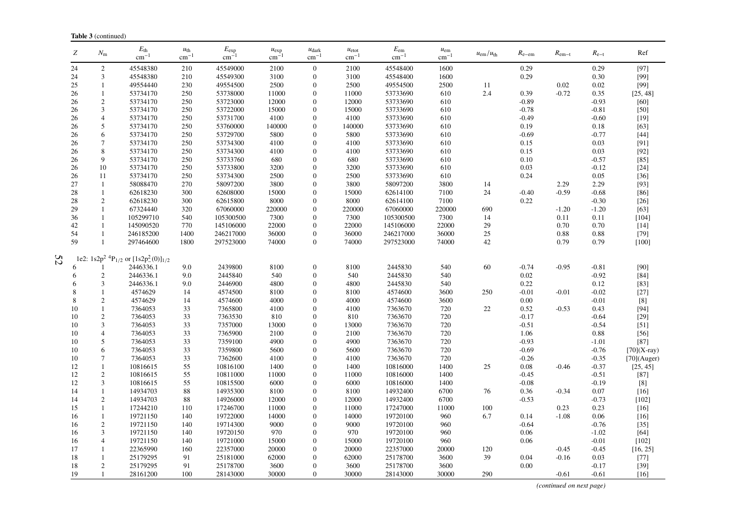**Table 3** (continued)

| $Z$ | $N_m$ | $E_{th}$ $cm^{-1}$ | $u_{th}$ $cm^{-1}$ | $E_{exp}$ $cm^{-1}$ | $u_{exp}$ $cm^{-1}$ | $u_{dark}$ $cm^{-1}$ | $u_{etot}$ $cm^{-1}$ | $E_{em}$ $cm^{-1}$ | $u_{em}$ $cm^{-1}$ | $u_{em}/u_{th}$ | $R_{e-em}$ | $R_{em-t}$ | $R_{e-t}$ | Ref |
|---|---|---|---|---|---|---|---|---|---|---|---|---|---|---|
| 24 | 2 | 45548380 | 210 | 45549000 | 2100 | 0 | 2100 | 45548400 | 1600 | | 0.29 | | 0.29 | [97] |
| 24 | 3 | 45548380 | 210 | 45549300 | 3100 | 0 | 3100 | 45548400 | 1600 | | 0.29 | | 0.30 | [99] |
| 25 | 1 | 49554440 | 230 | 49554500 | 2500 | 0 | 2500 | 49554500 | 2500 | 11 | | 0.02 | 0.02 | [99] |
| 26 | 1 | 53734170 | 250 | 53738000 | 11000 | 0 | 11000 | 53733690 | 610 | 2.4 | 0.39 | -0.72 | 0.35 | [25, 48] |
| 26 | 2 | 53734170 | 250 | 53723000 | 12000 | 0 | 12000 | 53733690 | 610 | | -0.89 | | -0.93 | [60] |
| 26 | 3 | 53734170 | 250 | 53722000 | 15000 | 0 | 15000 | 53733690 | 610 | | -0.78 | | -0.81 | [50] |
| 26 | 4 | 53734170 | 250 | 53731700 | 4100 | 0 | 4100 | 53733690 | 610 | | -0.49 | | -0.60 | [19] |
| 26 | 5 | 53734170 | 250 | 53760000 | 140000 | 0 | 140000 | 53733690 | 610 | | 0.19 | | 0.18 | [63] |
| 26 | 6 | 53734170 | 250 | 53729700 | 5800 | 0 | 5800 | 53733690 | 610 | | -0.69 | | -0.77 | [44] |
| 26 | 7 | 53734170 | 250 | 53734300 | 4100 | 0 | 4100 | 53733690 | 610 | | 0.15 | | 0.03 | [91] |
| 26 | 8 | 53734170 | 250 | 53734300 | 4100 | 0 | 4100 | 53733690 | 610 | | 0.15 | | 0.03 | [92] |
| 26 | 9 | 53734170 | 250 | 53733760 | 680 | 0 | 680 | 53733690 | 610 | | 0.10 | | -0.57 | [85] |
| 26 | 10 | 53734170 | 250 | 53733800 | 3200 | 0 | 3200 | 53733690 | 610 | | 0.03 | | -0.12 | [24] |
| 26 | 11 | 53734170 | 250 | 53734300 | 2500 | 0 | 2500 | 53733690 | 610 | | 0.24 | | 0.05 | [36] |
| 27 | 1 | 58088470 | 270 | 58097200 | 3800 | 0 | 3800 | 58097200 | 3800 | 14 | | 2.29 | 2.29 | [93] |
| 28 | 1 | 62618230 | 300 | 62608000 | 15000 | 0 | 15000 | 62614100 | 7100 | 24 | -0.40 | -0.59 | -0.68 | [86] |
| 28 | 2 | 62618230 | 300 | 62615800 | 8000 | 0 | 8000 | 62614100 | 7100 | | 0.22 | | -0.30 | [26] |
| 29 | 1 | 67324440 | 320 | 67060000 | 220000 | 0 | 220000 | 67060000 | 220000 | 690 | | -1.20 | -1.20 | [63] |
| 36 | 1 | 105299710 | 540 | 105300500 | 7300 | 0 | 7300 | 105300500 | 7300 | 14 | | 0.11 | 0.11 | [104] |
| 42 | 1 | 145090520 | 770 | 145106000 | 22000 | 0 | 22000 | 145106000 | 22000 | 29 | | 0.70 | 0.70 | [14] |
| 54 | 1 | 246185200 | 1400 | 246217000 | 36000 | 0 | 36000 | 246217000 | 36000 | 25 | | 0.88 | 0.88 | [79] |
| 59 | 1 | 297464600 | 1800 | 297523000 | 74000 | 0 | 74000 | 297523000 | 74000 | 42 | | 0.79 | 0.79 | [100] |
| 1e2: $1s2p^2\ ^4P_{1/2}$ or $[1s2p^2(0)]_{1/2}$ | | | | | | | | | | | | | | |
| 6 | 1 | 2446336.1 | 9.0 | 2439800 | 8100 | 0 | 8100 | 2445830 | 540 | 60 | -0.74 | -0.95 | -0.81 | [90] |
| 6 | 2 | 2446336.1 | 9.0 | 2445840 | 540 | 0 | 540 | 2445830 | 540 | | 0.02 | | -0.92 | [84] |
| 6 | 3 | 2446336.1 | 9.0 | 2446900 | 4800 | 0 | 4800 | 2445830 | 540 | | 0.22 | | 0.12 | [83] |
| 8 | 1 | 4574629 | 14 | 4574500 | 8100 | 0 | 8100 | 4574600 | 3600 | 250 | -0.01 | -0.01 | -0.02 | [27] |
| 8 | 2 | 4574629 | 14 | 4574600 | 4000 | 0 | 4000 | 4574600 | 3600 | | 0.00 | | -0.01 | [8] |
| 10 | 1 | 7364053 | 33 | 7365800 | 4100 | 0 | 4100 | 7363670 | 720 | 22 | 0.52 | -0.53 | 0.43 | [94] |
| 10 | 2 | 7364053 | 33 | 7363530 | 810 | 0 | 810 | 7363670 | 720 | | -0.17 | | -0.64 | [29] |
| 10 | 3 | 7364053 | 33 | 7357000 | 13000 | 0 | 13000 | 7363670 | 720 | | -0.51 | | -0.54 | [51] |
| 10 | 4 | 7364053 | 33 | 7365900 | 2100 | 0 | 2100 | 7363670 | 720 | | 1.06 | | 0.88 | [56] |
| 10 | 5 | 7364053 | 33 | 7359100 | 4900 | 0 | 4900 | 7363670 | 720 | | -0.93 | | -1.01 | [87] |
| 10 | 6 | 7364053 | 33 | 7359800 | 5600 | 0 | 5600 | 7363670 | 720 | | -0.69 | | -0.76 | [70](X-ray) |
| 10 | 7 | 7364053 | 33 | 7362600 | 4100 | 0 | 4100 | 7363670 | 720 | | -0.26 | | -0.35 | [70](Auger) |
| 12 | 1 | 10816615 | 55 | 10816100 | 1400 | 0 | 1400 | 10816000 | 1400 | 25 | 0.08 | -0.46 | -0.37 | [25, 45] |
| 12 | 2 | 10816615 | 55 | 10811000 | 11000 | 0 | 11000 | 10816000 | 1400 | | -0.45 | | -0.51 | [87] |
| 12 | 3 | 10816615 | 55 | 10815500 | 6000 | 0 | 6000 | 10816000 | 1400 | | -0.08 | | -0.19 | [8] |
| 14 | 1 | 14934703 | 88 | 14935300 | 8100 | 0 | 8100 | 14932400 | 6700 | 76 | 0.36 | -0.34 | 0.07 | [16] |
| 14 | 2 | 14934703 | 88 | 14926000 | 12000 | 0 | 12000 | 14932400 | 6700 | | -0.53 | | -0.73 | [102] |
| 15 | 1 | 17244210 | 110 | 17246700 | 11000 | 0 | 11000 | 17247000 | 11000 | 100 | | 0.23 | 0.23 | [16] |
| 16 | 1 | 19721150 | 140 | 19722000 | 14000 | 0 | 14000 | 19720100 | 960 | 6.7 | 0.14 | -1.08 | 0.06 | [16] |
| 16 | 2 | 19721150 | 140 | 19714300 | 9000 | 0 | 9000 | 19720100 | 960 | | -0.64 | | -0.76 | [35] |
| 16 | 3 | 19721150 | 140 | 19720150 | 970 | 0 | 970 | 19720100 | 960 | | 0.06 | | -1.02 | [64] |
| 16 | 4 | 19721150 | 140 | 19721000 | 15000 | 0 | 15000 | 19720100 | 960 | | 0.06 | | -0.01 | [102] |
| 17 | 1 | 22365990 | 160 | 22357000 | 20000 | 0 | 20000 | 22357000 | 20000 | 120 | | -0.45 | -0.45 | [16, 25] |
| 18 | 1 | 25179295 | 91 | 25181000 | 62000 | 0 | 62000 | 25178700 | 3600 | 39 | 0.04 | -0.16 | 0.03 | [77] |
| 18 | 2 | 25179295 | 91 | 25178700 | 3600 | 0 | 3600 | 25178700 | 3600 | | 0.00 | | -0.17 | [39] |
| 19 | 1 | 28161200 | 100 | 28143000 | 30000 | 0 | 30000 | 28143000 | 30000 | 290 | | -0.61 | -0.61 | [16] |

*(continued on next page)*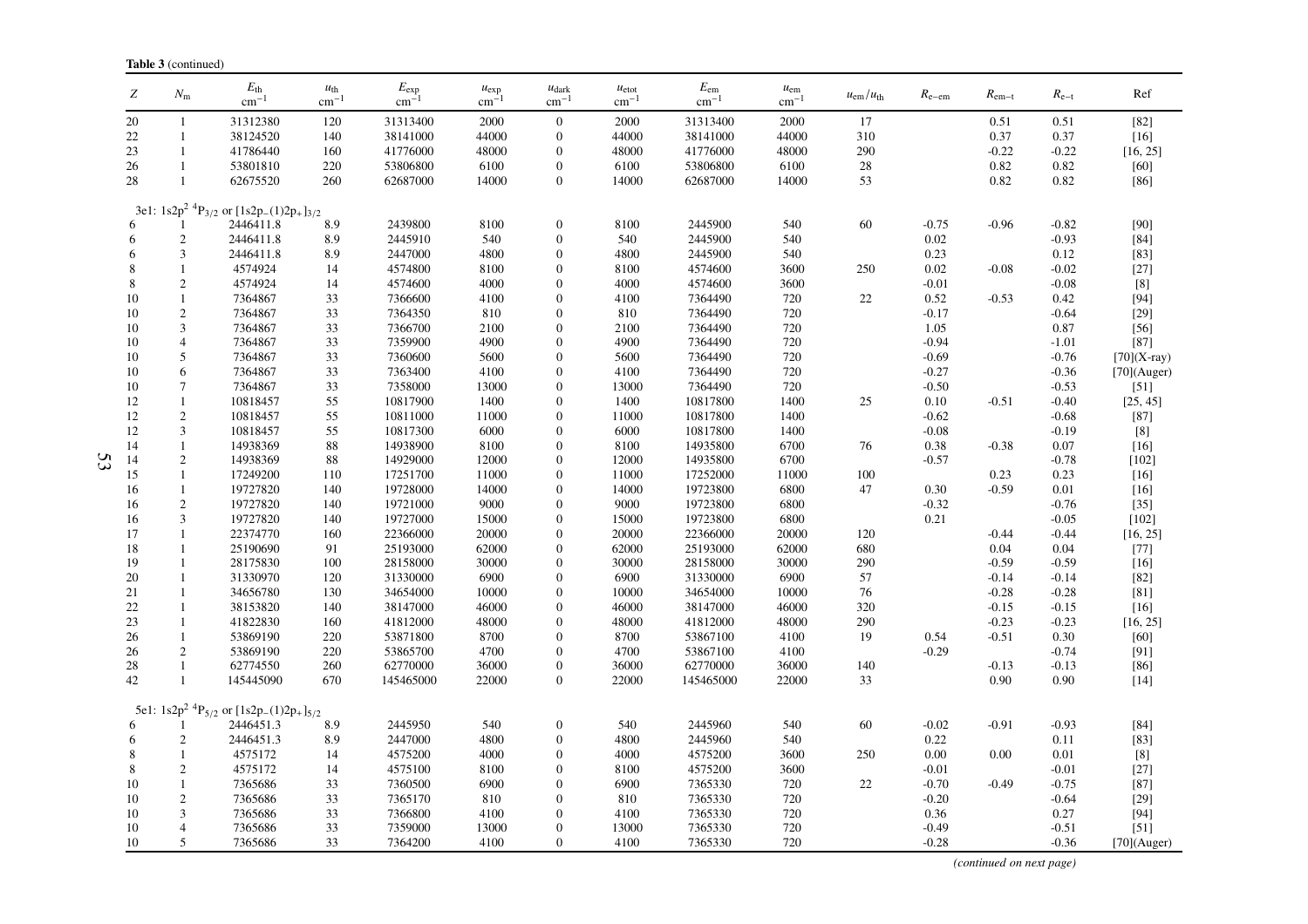**Table 3** (continued)

| $Z$ | $N_m$ | $E_{th}$ cm$^{-1}$ | $u_{th}$ cm$^{-1}$ | $E_{exp}$ cm$^{-1}$ | $u_{exp}$ cm$^{-1}$ | $u_{dark}$ cm$^{-1}$ | $u_{etot}$ cm$^{-1}$ | $E_{em}$ cm$^{-1}$ | $u_{em}$ cm$^{-1}$ | $u_{em}/u_{th}$ | $R_{e-em}$ | $R_{em-t}$ | $R_{e-t}$ | Ref |
|---|---|---|---|---|---|---|---|---|---|---|---|---|---|---|
| 20 | 1 | 31312380 | 120 | 31313400 | 2000 | 0 | 2000 | 31313400 | 2000 | 17 | | 0.51 | 0.51 | [82] |
| 22 | 1 | 38124520 | 140 | 38141000 | 44000 | 0 | 44000 | 38141000 | 44000 | 310 | | 0.37 | 0.37 | [16] |
| 23 | 1 | 41786440 | 160 | 41776000 | 48000 | 0 | 48000 | 41776000 | 48000 | 290 | | -0.22 | -0.22 | [16, 25] |
| 26 | 1 | 53801810 | 220 | 53806800 | 6100 | 0 | 6100 | 53806800 | 6100 | 28 | | 0.82 | 0.82 | [60] |
| 28 | 1 | 62675520 | 260 | 62687000 | 14000 | 0 | 14000 | 62687000 | 14000 | 53 | | 0.82 | 0.82 | [86] |
| 3e1: $1s2p^2\ ^4P_{3/2}$ or $[1s2p_-(1)2p_+]_{3/2}$ | | | | | | | | | | | | | | |
| 6 | 1 | 2446411.8 | 8.9 | 2439800 | 8100 | 0 | 8100 | 2445900 | 540 | 60 | -0.75 | -0.96 | -0.82 | [90] |
| 6 | 2 | 2446411.8 | 8.9 | 2445910 | 540 | 0 | 540 | 2445900 | 540 | | 0.02 | | -0.93 | [84] |
| 6 | 3 | 2446411.8 | 8.9 | 2447000 | 4800 | 0 | 4800 | 2445900 | 540 | | 0.23 | | 0.12 | [83] |
| 8 | 1 | 4574924 | 14 | 4574800 | 8100 | 0 | 8100 | 4574600 | 3600 | 250 | 0.02 | -0.08 | -0.02 | [27] |
| 8 | 2 | 4574924 | 14 | 4574600 | 4000 | 0 | 4000 | 4574600 | 3600 | | -0.01 | | -0.08 | [8] |
| 10 | 1 | 7364867 | 33 | 7366600 | 4100 | 0 | 4100 | 7364490 | 720 | 22 | 0.52 | -0.53 | 0.42 | [94] |
| 10 | 2 | 7364867 | 33 | 7364350 | 810 | 0 | 810 | 7364490 | 720 | | -0.17 | | -0.64 | [29] |
| 10 | 3 | 7364867 | 33 | 7366700 | 2100 | 0 | 2100 | 7364490 | 720 | | 1.05 | | 0.87 | [56] |
| 10 | 4 | 7364867 | 33 | 7359900 | 4900 | 0 | 4900 | 7364490 | 720 | | -0.94 | | -1.01 | [87] |
| 10 | 5 | 7364867 | 33 | 7360600 | 5600 | 0 | 5600 | 7364490 | 720 | | -0.69 | | -0.76 | [70](X-ray) |
| 10 | 6 | 7364867 | 33 | 7363400 | 4100 | 0 | 4100 | 7364490 | 720 | | -0.27 | | -0.36 | [70](Auger) |
| 10 | 7 | 7364867 | 33 | 7358000 | 13000 | 0 | 13000 | 7364490 | 720 | | -0.50 | | -0.53 | [51] |
| 12 | 1 | 10818457 | 55 | 10817900 | 1400 | 0 | 1400 | 10817800 | 1400 | 25 | 0.10 | -0.51 | -0.40 | [25, 45] |
| 12 | 2 | 10818457 | 55 | 10811000 | 11000 | 0 | 11000 | 10817800 | 1400 | | -0.62 | | -0.68 | [87] |
| 12 | 3 | 10818457 | 55 | 10817300 | 6000 | 0 | 6000 | 10817800 | 1400 | | -0.08 | | -0.19 | [8] |
| 14 | 1 | 14938369 | 88 | 14938900 | 8100 | 0 | 8100 | 14935800 | 6700 | 76 | 0.38 | -0.38 | 0.07 | [16] |
| 14 | 2 | 14938369 | 88 | 14929000 | 12000 | 0 | 12000 | 14935800 | 6700 | | -0.57 | | -0.78 | [102] |
| 15 | 1 | 17249200 | 110 | 17251700 | 11000 | 0 | 11000 | 17252000 | 11000 | 100 | | 0.23 | 0.23 | [16] |
| 16 | 1 | 19727820 | 140 | 19728000 | 14000 | 0 | 14000 | 19723800 | 6800 | 47 | 0.30 | -0.59 | 0.01 | [16] |
| 16 | 2 | 19727820 | 140 | 19721000 | 9000 | 0 | 9000 | 19723800 | 6800 | | -0.32 | | -0.76 | [35] |
| 16 | 3 | 19727820 | 140 | 19727000 | 15000 | 0 | 15000 | 19723800 | 6800 | | 0.21 | | -0.05 | [102] |
| 17 | 1 | 22374770 | 160 | 22366000 | 20000 | 0 | 20000 | 22366000 | 20000 | 120 | | -0.44 | -0.44 | [16, 25] |
| 18 | 1 | 25190690 | 91 | 25193000 | 62000 | 0 | 62000 | 25193000 | 62000 | 680 | | 0.04 | 0.04 | [77] |
| 19 | 1 | 28175830 | 100 | 28158000 | 30000 | 0 | 30000 | 28158000 | 30000 | 290 | | -0.59 | -0.59 | [16] |
| 20 | 1 | 31330970 | 120 | 31330000 | 6900 | 0 | 6900 | 31330000 | 6900 | 57 | | -0.14 | -0.14 | [82] |
| 21 | 1 | 34656780 | 130 | 34654000 | 10000 | 0 | 10000 | 34654000 | 10000 | 76 | | -0.28 | -0.28 | [81] |
| 22 | 1 | 38153820 | 140 | 38147000 | 46000 | 0 | 46000 | 38147000 | 46000 | 320 | | -0.15 | -0.15 | [16] |
| 23 | 1 | 41822830 | 160 | 41812000 | 48000 | 0 | 48000 | 41812000 | 48000 | 290 | | -0.23 | -0.23 | [16, 25] |
| 26 | 1 | 53869190 | 220 | 53871800 | 8700 | 0 | 8700 | 53867100 | 4100 | 19 | 0.54 | -0.51 | 0.30 | [60] |
| 26 | 2 | 53869190 | 220 | 53865700 | 4700 | 0 | 4700 | 53867100 | 4100 | | -0.29 | | -0.74 | [91] |
| 28 | 1 | 62774550 | 260 | 62770000 | 36000 | 0 | 36000 | 62770000 | 36000 | 140 | | -0.13 | -0.13 | [86] |
| 42 | 1 | 145445090 | 670 | 145465000 | 22000 | 0 | 22000 | 145465000 | 22000 | 33 | | 0.90 | 0.90 | [14] |
| 5e1: $1s2p^2\ ^4P_{5/2}$ or $[1s2p_-(1)2p_+]_{5/2}$ | | | | | | | | | | | | | | |
| 6 | 1 | 2446451.3 | 8.9 | 2445950 | 540 | 0 | 540 | 2445960 | 540 | 60 | -0.02 | -0.91 | -0.93 | [84] |
| 6 | 2 | 2446451.3 | 8.9 | 2447000 | 4800 | 0 | 4800 | 2445960 | 540 | | 0.22 | | 0.11 | [83] |
| 8 | 1 | 4575172 | 14 | 4575200 | 4000 | 0 | 4000 | 4575200 | 3600 | 250 | 0.00 | 0.00 | 0.01 | [8] |
| 8 | 2 | 4575172 | 14 | 4575100 | 8100 | 0 | 8100 | 4575200 | 3600 | | -0.01 | | -0.01 | [27] |
| 10 | 1 | 7365686 | 33 | 7360500 | 6900 | 0 | 6900 | 7365330 | 720 | 22 | -0.70 | -0.49 | -0.75 | [87] |
| 10 | 2 | 7365686 | 33 | 7365170 | 810 | 0 | 810 | 7365330 | 720 | | -0.20 | | -0.64 | [29] |
| 10 | 3 | 7365686 | 33 | 7366800 | 4100 | 0 | 4100 | 7365330 | 720 | | 0.36 | | 0.27 | [94] |
| 10 | 4 | 7365686 | 33 | 7359000 | 13000 | 0 | 13000 | 7365330 | 720 | | -0.49 | | -0.51 | [51] |
| 10 | 5 | 7365686 | 33 | 7364200 | 4100 | 0 | 4100 | 7365330 | 720 | | -0.28 | | -0.36 | [70](Auger) |

*(continued on next page)*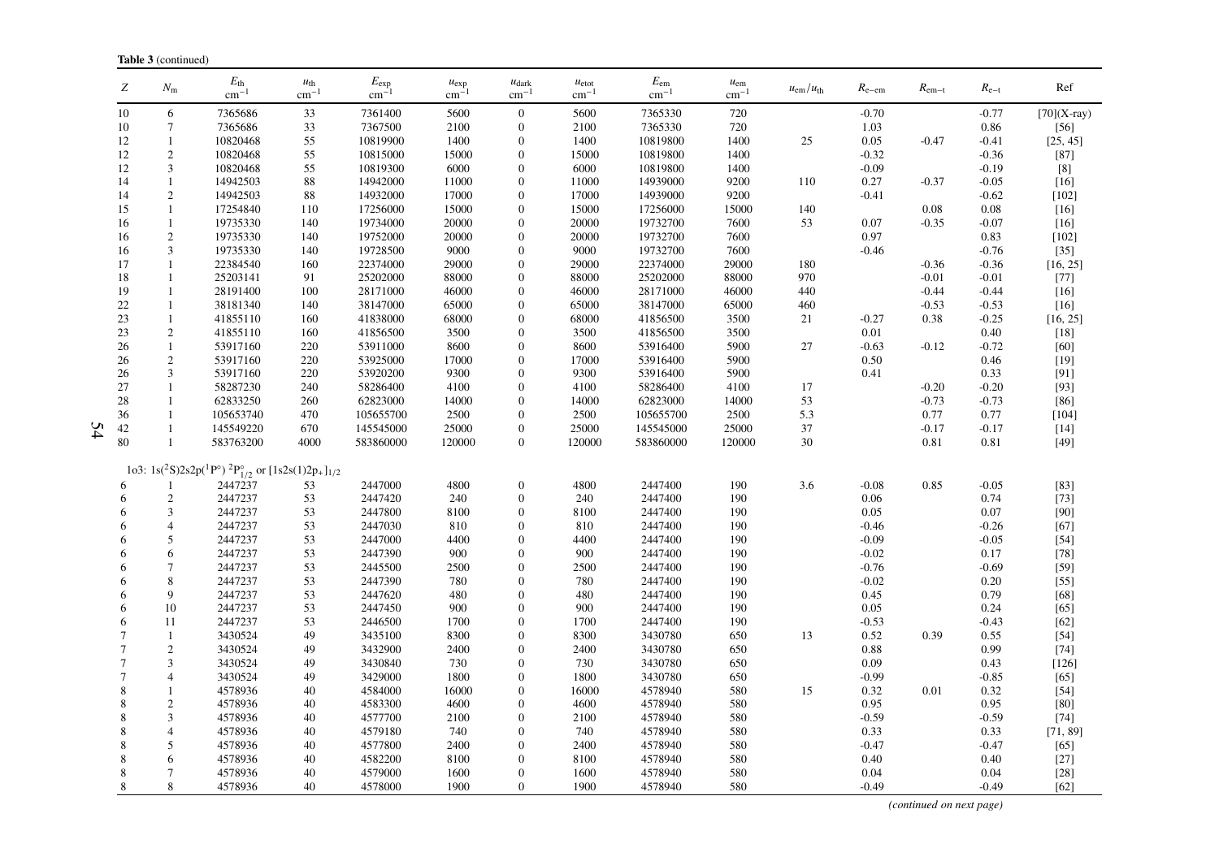**Table 3** (continued)

| $Z$ | $N_{\mathrm{m}}$ | $E_{\mathrm{th}}$ cm$^{-1}$ | $u_{\mathrm{th}}$ cm$^{-1}$ | $E_{\mathrm{exp}}$ cm$^{-1}$ | $u_{\mathrm{exp}}$ cm$^{-1}$ | $u_{\mathrm{dark}}$ cm$^{-1}$ | $u_{\mathrm{etot}}$ cm$^{-1}$ | $E_{\mathrm{em}}$ cm$^{-1}$ | $u_{\mathrm{em}}$ cm$^{-1}$ | $u_{\mathrm{em}}/u_{\mathrm{th}}$ | $R_{\mathrm{e-em}}$ | $R_{\mathrm{em-t}}$ | $R_{\mathrm{e-t}}$ | Ref |
|---|---|---|---|---|---|---|---|---|---|---|---|---|---|---|
| 10 | 6 | 7365686 | 33 | 7361400 | 5600 | 0 | 5600 | 7365330 | 720 | | -0.70 | | -0.77 | [70](X-ray) |
| 10 | 7 | 7365686 | 33 | 7367500 | 2100 | 0 | 2100 | 7365330 | 720 | | 1.03 | | 0.86 | [56] |
| 12 | 1 | 10820468 | 55 | 10819900 | 1400 | 0 | 1400 | 10819800 | 1400 | 25 | 0.05 | -0.47 | -0.41 | [25, 45] |
| 12 | 2 | 10820468 | 55 | 10815000 | 15000 | 0 | 15000 | 10819800 | 1400 | | -0.32 | | -0.36 | [87] |
| 12 | 3 | 10820468 | 55 | 10819300 | 6000 | 0 | 6000 | 10819800 | 1400 | | -0.09 | | -0.19 | [8] |
| 14 | 1 | 14942503 | 88 | 14942000 | 11000 | 0 | 11000 | 14939000 | 9200 | 110 | 0.27 | -0.37 | -0.05 | [16] |
| 14 | 2 | 14942503 | 88 | 14932000 | 17000 | 0 | 17000 | 14939000 | 9200 | | -0.41 | | -0.62 | [102] |
| 15 | 1 | 17254840 | 110 | 17256000 | 15000 | 0 | 15000 | 17256000 | 15000 | 140 | | 0.08 | 0.08 | [16] |
| 16 | 1 | 19735330 | 140 | 19734000 | 20000 | 0 | 20000 | 19732700 | 7600 | 53 | 0.07 | -0.35 | -0.07 | [16] |
| 16 | 2 | 19735330 | 140 | 19752000 | 20000 | 0 | 20000 | 19732700 | 7600 | | 0.97 | | 0.83 | [102] |
| 16 | 3 | 19735330 | 140 | 19728500 | 9000 | 0 | 9000 | 19732700 | 7600 | | -0.46 | | -0.76 | [35] |
| 17 | 1 | 22384540 | 160 | 22374000 | 29000 | 0 | 29000 | 22374000 | 29000 | 180 | | -0.36 | -0.36 | [16, 25] |
| 18 | 1 | 25203141 | 91 | 25202000 | 88000 | 0 | 88000 | 25202000 | 88000 | 970 | | -0.01 | -0.01 | [77] |
| 19 | 1 | 28191400 | 100 | 28171000 | 46000 | 0 | 46000 | 28171000 | 46000 | 440 | | -0.44 | -0.44 | [16] |
| 22 | 1 | 38181340 | 140 | 38147000 | 65000 | 0 | 65000 | 38147000 | 65000 | 460 | | -0.53 | -0.53 | [16] |
| 23 | 1 | 41855110 | 160 | 41838000 | 68000 | 0 | 68000 | 41856500 | 3500 | 21 | -0.27 | 0.38 | -0.25 | [16, 25] |
| 23 | 2 | 41855110 | 160 | 41856500 | 3500 | 0 | 3500 | 41856500 | 3500 | | 0.01 | | 0.40 | [18] |
| 26 | 1 | 53917160 | 220 | 53911000 | 8600 | 0 | 8600 | 53916400 | 5900 | 27 | -0.63 | -0.12 | -0.72 | [60] |
| 26 | 2 | 53917160 | 220 | 53925000 | 17000 | 0 | 17000 | 53916400 | 5900 | | 0.50 | | 0.46 | [19] |
| 26 | 3 | 53917160 | 220 | 53920200 | 9300 | 0 | 9300 | 53916400 | 5900 | | 0.41 | | 0.33 | [91] |
| 27 | 1 | 58287230 | 240 | 58286400 | 4100 | 0 | 4100 | 58286400 | 4100 | 17 | | -0.20 | -0.20 | [93] |
| 28 | 1 | 62833250 | 260 | 62823000 | 14000 | 0 | 14000 | 62823000 | 14000 | 53 | | -0.73 | -0.73 | [86] |
| 36 | 1 | 105653740 | 470 | 105655700 | 2500 | 0 | 2500 | 105655700 | 2500 | 5.3 | | 0.77 | 0.77 | [104] |
| 42 | 1 | 145549220 | 670 | 145545000 | 25000 | 0 | 25000 | 145545000 | 25000 | 37 | | -0.17 | -0.17 | [14] |
| 80 | 1 | 583763200 | 4000 | 583860000 | 120000 | 0 | 120000 | 583860000 | 120000 | 30 | | 0.81 | 0.81 | [49] |
| 1o3: $1s(^2S)2s2p(^1P^\circ)\ ^2P^\circ_{1/2}$ or $[1s2s(1)2p_+]_{1/2}$ | | | | | | | | | | | | | | |
| 6 | 1 | 2447237 | 53 | 2447000 | 4800 | 0 | 4800 | 2447400 | 190 | 3.6 | -0.08 | 0.85 | -0.05 | [83] |
| 6 | 2 | 2447237 | 53 | 2447420 | 240 | 0 | 240 | 2447400 | 190 | | 0.06 | | 0.74 | [73] |
| 6 | 3 | 2447237 | 53 | 2447800 | 8100 | 0 | 8100 | 2447400 | 190 | | 0.05 | | 0.07 | [90] |
| 6 | 4 | 2447237 | 53 | 2447030 | 810 | 0 | 810 | 2447400 | 190 | | -0.46 | | -0.26 | [67] |
| 6 | 5 | 2447237 | 53 | 2447000 | 4400 | 0 | 4400 | 2447400 | 190 | | -0.09 | | -0.05 | [54] |
| 6 | 6 | 2447237 | 53 | 2447390 | 900 | 0 | 900 | 2447400 | 190 | | -0.02 | | 0.17 | [78] |
| 6 | 7 | 2447237 | 53 | 2445500 | 2500 | 0 | 2500 | 2447400 | 190 | | -0.76 | | -0.69 | [59] |
| 6 | 8 | 2447237 | 53 | 2447390 | 780 | 0 | 780 | 2447400 | 190 | | -0.02 | | 0.20 | [55] |
| 6 | 9 | 2447237 | 53 | 2447620 | 480 | 0 | 480 | 2447400 | 190 | | 0.45 | | 0.79 | [68] |
| 6 | 10 | 2447237 | 53 | 2447450 | 900 | 0 | 900 | 2447400 | 190 | | 0.05 | | 0.24 | [65] |
| 6 | 11 | 2447237 | 53 | 2446500 | 1700 | 0 | 1700 | 2447400 | 190 | | -0.53 | | -0.43 | [62] |
| 7 | 1 | 3430524 | 49 | 3435100 | 8300 | 0 | 8300 | 3430780 | 650 | 13 | 0.52 | 0.39 | 0.55 | [54] |
| 7 | 2 | 3430524 | 49 | 3432900 | 2400 | 0 | 2400 | 3430780 | 650 | | 0.88 | | 0.99 | [74] |
| 7 | 3 | 3430524 | 49 | 3430840 | 730 | 0 | 730 | 3430780 | 650 | | 0.09 | | 0.43 | [126] |
| 7 | 4 | 3430524 | 49 | 3429000 | 1800 | 0 | 1800 | 3430780 | 650 | | -0.99 | | -0.85 | [65] |
| 8 | 1 | 4578936 | 40 | 4584000 | 16000 | 0 | 16000 | 4578940 | 580 | 15 | 0.32 | 0.01 | 0.32 | [54] |
| 8 | 2 | 4578936 | 40 | 4583300 | 4600 | 0 | 4600 | 4578940 | 580 | | 0.95 | | 0.95 | [80] |
| 8 | 3 | 4578936 | 40 | 4577700 | 2100 | 0 | 2100 | 4578940 | 580 | | -0.59 | | -0.59 | [74] |
| 8 | 4 | 4578936 | 40 | 4579180 | 740 | 0 | 740 | 4578940 | 580 | | 0.33 | | 0.33 | [71, 89] |
| 8 | 5 | 4578936 | 40 | 4577800 | 2400 | 0 | 2400 | 4578940 | 580 | | -0.47 | | -0.47 | [65] |
| 8 | 6 | 4578936 | 40 | 4582200 | 8100 | 0 | 8100 | 4578940 | 580 | | 0.40 | | 0.40 | [27] |
| 8 | 7 | 4578936 | 40 | 4579000 | 1600 | 0 | 1600 | 4578940 | 580 | | 0.04 | | 0.04 | [28] |
| 8 | 8 | 4578936 | 40 | 4578000 | 1900 | 0 | 1900 | 4578940 | 580 | | -0.49 | | -0.49 | [62] |

*(continued on next page)*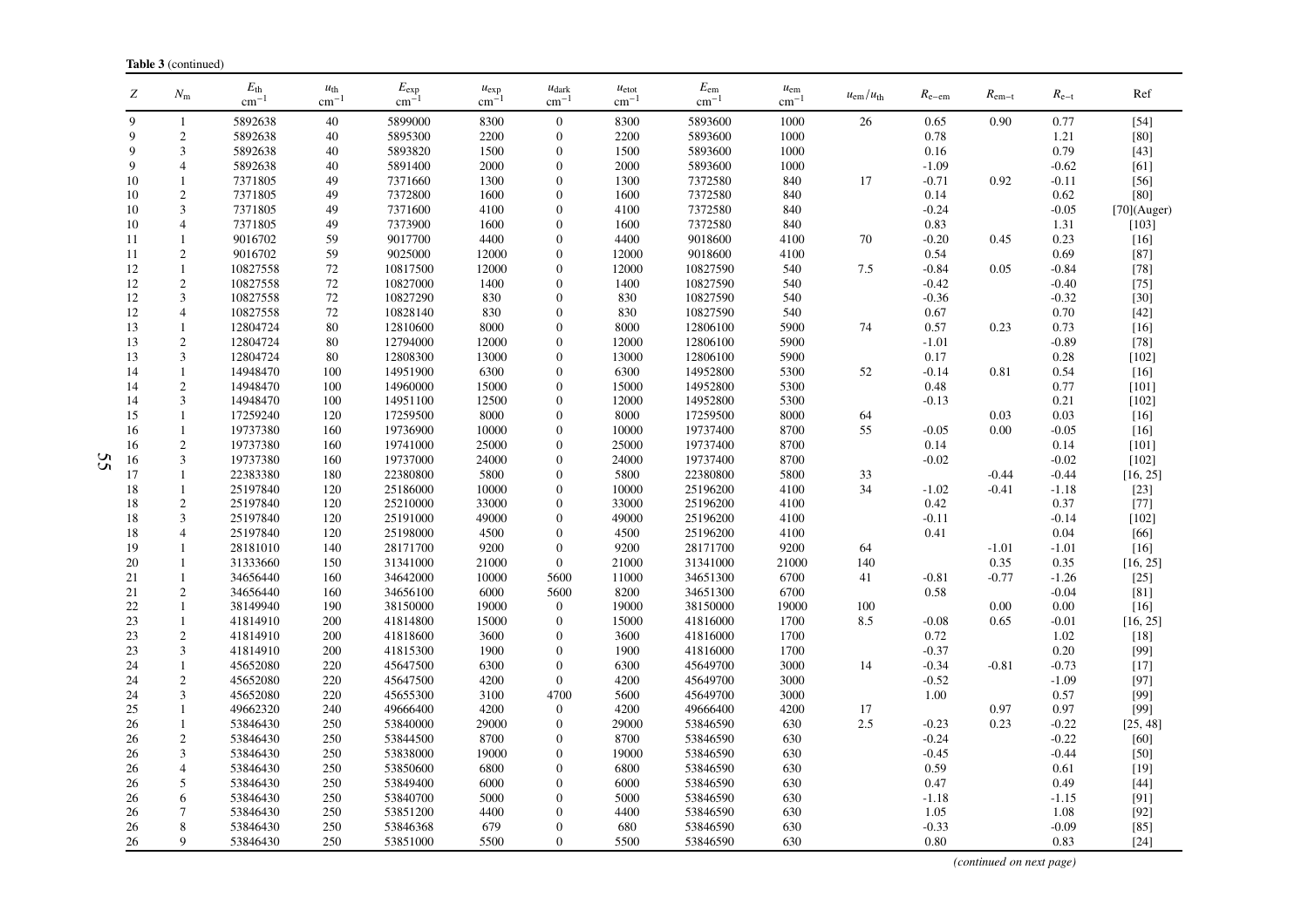**Table 3** (continued)

| $Z$ | $N_m$ | $E_{th}$ cm$^{-1}$ | $u_{th}$ cm$^{-1}$ | $E_{exp}$ cm$^{-1}$ | $u_{exp}$ cm$^{-1}$ | $u_{dark}$ cm$^{-1}$ | $u_{etot}$ cm$^{-1}$ | $E_{em}$ cm$^{-1}$ | $u_{em}$ cm$^{-1}$ | $u_{em}/u_{th}$ | $R_{e-em}$ | $R_{em-t}$ | $R_{e-t}$ | Ref |
|---|---|---|---|---|---|---|---|---|---|---|---|---|---|---|
| 9 | 1 | 5892638 | 40 | 5899000 | 8300 | 0 | 8300 | 5893600 | 1000 | 26 | 0.65 | 0.90 | 0.77 | [54] |
| 9 | 2 | 5892638 | 40 | 5895300 | 2200 | 0 | 2200 | 5893600 | 1000 | | 0.78 | | 1.21 | [80] |
| 9 | 3 | 5892638 | 40 | 5893820 | 1500 | 0 | 1500 | 5893600 | 1000 | | 0.16 | | 0.79 | [43] |
| 9 | 4 | 5892638 | 40 | 5891400 | 2000 | 0 | 2000 | 5893600 | 1000 | | -1.09 | | -0.62 | [61] |
| 10 | 1 | 7371805 | 49 | 7371660 | 1300 | 0 | 1300 | 7372580 | 840 | 17 | -0.71 | 0.92 | -0.11 | [56] |
| 10 | 2 | 7371805 | 49 | 7372800 | 1600 | 0 | 1600 | 7372580 | 840 | | 0.14 | | 0.62 | [80] |
| 10 | 3 | 7371805 | 49 | 7371600 | 4100 | 0 | 4100 | 7372580 | 840 | | -0.24 | | -0.05 | [70](Auger) |
| 10 | 4 | 7371805 | 49 | 7373900 | 1600 | 0 | 1600 | 7372580 | 840 | | 0.83 | | 1.31 | [103] |
| 11 | 1 | 9016702 | 59 | 9017700 | 4400 | 0 | 4400 | 9018600 | 4100 | 70 | -0.20 | 0.45 | 0.23 | [16] |
| 11 | 2 | 9016702 | 59 | 9025000 | 12000 | 0 | 12000 | 9018600 | 4100 | | 0.54 | | 0.69 | [87] |
| 12 | 1 | 10827558 | 72 | 10817500 | 12000 | 0 | 12000 | 10827590 | 540 | 7.5 | -0.84 | 0.05 | -0.84 | [78] |
| 12 | 2 | 10827558 | 72 | 10827000 | 1400 | 0 | 1400 | 10827590 | 540 | | -0.42 | | -0.40 | [75] |
| 12 | 3 | 10827558 | 72 | 10827290 | 830 | 0 | 830 | 10827590 | 540 | | -0.36 | | -0.32 | [30] |
| 12 | 4 | 10827558 | 72 | 10828140 | 830 | 0 | 830 | 10827590 | 540 | | 0.67 | | 0.70 | [42] |
| 13 | 1 | 12804724 | 80 | 12810600 | 8000 | 0 | 8000 | 12806100 | 5900 | 74 | 0.57 | 0.23 | 0.73 | [16] |
| 13 | 2 | 12804724 | 80 | 12794000 | 12000 | 0 | 12000 | 12806100 | 5900 | | -1.01 | | -0.89 | [78] |
| 13 | 3 | 12804724 | 80 | 12808300 | 13000 | 0 | 13000 | 12806100 | 5900 | | 0.17 | | 0.28 | [102] |
| 14 | 1 | 14948470 | 100 | 14951900 | 6300 | 0 | 6300 | 14952800 | 5300 | 52 | -0.14 | 0.81 | 0.54 | [16] |
| 14 | 2 | 14948470 | 100 | 14960000 | 15000 | 0 | 15000 | 14952800 | 5300 | | 0.48 | | 0.77 | [101] |
| 14 | 3 | 14948470 | 100 | 14951100 | 12500 | 0 | 12000 | 14952800 | 5300 | | -0.13 | | 0.21 | [102] |
| 15 | 1 | 17259240 | 120 | 17259500 | 8000 | 0 | 8000 | 17259500 | 8000 | 64 | | 0.03 | 0.03 | [16] |
| 16 | 1 | 19737380 | 160 | 19736900 | 10000 | 0 | 10000 | 19737400 | 8700 | 55 | -0.05 | 0.00 | -0.05 | [16] |
| 16 | 2 | 19737380 | 160 | 19741000 | 25000 | 0 | 25000 | 19737400 | 8700 | | 0.14 | | 0.14 | [101] |
| 16 | 3 | 19737380 | 160 | 19737000 | 24000 | 0 | 24000 | 19737400 | 8700 | | -0.02 | | -0.02 | [102] |
| 17 | 1 | 22383380 | 180 | 22380800 | 5800 | 0 | 5800 | 22380800 | 5800 | 33 | | -0.44 | -0.44 | [16, 25] |
| 18 | 1 | 25197840 | 120 | 25186000 | 10000 | 0 | 10000 | 25196200 | 4100 | 34 | -1.02 | -0.41 | -1.18 | [23] |
| 18 | 2 | 25197840 | 120 | 25210000 | 33000 | 0 | 33000 | 25196200 | 4100 | | 0.42 | | 0.37 | [77] |
| 18 | 3 | 25197840 | 120 | 25191000 | 49000 | 0 | 49000 | 25196200 | 4100 | | -0.11 | | -0.14 | [102] |
| 18 | 4 | 25197840 | 120 | 25198000 | 4500 | 0 | 4500 | 25196200 | 4100 | | 0.41 | | 0.04 | [66] |
| 19 | 1 | 28181010 | 140 | 28171700 | 9200 | 0 | 9200 | 28171700 | 9200 | 64 | | -1.01 | -1.01 | [16] |
| 20 | 1 | 31333660 | 150 | 31341000 | 21000 | 0 | 21000 | 31341000 | 21000 | 140 | | 0.35 | 0.35 | [16, 25] |
| 21 | 1 | 34656440 | 160 | 34642000 | 10000 | 5600 | 11000 | 34651300 | 6700 | 41 | -0.81 | -0.77 | -1.26 | [25] |
| 21 | 2 | 34656440 | 160 | 34656100 | 6000 | 5600 | 8200 | 34651300 | 6700 | | 0.58 | | -0.04 | [81] |
| 22 | 1 | 38149940 | 190 | 38150000 | 19000 | 0 | 19000 | 38150000 | 19000 | 100 | | 0.00 | 0.00 | [16] |
| 23 | 1 | 41814910 | 200 | 41814800 | 15000 | 0 | 15000 | 41816000 | 1700 | 8.5 | -0.08 | 0.65 | -0.01 | [16, 25] |
| 23 | 2 | 41814910 | 200 | 41818600 | 3600 | 0 | 3600 | 41816000 | 1700 | | 0.72 | | 1.02 | [18] |
| 23 | 3 | 41814910 | 200 | 41815300 | 1900 | 0 | 1900 | 41816000 | 1700 | | -0.37 | | 0.20 | [99] |
| 24 | 1 | 45652080 | 220 | 45647500 | 6300 | 0 | 6300 | 45649700 | 3000 | 14 | -0.34 | -0.81 | -0.73 | [17] |
| 24 | 2 | 45652080 | 220 | 45647500 | 4200 | 0 | 4200 | 45649700 | 3000 | | -0.52 | | -1.09 | [97] |
| 24 | 3 | 45652080 | 220 | 45655300 | 3100 | 4700 | 5600 | 45649700 | 3000 | | 1.00 | | 0.57 | [99] |
| 25 | 1 | 49662320 | 240 | 49666400 | 4200 | 0 | 4200 | 49666400 | 4200 | 17 | | 0.97 | 0.97 | [99] |
| 26 | 1 | 53846430 | 250 | 53840000 | 29000 | 0 | 29000 | 53846590 | 630 | 2.5 | -0.23 | 0.23 | -0.22 | [25, 48] |
| 26 | 2 | 53846430 | 250 | 53844500 | 8700 | 0 | 8700 | 53846590 | 630 | | -0.24 | | -0.22 | [60] |
| 26 | 3 | 53846430 | 250 | 53838000 | 19000 | 0 | 19000 | 53846590 | 630 | | -0.45 | | -0.44 | [50] |
| 26 | 4 | 53846430 | 250 | 53850600 | 6800 | 0 | 6800 | 53846590 | 630 | | 0.59 | | 0.61 | [19] |
| 26 | 5 | 53846430 | 250 | 53849400 | 6000 | 0 | 6000 | 53846590 | 630 | | 0.47 | | 0.49 | [44] |
| 26 | 6 | 53846430 | 250 | 53840700 | 5000 | 0 | 5000 | 53846590 | 630 | | -1.18 | | -1.15 | [91] |
| 26 | 7 | 53846430 | 250 | 53851200 | 4400 | 0 | 4400 | 53846590 | 630 | | 1.05 | | 1.08 | [92] |
| 26 | 8 | 53846430 | 250 | 53846368 | 679 | 0 | 680 | 53846590 | 630 | | -0.33 | | -0.09 | [85] |
| 26 | 9 | 53846430 | 250 | 53851000 | 5500 | 0 | 5500 | 53846590 | 630 | | 0.80 | | 0.83 | [24] |

*(continued on next page)*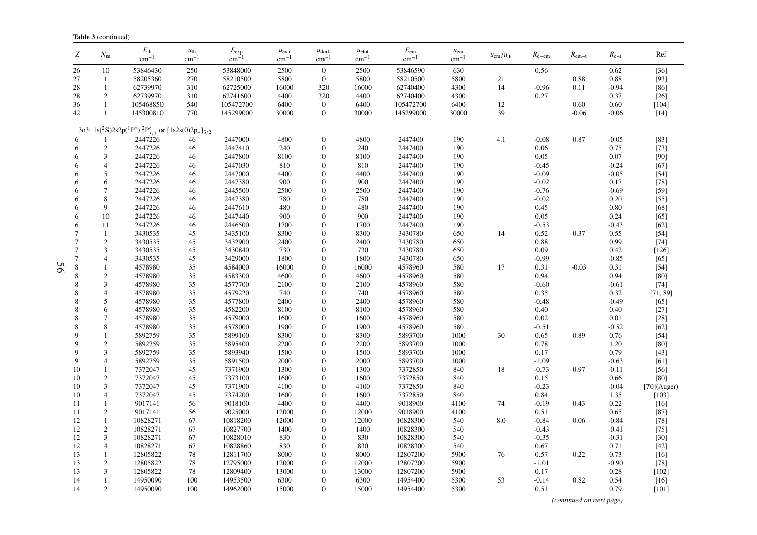**Table 3** (continued)

| $Z$ | $N_\mathrm{m}$ | $E_\mathrm{th}$ cm$^{-1}$ | $u_\mathrm{th}$ cm$^{-1}$ | $E_\mathrm{exp}$ cm$^{-1}$ | $u_\mathrm{exp}$ cm$^{-1}$ | $u_\mathrm{dark}$ cm$^{-1}$ | $u_\mathrm{etot}$ cm$^{-1}$ | $E_\mathrm{em}$ cm$^{-1}$ | $u_\mathrm{em}$ cm$^{-1}$ | $u_\mathrm{em}/u_\mathrm{th}$ | $R_\mathrm{e-em}$ | $R_\mathrm{em-t}$ | $R_\mathrm{e-t}$ | Ref |
|---|---|---|---|---|---|---|---|---|---|---|---|---|---|---|
| 26 | 10 | 53846430 | 250 | 53848000 | 2500 | 0 | 2500 | 53846590 | 630 | | 0.56 | | 0.62 | [36] |
| 27 | 1 | 58205360 | 270 | 58210500 | 5800 | 0 | 5800 | 58210500 | 5800 | 21 | | 0.88 | 0.88 | [93] |
| 28 | 1 | 62739970 | 310 | 62725000 | 16000 | 320 | 16000 | 62740400 | 4300 | 14 | -0.96 | 0.11 | -0.94 | [86] |
| 28 | 2 | 62739970 | 310 | 62741600 | 4400 | 320 | 4400 | 62740400 | 4300 | | 0.27 | | 0.37 | [26] |
| 36 | 1 | 105468850 | 540 | 105472700 | 6400 | 0 | 6400 | 105472700 | 6400 | 12 | | 0.60 | 0.60 | [104] |
| 42 | 1 | 145300810 | 770 | 145299000 | 30000 | 0 | 30000 | 145299000 | 30000 | 39 | | -0.06 | -0.06 | [14] |
| 3o3: 1s($^2$S)2s2p($^1$P°) $^2$P°$_{3/2}$ or [1s2s(0)2p$_+$]$_{3/2}$ | | | | | | | | | | | | | | |
| 6 | 1 | 2447226 | 46 | 2447000 | 4800 | 0 | 4800 | 2447400 | 190 | 4.1 | -0.08 | 0.87 | -0.05 | [83] |
| 6 | 2 | 2447226 | 46 | 2447410 | 240 | 0 | 240 | 2447400 | 190 | | 0.06 | | 0.75 | [73] |
| 6 | 3 | 2447226 | 46 | 2447800 | 8100 | 0 | 8100 | 2447400 | 190 | | 0.05 | | 0.07 | [90] |
| 6 | 4 | 2447226 | 46 | 2447030 | 810 | 0 | 810 | 2447400 | 190 | | -0.45 | | -0.24 | [67] |
| 6 | 5 | 2447226 | 46 | 2447000 | 4400 | 0 | 4400 | 2447400 | 190 | | -0.09 | | -0.05 | [54] |
| 6 | 6 | 2447226 | 46 | 2447380 | 900 | 0 | 900 | 2447400 | 190 | | -0.02 | | 0.17 | [78] |
| 6 | 7 | 2447226 | 46 | 2445500 | 2500 | 0 | 2500 | 2447400 | 190 | | -0.76 | | -0.69 | [59] |
| 6 | 8 | 2447226 | 46 | 2447380 | 780 | 0 | 780 | 2447400 | 190 | | -0.02 | | 0.20 | [55] |
| 6 | 9 | 2447226 | 46 | 2447610 | 480 | 0 | 480 | 2447400 | 190 | | 0.45 | | 0.80 | [68] |
| 6 | 10 | 2447226 | 46 | 2447440 | 900 | 0 | 900 | 2447400 | 190 | | 0.05 | | 0.24 | [65] |
| 6 | 11 | 2447226 | 46 | 2446500 | 1700 | 0 | 1700 | 2447400 | 190 | | -0.53 | | -0.43 | [62] |
| 7 | 1 | 3430535 | 45 | 3435100 | 8300 | 0 | 8300 | 3430780 | 650 | 14 | 0.52 | 0.37 | 0.55 | [54] |
| 7 | 2 | 3430535 | 45 | 3432900 | 2400 | 0 | 2400 | 3430780 | 650 | | 0.88 | | 0.99 | [74] |
| 7 | 3 | 3430535 | 45 | 3430840 | 730 | 0 | 730 | 3430780 | 650 | | 0.09 | | 0.42 | [126] |
| 7 | 4 | 3430535 | 45 | 3429000 | 1800 | 0 | 1800 | 3430780 | 650 | | -0.99 | | -0.85 | [65] |
| 8 | 1 | 4578980 | 35 | 4584000 | 16000 | 0 | 16000 | 4578960 | 580 | 17 | 0.31 | -0.03 | 0.31 | [54] |
| 8 | 2 | 4578980 | 35 | 4583300 | 4600 | 0 | 4600 | 4578960 | 580 | | 0.94 | | 0.94 | [80] |
| 8 | 3 | 4578980 | 35 | 4577700 | 2100 | 0 | 2100 | 4578960 | 580 | | -0.60 | | -0.61 | [74] |
| 8 | 4 | 4578980 | 35 | 4579220 | 740 | 0 | 740 | 4578960 | 580 | | 0.35 | | 0.32 | [71, 89] |
| 8 | 5 | 4578980 | 35 | 4577800 | 2400 | 0 | 2400 | 4578960 | 580 | | -0.48 | | -0.49 | [65] |
| 8 | 6 | 4578980 | 35 | 4582200 | 8100 | 0 | 8100 | 4578960 | 580 | | 0.40 | | 0.40 | [27] |
| 8 | 7 | 4578980 | 35 | 4579000 | 1600 | 0 | 1600 | 4578960 | 580 | | 0.02 | | 0.01 | [28] |
| 8 | 8 | 4578980 | 35 | 4578000 | 1900 | 0 | 1900 | 4578960 | 580 | | -0.51 | | -0.52 | [62] |
| 9 | 1 | 5892759 | 35 | 5899100 | 8300 | 0 | 8300 | 5893700 | 1000 | 30 | 0.65 | 0.89 | 0.76 | [54] |
| 9 | 2 | 5892759 | 35 | 5895400 | 2200 | 0 | 2200 | 5893700 | 1000 | | 0.78 | | 1.20 | [80] |
| 9 | 3 | 5892759 | 35 | 5893940 | 1500 | 0 | 1500 | 5893700 | 1000 | | 0.17 | | 0.79 | [43] |
| 9 | 4 | 5892759 | 35 | 5891500 | 2000 | 0 | 2000 | 5893700 | 1000 | | -1.09 | | -0.63 | [61] |
| 10 | 1 | 7372047 | 45 | 7371900 | 1300 | 0 | 1300 | 7372850 | 840 | 18 | -0.73 | 0.97 | -0.11 | [56] |
| 10 | 2 | 7372047 | 45 | 7373100 | 1600 | 0 | 1600 | 7372850 | 840 | | 0.15 | | 0.66 | [80] |
| 10 | 3 | 7372047 | 45 | 7371900 | 4100 | 0 | 4100 | 7372850 | 840 | | -0.23 | | -0.04 | [70](Auger) |
| 10 | 4 | 7372047 | 45 | 7374200 | 1600 | 0 | 1600 | 7372850 | 840 | | 0.84 | | 1.35 | [103] |
| 11 | 1 | 9017141 | 56 | 9018100 | 4400 | 0 | 4400 | 9018900 | 4100 | 74 | -0.19 | 0.43 | 0.22 | [16] |
| 11 | 2 | 9017141 | 56 | 9025000 | 12000 | 0 | 12000 | 9018900 | 4100 | | 0.51 | | 0.65 | [87] |
| 12 | 1 | 10828271 | 67 | 10818200 | 12000 | 0 | 12000 | 10828300 | 540 | 8.0 | -0.84 | 0.06 | -0.84 | [78] |
| 12 | 2 | 10828271 | 67 | 10827700 | 1400 | 0 | 1400 | 10828300 | 540 | | -0.43 | | -0.41 | [75] |
| 12 | 3 | 10828271 | 67 | 10828010 | 830 | 0 | 830 | 10828300 | 540 | | -0.35 | | -0.31 | [30] |
| 12 | 4 | 10828271 | 67 | 10828860 | 830 | 0 | 830 | 10828300 | 540 | | 0.67 | | 0.71 | [42] |
| 13 | 1 | 12805822 | 78 | 12811700 | 8000 | 0 | 8000 | 12807200 | 5900 | 76 | 0.57 | 0.22 | 0.73 | [16] |
| 13 | 2 | 12805822 | 78 | 12795000 | 12000 | 0 | 12000 | 12807200 | 5900 | | -1.01 | | -0.90 | [78] |
| 13 | 3 | 12805822 | 78 | 12809400 | 13000 | 0 | 13000 | 12807200 | 5900 | | 0.17 | | 0.28 | [102] |
| 14 | 1 | 14950090 | 100 | 14953500 | 6300 | 0 | 6300 | 14954400 | 5300 | 53 | -0.14 | 0.82 | 0.54 | [16] |
| 14 | 2 | 14950090 | 100 | 14962000 | 15000 | 0 | 15000 | 14954400 | 5300 | | 0.51 | | 0.79 | [101] |

*(continued on next page)*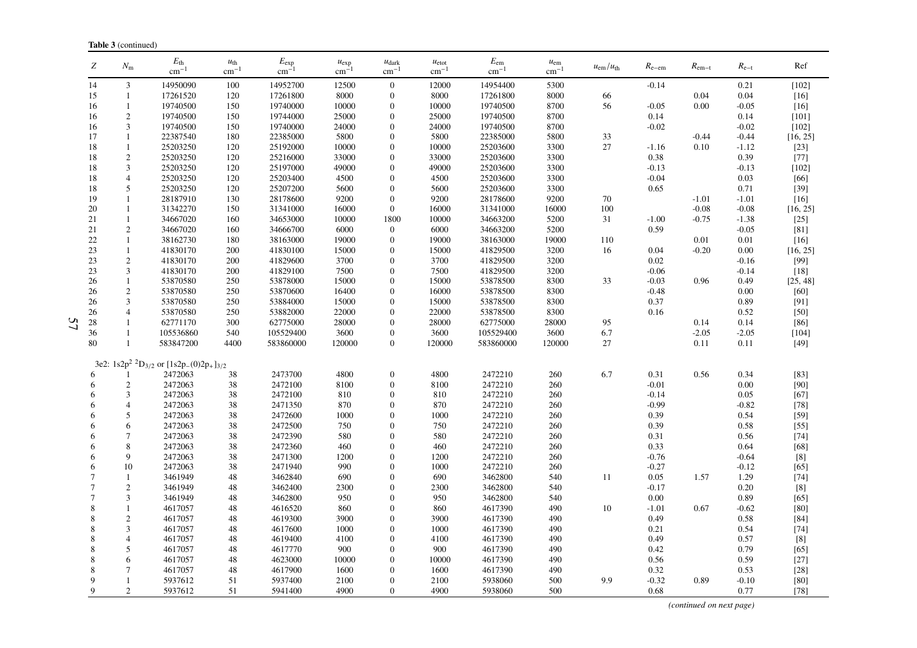**Table 3** (continued)

| $Z$ | $N_\mathrm{m}$ | $E_\mathrm{th}$ cm$^{-1}$ | $u_\mathrm{th}$ cm$^{-1}$ | $E_\mathrm{exp}$ cm$^{-1}$ | $u_\mathrm{exp}$ cm$^{-1}$ | $u_\mathrm{dark}$ cm$^{-1}$ | $u_\mathrm{etot}$ cm$^{-1}$ | $E_\mathrm{em}$ cm$^{-1}$ | $u_\mathrm{em}$ cm$^{-1}$ | $u_\mathrm{em}/u_\mathrm{th}$ | $R_\mathrm{e-em}$ | $R_\mathrm{em-t}$ | $R_\mathrm{e-t}$ | Ref |
|---|---|---|---|---|---|---|---|---|---|---|---|---|---|---|
| 14 | 3 | 14950090 | 100 | 14952700 | 12500 | 0 | 12000 | 14954400 | 5300 | | -0.14 | | 0.21 | [102] |
| 15 | 1 | 17261520 | 120 | 17261800 | 8000 | 0 | 8000 | 17261800 | 8000 | 66 | | 0.04 | 0.04 | [16] |
| 16 | 1 | 19740500 | 150 | 19740000 | 10000 | 0 | 10000 | 19740500 | 8700 | 56 | -0.05 | 0.00 | -0.05 | [16] |
| 16 | 2 | 19740500 | 150 | 19744000 | 25000 | 0 | 25000 | 19740500 | 8700 | | 0.14 | | 0.14 | [101] |
| 16 | 3 | 19740500 | 150 | 19740000 | 24000 | 0 | 24000 | 19740500 | 8700 | | -0.02 | | -0.02 | [102] |
| 17 | 1 | 22387540 | 180 | 22385000 | 5800 | 0 | 5800 | 22385000 | 5800 | 33 | | -0.44 | -0.44 | [16, 25] |
| 18 | 1 | 25203250 | 120 | 25192000 | 10000 | 0 | 10000 | 25203600 | 3300 | 27 | -1.16 | 0.10 | -1.12 | [23] |
| 18 | 2 | 25203250 | 120 | 25216000 | 33000 | 0 | 33000 | 25203600 | 3300 | | 0.38 | | 0.39 | [77] |
| 18 | 3 | 25203250 | 120 | 25197000 | 49000 | 0 | 49000 | 25203600 | 3300 | | -0.13 | | -0.13 | [102] |
| 18 | 4 | 25203250 | 120 | 25203400 | 4500 | 0 | 4500 | 25203600 | 3300 | | -0.04 | | 0.03 | [66] |
| 18 | 5 | 25203250 | 120 | 25207200 | 5600 | 0 | 5600 | 25203600 | 3300 | | 0.65 | | 0.71 | [39] |
| 19 | 1 | 28187910 | 130 | 28178600 | 9200 | 0 | 9200 | 28178600 | 9200 | 70 | | -1.01 | -1.01 | [16] |
| 20 | 1 | 31342270 | 150 | 31341000 | 16000 | 0 | 16000 | 31341000 | 16000 | 100 | | -0.08 | -0.08 | [16, 25] |
| 21 | 1 | 34667020 | 160 | 34653000 | 10000 | 1800 | 10000 | 34663200 | 5200 | 31 | -1.00 | -0.75 | -1.38 | [25] |
| 21 | 2 | 34667020 | 160 | 34666700 | 6000 | 0 | 6000 | 34663200 | 5200 | | 0.59 | | -0.05 | [81] |
| 22 | 1 | 38162730 | 180 | 38163000 | 19000 | 0 | 19000 | 38163000 | 19000 | 110 | | 0.01 | 0.01 | [16] |
| 23 | 1 | 41830170 | 200 | 41830100 | 15000 | 0 | 15000 | 41829500 | 3200 | 16 | 0.04 | -0.20 | 0.00 | [16, 25] |
| 23 | 2 | 41830170 | 200 | 41829600 | 3700 | 0 | 3700 | 41829500 | 3200 | | 0.02 | | -0.16 | [99] |
| 23 | 3 | 41830170 | 200 | 41829100 | 7500 | 0 | 7500 | 41829500 | 3200 | | -0.06 | | -0.14 | [18] |
| 26 | 1 | 53870580 | 250 | 53878000 | 15000 | 0 | 15000 | 53878500 | 8300 | 33 | -0.03 | 0.96 | 0.49 | [25, 48] |
| 26 | 2 | 53870580 | 250 | 53870600 | 16400 | 0 | 16000 | 53878500 | 8300 | | -0.48 | | 0.00 | [60] |
| 26 | 3 | 53870580 | 250 | 53884000 | 15000 | 0 | 15000 | 53878500 | 8300 | | 0.37 | | 0.89 | [91] |
| 26 | 4 | 53870580 | 250 | 53882000 | 22000 | 0 | 22000 | 53878500 | 8300 | | 0.16 | | 0.52 | [50] |
| 28 | 1 | 62771170 | 300 | 62775000 | 28000 | 0 | 28000 | 62775000 | 28000 | 95 | | 0.14 | 0.14 | [86] |
| 36 | 1 | 105536860 | 540 | 105529400 | 3600 | 0 | 3600 | 105529400 | 3600 | 6.7 | | -2.05 | -2.05 | [104] |
| 80 | 1 | 583847200 | 4400 | 583860000 | 120000 | 0 | 120000 | 583860000 | 120000 | 27 | | 0.11 | 0.11 | [49] |
| 3e2: $1s2p^2\ ^2D_{3/2}$ or $[1s2p_-(0)2p_+]_{3/2}$ | | | | | | | | | | | | | | |
| 6 | 1 | 2472063 | 38 | 2473700 | 4800 | 0 | 4800 | 2472210 | 260 | 6.7 | 0.31 | 0.56 | 0.34 | [83] |
| 6 | 2 | 2472063 | 38 | 2472100 | 8100 | 0 | 8100 | 2472210 | 260 | | -0.01 | | 0.00 | [90] |
| 6 | 3 | 2472063 | 38 | 2472100 | 810 | 0 | 810 | 2472210 | 260 | | -0.14 | | 0.05 | [67] |
| 6 | 4 | 2472063 | 38 | 2471350 | 870 | 0 | 870 | 2472210 | 260 | | -0.99 | | -0.82 | [78] |
| 6 | 5 | 2472063 | 38 | 2472600 | 1000 | 0 | 1000 | 2472210 | 260 | | 0.39 | | 0.54 | [59] |
| 6 | 6 | 2472063 | 38 | 2472500 | 750 | 0 | 750 | 2472210 | 260 | | 0.39 | | 0.58 | [55] |
| 6 | 7 | 2472063 | 38 | 2472390 | 580 | 0 | 580 | 2472210 | 260 | | 0.31 | | 0.56 | [74] |
| 6 | 8 | 2472063 | 38 | 2472360 | 460 | 0 | 460 | 2472210 | 260 | | 0.33 | | 0.64 | [68] |
| 6 | 9 | 2472063 | 38 | 2471300 | 1200 | 0 | 1200 | 2472210 | 260 | | -0.76 | | -0.64 | [8] |
| 6 | 10 | 2472063 | 38 | 2471940 | 990 | 0 | 1000 | 2472210 | 260 | | -0.27 | | -0.12 | [65] |
| 7 | 1 | 3461949 | 48 | 3462840 | 690 | 0 | 690 | 3462800 | 540 | 11 | 0.05 | 1.57 | 1.29 | [74] |
| 7 | 2 | 3461949 | 48 | 3462400 | 2300 | 0 | 2300 | 3462800 | 540 | | -0.17 | | 0.20 | [8] |
| 7 | 3 | 3461949 | 48 | 3462800 | 950 | 0 | 950 | 3462800 | 540 | | 0.00 | | 0.89 | [65] |
| 8 | 1 | 4617057 | 48 | 4616520 | 860 | 0 | 860 | 4617390 | 490 | 10 | -1.01 | 0.67 | -0.62 | [80] |
| 8 | 2 | 4617057 | 48 | 4619300 | 3900 | 0 | 3900 | 4617390 | 490 | | 0.49 | | 0.58 | [84] |
| 8 | 3 | 4617057 | 48 | 4617600 | 1000 | 0 | 1000 | 4617390 | 490 | | 0.21 | | 0.54 | [74] |
| 8 | 4 | 4617057 | 48 | 4619400 | 4100 | 0 | 4100 | 4617390 | 490 | | 0.49 | | 0.57 | [8] |
| 8 | 5 | 4617057 | 48 | 4617770 | 900 | 0 | 900 | 4617390 | 490 | | 0.42 | | 0.79 | [65] |
| 8 | 6 | 4617057 | 48 | 4623000 | 10000 | 0 | 10000 | 4617390 | 490 | | 0.56 | | 0.59 | [27] |
| 8 | 7 | 4617057 | 48 | 4617900 | 1600 | 0 | 1600 | 4617390 | 490 | | 0.32 | | 0.53 | [28] |
| 9 | 1 | 5937612 | 51 | 5937400 | 2100 | 0 | 2100 | 5938060 | 500 | 9.9 | -0.32 | 0.89 | -0.10 | [80] |
| 9 | 2 | 5937612 | 51 | 5941400 | 4900 | 0 | 4900 | 5938060 | 500 | | 0.68 | | 0.77 | [78] |

*(continued on next page)*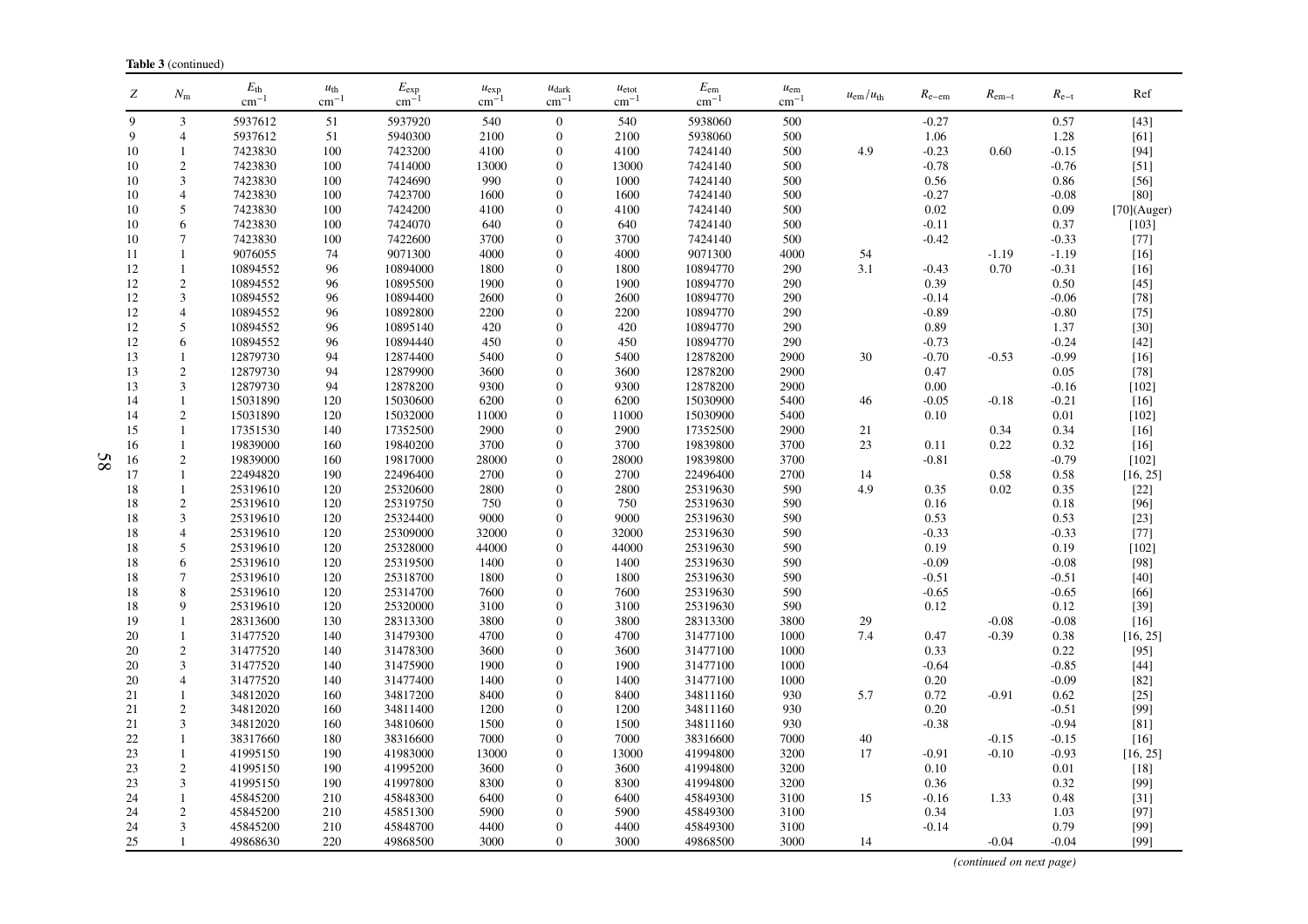**Table 3** (continued)

| $Z$ | $N_m$ | $E_{th}$ $cm^{-1}$ | $u_{th}$ $cm^{-1}$ | $E_{exp}$ $cm^{-1}$ | $u_{exp}$ $cm^{-1}$ | $u_{dark}$ $cm^{-1}$ | $u_{etot}$ $cm^{-1}$ | $E_{em}$ $cm^{-1}$ | $u_{em}$ $cm^{-1}$ | $u_{em}/u_{th}$ | $R_{e\text{-}em}$ | $R_{em\text{-}t}$ | $R_{e\text{-}t}$ | Ref |
|---|---|---|---|---|---|---|---|---|---|---|---|---|---|---|
| 9 | 3 | 5937612 | 51 | 5937920 | 540 | 0 | 540 | 5938060 | 500 | | -0.27 | | 0.57 | [43] |
| 9 | 4 | 5937612 | 51 | 5940300 | 2100 | 0 | 2100 | 5938060 | 500 | | 1.06 | | 1.28 | [61] |
| 10 | 1 | 7423830 | 100 | 7423200 | 4100 | 0 | 4100 | 7424140 | 500 | 4.9 | -0.23 | 0.60 | -0.15 | [94] |
| 10 | 2 | 7423830 | 100 | 7414000 | 13000 | 0 | 13000 | 7424140 | 500 | | -0.78 | | -0.76 | [51] |
| 10 | 3 | 7423830 | 100 | 7424690 | 990 | 0 | 1000 | 7424140 | 500 | | 0.56 | | 0.86 | [56] |
| 10 | 4 | 7423830 | 100 | 7423700 | 1600 | 0 | 1600 | 7424140 | 500 | | -0.27 | | -0.08 | [80] |
| 10 | 5 | 7423830 | 100 | 7424200 | 4100 | 0 | 4100 | 7424140 | 500 | | 0.02 | | 0.09 | [70](Auger) |
| 10 | 6 | 7423830 | 100 | 7424070 | 640 | 0 | 640 | 7424140 | 500 | | -0.11 | | 0.37 | [103] |
| 10 | 7 | 7423830 | 100 | 7422600 | 3700 | 0 | 3700 | 7424140 | 500 | | -0.42 | | -0.33 | [77] |
| 11 | 1 | 9076055 | 74 | 9071300 | 4000 | 0 | 4000 | 9071300 | 4000 | 54 | | -1.19 | -1.19 | [16] |
| 12 | 1 | 10894552 | 96 | 10894000 | 1800 | 0 | 1800 | 10894770 | 290 | 3.1 | -0.43 | 0.70 | -0.31 | [16] |
| 12 | 2 | 10894552 | 96 | 10895500 | 1900 | 0 | 1900 | 10894770 | 290 | | 0.39 | | 0.50 | [45] |
| 12 | 3 | 10894552 | 96 | 10894400 | 2600 | 0 | 2600 | 10894770 | 290 | | -0.14 | | -0.06 | [78] |
| 12 | 4 | 10894552 | 96 | 10892800 | 2200 | 0 | 2200 | 10894770 | 290 | | -0.89 | | -0.80 | [75] |
| 12 | 5 | 10894552 | 96 | 10895140 | 420 | 0 | 420 | 10894770 | 290 | | 0.89 | | 1.37 | [30] |
| 12 | 6 | 10894552 | 96 | 10894440 | 450 | 0 | 450 | 10894770 | 290 | | -0.73 | | -0.24 | [42] |
| 13 | 1 | 12879730 | 94 | 12874400 | 5400 | 0 | 5400 | 12878200 | 2900 | 30 | -0.70 | -0.53 | -0.99 | [16] |
| 13 | 2 | 12879730 | 94 | 12879900 | 3600 | 0 | 3600 | 12878200 | 2900 | | 0.47 | | 0.05 | [78] |
| 13 | 3 | 12879730 | 94 | 12878200 | 9300 | 0 | 9300 | 12878200 | 2900 | | 0.00 | | -0.16 | [102] |
| 14 | 1 | 15031890 | 120 | 15030600 | 6200 | 0 | 6200 | 15030900 | 5400 | 46 | -0.05 | -0.18 | -0.21 | [16] |
| 14 | 2 | 15031890 | 120 | 15032000 | 11000 | 0 | 11000 | 15030900 | 5400 | | 0.10 | | 0.01 | [102] |
| 15 | 1 | 17351530 | 140 | 17352500 | 2900 | 0 | 2900 | 17352500 | 2900 | 21 | | 0.34 | 0.34 | [16] |
| 16 | 1 | 19839000 | 160 | 19840200 | 3700 | 0 | 3700 | 19839800 | 3700 | 23 | 0.11 | 0.22 | 0.32 | [16] |
| 16 | 2 | 19839000 | 160 | 19817000 | 28000 | 0 | 28000 | 19839800 | 3700 | | -0.81 | | -0.79 | [102] |
| 17 | 1 | 22494820 | 190 | 22496400 | 2700 | 0 | 2700 | 22496400 | 2700 | 14 | | 0.58 | 0.58 | [16, 25] |
| 18 | 1 | 25319610 | 120 | 25320600 | 2800 | 0 | 2800 | 25319630 | 590 | 4.9 | 0.35 | 0.02 | 0.35 | [22] |
| 18 | 2 | 25319610 | 120 | 25319750 | 750 | 0 | 750 | 25319630 | 590 | | 0.16 | | 0.18 | [96] |
| 18 | 3 | 25319610 | 120 | 25324400 | 9000 | 0 | 9000 | 25319630 | 590 | | 0.53 | | 0.53 | [23] |
| 18 | 4 | 25319610 | 120 | 25309000 | 32000 | 0 | 32000 | 25319630 | 590 | | -0.33 | | -0.33 | [77] |
| 18 | 5 | 25319610 | 120 | 25328000 | 44000 | 0 | 44000 | 25319630 | 590 | | 0.19 | | 0.19 | [102] |
| 18 | 6 | 25319610 | 120 | 25319500 | 1400 | 0 | 1400 | 25319630 | 590 | | -0.09 | | -0.08 | [98] |
| 18 | 7 | 25319610 | 120 | 25318700 | 1800 | 0 | 1800 | 25319630 | 590 | | -0.51 | | -0.51 | [40] |
| 18 | 8 | 25319610 | 120 | 25314700 | 7600 | 0 | 7600 | 25319630 | 590 | | -0.65 | | -0.65 | [66] |
| 18 | 9 | 25319610 | 120 | 25320000 | 3100 | 0 | 3100 | 25319630 | 590 | | 0.12 | | 0.12 | [39] |
| 19 | 1 | 28313600 | 130 | 28313300 | 3800 | 0 | 3800 | 28313300 | 3800 | 29 | | -0.08 | -0.08 | [16] |
| 20 | 1 | 31477520 | 140 | 31479300 | 4700 | 0 | 4700 | 31477100 | 1000 | 7.4 | 0.47 | -0.39 | 0.38 | [16, 25] |
| 20 | 2 | 31477520 | 140 | 31478300 | 3600 | 0 | 3600 | 31477100 | 1000 | | 0.33 | | 0.22 | [95] |
| 20 | 3 | 31477520 | 140 | 31475900 | 1900 | 0 | 1900 | 31477100 | 1000 | | -0.64 | | -0.85 | [44] |
| 20 | 4 | 31477520 | 140 | 31477400 | 1400 | 0 | 1400 | 31477100 | 1000 | | 0.20 | | -0.09 | [82] |
| 21 | 1 | 34812020 | 160 | 34817200 | 8400 | 0 | 8400 | 34811160 | 930 | 5.7 | 0.72 | -0.91 | 0.62 | [25] |
| 21 | 2 | 34812020 | 160 | 34811400 | 1200 | 0 | 1200 | 34811160 | 930 | | 0.20 | | -0.51 | [99] |
| 21 | 3 | 34812020 | 160 | 34810600 | 1500 | 0 | 1500 | 34811160 | 930 | | -0.38 | | -0.94 | [81] |
| 22 | 1 | 38317660 | 180 | 38316600 | 7000 | 0 | 7000 | 38316600 | 7000 | 40 | | -0.15 | -0.15 | [16] |
| 23 | 1 | 41995150 | 190 | 41983000 | 13000 | 0 | 13000 | 41994800 | 3200 | 17 | -0.91 | -0.10 | -0.93 | [16, 25] |
| 23 | 2 | 41995150 | 190 | 41995200 | 3600 | 0 | 3600 | 41994800 | 3200 | | 0.10 | | 0.01 | [18] |
| 23 | 3 | 41995150 | 190 | 41997800 | 8300 | 0 | 8300 | 41994800 | 3200 | | 0.36 | | 0.32 | [99] |
| 24 | 1 | 45845200 | 210 | 45848300 | 6400 | 0 | 6400 | 45849300 | 3100 | 15 | -0.16 | 1.33 | 0.48 | [31] |
| 24 | 2 | 45845200 | 210 | 45851300 | 5900 | 0 | 5900 | 45849300 | 3100 | | 0.34 | | 1.03 | [97] |
| 24 | 3 | 45845200 | 210 | 45848700 | 4400 | 0 | 4400 | 45849300 | 3100 | | -0.14 | | 0.79 | [99] |
| 25 | 1 | 49868630 | 220 | 49868500 | 3000 | 0 | 3000 | 49868500 | 3000 | 14 | | -0.04 | -0.04 | [99] |

*(continued on next page)*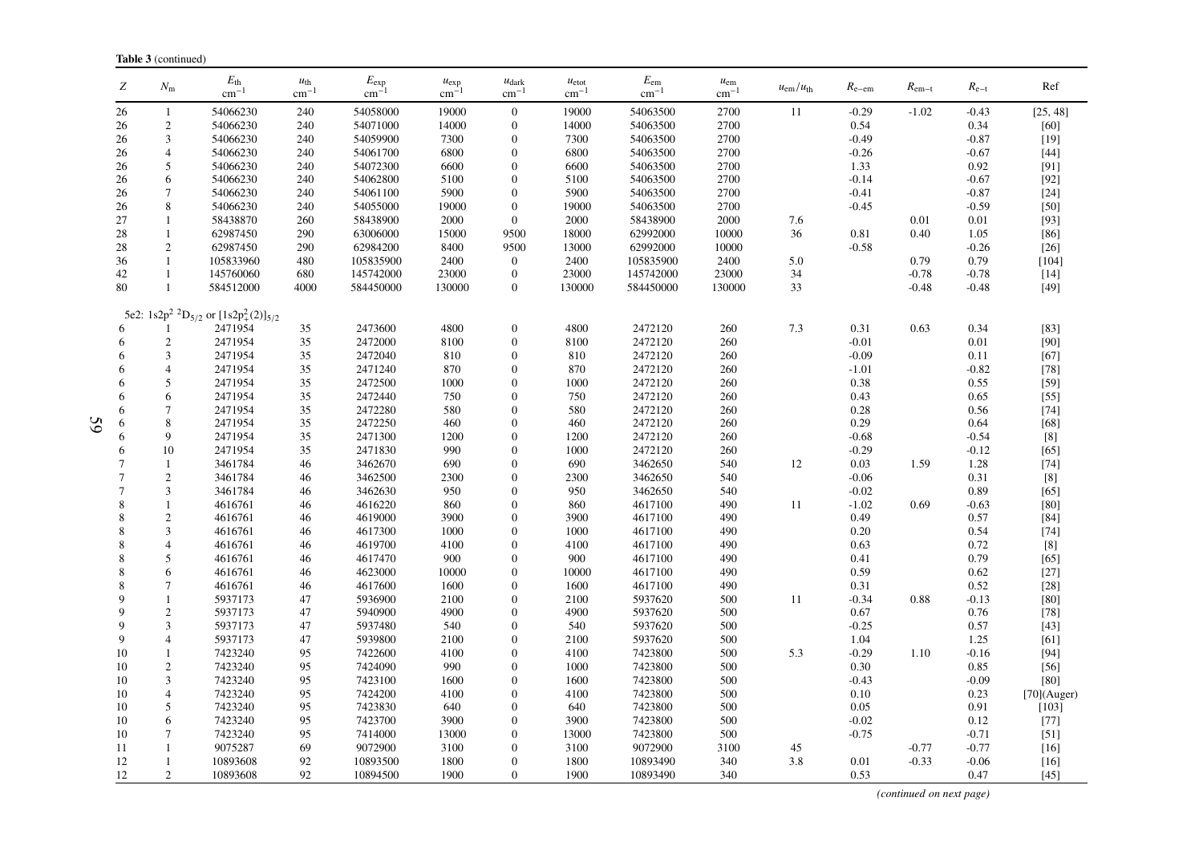**Table 3** (continued)

| $Z$ | $N_m$ | $E_{th}$ $cm^{-1}$ | $u_{th}$ $cm^{-1}$ | $E_{exp}$ $cm^{-1}$ | $u_{exp}$ $cm^{-1}$ | $u_{dark}$ $cm^{-1}$ | $u_{etot}$ $cm^{-1}$ | $E_{em}$ $cm^{-1}$ | $u_{em}$ $cm^{-1}$ | $u_{em}/u_{th}$ | $R_{e-em}$ | $R_{em-t}$ | $R_{e-t}$ | Ref |
|---|---|---|---|---|---|---|---|---|---|---|---|---|---|---|
| 26 | 1 | 54066230 | 240 | 54058000 | 19000 | 0 | 19000 | 54063500 | 2700 | 11 | -0.29 | -1.02 | -0.43 | [25, 48] |
| 26 | 2 | 54066230 | 240 | 54071000 | 14000 | 0 | 14000 | 54063500 | 2700 | | 0.54 | | 0.34 | [60] |
| 26 | 3 | 54066230 | 240 | 54059900 | 7300 | 0 | 7300 | 54063500 | 2700 | | -0.49 | | -0.87 | [19] |
| 26 | 4 | 54066230 | 240 | 54061700 | 6800 | 0 | 6800 | 54063500 | 2700 | | -0.26 | | -0.67 | [44] |
| 26 | 5 | 54066230 | 240 | 54072300 | 6600 | 0 | 6600 | 54063500 | 2700 | | 1.33 | | 0.92 | [91] |
| 26 | 6 | 54066230 | 240 | 54062800 | 5100 | 0 | 5100 | 54063500 | 2700 | | -0.14 | | -0.67 | [92] |
| 26 | 7 | 54066230 | 240 | 54061100 | 5900 | 0 | 5900 | 54063500 | 2700 | | -0.41 | | -0.87 | [24] |
| 26 | 8 | 54066230 | 240 | 54055000 | 19000 | 0 | 19000 | 54063500 | 2700 | | -0.45 | | -0.59 | [50] |
| 27 | 1 | 58438870 | 260 | 58438900 | 2000 | 0 | 2000 | 58438900 | 2000 | 7.6 | | 0.01 | 0.01 | [93] |
| 28 | 1 | 62987450 | 290 | 63006000 | 15000 | 9500 | 18000 | 62992000 | 10000 | 36 | 0.81 | 0.40 | 1.05 | [86] |
| 28 | 2 | 62987450 | 290 | 62984200 | 8400 | 9500 | 13000 | 62992000 | 10000 | | -0.58 | | -0.26 | [26] |
| 36 | 1 | 105833960 | 480 | 105835900 | 2400 | 0 | 2400 | 105835900 | 2400 | 5.0 | | 0.79 | 0.79 | [104] |
| 42 | 1 | 145760060 | 680 | 145742000 | 23000 | 0 | 23000 | 145742000 | 23000 | 34 | | -0.78 | -0.78 | [14] |
| 80 | 1 | 584512000 | 4000 | 584450000 | 130000 | 0 | 130000 | 584450000 | 130000 | 33 | | -0.48 | -0.48 | [49] |
| 5e2: $1s2p^2\ ^2D_{5/2}$ or $[1s2p_+^2(2)]_{5/2}$ | | | | | | | | | | | | | | |
| 6 | 1 | 2471954 | 35 | 2473600 | 4800 | 0 | 4800 | 2472120 | 260 | 7.3 | 0.31 | 0.63 | 0.34 | [83] |
| 6 | 2 | 2471954 | 35 | 2472000 | 8100 | 0 | 8100 | 2472120 | 260 | | -0.01 | | 0.01 | [90] |
| 6 | 3 | 2471954 | 35 | 2472040 | 810 | 0 | 810 | 2472120 | 260 | | -0.09 | | 0.11 | [67] |
| 6 | 4 | 2471954 | 35 | 2471240 | 870 | 0 | 870 | 2472120 | 260 | | -1.01 | | -0.82 | [78] |
| 6 | 5 | 2471954 | 35 | 2472500 | 1000 | 0 | 1000 | 2472120 | 260 | | 0.38 | | 0.55 | [59] |
| 6 | 6 | 2471954 | 35 | 2472440 | 750 | 0 | 750 | 2472120 | 260 | | 0.43 | | 0.65 | [55] |
| 6 | 7 | 2471954 | 35 | 2472280 | 580 | 0 | 580 | 2472120 | 260 | | 0.28 | | 0.56 | [74] |
| 6 | 8 | 2471954 | 35 | 2472250 | 460 | 0 | 460 | 2472120 | 260 | | 0.29 | | 0.64 | [68] |
| 6 | 9 | 2471954 | 35 | 2471300 | 1200 | 0 | 1200 | 2472120 | 260 | | -0.68 | | -0.54 | [8] |
| 6 | 10 | 2471954 | 35 | 2471830 | 990 | 0 | 1000 | 2472120 | 260 | | -0.29 | | -0.12 | [65] |
| 7 | 1 | 3461784 | 46 | 3462670 | 690 | 0 | 690 | 3462650 | 540 | 12 | 0.03 | 1.59 | 1.28 | [74] |
| 7 | 2 | 3461784 | 46 | 3462500 | 2300 | 0 | 2300 | 3462650 | 540 | | -0.06 | | 0.31 | [8] |
| 7 | 3 | 3461784 | 46 | 3462630 | 950 | 0 | 950 | 3462650 | 540 | | -0.02 | | 0.89 | [65] |
| 8 | 1 | 4616761 | 46 | 4616220 | 860 | 0 | 860 | 4617100 | 490 | 11 | -1.02 | 0.69 | -0.63 | [80] |
| 8 | 2 | 4616761 | 46 | 4619000 | 3900 | 0 | 3900 | 4617100 | 490 | | 0.49 | | 0.57 | [84] |
| 8 | 3 | 4616761 | 46 | 4617300 | 1000 | 0 | 1000 | 4617100 | 490 | | 0.20 | | 0.54 | [74] |
| 8 | 4 | 4616761 | 46 | 4619700 | 4100 | 0 | 4100 | 4617100 | 490 | | 0.63 | | 0.72 | [8] |
| 8 | 5 | 4616761 | 46 | 4617470 | 900 | 0 | 900 | 4617100 | 490 | | 0.41 | | 0.79 | [65] |
| 8 | 6 | 4616761 | 46 | 4623000 | 10000 | 0 | 10000 | 4617100 | 490 | | 0.59 | | 0.62 | [27] |
| 8 | 7 | 4616761 | 46 | 4617600 | 1600 | 0 | 1600 | 4617100 | 490 | | 0.31 | | 0.52 | [28] |
| 9 | 1 | 5937173 | 47 | 5936900 | 2100 | 0 | 2100 | 5937620 | 500 | 11 | -0.34 | 0.88 | -0.13 | [80] |
| 9 | 2 | 5937173 | 47 | 5940900 | 4900 | 0 | 4900 | 5937620 | 500 | | 0.67 | | 0.76 | [78] |
| 9 | 3 | 5937173 | 47 | 5937480 | 540 | 0 | 540 | 5937620 | 500 | | -0.25 | | 0.57 | [43] |
| 9 | 4 | 5937173 | 47 | 5939800 | 2100 | 0 | 2100 | 5937620 | 500 | | 1.04 | | 1.25 | [61] |
| 10 | 1 | 7423240 | 95 | 7422600 | 4100 | 0 | 4100 | 7423800 | 500 | 5.3 | -0.29 | 1.10 | -0.16 | [94] |
| 10 | 2 | 7423240 | 95 | 7424090 | 990 | 0 | 1000 | 7423800 | 500 | | 0.30 | | 0.85 | [56] |
| 10 | 3 | 7423240 | 95 | 7423100 | 1600 | 0 | 1600 | 7423800 | 500 | | -0.43 | | -0.09 | [80] |
| 10 | 4 | 7423240 | 95 | 7424200 | 4100 | 0 | 4100 | 7423800 | 500 | | 0.10 | | 0.23 | [70](Auger) |
| 10 | 5 | 7423240 | 95 | 7423830 | 640 | 0 | 640 | 7423800 | 500 | | 0.05 | | 0.91 | [103] |
| 10 | 6 | 7423240 | 95 | 7423700 | 3900 | 0 | 3900 | 7423800 | 500 | | -0.02 | | 0.12 | [77] |
| 10 | 7 | 7423240 | 95 | 7414000 | 13000 | 0 | 13000 | 7423800 | 500 | | -0.75 | | -0.71 | [51] |
| 11 | 1 | 9075287 | 69 | 9072900 | 3100 | 0 | 3100 | 9072900 | 3100 | 45 | | -0.77 | -0.77 | [16] |
| 12 | 1 | 10893608 | 92 | 10893500 | 1800 | 0 | 1800 | 10893490 | 340 | 3.8 | 0.01 | -0.33 | -0.06 | [16] |
| 12 | 2 | 10893608 | 92 | 10894500 | 1900 | 0 | 1900 | 10893490 | 340 | | 0.53 | | 0.47 | [45] |

*(continued on next page)*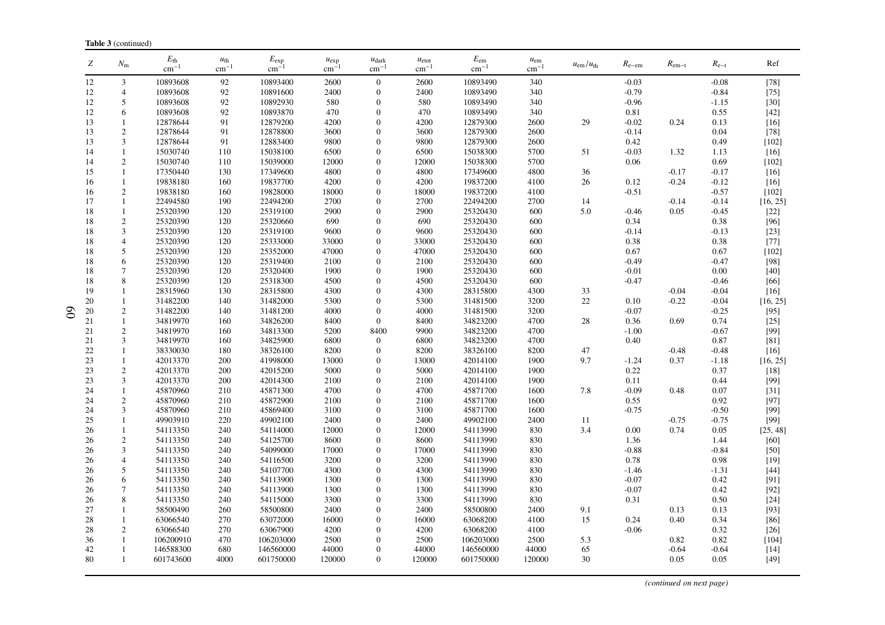**Table 3** (continued)

| $Z$ | $N_m$ | $E_{th}$ $cm^{-1}$ | $u_{th}$ $cm^{-1}$ | $E_{exp}$ $cm^{-1}$ | $u_{exp}$ $cm^{-1}$ | $u_{dark}$ $cm^{-1}$ | $u_{etot}$ $cm^{-1}$ | $E_{em}$ $cm^{-1}$ | $u_{em}$ $cm^{-1}$ | $u_{em}/u_{th}$ | $R_{e\text{-}em}$ | $R_{em\text{-}t}$ | $R_{e\text{-}t}$ | Ref |
|---|---|---|---|---|---|---|---|---|---|---|---|---|---|---|
| 12 | 3 | 10893608 | 92 | 10893400 | 2600 | 0 | 2600 | 10893490 | 340 | | -0.03 | | -0.08 | [78] |
| 12 | 4 | 10893608 | 92 | 10891600 | 2400 | 0 | 2400 | 10893490 | 340 | | -0.79 | | -0.84 | [75] |
| 12 | 5 | 10893608 | 92 | 10892930 | 580 | 0 | 580 | 10893490 | 340 | | -0.96 | | -1.15 | [30] |
| 12 | 6 | 10893608 | 92 | 10893870 | 470 | 0 | 470 | 10893490 | 340 | | 0.81 | | 0.55 | [42] |
| 13 | 1 | 12878644 | 91 | 12879200 | 4200 | 0 | 4200 | 12879300 | 2600 | 29 | -0.02 | 0.24 | 0.13 | [16] |
| 13 | 2 | 12878644 | 91 | 12878800 | 3600 | 0 | 3600 | 12879300 | 2600 | | -0.14 | | 0.04 | [78] |
| 13 | 3 | 12878644 | 91 | 12883400 | 9800 | 0 | 9800 | 12879300 | 2600 | | 0.42 | | 0.49 | [102] |
| 14 | 1 | 15030740 | 110 | 15038100 | 6500 | 0 | 6500 | 15038300 | 5700 | 51 | -0.03 | 1.32 | 1.13 | [16] |
| 14 | 2 | 15030740 | 110 | 15039000 | 12000 | 0 | 12000 | 15038300 | 5700 | | 0.06 | | 0.69 | [102] |
| 15 | 1 | 17350440 | 130 | 17349600 | 4800 | 0 | 4800 | 17349600 | 4800 | 36 | | -0.17 | -0.17 | [16] |
| 16 | 1 | 19838180 | 160 | 19837700 | 4200 | 0 | 4200 | 19837200 | 4100 | 26 | 0.12 | -0.24 | -0.12 | [16] |
| 16 | 2 | 19838180 | 160 | 19828000 | 18000 | 0 | 18000 | 19837200 | 4100 | | -0.51 | | -0.57 | [102] |
| 17 | 1 | 22494580 | 190 | 22494200 | 2700 | 0 | 2700 | 22494200 | 2700 | 14 | | -0.14 | -0.14 | [16, 25] |
| 18 | 1 | 25320390 | 120 | 25319100 | 2900 | 0 | 2900 | 25320430 | 600 | 5.0 | -0.46 | 0.05 | -0.45 | [22] |
| 18 | 2 | 25320390 | 120 | 25320660 | 690 | 0 | 690 | 25320430 | 600 | | 0.34 | | 0.38 | [96] |
| 18 | 3 | 25320390 | 120 | 25319100 | 9600 | 0 | 9600 | 25320430 | 600 | | -0.14 | | -0.13 | [23] |
| 18 | 4 | 25320390 | 120 | 25333000 | 33000 | 0 | 33000 | 25320430 | 600 | | 0.38 | | 0.38 | [77] |
| 18 | 5 | 25320390 | 120 | 25352000 | 47000 | 0 | 47000 | 25320430 | 600 | | 0.67 | | 0.67 | [102] |
| 18 | 6 | 25320390 | 120 | 25319400 | 2100 | 0 | 2100 | 25320430 | 600 | | -0.49 | | -0.47 | [98] |
| 18 | 7 | 25320390 | 120 | 25320400 | 1900 | 0 | 1900 | 25320430 | 600 | | -0.01 | | 0.00 | [40] |
| 18 | 8 | 25320390 | 120 | 25318300 | 4500 | 0 | 4500 | 25320430 | 600 | | -0.47 | | -0.46 | [66] |
| 19 | 1 | 28315960 | 130 | 28315800 | 4300 | 0 | 4300 | 28315800 | 4300 | 33 | | -0.04 | -0.04 | [16] |
| 20 | 1 | 31482200 | 140 | 31482000 | 5300 | 0 | 5300 | 31481500 | 3200 | 22 | 0.10 | -0.22 | -0.04 | [16, 25] |
| 20 | 2 | 31482200 | 140 | 31481200 | 4000 | 0 | 4000 | 31481500 | 3200 | | -0.07 | | -0.25 | [95] |
| 21 | 1 | 34819970 | 160 | 34826200 | 8400 | 0 | 8400 | 34823200 | 4700 | 28 | 0.36 | 0.69 | 0.74 | [25] |
| 21 | 2 | 34819970 | 160 | 34813300 | 5200 | 8400 | 9900 | 34823200 | 4700 | | -1.00 | | -0.67 | [99] |
| 21 | 3 | 34819970 | 160 | 34825900 | 6800 | 0 | 6800 | 34823200 | 4700 | | 0.40 | | 0.87 | [81] |
| 22 | 1 | 38330030 | 180 | 38326100 | 8200 | 0 | 8200 | 38326100 | 8200 | 47 | | -0.48 | -0.48 | [16] |
| 23 | 1 | 42013370 | 200 | 41998000 | 13000 | 0 | 13000 | 42014100 | 1900 | 9.7 | -1.24 | 0.37 | -1.18 | [16, 25] |
| 23 | 2 | 42013370 | 200 | 42015200 | 5000 | 0 | 5000 | 42014100 | 1900 | | 0.22 | | 0.37 | [18] |
| 23 | 3 | 42013370 | 200 | 42014300 | 2100 | 0 | 2100 | 42014100 | 1900 | | 0.11 | | 0.44 | [99] |
| 24 | 1 | 45870960 | 210 | 45871300 | 4700 | 0 | 4700 | 45871700 | 1600 | 7.8 | -0.09 | 0.48 | 0.07 | [31] |
| 24 | 2 | 45870960 | 210 | 45872900 | 2100 | 0 | 2100 | 45871700 | 1600 | | 0.55 | | 0.92 | [97] |
| 24 | 3 | 45870960 | 210 | 45869400 | 3100 | 0 | 3100 | 45871700 | 1600 | | -0.75 | | -0.50 | [99] |
| 25 | 1 | 49903910 | 220 | 49902100 | 2400 | 0 | 2400 | 49902100 | 2400 | 11 | | -0.75 | -0.75 | [99] |
| 26 | 1 | 54113350 | 240 | 54114000 | 12000 | 0 | 12000 | 54113990 | 830 | 3.4 | 0.00 | 0.74 | 0.05 | [25, 48] |
| 26 | 2 | 54113350 | 240 | 54125700 | 8600 | 0 | 8600 | 54113990 | 830 | | 1.36 | | 1.44 | [60] |
| 26 | 3 | 54113350 | 240 | 54099000 | 17000 | 0 | 17000 | 54113990 | 830 | | -0.88 | | -0.84 | [50] |
| 26 | 4 | 54113350 | 240 | 54116500 | 3200 | 0 | 3200 | 54113990 | 830 | | 0.78 | | 0.98 | [19] |
| 26 | 5 | 54113350 | 240 | 54107700 | 4300 | 0 | 4300 | 54113990 | 830 | | -1.46 | | -1.31 | [44] |
| 26 | 6 | 54113350 | 240 | 54113900 | 1300 | 0 | 1300 | 54113990 | 830 | | -0.07 | | 0.42 | [91] |
| 26 | 7 | 54113350 | 240 | 54113900 | 1300 | 0 | 1300 | 54113990 | 830 | | -0.07 | | 0.42 | [92] |
| 26 | 8 | 54113350 | 240 | 54115000 | 3300 | 0 | 3300 | 54113990 | 830 | | 0.31 | | 0.50 | [24] |
| 27 | 1 | 58500490 | 260 | 58500800 | 2400 | 0 | 2400 | 58500800 | 2400 | 9.1 | | 0.13 | 0.13 | [93] |
| 28 | 1 | 63066540 | 270 | 63072000 | 16000 | 0 | 16000 | 63068200 | 4100 | 15 | 0.24 | 0.40 | 0.34 | [86] |
| 28 | 2 | 63066540 | 270 | 63067900 | 4200 | 0 | 4200 | 63068200 | 4100 | | -0.06 | | 0.32 | [26] |
| 36 | 1 | 106200910 | 470 | 106203000 | 2500 | 0 | 2500 | 106203000 | 2500 | 5.3 | | 0.82 | 0.82 | [104] |
| 42 | 1 | 146588300 | 680 | 146560000 | 44000 | 0 | 44000 | 146560000 | 44000 | 65 | | -0.64 | -0.64 | [14] |
| 80 | 1 | 601743600 | 4000 | 601750000 | 120000 | 0 | 120000 | 601750000 | 120000 | 30 | | 0.05 | 0.05 | [49] |

*(continued on next page)*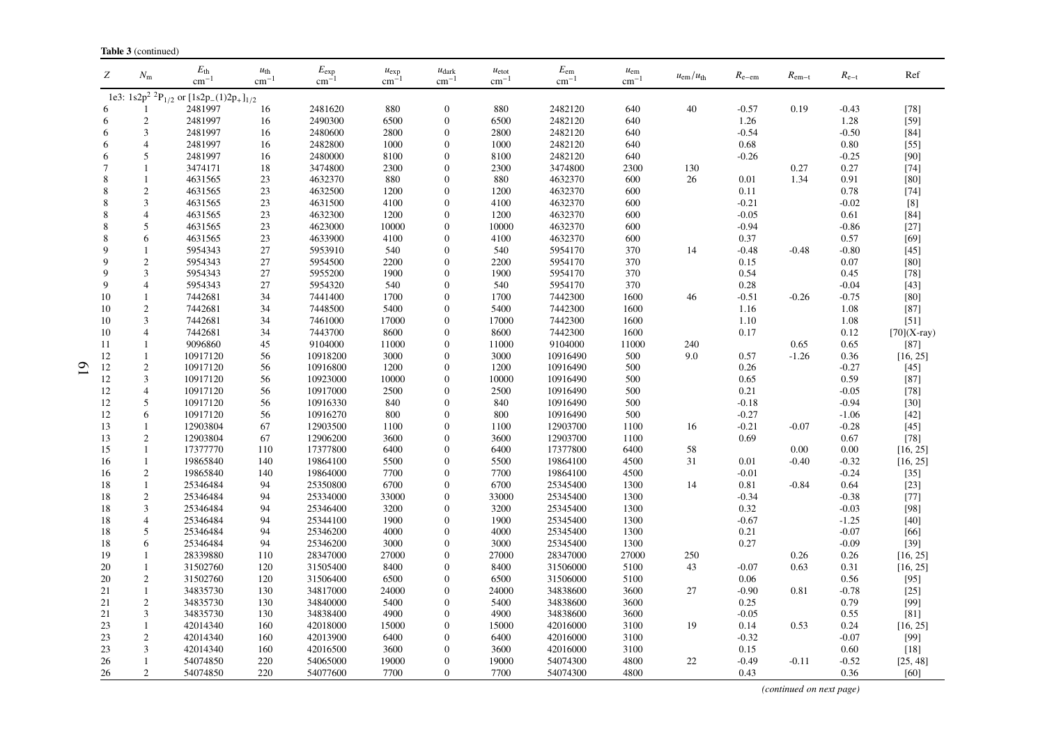**Table 3** (continued)

| $Z$ | $N_m$ | $E_{th}$ cm$^{-1}$ | $u_{th}$ cm$^{-1}$ | $E_{exp}$ cm$^{-1}$ | $u_{exp}$ cm$^{-1}$ | $u_{dark}$ cm$^{-1}$ | $u_{etot}$ cm$^{-1}$ | $E_{em}$ cm$^{-1}$ | $u_{em}$ cm$^{-1}$ | $u_{em}/u_{th}$ | $R_{e-em}$ | $R_{em-t}$ | $R_{e-t}$ | Ref |
|---|---|---|---|---|---|---|---|---|---|---|---|---|---|---|
| 1e3: $1s2p^2\ ^2P_{1/2}$ or $[1s2p_-(1)2p_+]_{1/2}$ | | | | | | | | | | | | | | |
| 6 | 1 | 2481997 | 16 | 2481620 | 880 | 0 | 880 | 2482120 | 640 | 40 | -0.57 | 0.19 | -0.43 | [78] |
| 6 | 2 | 2481997 | 16 | 2490300 | 6500 | 0 | 6500 | 2482120 | 640 | | 1.26 | | 1.28 | [59] |
| 6 | 3 | 2481997 | 16 | 2480600 | 2800 | 0 | 2800 | 2482120 | 640 | | -0.54 | | -0.50 | [84] |
| 6 | 4 | 2481997 | 16 | 2482800 | 1000 | 0 | 1000 | 2482120 | 640 | | 0.68 | | 0.80 | [55] |
| 6 | 5 | 2481997 | 16 | 2480000 | 8100 | 0 | 8100 | 2482120 | 640 | | -0.26 | | -0.25 | [90] |
| 7 | 1 | 3474171 | 18 | 3474800 | 2300 | 0 | 2300 | 3474800 | 2300 | 130 | | 0.27 | 0.27 | [74] |
| 8 | 1 | 4631565 | 23 | 4632370 | 880 | 0 | 880 | 4632370 | 600 | 26 | 0.01 | 1.34 | 0.91 | [80] |
| 8 | 2 | 4631565 | 23 | 4632500 | 1200 | 0 | 1200 | 4632370 | 600 | | 0.11 | | 0.78 | [74] |
| 8 | 3 | 4631565 | 23 | 4631500 | 4100 | 0 | 4100 | 4632370 | 600 | | -0.21 | | -0.02 | [8] |
| 8 | 4 | 4631565 | 23 | 4632300 | 1200 | 0 | 1200 | 4632370 | 600 | | -0.05 | | 0.61 | [84] |
| 8 | 5 | 4631565 | 23 | 4623000 | 10000 | 0 | 10000 | 4632370 | 600 | | -0.94 | | -0.86 | [27] |
| 8 | 6 | 4631565 | 23 | 4633900 | 4100 | 0 | 4100 | 4632370 | 600 | | 0.37 | | 0.57 | [69] |
| 9 | 1 | 5954343 | 27 | 5953910 | 540 | 0 | 540 | 5954170 | 370 | 14 | -0.48 | -0.48 | -0.80 | [45] |
| 9 | 2 | 5954343 | 27 | 5954500 | 2200 | 0 | 2200 | 5954170 | 370 | | 0.15 | | 0.07 | [80] |
| 9 | 3 | 5954343 | 27 | 5955200 | 1900 | 0 | 1900 | 5954170 | 370 | | 0.54 | | 0.45 | [78] |
| 9 | 4 | 5954343 | 27 | 5954320 | 540 | 0 | 540 | 5954170 | 370 | | 0.28 | | -0.04 | [43] |
| 10 | 1 | 7442681 | 34 | 7441400 | 1700 | 0 | 1700 | 7442300 | 1600 | 46 | -0.51 | -0.26 | -0.75 | [80] |
| 10 | 2 | 7442681 | 34 | 7448500 | 5400 | 0 | 5400 | 7442300 | 1600 | | 1.16 | | 1.08 | [87] |
| 10 | 3 | 7442681 | 34 | 7461000 | 17000 | 0 | 17000 | 7442300 | 1600 | | 1.10 | | 1.08 | [51] |
| 10 | 4 | 7442681 | 34 | 7443700 | 8600 | 0 | 8600 | 7442300 | 1600 | | 0.17 | | 0.12 | [70](X-ray) |
| 11 | 1 | 9096860 | 45 | 9104000 | 11000 | 0 | 11000 | 9104000 | 11000 | 240 | | 0.65 | 0.65 | [87] |
| 12 | 1 | 10917120 | 56 | 10918200 | 3000 | 0 | 3000 | 10916490 | 500 | 9.0 | 0.57 | -1.26 | 0.36 | [16, 25] |
| 12 | 2 | 10917120 | 56 | 10916800 | 1200 | 0 | 1200 | 10916490 | 500 | | 0.26 | | -0.27 | [45] |
| 12 | 3 | 10917120 | 56 | 10923000 | 10000 | 0 | 10000 | 10916490 | 500 | | 0.65 | | 0.59 | [87] |
| 12 | 4 | 10917120 | 56 | 10917000 | 2500 | 0 | 2500 | 10916490 | 500 | | 0.21 | | -0.05 | [78] |
| 12 | 5 | 10917120 | 56 | 10916330 | 840 | 0 | 840 | 10916490 | 500 | | -0.18 | | -0.94 | [30] |
| 12 | 6 | 10917120 | 56 | 10916270 | 800 | 0 | 800 | 10916490 | 500 | | -0.27 | | -1.06 | [42] |
| 13 | 1 | 12903804 | 67 | 12903500 | 1100 | 0 | 1100 | 12903700 | 1100 | 16 | -0.21 | -0.07 | -0.28 | [45] |
| 13 | 2 | 12903804 | 67 | 12906200 | 3600 | 0 | 3600 | 12903700 | 1100 | | 0.69 | | 0.67 | [78] |
| 15 | 1 | 17377770 | 110 | 17377800 | 6400 | 0 | 6400 | 17377800 | 6400 | 58 | | 0.00 | 0.00 | [16, 25] |
| 16 | 1 | 19865840 | 140 | 19864100 | 5500 | 0 | 5500 | 19864100 | 4500 | 31 | 0.01 | -0.40 | -0.32 | [16, 25] |
| 16 | 2 | 19865840 | 140 | 19864000 | 7700 | 0 | 7700 | 19864100 | 4500 | | -0.01 | | -0.24 | [35] |
| 18 | 1 | 25346484 | 94 | 25350800 | 6700 | 0 | 6700 | 25345400 | 1300 | 14 | 0.81 | -0.84 | 0.64 | [23] |
| 18 | 2 | 25346484 | 94 | 25334000 | 33000 | 0 | 33000 | 25345400 | 1300 | | -0.34 | | -0.38 | [77] |
| 18 | 3 | 25346484 | 94 | 25346400 | 3200 | 0 | 3200 | 25345400 | 1300 | | 0.32 | | -0.03 | [98] |
| 18 | 4 | 25346484 | 94 | 25344100 | 1900 | 0 | 1900 | 25345400 | 1300 | | -0.67 | | -1.25 | [40] |
| 18 | 5 | 25346484 | 94 | 25346200 | 4000 | 0 | 4000 | 25345400 | 1300 | | 0.21 | | -0.07 | [66] |
| 18 | 6 | 25346484 | 94 | 25346200 | 3000 | 0 | 3000 | 25345400 | 1300 | | 0.27 | | -0.09 | [39] |
| 19 | 1 | 28339880 | 110 | 28347000 | 27000 | 0 | 27000 | 28347000 | 27000 | 250 | | 0.26 | 0.26 | [16, 25] |
| 20 | 1 | 31502760 | 120 | 31505400 | 8400 | 0 | 8400 | 31506000 | 5100 | 43 | -0.07 | 0.63 | 0.31 | [16, 25] |
| 20 | 2 | 31502760 | 120 | 31506400 | 6500 | 0 | 6500 | 31506000 | 5100 | | 0.06 | | 0.56 | [95] |
| 21 | 1 | 34835730 | 130 | 34817000 | 24000 | 0 | 24000 | 34838600 | 3600 | 27 | -0.90 | 0.81 | -0.78 | [25] |
| 21 | 2 | 34835730 | 130 | 34840000 | 5400 | 0 | 5400 | 34838600 | 3600 | | 0.25 | | 0.79 | [99] |
| 21 | 3 | 34835730 | 130 | 34838400 | 4900 | 0 | 4900 | 34838600 | 3600 | | -0.05 | | 0.55 | [81] |
| 23 | 1 | 42014340 | 160 | 42018000 | 15000 | 0 | 15000 | 42016000 | 3100 | 19 | 0.14 | 0.53 | 0.24 | [16, 25] |
| 23 | 2 | 42014340 | 160 | 42013900 | 6400 | 0 | 6400 | 42016000 | 3100 | | -0.32 | | -0.07 | [99] |
| 23 | 3 | 42014340 | 160 | 42016500 | 3600 | 0 | 3600 | 42016000 | 3100 | | 0.15 | | 0.60 | [18] |
| 26 | 1 | 54074850 | 220 | 54065000 | 19000 | 0 | 19000 | 54074300 | 4800 | 22 | -0.49 | -0.11 | -0.52 | [25, 48] |
| 26 | 2 | 54074850 | 220 | 54077600 | 7700 | 0 | 7700 | 54074300 | 4800 | | 0.43 | | 0.36 | [60] |

*(continued on next page)*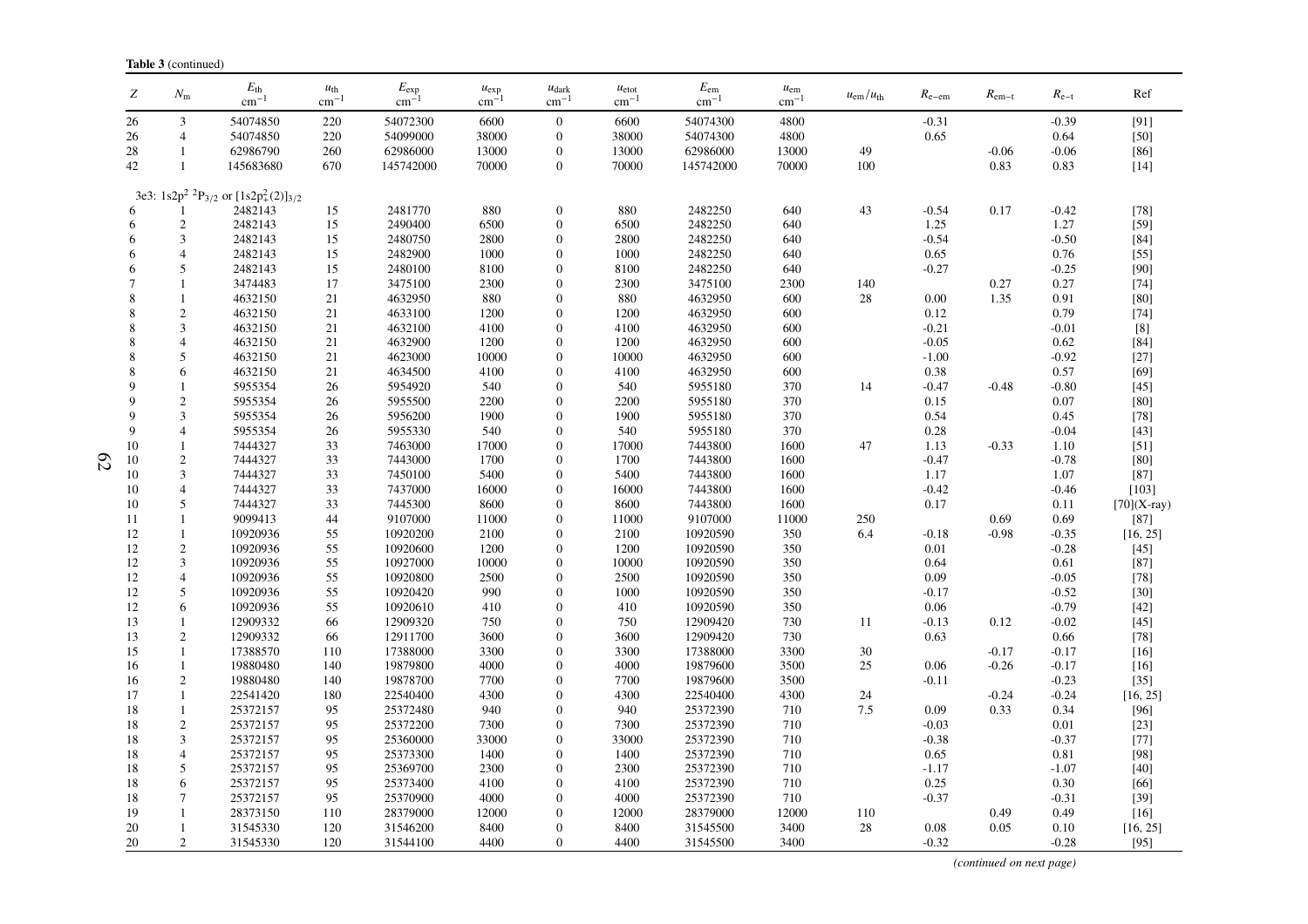**Table 3** (continued)

| $Z$ | $N_m$ | $E_{th}$ $cm^{-1}$ | $u_{th}$ $cm^{-1}$ | $E_{exp}$ $cm^{-1}$ | $u_{exp}$ $cm^{-1}$ | $u_{dark}$ $cm^{-1}$ | $u_{etot}$ $cm^{-1}$ | $E_{em}$ $cm^{-1}$ | $u_{em}$ $cm^{-1}$ | $u_{em}/u_{th}$ | $R_{e-em}$ | $R_{em-t}$ | $R_{e-t}$ | Ref |
|---|---|---|---|---|---|---|---|---|---|---|---|---|---|---|
| 26 | 3 | 54074850 | 220 | 54072300 | 6600 | 0 | 6600 | 54074300 | 4800 | | -0.31 | | -0.39 | [91] |
| 26 | 4 | 54074850 | 220 | 54099000 | 38000 | 0 | 38000 | 54074300 | 4800 | | 0.65 | | 0.64 | [50] |
| 28 | 1 | 62986790 | 260 | 62986000 | 13000 | 0 | 13000 | 62986000 | 13000 | 49 | | -0.06 | -0.06 | [86] |
| 42 | 1 | 145683680 | 670 | 145742000 | 70000 | 0 | 70000 | 145742000 | 70000 | 100 | | 0.83 | 0.83 | [14] |
| 3e3: $1s2p^2\ ^2P_{3/2}$ or $[1s2p_+^2(2)]_{3/2}$ | | | | | | | | | | | | | | |
| 6 | 1 | 2482143 | 15 | 2481770 | 880 | 0 | 880 | 2482250 | 640 | 43 | -0.54 | 0.17 | -0.42 | [78] |
| 6 | 2 | 2482143 | 15 | 2490400 | 6500 | 0 | 6500 | 2482250 | 640 | | 1.25 | | 1.27 | [59] |
| 6 | 3 | 2482143 | 15 | 2480750 | 2800 | 0 | 2800 | 2482250 | 640 | | -0.54 | | -0.50 | [84] |
| 6 | 4 | 2482143 | 15 | 2482900 | 1000 | 0 | 1000 | 2482250 | 640 | | 0.65 | | 0.76 | [55] |
| 6 | 5 | 2482143 | 15 | 2480100 | 8100 | 0 | 8100 | 2482250 | 640 | | -0.27 | | -0.25 | [90] |
| 7 | 1 | 3474483 | 17 | 3475100 | 2300 | 0 | 2300 | 3475100 | 2300 | 140 | | 0.27 | 0.27 | [74] |
| 8 | 1 | 4632150 | 21 | 4632950 | 880 | 0 | 880 | 4632950 | 600 | 28 | 0.00 | 1.35 | 0.91 | [80] |
| 8 | 2 | 4632150 | 21 | 4633100 | 1200 | 0 | 1200 | 4632950 | 600 | | 0.12 | | 0.79 | [74] |
| 8 | 3 | 4632150 | 21 | 4632100 | 4100 | 0 | 4100 | 4632950 | 600 | | -0.21 | | -0.01 | [8] |
| 8 | 4 | 4632150 | 21 | 4632900 | 1200 | 0 | 1200 | 4632950 | 600 | | -0.05 | | 0.62 | [84] |
| 8 | 5 | 4632150 | 21 | 4623000 | 10000 | 0 | 10000 | 4632950 | 600 | | -1.00 | | -0.92 | [27] |
| 8 | 6 | 4632150 | 21 | 4634500 | 4100 | 0 | 4100 | 4632950 | 600 | | 0.38 | | 0.57 | [69] |
| 9 | 1 | 5955354 | 26 | 5954920 | 540 | 0 | 540 | 5955180 | 370 | 14 | -0.47 | -0.48 | -0.80 | [45] |
| 9 | 2 | 5955354 | 26 | 5955500 | 2200 | 0 | 2200 | 5955180 | 370 | | 0.15 | | 0.07 | [80] |
| 9 | 3 | 5955354 | 26 | 5956200 | 1900 | 0 | 1900 | 5955180 | 370 | | 0.54 | | 0.45 | [78] |
| 9 | 4 | 5955354 | 26 | 5955330 | 540 | 0 | 540 | 5955180 | 370 | | 0.28 | | -0.04 | [43] |
| 10 | 1 | 7444327 | 33 | 7463000 | 17000 | 0 | 17000 | 7443800 | 1600 | 47 | 1.13 | -0.33 | 1.10 | [51] |
| 10 | 2 | 7444327 | 33 | 7443000 | 1700 | 0 | 1700 | 7443800 | 1600 | | -0.47 | | -0.78 | [80] |
| 10 | 3 | 7444327 | 33 | 7450100 | 5400 | 0 | 5400 | 7443800 | 1600 | | 1.17 | | 1.07 | [87] |
| 10 | 4 | 7444327 | 33 | 7437000 | 16000 | 0 | 16000 | 7443800 | 1600 | | -0.42 | | -0.46 | [103] |
| 10 | 5 | 7444327 | 33 | 7445300 | 8600 | 0 | 8600 | 7443800 | 1600 | | 0.17 | | 0.11 | [70](X-ray) |
| 11 | 1 | 9099413 | 44 | 9107000 | 11000 | 0 | 11000 | 9107000 | 11000 | 250 | | 0.69 | 0.69 | [87] |
| 12 | 1 | 10920936 | 55 | 10920200 | 2100 | 0 | 2100 | 10920590 | 350 | 6.4 | -0.18 | -0.98 | -0.35 | [16, 25] |
| 12 | 2 | 10920936 | 55 | 10920600 | 1200 | 0 | 1200 | 10920590 | 350 | | 0.01 | | -0.28 | [45] |
| 12 | 3 | 10920936 | 55 | 10927000 | 10000 | 0 | 10000 | 10920590 | 350 | | 0.64 | | 0.61 | [87] |
| 12 | 4 | 10920936 | 55 | 10920800 | 2500 | 0 | 2500 | 10920590 | 350 | | 0.09 | | -0.05 | [78] |
| 12 | 5 | 10920936 | 55 | 10920420 | 990 | 0 | 1000 | 10920590 | 350 | | -0.17 | | -0.52 | [30] |
| 12 | 6 | 10920936 | 55 | 10920610 | 410 | 0 | 410 | 10920590 | 350 | | 0.06 | | -0.79 | [42] |
| 13 | 1 | 12909332 | 66 | 12909320 | 750 | 0 | 750 | 12909420 | 730 | 11 | -0.13 | 0.12 | -0.02 | [45] |
| 13 | 2 | 12909332 | 66 | 12911700 | 3600 | 0 | 3600 | 12909420 | 730 | | 0.63 | | 0.66 | [78] |
| 15 | 1 | 17388570 | 110 | 17388000 | 3300 | 0 | 3300 | 17388000 | 3300 | 30 | | -0.17 | -0.17 | [16] |
| 16 | 1 | 19880480 | 140 | 19879800 | 4000 | 0 | 4000 | 19879600 | 3500 | 25 | 0.06 | -0.26 | -0.17 | [16] |
| 16 | 2 | 19880480 | 140 | 19878700 | 7700 | 0 | 7700 | 19879600 | 3500 | | -0.11 | | -0.23 | [35] |
| 17 | 1 | 22541420 | 180 | 22540400 | 4300 | 0 | 4300 | 22540400 | 4300 | 24 | | -0.24 | -0.24 | [16, 25] |
| 18 | 1 | 25372157 | 95 | 25372480 | 940 | 0 | 940 | 25372390 | 710 | 7.5 | 0.09 | 0.33 | 0.34 | [96] |
| 18 | 2 | 25372157 | 95 | 25372200 | 7300 | 0 | 7300 | 25372390 | 710 | | -0.03 | | 0.01 | [23] |
| 18 | 3 | 25372157 | 95 | 25360000 | 33000 | 0 | 33000 | 25372390 | 710 | | -0.38 | | -0.37 | [77] |
| 18 | 4 | 25372157 | 95 | 25373300 | 1400 | 0 | 1400 | 25372390 | 710 | | 0.65 | | 0.81 | [98] |
| 18 | 5 | 25372157 | 95 | 25369700 | 2300 | 0 | 2300 | 25372390 | 710 | | -1.17 | | -1.07 | [40] |
| 18 | 6 | 25372157 | 95 | 25373400 | 4100 | 0 | 4100 | 25372390 | 710 | | 0.25 | | 0.30 | [66] |
| 18 | 7 | 25372157 | 95 | 25370900 | 4000 | 0 | 4000 | 25372390 | 710 | | -0.37 | | -0.31 | [39] |
| 19 | 1 | 28373150 | 110 | 28379000 | 12000 | 0 | 12000 | 28379000 | 12000 | 110 | | 0.49 | 0.49 | [16] |
| 20 | 1 | 31545330 | 120 | 31546200 | 8400 | 0 | 8400 | 31545500 | 3400 | 28 | 0.08 | 0.05 | 0.10 | [16, 25] |
| 20 | 2 | 31545330 | 120 | 31544100 | 4400 | 0 | 4400 | 31545500 | 3400 | | -0.32 | | -0.28 | [95] |

*(continued on next page)*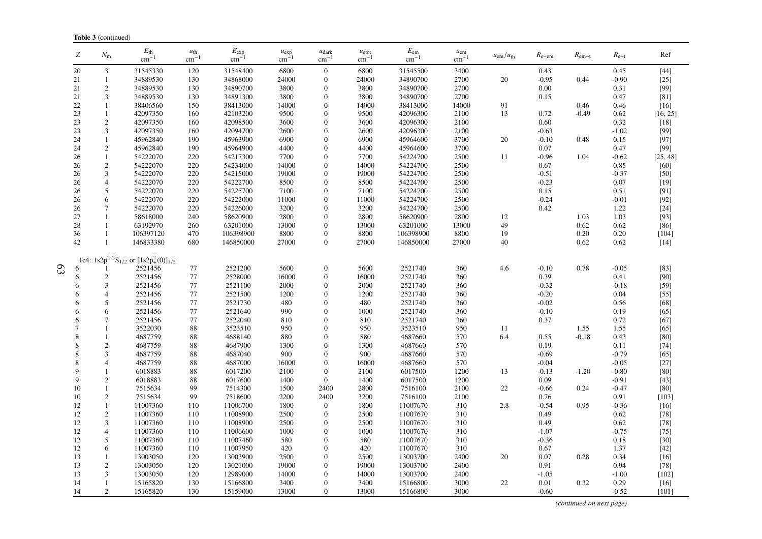**Table 3** (continued)

| $Z$ | $N_m$ | $E_{th}$ cm$^{-1}$ | $u_{th}$ cm$^{-1}$ | $E_{exp}$ cm$^{-1}$ | $u_{exp}$ cm$^{-1}$ | $u_{dark}$ cm$^{-1}$ | $u_{etot}$ cm$^{-1}$ | $E_{em}$ cm$^{-1}$ | $u_{em}$ cm$^{-1}$ | $u_{em}/u_{th}$ | $R_{e-em}$ | $R_{em-t}$ | $R_{e-t}$ | Ref |
|---|---|---|---|---|---|---|---|---|---|---|---|---|---|---|
| 20 | 3 | 31545330 | 120 | 31548400 | 6800 | 0 | 6800 | 31545500 | 3400 | | 0.43 | | 0.45 | [44] |
| 21 | 1 | 34889530 | 130 | 34868000 | 24000 | 0 | 24000 | 34890700 | 2700 | 20 | -0.95 | 0.44 | -0.90 | [25] |
| 21 | 2 | 34889530 | 130 | 34890700 | 3800 | 0 | 3800 | 34890700 | 2700 | | 0.00 | | 0.31 | [99] |
| 21 | 3 | 34889530 | 130 | 34891300 | 3800 | 0 | 3800 | 34890700 | 2700 | | 0.15 | | 0.47 | [81] |
| 22 | 1 | 38406560 | 150 | 38413000 | 14000 | 0 | 14000 | 38413000 | 14000 | 91 | | 0.46 | 0.46 | [16] |
| 23 | 1 | 42097350 | 160 | 42103200 | 9500 | 0 | 9500 | 42096300 | 2100 | 13 | 0.72 | -0.49 | 0.62 | [16, 25] |
| 23 | 2 | 42097350 | 160 | 42098500 | 3600 | 0 | 3600 | 42096300 | 2100 | | 0.60 | | 0.32 | [18] |
| 23 | 3 | 42097350 | 160 | 42094700 | 2600 | 0 | 2600 | 42096300 | 2100 | | -0.63 | | -1.02 | [99] |
| 24 | 1 | 45962840 | 190 | 45963900 | 6900 | 0 | 6900 | 45964600 | 3700 | 20 | -0.10 | 0.48 | 0.15 | [97] |
| 24 | 2 | 45962840 | 190 | 45964900 | 4400 | 0 | 4400 | 45964600 | 3700 | | 0.07 | | 0.47 | [99] |
| 26 | 1 | 54222070 | 220 | 54217300 | 7700 | 0 | 7700 | 54224700 | 2500 | 11 | -0.96 | 1.04 | -0.62 | [25, 48] |
| 26 | 2 | 54222070 | 220 | 54234000 | 14000 | 0 | 14000 | 54224700 | 2500 | | 0.67 | | 0.85 | [60] |
| 26 | 3 | 54222070 | 220 | 54215000 | 19000 | 0 | 19000 | 54224700 | 2500 | | -0.51 | | -0.37 | [50] |
| 26 | 4 | 54222070 | 220 | 54222700 | 8500 | 0 | 8500 | 54224700 | 2500 | | -0.23 | | 0.07 | [19] |
| 26 | 5 | 54222070 | 220 | 54225700 | 7100 | 0 | 7100 | 54224700 | 2500 | | 0.15 | | 0.51 | [91] |
| 26 | 6 | 54222070 | 220 | 54222000 | 11000 | 0 | 11000 | 54224700 | 2500 | | -0.24 | | -0.01 | [92] |
| 26 | 7 | 54222070 | 220 | 54226000 | 3200 | 0 | 3200 | 54224700 | 2500 | | 0.42 | | 1.22 | [24] |
| 27 | 1 | 58618000 | 240 | 58620900 | 2800 | 0 | 2800 | 58620900 | 2800 | 12 | | 1.03 | 1.03 | [93] |
| 28 | 1 | 63192970 | 260 | 63201000 | 13000 | 0 | 13000 | 63201000 | 13000 | 49 | | 0.62 | 0.62 | [86] |
| 36 | 1 | 106397120 | 470 | 106398900 | 8800 | 0 | 8800 | 106398900 | 8800 | 19 | | 0.20 | 0.20 | [104] |
| 42 | 1 | 146833380 | 680 | 146850000 | 27000 | 0 | 27000 | 146850000 | 27000 | 40 | | 0.62 | 0.62 | [14] |
| 1e4: $1s2p^2\ ^2S_{1/2}$ or $[1s2p_+^2(0)]_{1/2}$ | | | | | | | | | | | | | | |
| 6 | 1 | 2521456 | 77 | 2521200 | 5600 | 0 | 5600 | 2521740 | 360 | 4.6 | -0.10 | 0.78 | -0.05 | [83] |
| 6 | 2 | 2521456 | 77 | 2528000 | 16000 | 0 | 16000 | 2521740 | 360 | | 0.39 | | 0.41 | [90] |
| 6 | 3 | 2521456 | 77 | 2521100 | 2000 | 0 | 2000 | 2521740 | 360 | | -0.32 | | -0.18 | [59] |
| 6 | 4 | 2521456 | 77 | 2521500 | 1200 | 0 | 1200 | 2521740 | 360 | | -0.20 | | 0.04 | [55] |
| 6 | 5 | 2521456 | 77 | 2521730 | 480 | 0 | 480 | 2521740 | 360 | | -0.02 | | 0.56 | [68] |
| 6 | 6 | 2521456 | 77 | 2521640 | 990 | 0 | 1000 | 2521740 | 360 | | -0.10 | | 0.19 | [65] |
| 6 | 7 | 2521456 | 77 | 2522040 | 810 | 0 | 810 | 2521740 | 360 | | 0.37 | | 0.72 | [67] |
| 7 | 1 | 3522030 | 88 | 3523510 | 950 | 0 | 950 | 3523510 | 950 | 11 | | 1.55 | 1.55 | [65] |
| 8 | 1 | 4687759 | 88 | 4688140 | 880 | 0 | 880 | 4687660 | 570 | 6.4 | 0.55 | -0.18 | 0.43 | [80] |
| 8 | 2 | 4687759 | 88 | 4687900 | 1300 | 0 | 1300 | 4687660 | 570 | | 0.19 | | 0.11 | [74] |
| 8 | 3 | 4687759 | 88 | 4687040 | 900 | 0 | 900 | 4687660 | 570 | | -0.69 | | -0.79 | [65] |
| 8 | 4 | 4687759 | 88 | 4687000 | 16000 | 0 | 16000 | 4687660 | 570 | | -0.04 | | -0.05 | [27] |
| 9 | 1 | 6018883 | 88 | 6017200 | 2100 | 0 | 2100 | 6017500 | 1200 | 13 | -0.13 | -1.20 | -0.80 | [80] |
| 9 | 2 | 6018883 | 88 | 6017600 | 1400 | 0 | 1400 | 6017500 | 1200 | | 0.09 | | -0.91 | [43] |
| 10 | 1 | 7515634 | 99 | 7514300 | 1500 | 2400 | 2800 | 7516100 | 2100 | 22 | -0.66 | 0.24 | -0.47 | [80] |
| 10 | 2 | 7515634 | 99 | 7518600 | 2200 | 2400 | 3200 | 7516100 | 2100 | | 0.76 | | 0.91 | [103] |
| 12 | 1 | 11007360 | 110 | 11006700 | 1800 | 0 | 1800 | 11007670 | 310 | 2.8 | -0.54 | 0.95 | -0.36 | [16] |
| 12 | 2 | 11007360 | 110 | 11008900 | 2500 | 0 | 2500 | 11007670 | 310 | | 0.49 | | 0.62 | [78] |
| 12 | 3 | 11007360 | 110 | 11008900 | 2500 | 0 | 2500 | 11007670 | 310 | | 0.49 | | 0.62 | [78] |
| 12 | 4 | 11007360 | 110 | 11006600 | 1000 | 0 | 1000 | 11007670 | 310 | | -1.07 | | -0.75 | [75] |
| 12 | 5 | 11007360 | 110 | 11007460 | 580 | 0 | 580 | 11007670 | 310 | | -0.36 | | 0.18 | [30] |
| 12 | 6 | 11007360 | 110 | 11007950 | 420 | 0 | 420 | 11007670 | 310 | | 0.67 | | 1.37 | [42] |
| 13 | 1 | 13003050 | 120 | 13003900 | 2500 | 0 | 2500 | 13003700 | 2400 | 20 | 0.07 | 0.28 | 0.34 | [16] |
| 13 | 2 | 13003050 | 120 | 13021000 | 19000 | 0 | 19000 | 13003700 | 2400 | | 0.91 | | 0.94 | [78] |
| 13 | 3 | 13003050 | 120 | 12989000 | 14000 | 0 | 14000 | 13003700 | 2400 | | -1.05 | | -1.00 | [102] |
| 14 | 1 | 15165820 | 130 | 15166800 | 3400 | 0 | 3400 | 15166800 | 3000 | 22 | 0.01 | 0.32 | 0.29 | [16] |
| 14 | 2 | 15165820 | 130 | 15159000 | 13000 | 0 | 13000 | 15166800 | 3000 | | -0.60 | | -0.52 | [101] |

*(continued on next page)*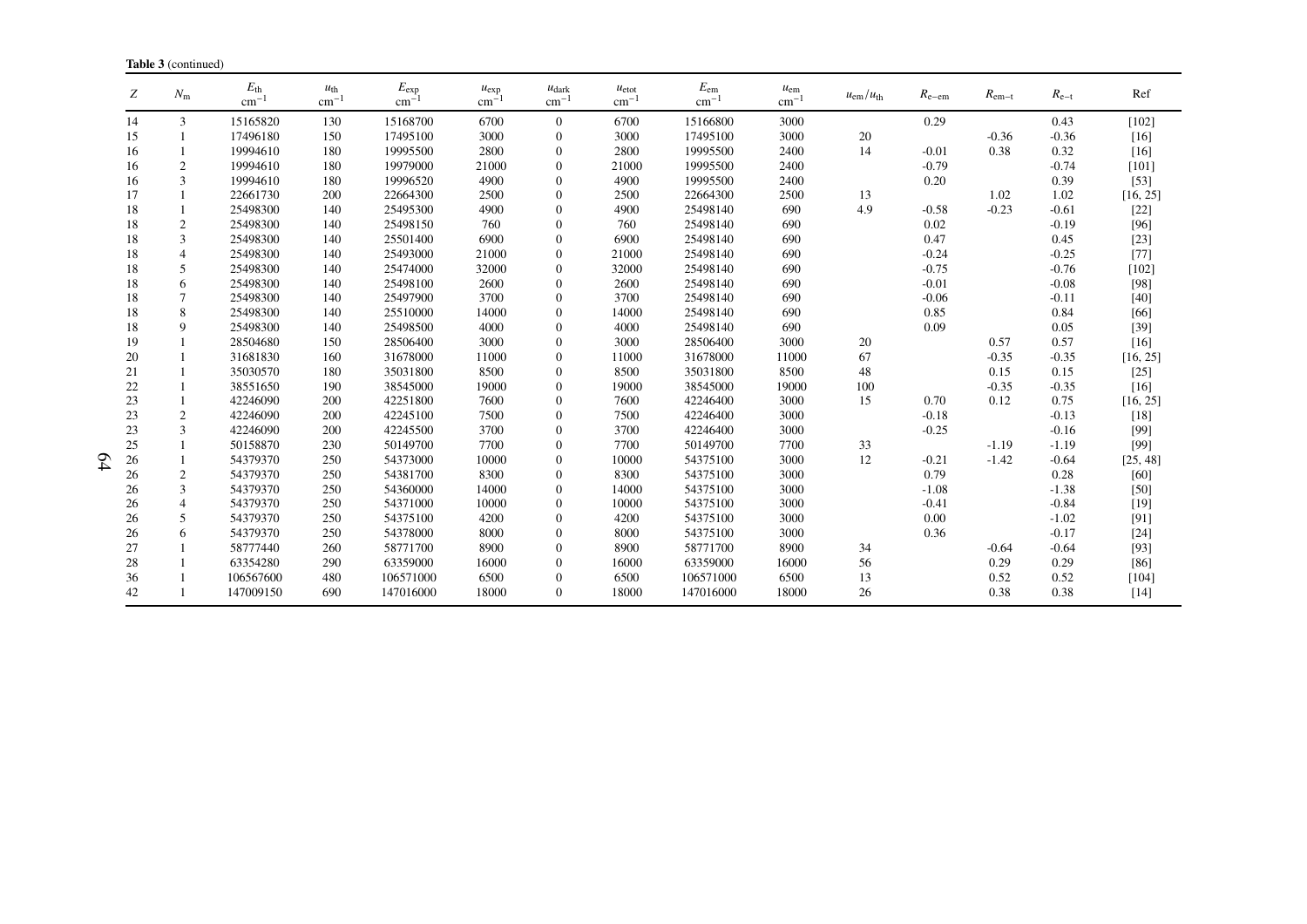**Table 3** (continued)

| $Z$ | $N_m$ | $E_{th}$ cm$^{-1}$ | $u_{th}$ cm$^{-1}$ | $E_{exp}$ cm$^{-1}$ | $u_{exp}$ cm$^{-1}$ | $u_{dark}$ cm$^{-1}$ | $u_{etot}$ cm$^{-1}$ | $E_{em}$ cm$^{-1}$ | $u_{em}$ cm$^{-1}$ | $u_{em}/u_{th}$ | $R_{e-em}$ | $R_{em-t}$ | $R_{e-t}$ | Ref |
|---|---|---|---|---|---|---|---|---|---|---|---|---|---|---|
| 14 | 3 | 15165820 | 130 | 15168700 | 6700 | 0 | 6700 | 15166800 | 3000 | | 0.29 | | 0.43 | [102] |
| 15 | 1 | 17496180 | 150 | 17495100 | 3000 | 0 | 3000 | 17495100 | 3000 | 20 | | -0.36 | -0.36 | [16] |
| 16 | 1 | 19994610 | 180 | 19995500 | 2800 | 0 | 2800 | 19995500 | 2400 | 14 | -0.01 | 0.38 | 0.32 | [16] |
| 16 | 2 | 19994610 | 180 | 19979000 | 21000 | 0 | 21000 | 19995500 | 2400 | | -0.79 | | -0.74 | [101] |
| 16 | 3 | 19994610 | 180 | 19996520 | 4900 | 0 | 4900 | 19995500 | 2400 | | 0.20 | | 0.39 | [53] |
| 17 | 1 | 22661730 | 200 | 22664300 | 2500 | 0 | 2500 | 22664300 | 2500 | 13 | | 1.02 | 1.02 | [16, 25] |
| 18 | 1 | 25498300 | 140 | 25495300 | 4900 | 0 | 4900 | 25498140 | 690 | 4.9 | -0.58 | -0.23 | -0.61 | [22] |
| 18 | 2 | 25498300 | 140 | 25498150 | 760 | 0 | 760 | 25498140 | 690 | | 0.02 | | -0.19 | [96] |
| 18 | 3 | 25498300 | 140 | 25501400 | 6900 | 0 | 6900 | 25498140 | 690 | | 0.47 | | 0.45 | [23] |
| 18 | 4 | 25498300 | 140 | 25493000 | 21000 | 0 | 21000 | 25498140 | 690 | | -0.24 | | -0.25 | [77] |
| 18 | 5 | 25498300 | 140 | 25474000 | 32000 | 0 | 32000 | 25498140 | 690 | | -0.75 | | -0.76 | [102] |
| 18 | 6 | 25498300 | 140 | 25498100 | 2600 | 0 | 2600 | 25498140 | 690 | | -0.01 | | -0.08 | [98] |
| 18 | 7 | 25498300 | 140 | 25497900 | 3700 | 0 | 3700 | 25498140 | 690 | | -0.06 | | -0.11 | [40] |
| 18 | 8 | 25498300 | 140 | 25510000 | 14000 | 0 | 14000 | 25498140 | 690 | | 0.85 | | 0.84 | [66] |
| 18 | 9 | 25498300 | 140 | 25498500 | 4000 | 0 | 4000 | 25498140 | 690 | | 0.09 | | 0.05 | [39] |
| 19 | 1 | 28504680 | 150 | 28506400 | 3000 | 0 | 3000 | 28506400 | 3000 | 20 | | 0.57 | 0.57 | [16] |
| 20 | 1 | 31681830 | 160 | 31678000 | 11000 | 0 | 11000 | 31678000 | 11000 | 67 | | -0.35 | -0.35 | [16, 25] |
| 21 | 1 | 35030570 | 180 | 35031800 | 8500 | 0 | 8500 | 35031800 | 8500 | 48 | | 0.15 | 0.15 | [25] |
| 22 | 1 | 38551650 | 190 | 38545000 | 19000 | 0 | 19000 | 38545000 | 19000 | 100 | | -0.35 | -0.35 | [16] |
| 23 | 1 | 42246090 | 200 | 42251800 | 7600 | 0 | 7600 | 42246400 | 3000 | 15 | 0.70 | 0.12 | 0.75 | [16, 25] |
| 23 | 2 | 42246090 | 200 | 42245100 | 7500 | 0 | 7500 | 42246400 | 3000 | | -0.18 | | -0.13 | [18] |
| 23 | 3 | 42246090 | 200 | 42245500 | 3700 | 0 | 3700 | 42246400 | 3000 | | -0.25 | | -0.16 | [99] |
| 25 | 1 | 50158870 | 230 | 50149700 | 7700 | 0 | 7700 | 50149700 | 7700 | 33 | | -1.19 | -1.19 | [99] |
| 26 | 1 | 54379370 | 250 | 54373000 | 10000 | 0 | 10000 | 54375100 | 3000 | 12 | -0.21 | -1.42 | -0.64 | [25, 48] |
| 26 | 2 | 54379370 | 250 | 54381700 | 8300 | 0 | 8300 | 54375100 | 3000 | | 0.79 | | 0.28 | [60] |
| 26 | 3 | 54379370 | 250 | 54360000 | 14000 | 0 | 14000 | 54375100 | 3000 | | -1.08 | | -1.38 | [50] |
| 26 | 4 | 54379370 | 250 | 54371000 | 10000 | 0 | 10000 | 54375100 | 3000 | | -0.41 | | -0.84 | [19] |
| 26 | 5 | 54379370 | 250 | 54375100 | 4200 | 0 | 4200 | 54375100 | 3000 | | 0.00 | | -1.02 | [91] |
| 26 | 6 | 54379370 | 250 | 54378000 | 8000 | 0 | 8000 | 54375100 | 3000 | | 0.36 | | -0.17 | [24] |
| 27 | 1 | 58777440 | 260 | 58771700 | 8900 | 0 | 8900 | 58771700 | 8900 | 34 | | -0.64 | -0.64 | [93] |
| 28 | 1 | 63354280 | 290 | 63359000 | 16000 | 0 | 16000 | 63359000 | 16000 | 56 | | 0.29 | 0.29 | [86] |
| 36 | 1 | 106567600 | 480 | 106571000 | 6500 | 0 | 6500 | 106571000 | 6500 | 13 | | 0.52 | 0.52 | [104] |
| 42 | 1 | 147009150 | 690 | 147016000 | 18000 | 0 | 18000 | 147016000 | 18000 | 26 | | 0.38 | 0.38 | [14] |